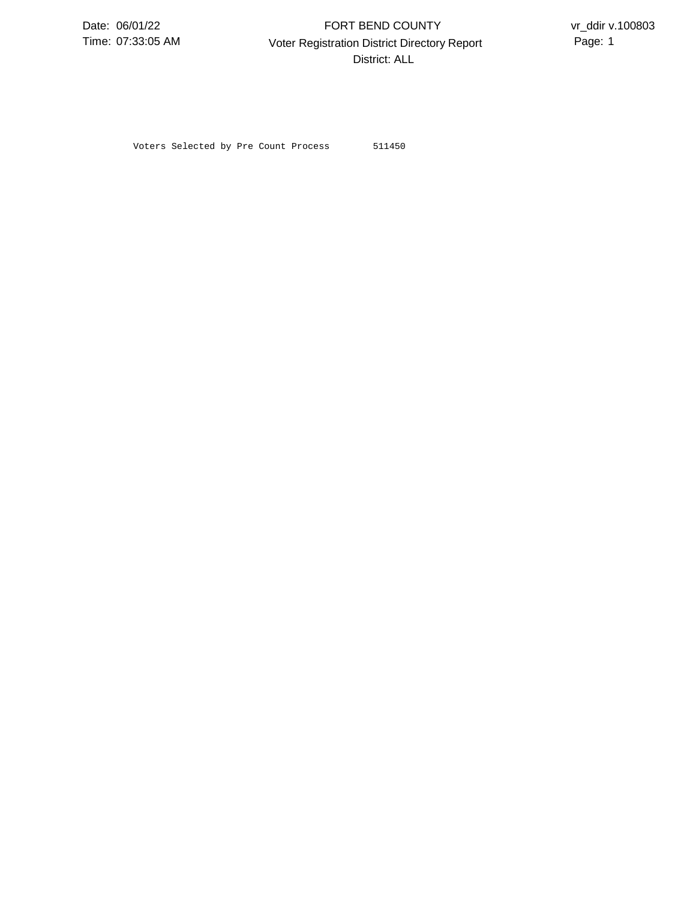# FORT BEND COUNTY

## Voter Registration District Directory Report

District: ALL

Date: 06/01/22
Time: 07:33:05 AM

vr_ddir v.100803

```
Voters Selected by Pre Count Process        511450
```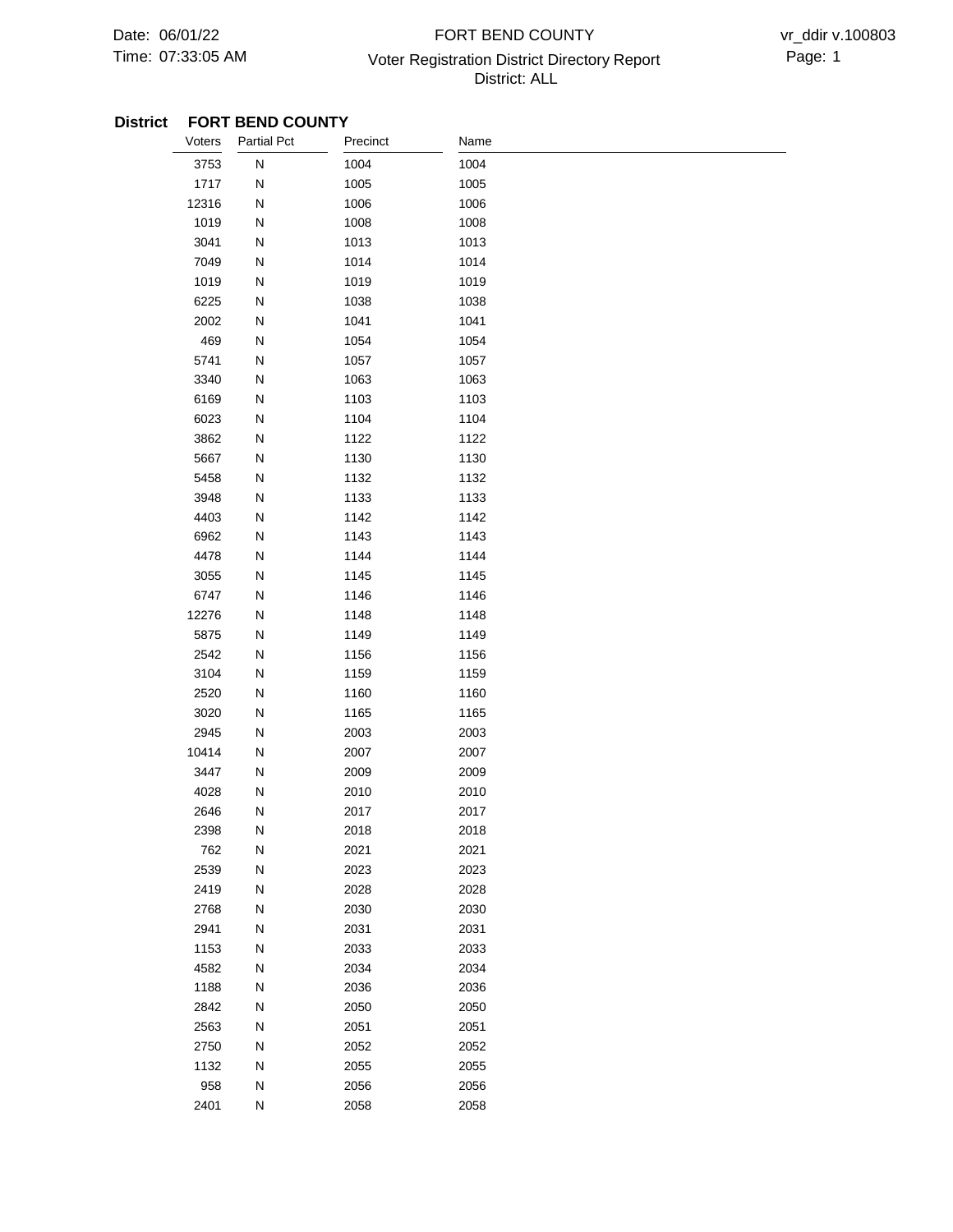Date: 06/01/22
Time: 07:33:05 AM

FORT BEND COUNTY

Voter Registration District Directory Report

District: ALL

vr_ddir v.100803

**District FORT BEND COUNTY**

| Voters | Partial Pct | Precinct | Name |
|---|---|---|---|
| 3753 | N | 1004 | 1004 |
| 1717 | N | 1005 | 1005 |
| 12316 | N | 1006 | 1006 |
| 1019 | N | 1008 | 1008 |
| 3041 | N | 1013 | 1013 |
| 7049 | N | 1014 | 1014 |
| 1019 | N | 1019 | 1019 |
| 6225 | N | 1038 | 1038 |
| 2002 | N | 1041 | 1041 |
| 469 | N | 1054 | 1054 |
| 5741 | N | 1057 | 1057 |
| 3340 | N | 1063 | 1063 |
| 6169 | N | 1103 | 1103 |
| 6023 | N | 1104 | 1104 |
| 3862 | N | 1122 | 1122 |
| 5667 | N | 1130 | 1130 |
| 5458 | N | 1132 | 1132 |
| 3948 | N | 1133 | 1133 |
| 4403 | N | 1142 | 1142 |
| 6962 | N | 1143 | 1143 |
| 4478 | N | 1144 | 1144 |
| 3055 | N | 1145 | 1145 |
| 6747 | N | 1146 | 1146 |
| 12276 | N | 1148 | 1148 |
| 5875 | N | 1149 | 1149 |
| 2542 | N | 1156 | 1156 |
| 3104 | N | 1159 | 1159 |
| 2520 | N | 1160 | 1160 |
| 3020 | N | 1165 | 1165 |
| 2945 | N | 2003 | 2003 |
| 10414 | N | 2007 | 2007 |
| 3447 | N | 2009 | 2009 |
| 4028 | N | 2010 | 2010 |
| 2646 | N | 2017 | 2017 |
| 2398 | N | 2018 | 2018 |
| 762 | N | 2021 | 2021 |
| 2539 | N | 2023 | 2023 |
| 2419 | N | 2028 | 2028 |
| 2768 | N | 2030 | 2030 |
| 2941 | N | 2031 | 2031 |
| 1153 | N | 2033 | 2033 |
| 4582 | N | 2034 | 2034 |
| 1188 | N | 2036 | 2036 |
| 2842 | N | 2050 | 2050 |
| 2563 | N | 2051 | 2051 |
| 2750 | N | 2052 | 2052 |
| 1132 | N | 2055 | 2055 |
| 958 | N | 2056 | 2056 |
| 2401 | N | 2058 | 2058 |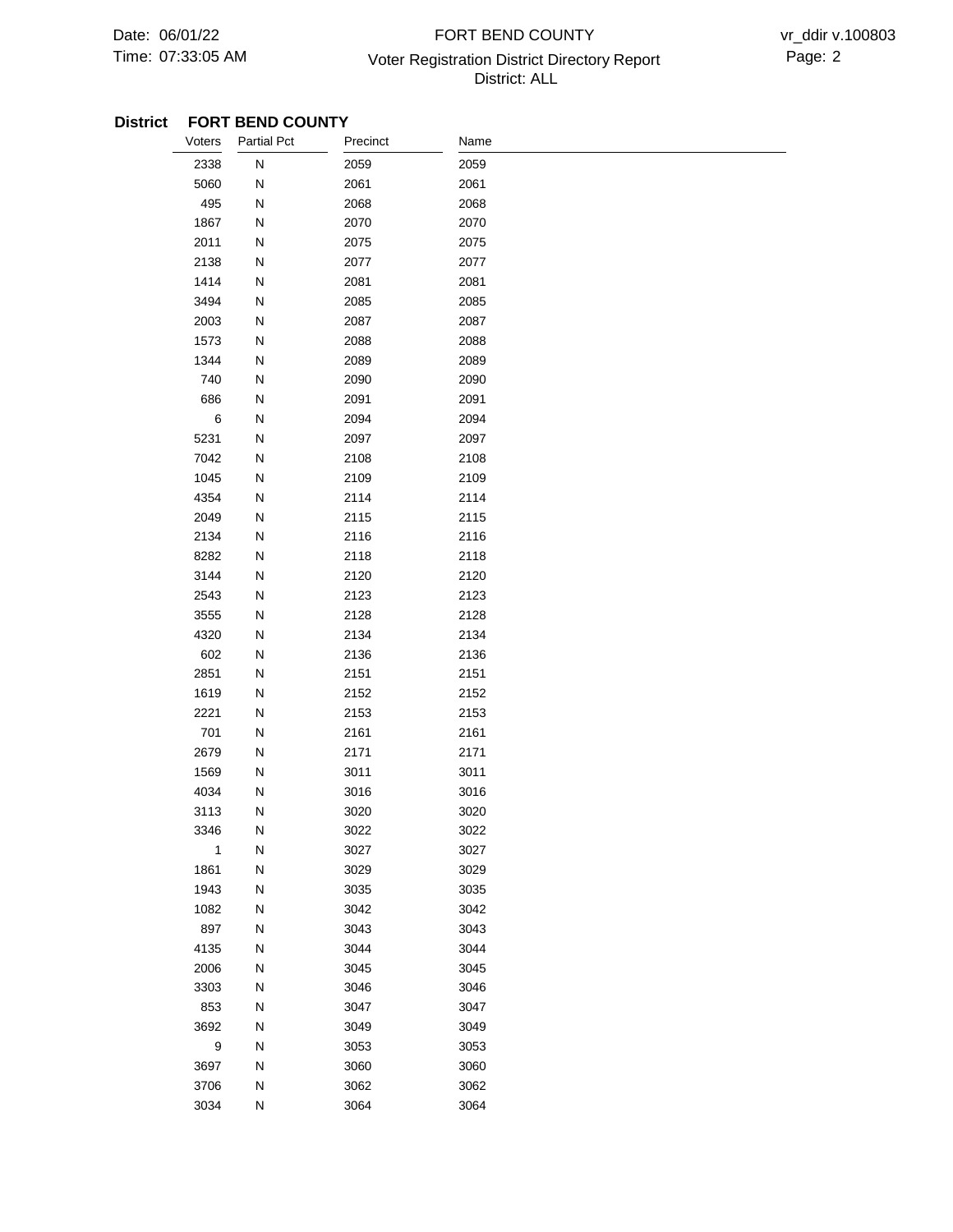**District FORT BEND COUNTY**

| Voters | Partial Pct | Precinct | Name |
|---|---|---|---|
| 2338 | N | 2059 | 2059 |
| 5060 | N | 2061 | 2061 |
| 495 | N | 2068 | 2068 |
| 1867 | N | 2070 | 2070 |
| 2011 | N | 2075 | 2075 |
| 2138 | N | 2077 | 2077 |
| 1414 | N | 2081 | 2081 |
| 3494 | N | 2085 | 2085 |
| 2003 | N | 2087 | 2087 |
| 1573 | N | 2088 | 2088 |
| 1344 | N | 2089 | 2089 |
| 740 | N | 2090 | 2090 |
| 686 | N | 2091 | 2091 |
| 6 | N | 2094 | 2094 |
| 5231 | N | 2097 | 2097 |
| 7042 | N | 2108 | 2108 |
| 1045 | N | 2109 | 2109 |
| 4354 | N | 2114 | 2114 |
| 2049 | N | 2115 | 2115 |
| 2134 | N | 2116 | 2116 |
| 8282 | N | 2118 | 2118 |
| 3144 | N | 2120 | 2120 |
| 2543 | N | 2123 | 2123 |
| 3555 | N | 2128 | 2128 |
| 4320 | N | 2134 | 2134 |
| 602 | N | 2136 | 2136 |
| 2851 | N | 2151 | 2151 |
| 1619 | N | 2152 | 2152 |
| 2221 | N | 2153 | 2153 |
| 701 | N | 2161 | 2161 |
| 2679 | N | 2171 | 2171 |
| 1569 | N | 3011 | 3011 |
| 4034 | N | 3016 | 3016 |
| 3113 | N | 3020 | 3020 |
| 3346 | N | 3022 | 3022 |
| 1 | N | 3027 | 3027 |
| 1861 | N | 3029 | 3029 |
| 1943 | N | 3035 | 3035 |
| 1082 | N | 3042 | 3042 |
| 897 | N | 3043 | 3043 |
| 4135 | N | 3044 | 3044 |
| 2006 | N | 3045 | 3045 |
| 3303 | N | 3046 | 3046 |
| 853 | N | 3047 | 3047 |
| 3692 | N | 3049 | 3049 |
| 9 | N | 3053 | 3053 |
| 3697 | N | 3060 | 3060 |
| 3706 | N | 3062 | 3062 |
| 3034 | N | 3064 | 3064 |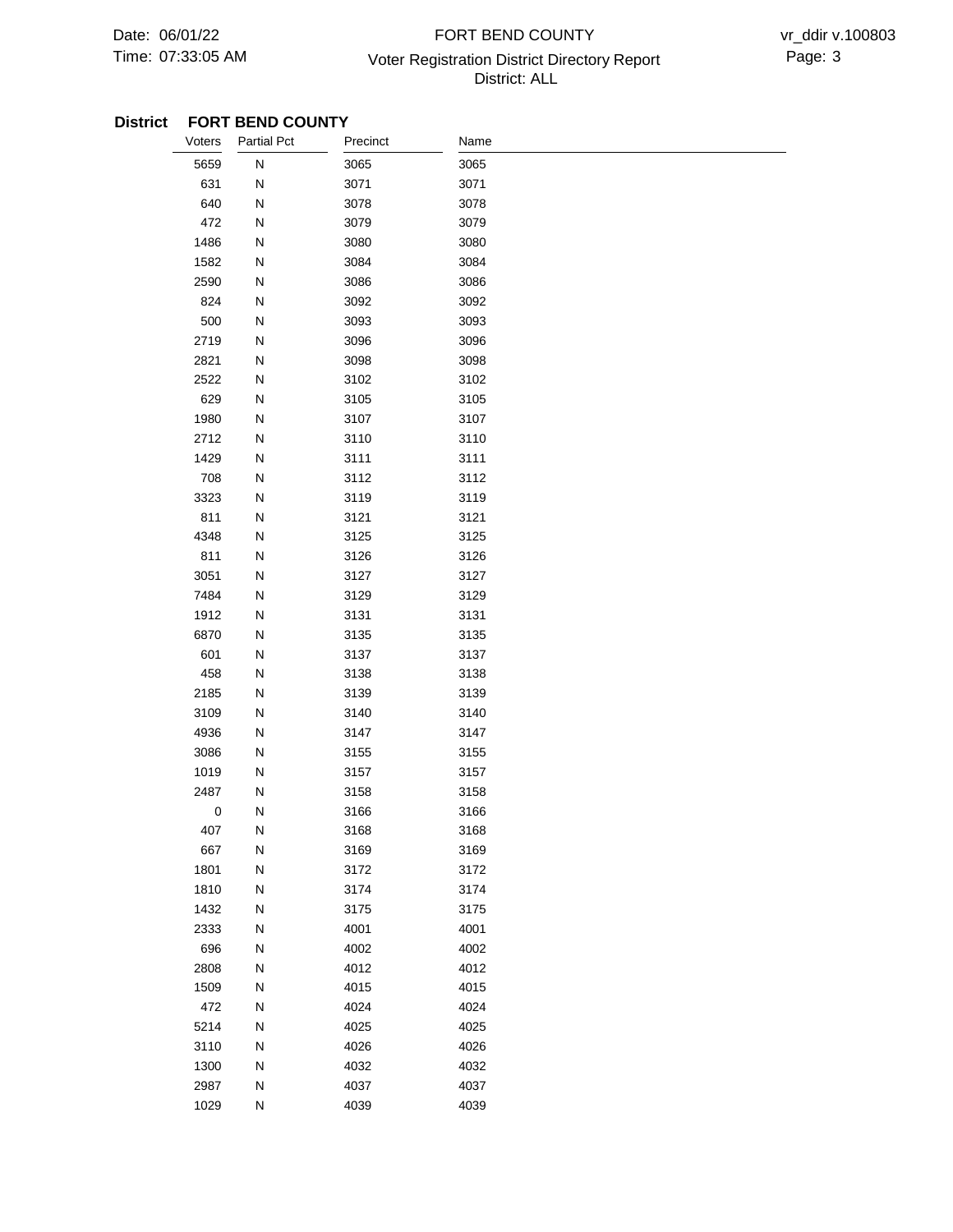**District FORT BEND COUNTY**

| Voters | Partial Pct | Precinct | Name |
|---|---|---|---|
| 5659 | N | 3065 | 3065 |
| 631 | N | 3071 | 3071 |
| 640 | N | 3078 | 3078 |
| 472 | N | 3079 | 3079 |
| 1486 | N | 3080 | 3080 |
| 1582 | N | 3084 | 3084 |
| 2590 | N | 3086 | 3086 |
| 824 | N | 3092 | 3092 |
| 500 | N | 3093 | 3093 |
| 2719 | N | 3096 | 3096 |
| 2821 | N | 3098 | 3098 |
| 2522 | N | 3102 | 3102 |
| 629 | N | 3105 | 3105 |
| 1980 | N | 3107 | 3107 |
| 2712 | N | 3110 | 3110 |
| 1429 | N | 3111 | 3111 |
| 708 | N | 3112 | 3112 |
| 3323 | N | 3119 | 3119 |
| 811 | N | 3121 | 3121 |
| 4348 | N | 3125 | 3125 |
| 811 | N | 3126 | 3126 |
| 3051 | N | 3127 | 3127 |
| 7484 | N | 3129 | 3129 |
| 1912 | N | 3131 | 3131 |
| 6870 | N | 3135 | 3135 |
| 601 | N | 3137 | 3137 |
| 458 | N | 3138 | 3138 |
| 2185 | N | 3139 | 3139 |
| 3109 | N | 3140 | 3140 |
| 4936 | N | 3147 | 3147 |
| 3086 | N | 3155 | 3155 |
| 1019 | N | 3157 | 3157 |
| 2487 | N | 3158 | 3158 |
| 0 | N | 3166 | 3166 |
| 407 | N | 3168 | 3168 |
| 667 | N | 3169 | 3169 |
| 1801 | N | 3172 | 3172 |
| 1810 | N | 3174 | 3174 |
| 1432 | N | 3175 | 3175 |
| 2333 | N | 4001 | 4001 |
| 696 | N | 4002 | 4002 |
| 2808 | N | 4012 | 4012 |
| 1509 | N | 4015 | 4015 |
| 472 | N | 4024 | 4024 |
| 5214 | N | 4025 | 4025 |
| 3110 | N | 4026 | 4026 |
| 1300 | N | 4032 | 4032 |
| 2987 | N | 4037 | 4037 |
| 1029 | N | 4039 | 4039 |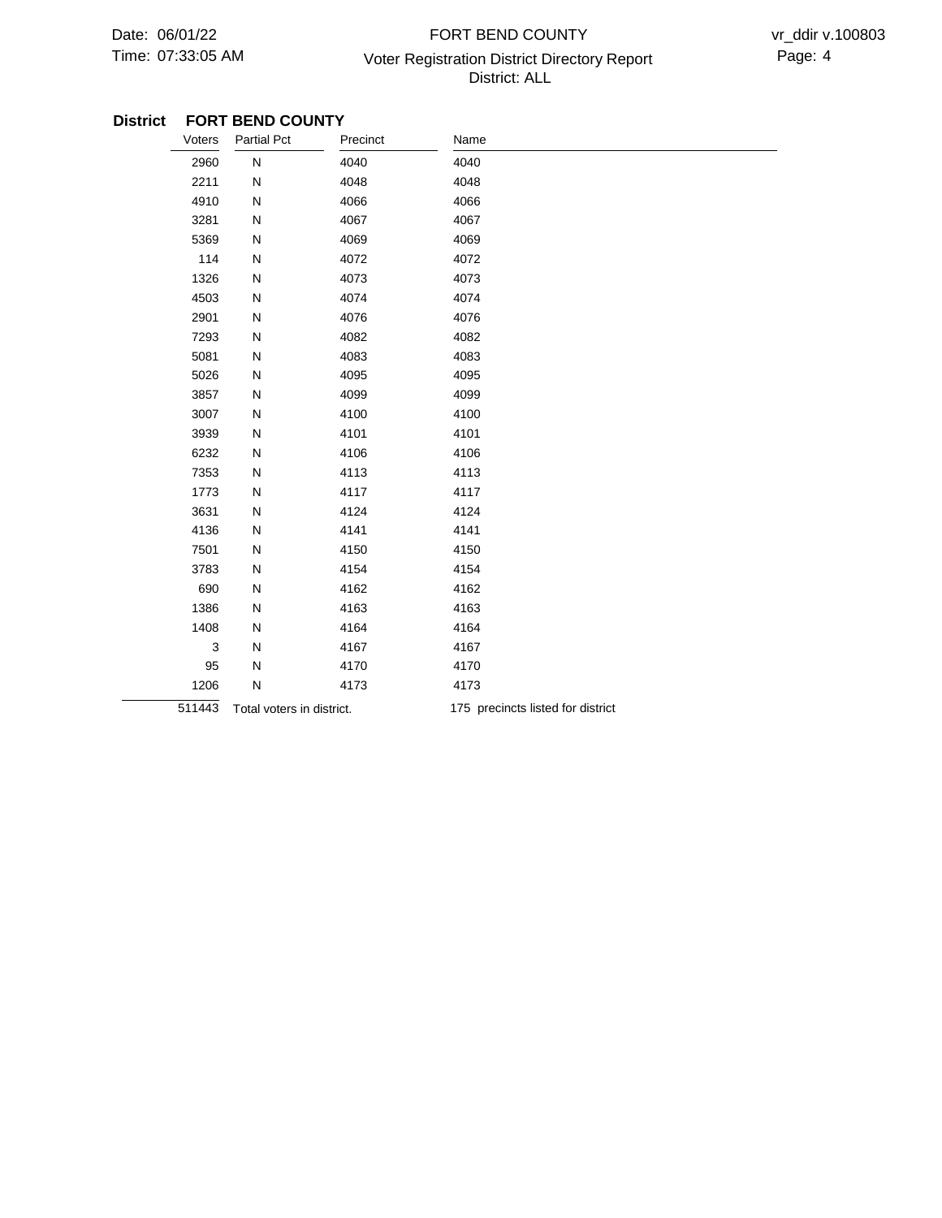**District FORT BEND COUNTY**

| Voters | Partial Pct | Precinct | Name |
|---|---|---|---|
| 2960 | N | 4040 | 4040 |
| 2211 | N | 4048 | 4048 |
| 4910 | N | 4066 | 4066 |
| 3281 | N | 4067 | 4067 |
| 5369 | N | 4069 | 4069 |
| 114 | N | 4072 | 4072 |
| 1326 | N | 4073 | 4073 |
| 4503 | N | 4074 | 4074 |
| 2901 | N | 4076 | 4076 |
| 7293 | N | 4082 | 4082 |
| 5081 | N | 4083 | 4083 |
| 5026 | N | 4095 | 4095 |
| 3857 | N | 4099 | 4099 |
| 3007 | N | 4100 | 4100 |
| 3939 | N | 4101 | 4101 |
| 6232 | N | 4106 | 4106 |
| 7353 | N | 4113 | 4113 |
| 1773 | N | 4117 | 4117 |
| 3631 | N | 4124 | 4124 |
| 4136 | N | 4141 | 4141 |
| 7501 | N | 4150 | 4150 |
| 3783 | N | 4154 | 4154 |
| 690 | N | 4162 | 4162 |
| 1386 | N | 4163 | 4163 |
| 1408 | N | 4164 | 4164 |
| 3 | N | 4167 | 4167 |
| 95 | N | 4170 | 4170 |
| 1206 | N | 4173 | 4173 |
| 511443 | Total voters in district. | | 175 precincts listed for district |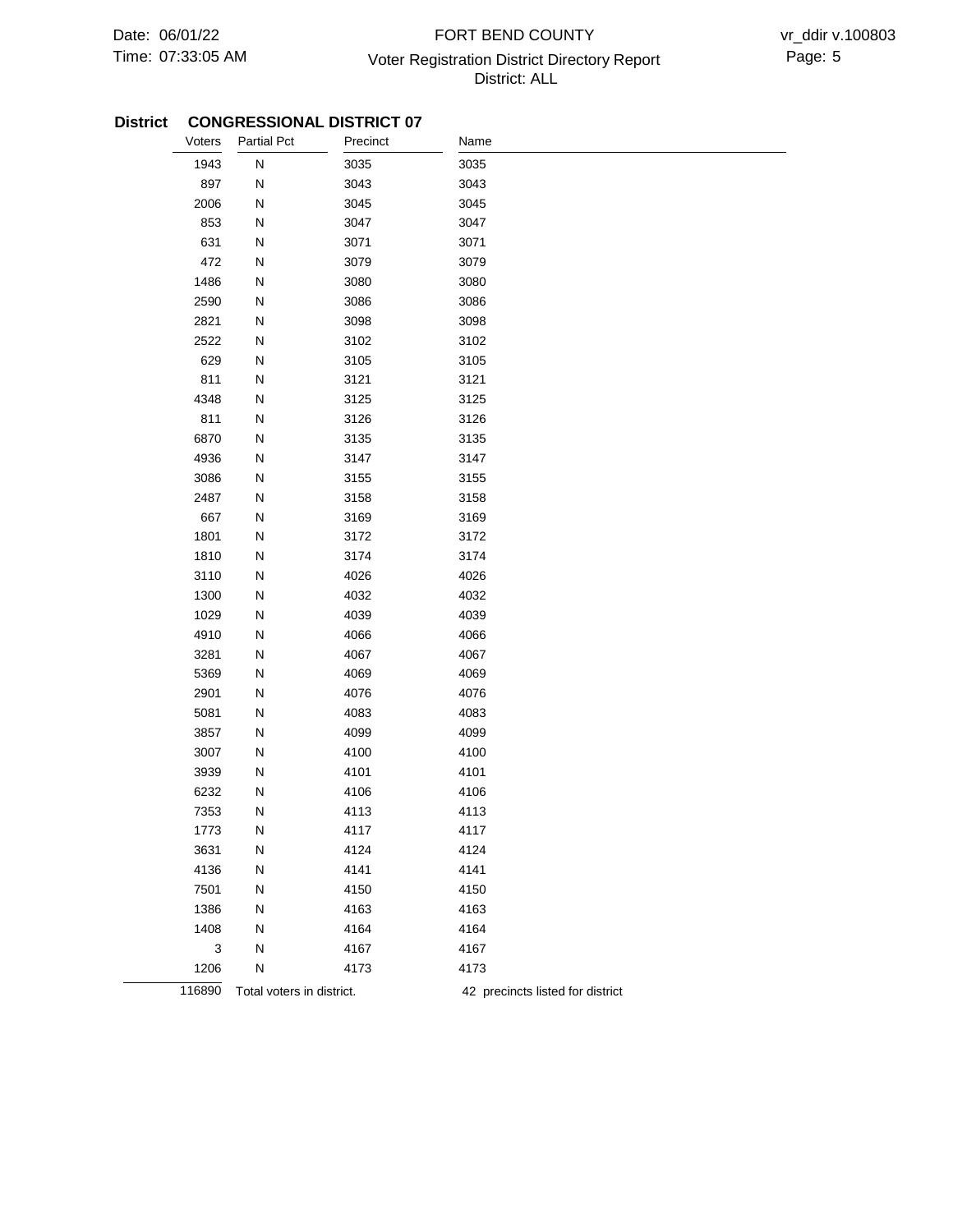**District CONGRESSIONAL DISTRICT 07**

| Voters | Partial Pct | Precinct | Name |
|---|---|---|---|
| 1943 | N | 3035 | 3035 |
| 897 | N | 3043 | 3043 |
| 2006 | N | 3045 | 3045 |
| 853 | N | 3047 | 3047 |
| 631 | N | 3071 | 3071 |
| 472 | N | 3079 | 3079 |
| 1486 | N | 3080 | 3080 |
| 2590 | N | 3086 | 3086 |
| 2821 | N | 3098 | 3098 |
| 2522 | N | 3102 | 3102 |
| 629 | N | 3105 | 3105 |
| 811 | N | 3121 | 3121 |
| 4348 | N | 3125 | 3125 |
| 811 | N | 3126 | 3126 |
| 6870 | N | 3135 | 3135 |
| 4936 | N | 3147 | 3147 |
| 3086 | N | 3155 | 3155 |
| 2487 | N | 3158 | 3158 |
| 667 | N | 3169 | 3169 |
| 1801 | N | 3172 | 3172 |
| 1810 | N | 3174 | 3174 |
| 3110 | N | 4026 | 4026 |
| 1300 | N | 4032 | 4032 |
| 1029 | N | 4039 | 4039 |
| 4910 | N | 4066 | 4066 |
| 3281 | N | 4067 | 4067 |
| 5369 | N | 4069 | 4069 |
| 2901 | N | 4076 | 4076 |
| 5081 | N | 4083 | 4083 |
| 3857 | N | 4099 | 4099 |
| 3007 | N | 4100 | 4100 |
| 3939 | N | 4101 | 4101 |
| 6232 | N | 4106 | 4106 |
| 7353 | N | 4113 | 4113 |
| 1773 | N | 4117 | 4117 |
| 3631 | N | 4124 | 4124 |
| 4136 | N | 4141 | 4141 |
| 7501 | N | 4150 | 4150 |
| 1386 | N | 4163 | 4163 |
| 1408 | N | 4164 | 4164 |
| 3 | N | 4167 | 4167 |
| 1206 | N | 4173 | 4173 |
| 116890 | Total voters in district. | | 42 precincts listed for district |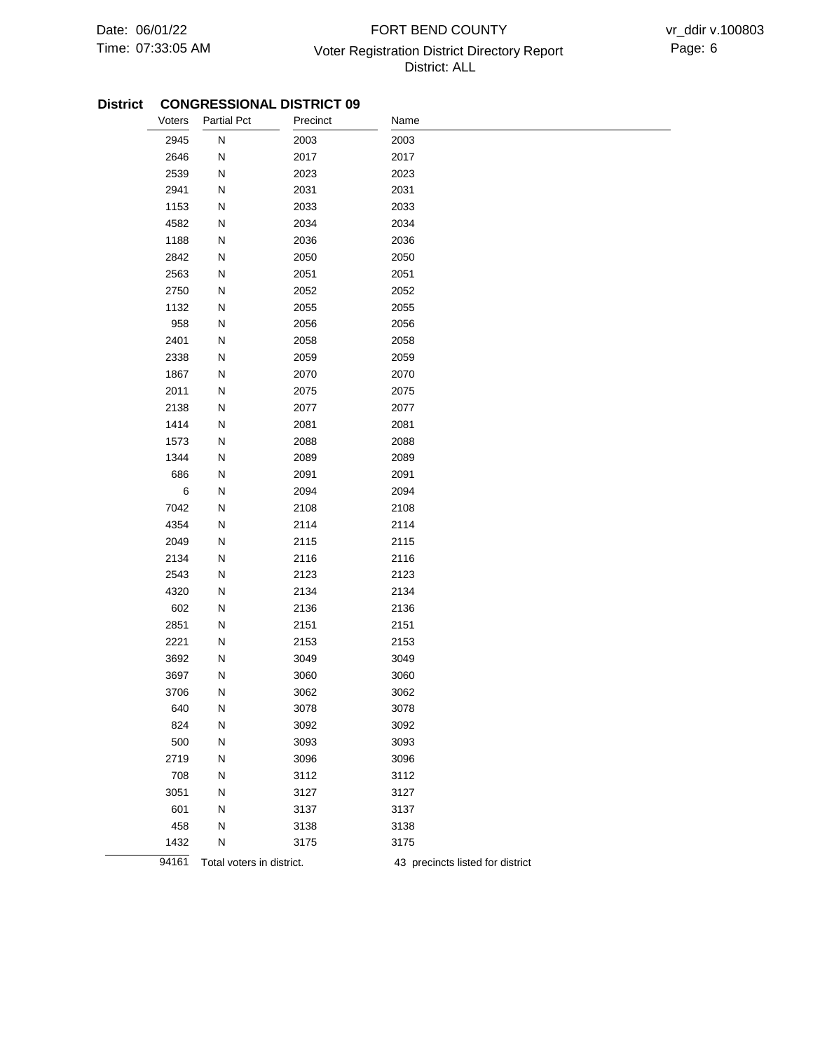**District CONGRESSIONAL DISTRICT 09**

| Voters | Partial Pct | Precinct | Name |
|---|---|---|---|
| 2945 | N | 2003 | 2003 |
| 2646 | N | 2017 | 2017 |
| 2539 | N | 2023 | 2023 |
| 2941 | N | 2031 | 2031 |
| 1153 | N | 2033 | 2033 |
| 4582 | N | 2034 | 2034 |
| 1188 | N | 2036 | 2036 |
| 2842 | N | 2050 | 2050 |
| 2563 | N | 2051 | 2051 |
| 2750 | N | 2052 | 2052 |
| 1132 | N | 2055 | 2055 |
| 958 | N | 2056 | 2056 |
| 2401 | N | 2058 | 2058 |
| 2338 | N | 2059 | 2059 |
| 1867 | N | 2070 | 2070 |
| 2011 | N | 2075 | 2075 |
| 2138 | N | 2077 | 2077 |
| 1414 | N | 2081 | 2081 |
| 1573 | N | 2088 | 2088 |
| 1344 | N | 2089 | 2089 |
| 686 | N | 2091 | 2091 |
| 6 | N | 2094 | 2094 |
| 7042 | N | 2108 | 2108 |
| 4354 | N | 2114 | 2114 |
| 2049 | N | 2115 | 2115 |
| 2134 | N | 2116 | 2116 |
| 2543 | N | 2123 | 2123 |
| 4320 | N | 2134 | 2134 |
| 602 | N | 2136 | 2136 |
| 2851 | N | 2151 | 2151 |
| 2221 | N | 2153 | 2153 |
| 3692 | N | 3049 | 3049 |
| 3697 | N | 3060 | 3060 |
| 3706 | N | 3062 | 3062 |
| 640 | N | 3078 | 3078 |
| 824 | N | 3092 | 3092 |
| 500 | N | 3093 | 3093 |
| 2719 | N | 3096 | 3096 |
| 708 | N | 3112 | 3112 |
| 3051 | N | 3127 | 3127 |
| 601 | N | 3137 | 3137 |
| 458 | N | 3138 | 3138 |
| 1432 | N | 3175 | 3175 |
| 94161 | Total voters in district. | | 43 precincts listed for district |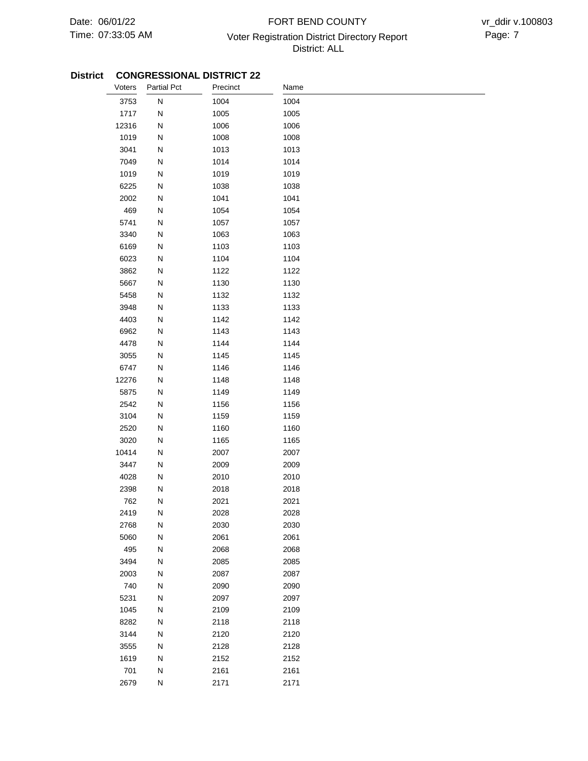**District CONGRESSIONAL DISTRICT 22**

| Voters | Partial Pct | Precinct | Name |
|---|---|---|---|
| 3753 | N | 1004 | 1004 |
| 1717 | N | 1005 | 1005 |
| 12316 | N | 1006 | 1006 |
| 1019 | N | 1008 | 1008 |
| 3041 | N | 1013 | 1013 |
| 7049 | N | 1014 | 1014 |
| 1019 | N | 1019 | 1019 |
| 6225 | N | 1038 | 1038 |
| 2002 | N | 1041 | 1041 |
| 469 | N | 1054 | 1054 |
| 5741 | N | 1057 | 1057 |
| 3340 | N | 1063 | 1063 |
| 6169 | N | 1103 | 1103 |
| 6023 | N | 1104 | 1104 |
| 3862 | N | 1122 | 1122 |
| 5667 | N | 1130 | 1130 |
| 5458 | N | 1132 | 1132 |
| 3948 | N | 1133 | 1133 |
| 4403 | N | 1142 | 1142 |
| 6962 | N | 1143 | 1143 |
| 4478 | N | 1144 | 1144 |
| 3055 | N | 1145 | 1145 |
| 6747 | N | 1146 | 1146 |
| 12276 | N | 1148 | 1148 |
| 5875 | N | 1149 | 1149 |
| 2542 | N | 1156 | 1156 |
| 3104 | N | 1159 | 1159 |
| 2520 | N | 1160 | 1160 |
| 3020 | N | 1165 | 1165 |
| 10414 | N | 2007 | 2007 |
| 3447 | N | 2009 | 2009 |
| 4028 | N | 2010 | 2010 |
| 2398 | N | 2018 | 2018 |
| 762 | N | 2021 | 2021 |
| 2419 | N | 2028 | 2028 |
| 2768 | N | 2030 | 2030 |
| 5060 | N | 2061 | 2061 |
| 495 | N | 2068 | 2068 |
| 3494 | N | 2085 | 2085 |
| 2003 | N | 2087 | 2087 |
| 740 | N | 2090 | 2090 |
| 5231 | N | 2097 | 2097 |
| 1045 | N | 2109 | 2109 |
| 8282 | N | 2118 | 2118 |
| 3144 | N | 2120 | 2120 |
| 3555 | N | 2128 | 2128 |
| 1619 | N | 2152 | 2152 |
| 701 | N | 2161 | 2161 |
| 2679 | N | 2171 | 2171 |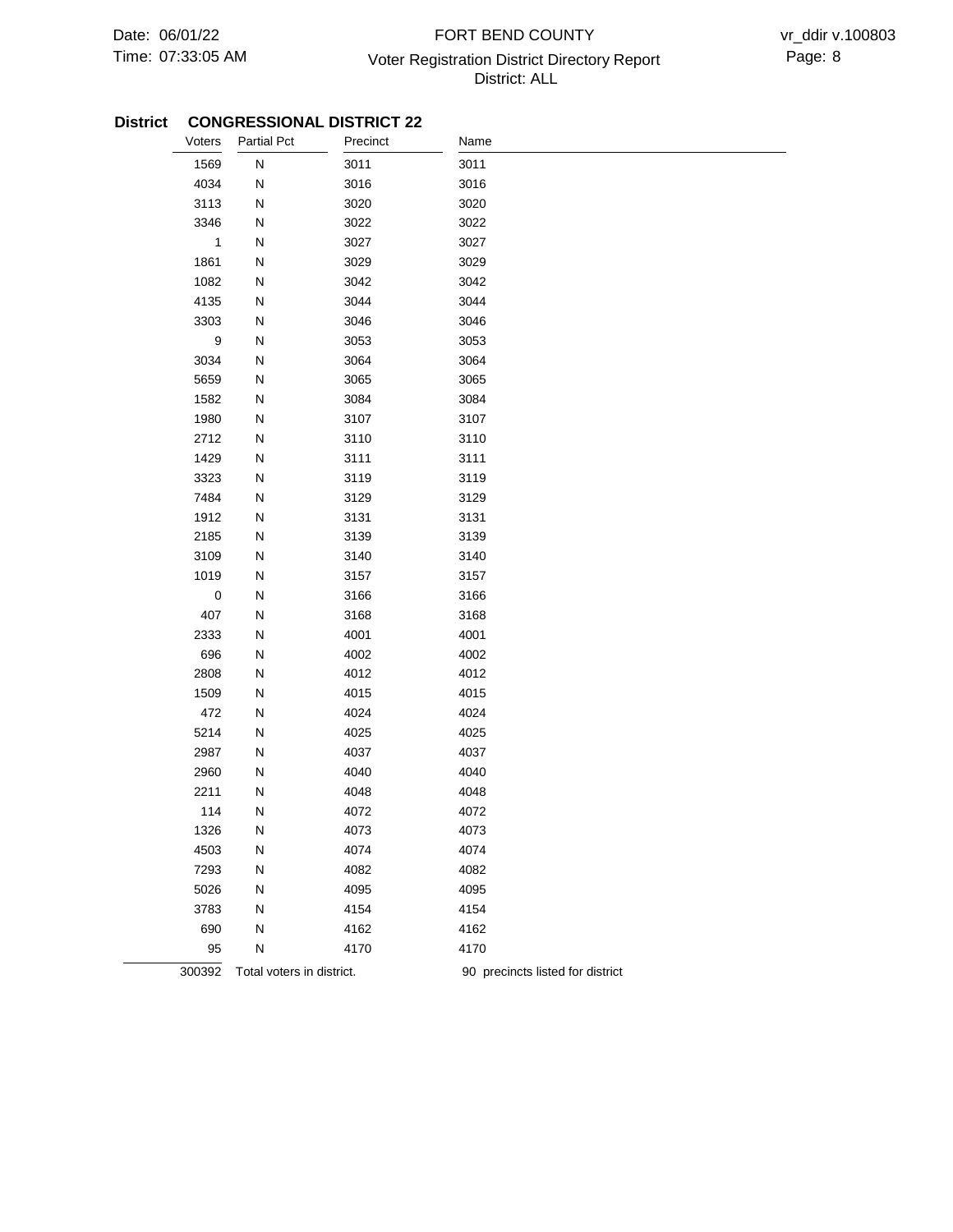## District CONGRESSIONAL DISTRICT 22

| Voters | Partial Pct | Precinct | Name |
|---|---|---|---|
| 1569 | N | 3011 | 3011 |
| 4034 | N | 3016 | 3016 |
| 3113 | N | 3020 | 3020 |
| 3346 | N | 3022 | 3022 |
| 1 | N | 3027 | 3027 |
| 1861 | N | 3029 | 3029 |
| 1082 | N | 3042 | 3042 |
| 4135 | N | 3044 | 3044 |
| 3303 | N | 3046 | 3046 |
| 9 | N | 3053 | 3053 |
| 3034 | N | 3064 | 3064 |
| 5659 | N | 3065 | 3065 |
| 1582 | N | 3084 | 3084 |
| 1980 | N | 3107 | 3107 |
| 2712 | N | 3110 | 3110 |
| 1429 | N | 3111 | 3111 |
| 3323 | N | 3119 | 3119 |
| 7484 | N | 3129 | 3129 |
| 1912 | N | 3131 | 3131 |
| 2185 | N | 3139 | 3139 |
| 3109 | N | 3140 | 3140 |
| 1019 | N | 3157 | 3157 |
| 0 | N | 3166 | 3166 |
| 407 | N | 3168 | 3168 |
| 2333 | N | 4001 | 4001 |
| 696 | N | 4002 | 4002 |
| 2808 | N | 4012 | 4012 |
| 1509 | N | 4015 | 4015 |
| 472 | N | 4024 | 4024 |
| 5214 | N | 4025 | 4025 |
| 2987 | N | 4037 | 4037 |
| 2960 | N | 4040 | 4040 |
| 2211 | N | 4048 | 4048 |
| 114 | N | 4072 | 4072 |
| 1326 | N | 4073 | 4073 |
| 4503 | N | 4074 | 4074 |
| 7293 | N | 4082 | 4082 |
| 5026 | N | 4095 | 4095 |
| 3783 | N | 4154 | 4154 |
| 690 | N | 4162 | 4162 |
| 95 | N | 4170 | 4170 |

300392 Total voters in district. 90 precincts listed for district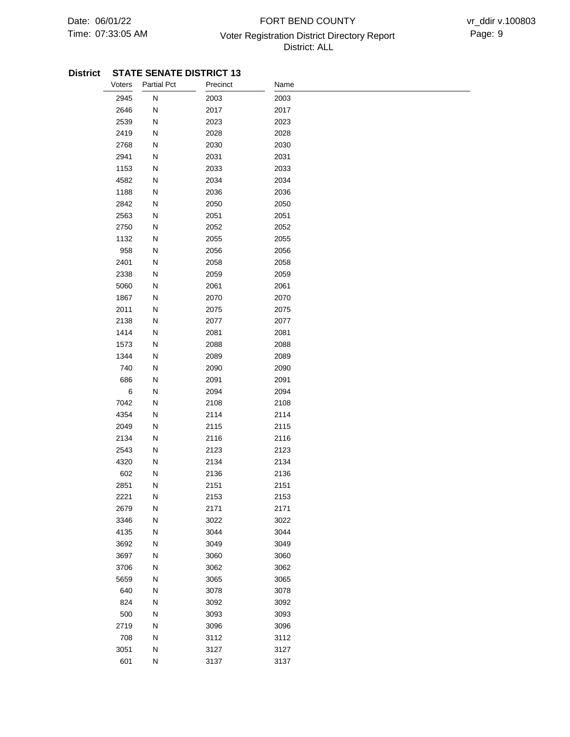**District STATE SENATE DISTRICT 13**

| Voters | Partial Pct | Precinct | Name |
|---|---|---|---|
| 2945 | N | 2003 | 2003 |
| 2646 | N | 2017 | 2017 |
| 2539 | N | 2023 | 2023 |
| 2419 | N | 2028 | 2028 |
| 2768 | N | 2030 | 2030 |
| 2941 | N | 2031 | 2031 |
| 1153 | N | 2033 | 2033 |
| 4582 | N | 2034 | 2034 |
| 1188 | N | 2036 | 2036 |
| 2842 | N | 2050 | 2050 |
| 2563 | N | 2051 | 2051 |
| 2750 | N | 2052 | 2052 |
| 1132 | N | 2055 | 2055 |
| 958 | N | 2056 | 2056 |
| 2401 | N | 2058 | 2058 |
| 2338 | N | 2059 | 2059 |
| 5060 | N | 2061 | 2061 |
| 1867 | N | 2070 | 2070 |
| 2011 | N | 2075 | 2075 |
| 2138 | N | 2077 | 2077 |
| 1414 | N | 2081 | 2081 |
| 1573 | N | 2088 | 2088 |
| 1344 | N | 2089 | 2089 |
| 740 | N | 2090 | 2090 |
| 686 | N | 2091 | 2091 |
| 6 | N | 2094 | 2094 |
| 7042 | N | 2108 | 2108 |
| 4354 | N | 2114 | 2114 |
| 2049 | N | 2115 | 2115 |
| 2134 | N | 2116 | 2116 |
| 2543 | N | 2123 | 2123 |
| 4320 | N | 2134 | 2134 |
| 602 | N | 2136 | 2136 |
| 2851 | N | 2151 | 2151 |
| 2221 | N | 2153 | 2153 |
| 2679 | N | 2171 | 2171 |
| 3346 | N | 3022 | 3022 |
| 4135 | N | 3044 | 3044 |
| 3692 | N | 3049 | 3049 |
| 3697 | N | 3060 | 3060 |
| 3706 | N | 3062 | 3062 |
| 5659 | N | 3065 | 3065 |
| 640 | N | 3078 | 3078 |
| 824 | N | 3092 | 3092 |
| 500 | N | 3093 | 3093 |
| 2719 | N | 3096 | 3096 |
| 708 | N | 3112 | 3112 |
| 3051 | N | 3127 | 3127 |
| 601 | N | 3137 | 3137 |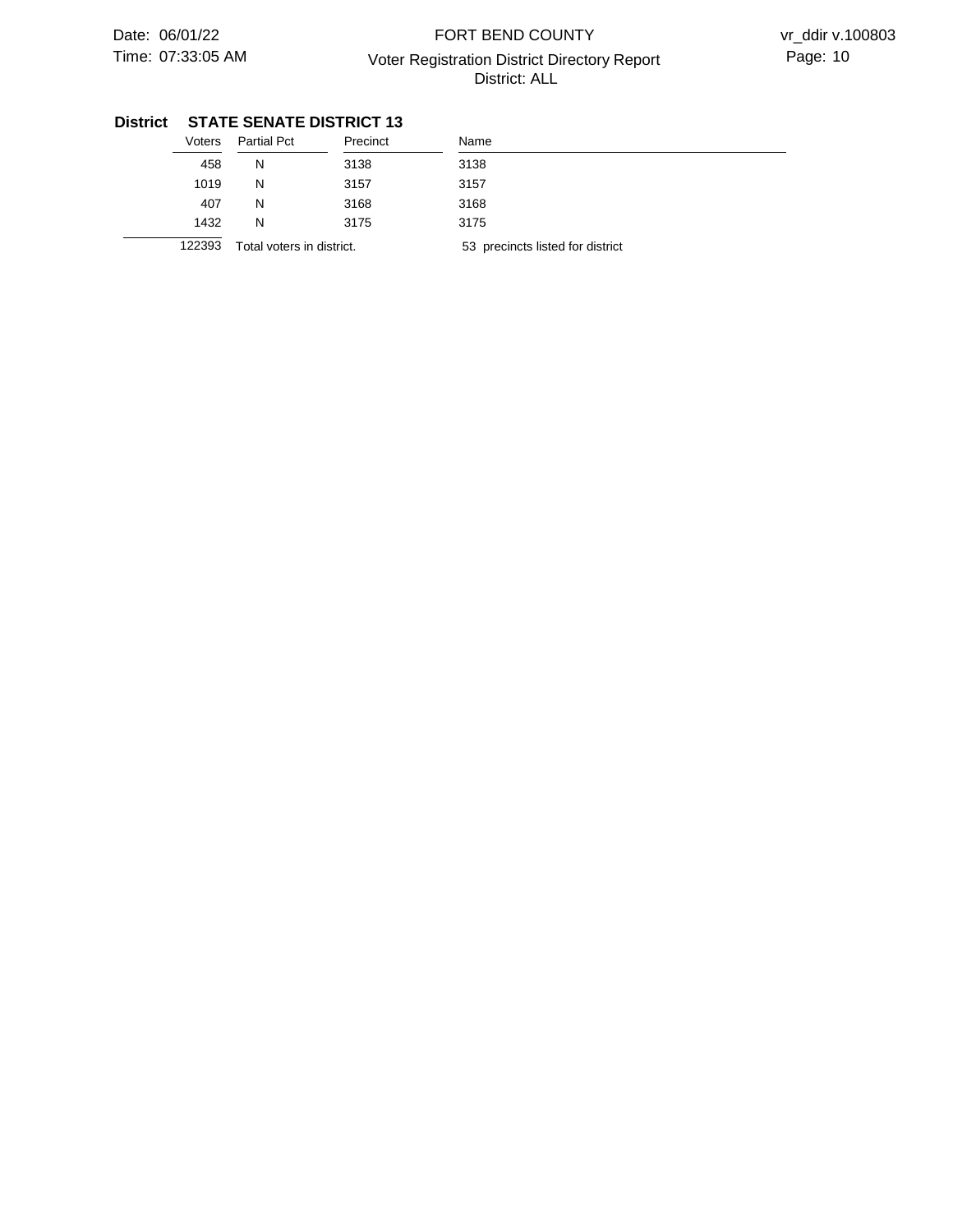## District STATE SENATE DISTRICT 13

| Voters | Partial Pct | Precinct | Name |
|---|---|---|---|
| 458 | N | 3138 | 3138 |
| 1019 | N | 3157 | 3157 |
| 407 | N | 3168 | 3168 |
| 1432 | N | 3175 | 3175 |

122393 Total voters in district. 53 precincts listed for district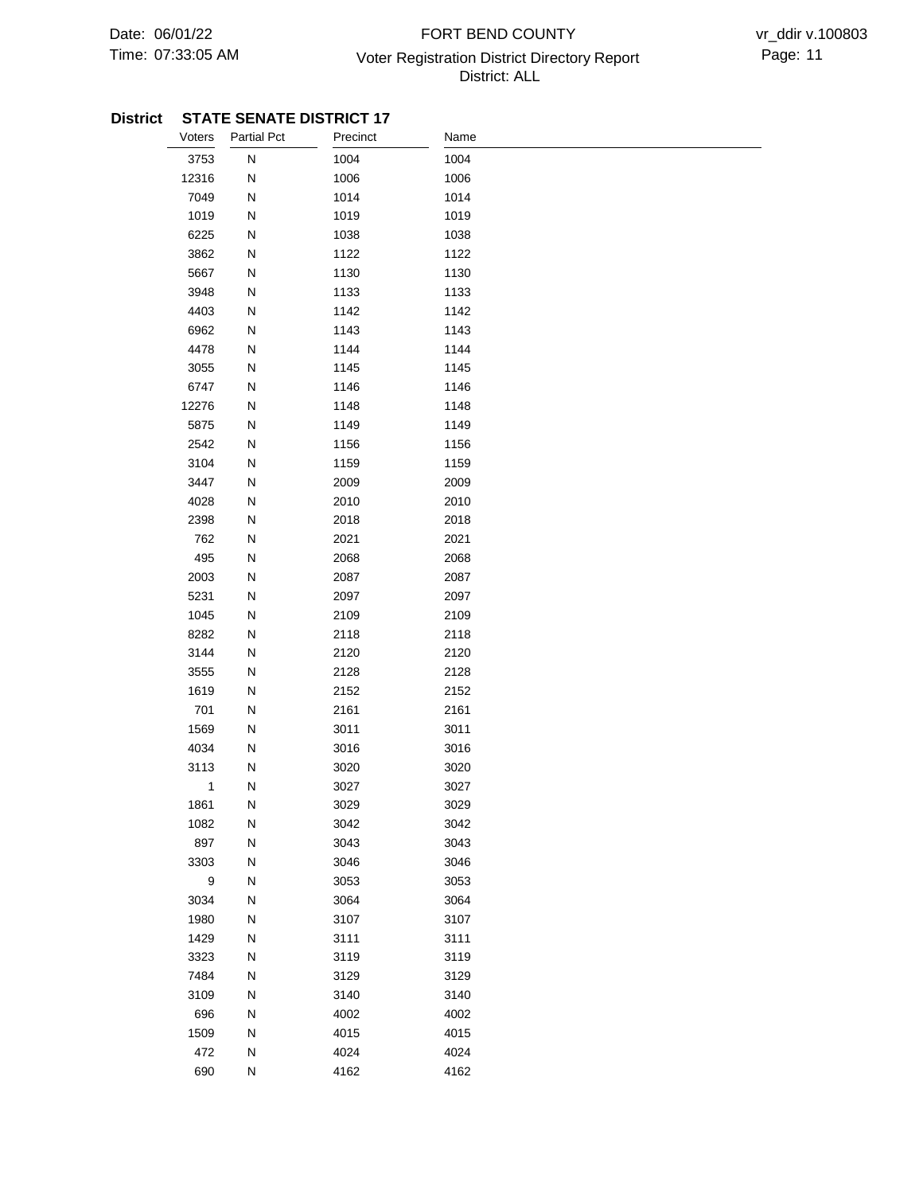**District STATE SENATE DISTRICT 17**

| Voters | Partial Pct | Precinct | Name |
|---|---|---|---|
| 3753 | N | 1004 | 1004 |
| 12316 | N | 1006 | 1006 |
| 7049 | N | 1014 | 1014 |
| 1019 | N | 1019 | 1019 |
| 6225 | N | 1038 | 1038 |
| 3862 | N | 1122 | 1122 |
| 5667 | N | 1130 | 1130 |
| 3948 | N | 1133 | 1133 |
| 4403 | N | 1142 | 1142 |
| 6962 | N | 1143 | 1143 |
| 4478 | N | 1144 | 1144 |
| 3055 | N | 1145 | 1145 |
| 6747 | N | 1146 | 1146 |
| 12276 | N | 1148 | 1148 |
| 5875 | N | 1149 | 1149 |
| 2542 | N | 1156 | 1156 |
| 3104 | N | 1159 | 1159 |
| 3447 | N | 2009 | 2009 |
| 4028 | N | 2010 | 2010 |
| 2398 | N | 2018 | 2018 |
| 762 | N | 2021 | 2021 |
| 495 | N | 2068 | 2068 |
| 2003 | N | 2087 | 2087 |
| 5231 | N | 2097 | 2097 |
| 1045 | N | 2109 | 2109 |
| 8282 | N | 2118 | 2118 |
| 3144 | N | 2120 | 2120 |
| 3555 | N | 2128 | 2128 |
| 1619 | N | 2152 | 2152 |
| 701 | N | 2161 | 2161 |
| 1569 | N | 3011 | 3011 |
| 4034 | N | 3016 | 3016 |
| 3113 | N | 3020 | 3020 |
| 1 | N | 3027 | 3027 |
| 1861 | N | 3029 | 3029 |
| 1082 | N | 3042 | 3042 |
| 897 | N | 3043 | 3043 |
| 3303 | N | 3046 | 3046 |
| 9 | N | 3053 | 3053 |
| 3034 | N | 3064 | 3064 |
| 1980 | N | 3107 | 3107 |
| 1429 | N | 3111 | 3111 |
| 3323 | N | 3119 | 3119 |
| 7484 | N | 3129 | 3129 |
| 3109 | N | 3140 | 3140 |
| 696 | N | 4002 | 4002 |
| 1509 | N | 4015 | 4015 |
| 472 | N | 4024 | 4024 |
| 690 | N | 4162 | 4162 |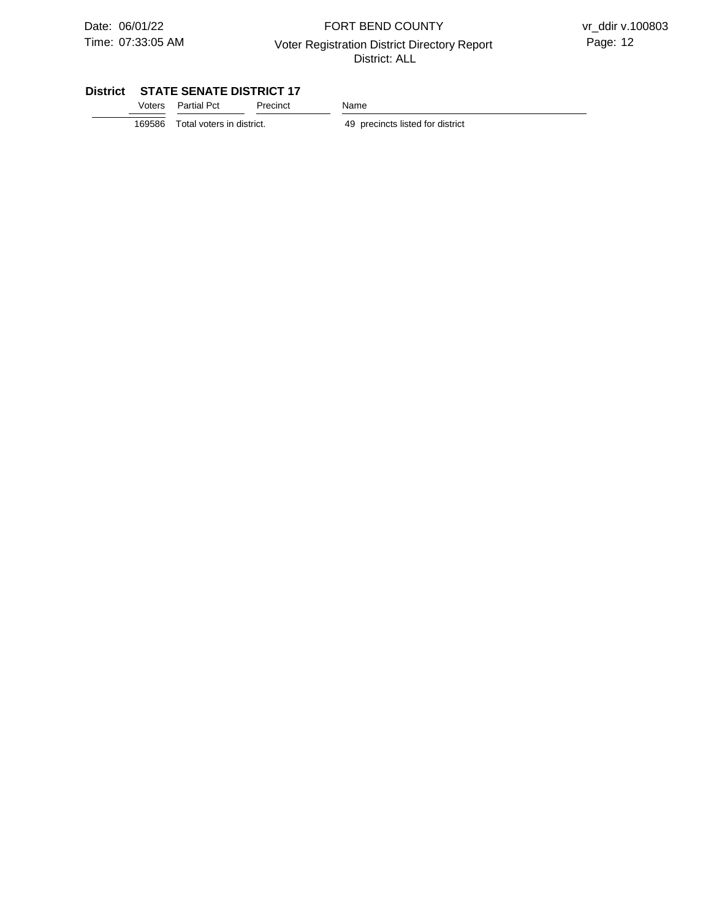## District STATE SENATE DISTRICT 17

| Voters | Partial Pct | Precinct | Name |
|---|---|---|---|
| 169586 | Total voters in district. | | 49 precincts listed for district |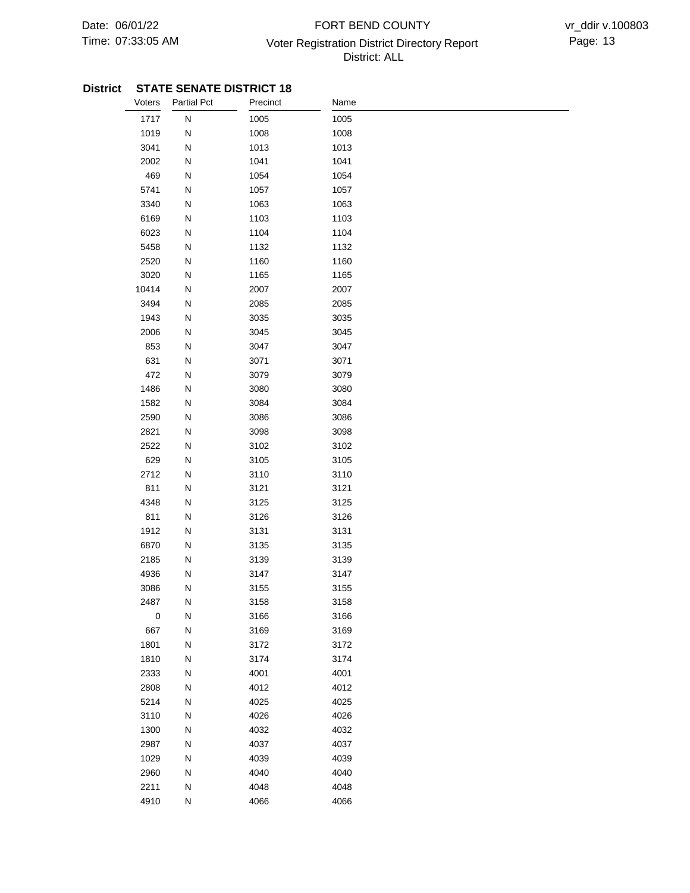**District** **STATE SENATE DISTRICT 18**

| Voters | Partial Pct | Precinct | Name |
|---|---|---|---|
| 1717 | N | 1005 | 1005 |
| 1019 | N | 1008 | 1008 |
| 3041 | N | 1013 | 1013 |
| 2002 | N | 1041 | 1041 |
| 469 | N | 1054 | 1054 |
| 5741 | N | 1057 | 1057 |
| 3340 | N | 1063 | 1063 |
| 6169 | N | 1103 | 1103 |
| 6023 | N | 1104 | 1104 |
| 5458 | N | 1132 | 1132 |
| 2520 | N | 1160 | 1160 |
| 3020 | N | 1165 | 1165 |
| 10414 | N | 2007 | 2007 |
| 3494 | N | 2085 | 2085 |
| 1943 | N | 3035 | 3035 |
| 2006 | N | 3045 | 3045 |
| 853 | N | 3047 | 3047 |
| 631 | N | 3071 | 3071 |
| 472 | N | 3079 | 3079 |
| 1486 | N | 3080 | 3080 |
| 1582 | N | 3084 | 3084 |
| 2590 | N | 3086 | 3086 |
| 2821 | N | 3098 | 3098 |
| 2522 | N | 3102 | 3102 |
| 629 | N | 3105 | 3105 |
| 2712 | N | 3110 | 3110 |
| 811 | N | 3121 | 3121 |
| 4348 | N | 3125 | 3125 |
| 811 | N | 3126 | 3126 |
| 1912 | N | 3131 | 3131 |
| 6870 | N | 3135 | 3135 |
| 2185 | N | 3139 | 3139 |
| 4936 | N | 3147 | 3147 |
| 3086 | N | 3155 | 3155 |
| 2487 | N | 3158 | 3158 |
| 0 | N | 3166 | 3166 |
| 667 | N | 3169 | 3169 |
| 1801 | N | 3172 | 3172 |
| 1810 | N | 3174 | 3174 |
| 2333 | N | 4001 | 4001 |
| 2808 | N | 4012 | 4012 |
| 5214 | N | 4025 | 4025 |
| 3110 | N | 4026 | 4026 |
| 1300 | N | 4032 | 4032 |
| 2987 | N | 4037 | 4037 |
| 1029 | N | 4039 | 4039 |
| 2960 | N | 4040 | 4040 |
| 2211 | N | 4048 | 4048 |
| 4910 | N | 4066 | 4066 |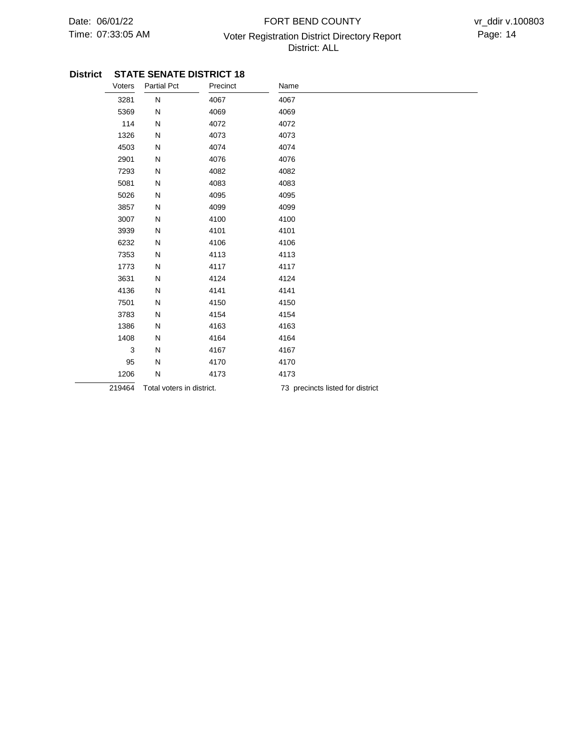**District STATE SENATE DISTRICT 18**

| Voters | Partial Pct | Precinct | Name |
|---|---|---|---|
| 3281 | N | 4067 | 4067 |
| 5369 | N | 4069 | 4069 |
| 114 | N | 4072 | 4072 |
| 1326 | N | 4073 | 4073 |
| 4503 | N | 4074 | 4074 |
| 2901 | N | 4076 | 4076 |
| 7293 | N | 4082 | 4082 |
| 5081 | N | 4083 | 4083 |
| 5026 | N | 4095 | 4095 |
| 3857 | N | 4099 | 4099 |
| 3007 | N | 4100 | 4100 |
| 3939 | N | 4101 | 4101 |
| 6232 | N | 4106 | 4106 |
| 7353 | N | 4113 | 4113 |
| 1773 | N | 4117 | 4117 |
| 3631 | N | 4124 | 4124 |
| 4136 | N | 4141 | 4141 |
| 7501 | N | 4150 | 4150 |
| 3783 | N | 4154 | 4154 |
| 1386 | N | 4163 | 4163 |
| 1408 | N | 4164 | 4164 |
| 3 | N | 4167 | 4167 |
| 95 | N | 4170 | 4170 |
| 1206 | N | 4173 | 4173 |
| 219464 | Total voters in district. | | 73 precincts listed for district |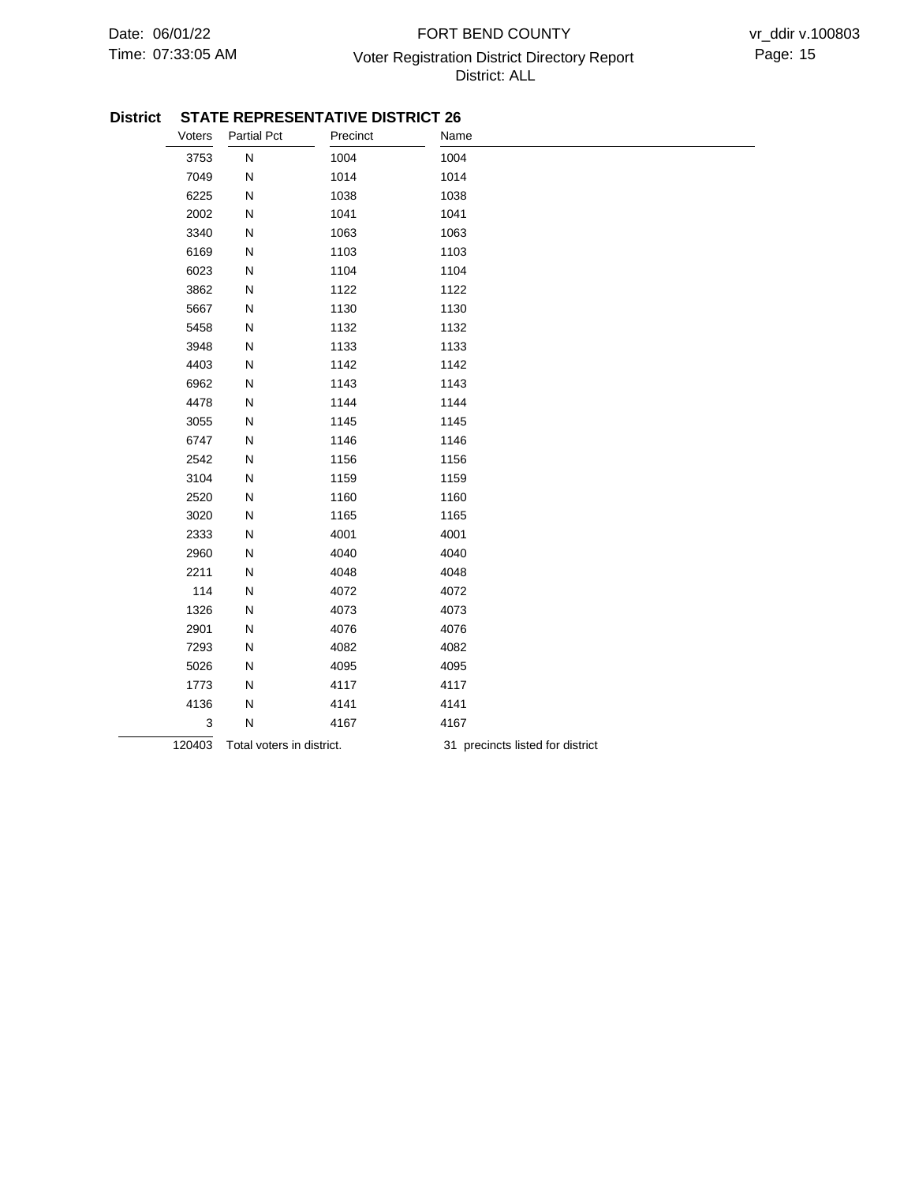**District STATE REPRESENTATIVE DISTRICT 26**

| Voters | Partial Pct | Precinct | Name |
|---|---|---|---|
| 3753 | N | 1004 | 1004 |
| 7049 | N | 1014 | 1014 |
| 6225 | N | 1038 | 1038 |
| 2002 | N | 1041 | 1041 |
| 3340 | N | 1063 | 1063 |
| 6169 | N | 1103 | 1103 |
| 6023 | N | 1104 | 1104 |
| 3862 | N | 1122 | 1122 |
| 5667 | N | 1130 | 1130 |
| 5458 | N | 1132 | 1132 |
| 3948 | N | 1133 | 1133 |
| 4403 | N | 1142 | 1142 |
| 6962 | N | 1143 | 1143 |
| 4478 | N | 1144 | 1144 |
| 3055 | N | 1145 | 1145 |
| 6747 | N | 1146 | 1146 |
| 2542 | N | 1156 | 1156 |
| 3104 | N | 1159 | 1159 |
| 2520 | N | 1160 | 1160 |
| 3020 | N | 1165 | 1165 |
| 2333 | N | 4001 | 4001 |
| 2960 | N | 4040 | 4040 |
| 2211 | N | 4048 | 4048 |
| 114 | N | 4072 | 4072 |
| 1326 | N | 4073 | 4073 |
| 2901 | N | 4076 | 4076 |
| 7293 | N | 4082 | 4082 |
| 5026 | N | 4095 | 4095 |
| 1773 | N | 4117 | 4117 |
| 4136 | N | 4141 | 4141 |
| 3 | N | 4167 | 4167 |
| 120403 | Total voters in district. | | 31 precincts listed for district |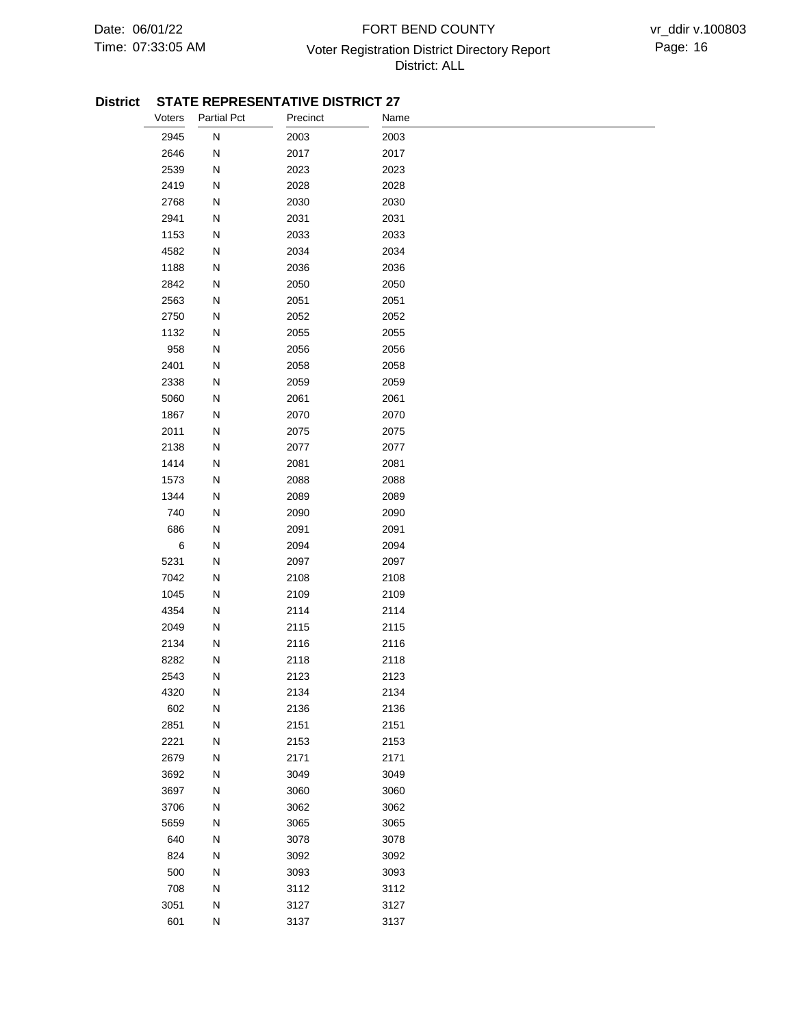**District STATE REPRESENTATIVE DISTRICT 27**

| Voters | Partial Pct | Precinct | Name |
|---|---|---|---|
| 2945 | N | 2003 | 2003 |
| 2646 | N | 2017 | 2017 |
| 2539 | N | 2023 | 2023 |
| 2419 | N | 2028 | 2028 |
| 2768 | N | 2030 | 2030 |
| 2941 | N | 2031 | 2031 |
| 1153 | N | 2033 | 2033 |
| 4582 | N | 2034 | 2034 |
| 1188 | N | 2036 | 2036 |
| 2842 | N | 2050 | 2050 |
| 2563 | N | 2051 | 2051 |
| 2750 | N | 2052 | 2052 |
| 1132 | N | 2055 | 2055 |
| 958 | N | 2056 | 2056 |
| 2401 | N | 2058 | 2058 |
| 2338 | N | 2059 | 2059 |
| 5060 | N | 2061 | 2061 |
| 1867 | N | 2070 | 2070 |
| 2011 | N | 2075 | 2075 |
| 2138 | N | 2077 | 2077 |
| 1414 | N | 2081 | 2081 |
| 1573 | N | 2088 | 2088 |
| 1344 | N | 2089 | 2089 |
| 740 | N | 2090 | 2090 |
| 686 | N | 2091 | 2091 |
| 6 | N | 2094 | 2094 |
| 5231 | N | 2097 | 2097 |
| 7042 | N | 2108 | 2108 |
| 1045 | N | 2109 | 2109 |
| 4354 | N | 2114 | 2114 |
| 2049 | N | 2115 | 2115 |
| 2134 | N | 2116 | 2116 |
| 8282 | N | 2118 | 2118 |
| 2543 | N | 2123 | 2123 |
| 4320 | N | 2134 | 2134 |
| 602 | N | 2136 | 2136 |
| 2851 | N | 2151 | 2151 |
| 2221 | N | 2153 | 2153 |
| 2679 | N | 2171 | 2171 |
| 3692 | N | 3049 | 3049 |
| 3697 | N | 3060 | 3060 |
| 3706 | N | 3062 | 3062 |
| 5659 | N | 3065 | 3065 |
| 640 | N | 3078 | 3078 |
| 824 | N | 3092 | 3092 |
| 500 | N | 3093 | 3093 |
| 708 | N | 3112 | 3112 |
| 3051 | N | 3127 | 3127 |
| 601 | N | 3137 | 3137 |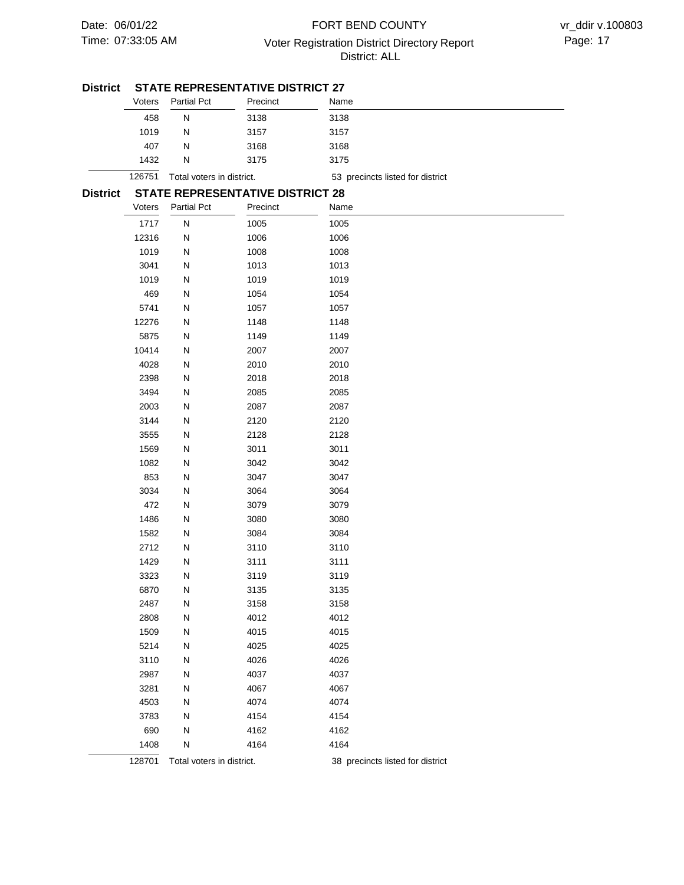**District STATE REPRESENTATIVE DISTRICT 27**

| Voters | Partial Pct | Precinct | Name |
|---|---|---|---|
| 458 | N | 3138 | 3138 |
| 1019 | N | 3157 | 3157 |
| 407 | N | 3168 | 3168 |
| 1432 | N | 3175 | 3175 |

126751 Total voters in district. 53 precincts listed for district

**District STATE REPRESENTATIVE DISTRICT 28**

| Voters | Partial Pct | Precinct | Name |
|---|---|---|---|
| 1717 | N | 1005 | 1005 |
| 12316 | N | 1006 | 1006 |
| 1019 | N | 1008 | 1008 |
| 3041 | N | 1013 | 1013 |
| 1019 | N | 1019 | 1019 |
| 469 | N | 1054 | 1054 |
| 5741 | N | 1057 | 1057 |
| 12276 | N | 1148 | 1148 |
| 5875 | N | 1149 | 1149 |
| 10414 | N | 2007 | 2007 |
| 4028 | N | 2010 | 2010 |
| 2398 | N | 2018 | 2018 |
| 3494 | N | 2085 | 2085 |
| 2003 | N | 2087 | 2087 |
| 3144 | N | 2120 | 2120 |
| 3555 | N | 2128 | 2128 |
| 1569 | N | 3011 | 3011 |
| 1082 | N | 3042 | 3042 |
| 853 | N | 3047 | 3047 |
| 3034 | N | 3064 | 3064 |
| 472 | N | 3079 | 3079 |
| 1486 | N | 3080 | 3080 |
| 1582 | N | 3084 | 3084 |
| 2712 | N | 3110 | 3110 |
| 1429 | N | 3111 | 3111 |
| 3323 | N | 3119 | 3119 |
| 6870 | N | 3135 | 3135 |
| 2487 | N | 3158 | 3158 |
| 2808 | N | 4012 | 4012 |
| 1509 | N | 4015 | 4015 |
| 5214 | N | 4025 | 4025 |
| 3110 | N | 4026 | 4026 |
| 2987 | N | 4037 | 4037 |
| 3281 | N | 4067 | 4067 |
| 4503 | N | 4074 | 4074 |
| 3783 | N | 4154 | 4154 |
| 690 | N | 4162 | 4162 |
| 1408 | N | 4164 | 4164 |

128701 Total voters in district. 38 precincts listed for district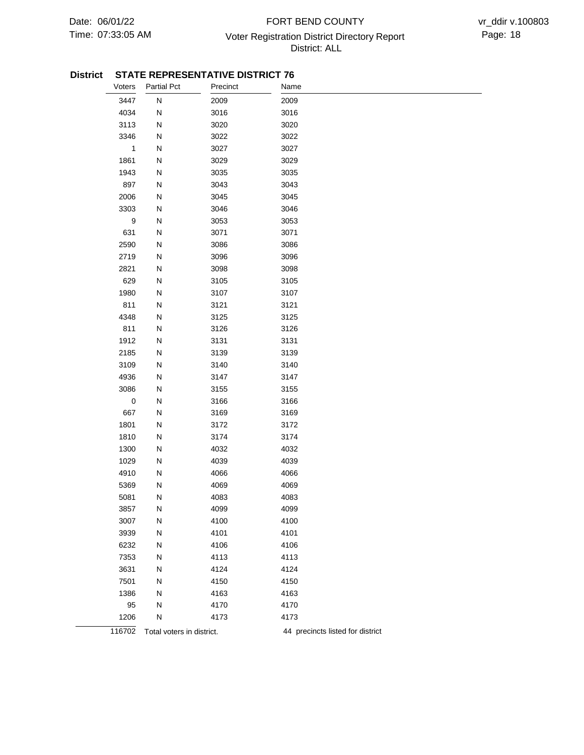**District STATE REPRESENTATIVE DISTRICT 76**

| Voters | Partial Pct | Precinct | Name |
|---|---|---|---|
| 3447 | N | 2009 | 2009 |
| 4034 | N | 3016 | 3016 |
| 3113 | N | 3020 | 3020 |
| 3346 | N | 3022 | 3022 |
| 1 | N | 3027 | 3027 |
| 1861 | N | 3029 | 3029 |
| 1943 | N | 3035 | 3035 |
| 897 | N | 3043 | 3043 |
| 2006 | N | 3045 | 3045 |
| 3303 | N | 3046 | 3046 |
| 9 | N | 3053 | 3053 |
| 631 | N | 3071 | 3071 |
| 2590 | N | 3086 | 3086 |
| 2719 | N | 3096 | 3096 |
| 2821 | N | 3098 | 3098 |
| 629 | N | 3105 | 3105 |
| 1980 | N | 3107 | 3107 |
| 811 | N | 3121 | 3121 |
| 4348 | N | 3125 | 3125 |
| 811 | N | 3126 | 3126 |
| 1912 | N | 3131 | 3131 |
| 2185 | N | 3139 | 3139 |
| 3109 | N | 3140 | 3140 |
| 4936 | N | 3147 | 3147 |
| 3086 | N | 3155 | 3155 |
| 0 | N | 3166 | 3166 |
| 667 | N | 3169 | 3169 |
| 1801 | N | 3172 | 3172 |
| 1810 | N | 3174 | 3174 |
| 1300 | N | 4032 | 4032 |
| 1029 | N | 4039 | 4039 |
| 4910 | N | 4066 | 4066 |
| 5369 | N | 4069 | 4069 |
| 5081 | N | 4083 | 4083 |
| 3857 | N | 4099 | 4099 |
| 3007 | N | 4100 | 4100 |
| 3939 | N | 4101 | 4101 |
| 6232 | N | 4106 | 4106 |
| 7353 | N | 4113 | 4113 |
| 3631 | N | 4124 | 4124 |
| 7501 | N | 4150 | 4150 |
| 1386 | N | 4163 | 4163 |
| 95 | N | 4170 | 4170 |
| 1206 | N | 4173 | 4173 |
| 116702 | Total voters in district. | | 44 precincts listed for district |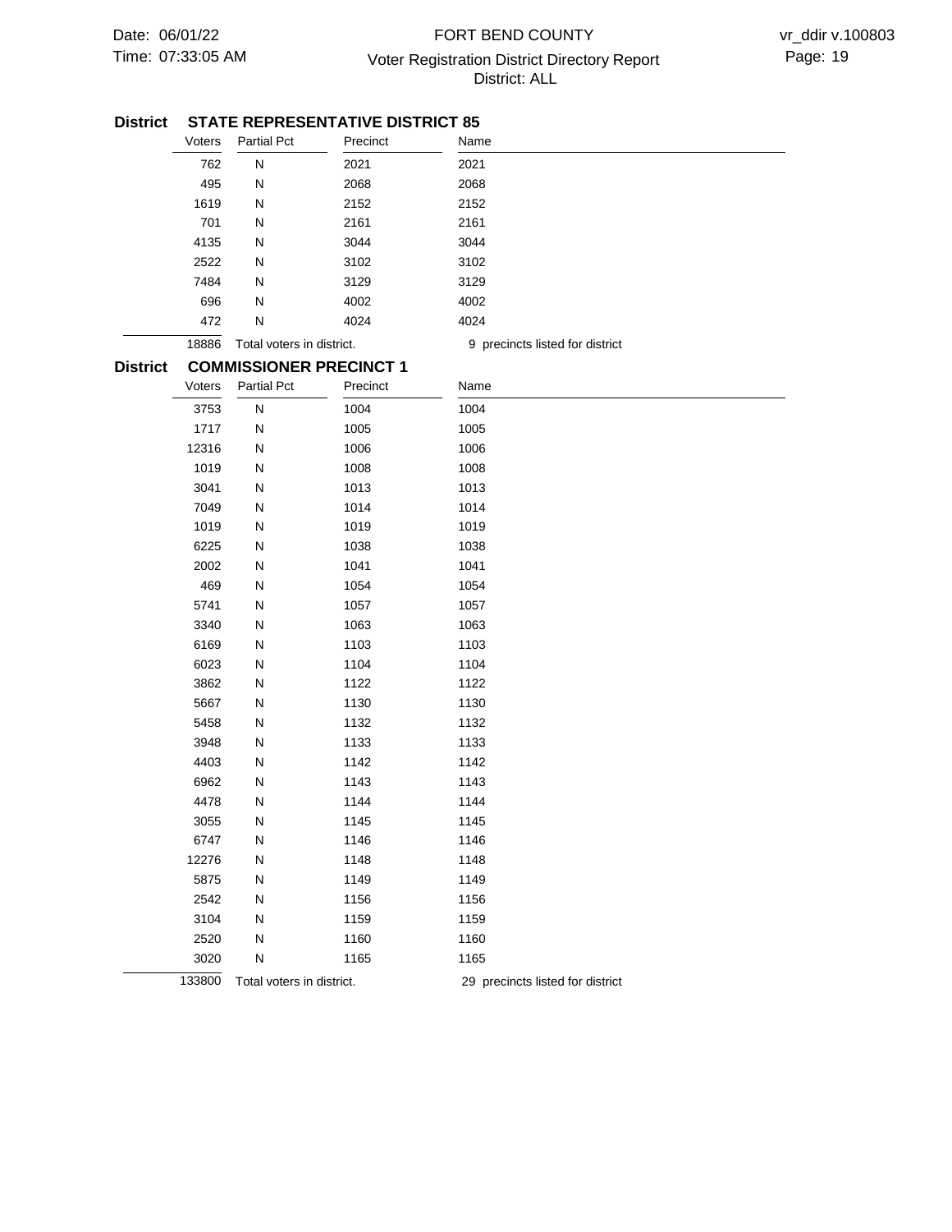## District STATE REPRESENTATIVE DISTRICT 85

| Voters | Partial Pct | Precinct | Name |
|---|---|---|---|
| 762 | N | 2021 | 2021 |
| 495 | N | 2068 | 2068 |
| 1619 | N | 2152 | 2152 |
| 701 | N | 2161 | 2161 |
| 4135 | N | 3044 | 3044 |
| 2522 | N | 3102 | 3102 |
| 7484 | N | 3129 | 3129 |
| 696 | N | 4002 | 4002 |
| 472 | N | 4024 | 4024 |
| 18886 | Total voters in district. | | 9 precincts listed for district |

## District COMMISSIONER PRECINCT 1

| Voters | Partial Pct | Precinct | Name |
|---|---|---|---|
| 3753 | N | 1004 | 1004 |
| 1717 | N | 1005 | 1005 |
| 12316 | N | 1006 | 1006 |
| 1019 | N | 1008 | 1008 |
| 3041 | N | 1013 | 1013 |
| 7049 | N | 1014 | 1014 |
| 1019 | N | 1019 | 1019 |
| 6225 | N | 1038 | 1038 |
| 2002 | N | 1041 | 1041 |
| 469 | N | 1054 | 1054 |
| 5741 | N | 1057 | 1057 |
| 3340 | N | 1063 | 1063 |
| 6169 | N | 1103 | 1103 |
| 6023 | N | 1104 | 1104 |
| 3862 | N | 1122 | 1122 |
| 5667 | N | 1130 | 1130 |
| 5458 | N | 1132 | 1132 |
| 3948 | N | 1133 | 1133 |
| 4403 | N | 1142 | 1142 |
| 6962 | N | 1143 | 1143 |
| 4478 | N | 1144 | 1144 |
| 3055 | N | 1145 | 1145 |
| 6747 | N | 1146 | 1146 |
| 12276 | N | 1148 | 1148 |
| 5875 | N | 1149 | 1149 |
| 2542 | N | 1156 | 1156 |
| 3104 | N | 1159 | 1159 |
| 2520 | N | 1160 | 1160 |
| 3020 | N | 1165 | 1165 |
| 133800 | Total voters in district. | | 29 precincts listed for district |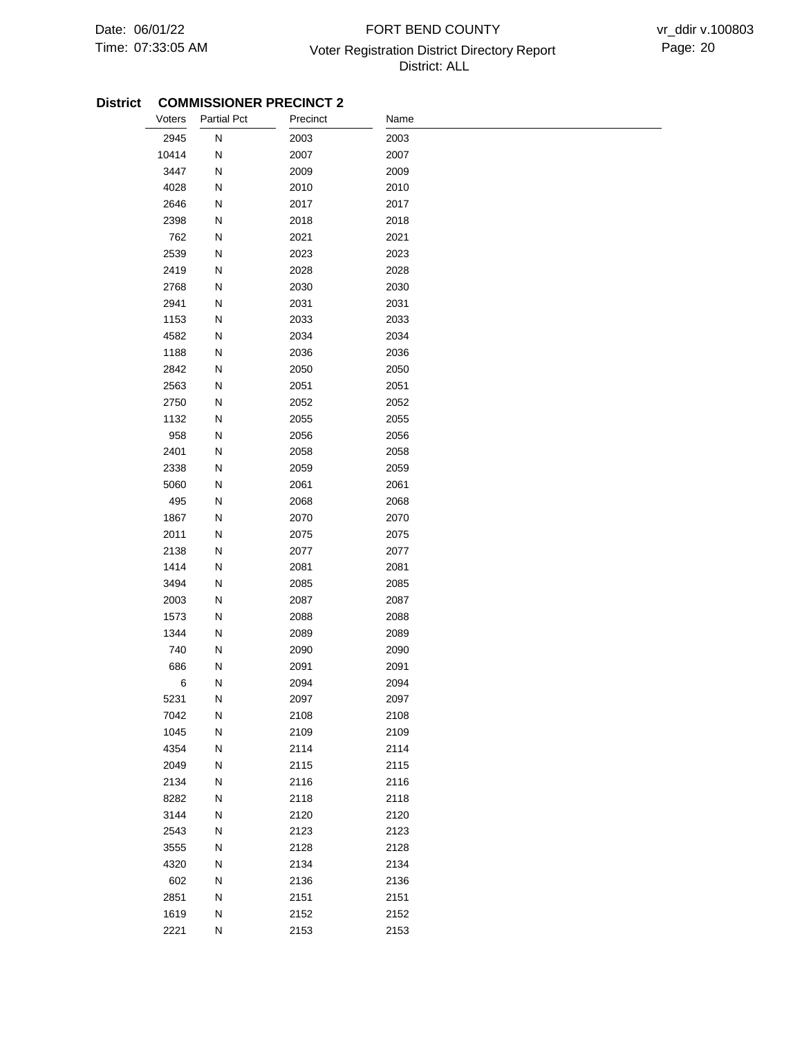**District COMMISSIONER PRECINCT 2**

| Voters | Partial Pct | Precinct | Name |
|---|---|---|---|
| 2945 | N | 2003 | 2003 |
| 10414 | N | 2007 | 2007 |
| 3447 | N | 2009 | 2009 |
| 4028 | N | 2010 | 2010 |
| 2646 | N | 2017 | 2017 |
| 2398 | N | 2018 | 2018 |
| 762 | N | 2021 | 2021 |
| 2539 | N | 2023 | 2023 |
| 2419 | N | 2028 | 2028 |
| 2768 | N | 2030 | 2030 |
| 2941 | N | 2031 | 2031 |
| 1153 | N | 2033 | 2033 |
| 4582 | N | 2034 | 2034 |
| 1188 | N | 2036 | 2036 |
| 2842 | N | 2050 | 2050 |
| 2563 | N | 2051 | 2051 |
| 2750 | N | 2052 | 2052 |
| 1132 | N | 2055 | 2055 |
| 958 | N | 2056 | 2056 |
| 2401 | N | 2058 | 2058 |
| 2338 | N | 2059 | 2059 |
| 5060 | N | 2061 | 2061 |
| 495 | N | 2068 | 2068 |
| 1867 | N | 2070 | 2070 |
| 2011 | N | 2075 | 2075 |
| 2138 | N | 2077 | 2077 |
| 1414 | N | 2081 | 2081 |
| 3494 | N | 2085 | 2085 |
| 2003 | N | 2087 | 2087 |
| 1573 | N | 2088 | 2088 |
| 1344 | N | 2089 | 2089 |
| 740 | N | 2090 | 2090 |
| 686 | N | 2091 | 2091 |
| 6 | N | 2094 | 2094 |
| 5231 | N | 2097 | 2097 |
| 7042 | N | 2108 | 2108 |
| 1045 | N | 2109 | 2109 |
| 4354 | N | 2114 | 2114 |
| 2049 | N | 2115 | 2115 |
| 2134 | N | 2116 | 2116 |
| 8282 | N | 2118 | 2118 |
| 3144 | N | 2120 | 2120 |
| 2543 | N | 2123 | 2123 |
| 3555 | N | 2128 | 2128 |
| 4320 | N | 2134 | 2134 |
| 602 | N | 2136 | 2136 |
| 2851 | N | 2151 | 2151 |
| 1619 | N | 2152 | 2152 |
| 2221 | N | 2153 | 2153 |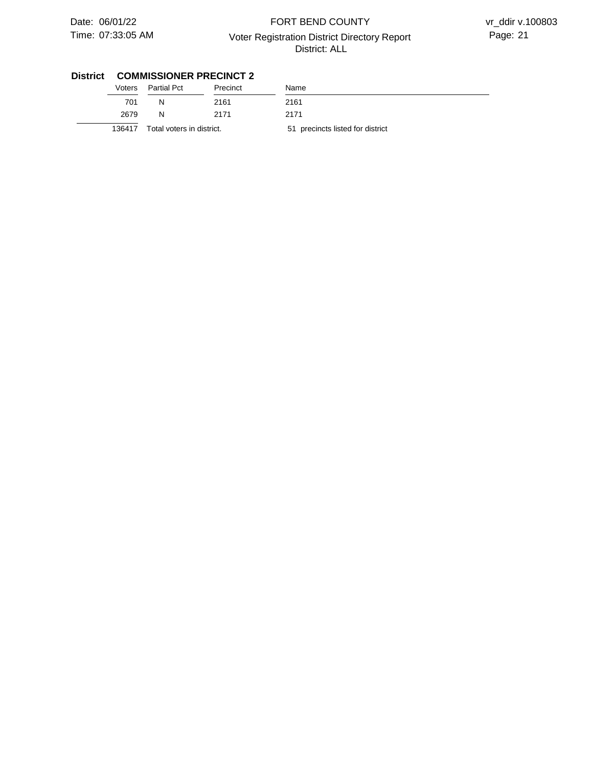## District COMMISSIONER PRECINCT 2

| Voters | Partial Pct | Precinct | Name |
|---|---|---|---|
| 701 | N | 2161 | 2161 |
| 2679 | N | 2171 | 2171 |
| 136417 | Total voters in district. | | 51 precincts listed for district |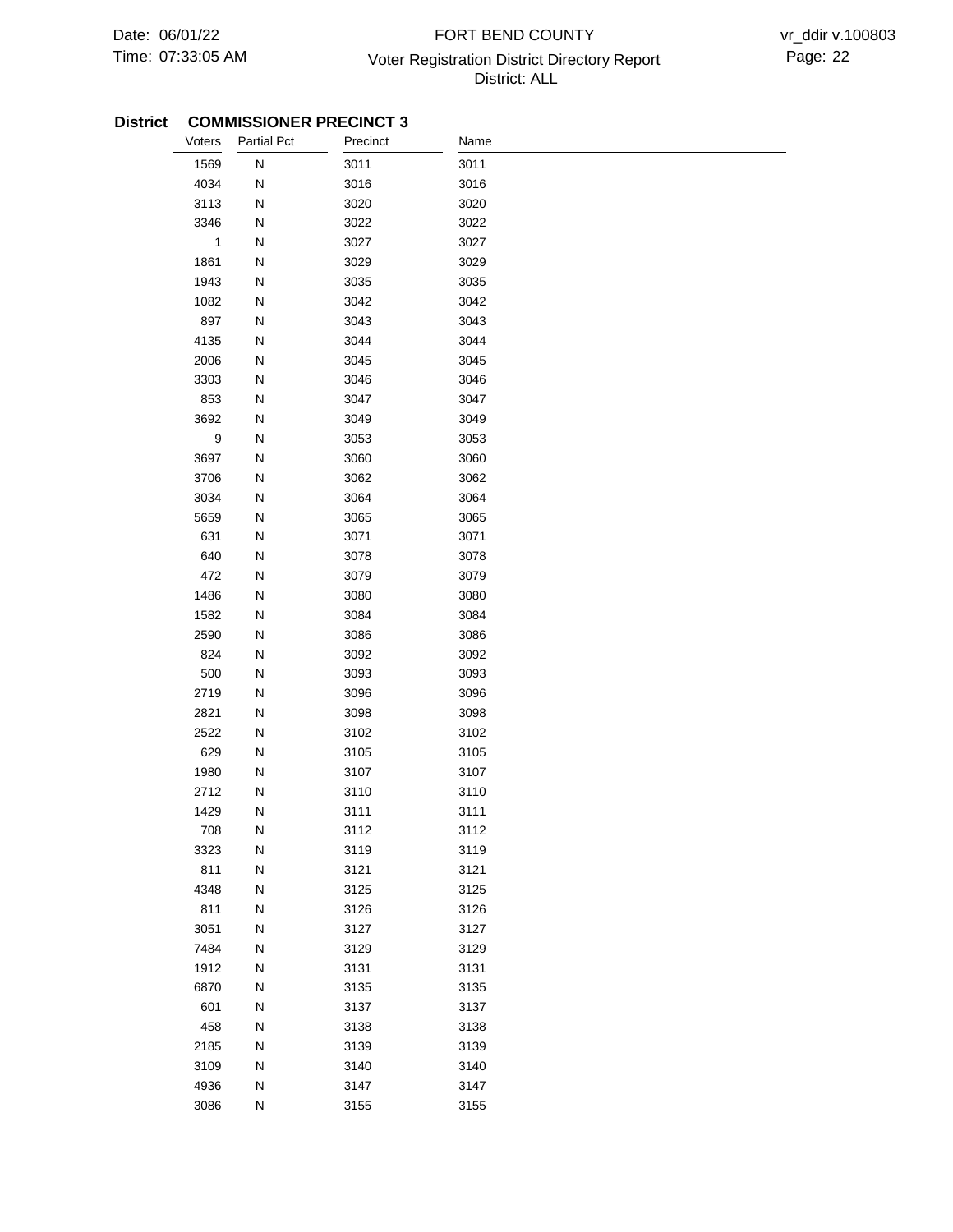**District** **COMMISSIONER PRECINCT 3**

| Voters | Partial Pct | Precinct | Name |
|---|---|---|---|
| 1569 | N | 3011 | 3011 |
| 4034 | N | 3016 | 3016 |
| 3113 | N | 3020 | 3020 |
| 3346 | N | 3022 | 3022 |
| 1 | N | 3027 | 3027 |
| 1861 | N | 3029 | 3029 |
| 1943 | N | 3035 | 3035 |
| 1082 | N | 3042 | 3042 |
| 897 | N | 3043 | 3043 |
| 4135 | N | 3044 | 3044 |
| 2006 | N | 3045 | 3045 |
| 3303 | N | 3046 | 3046 |
| 853 | N | 3047 | 3047 |
| 3692 | N | 3049 | 3049 |
| 9 | N | 3053 | 3053 |
| 3697 | N | 3060 | 3060 |
| 3706 | N | 3062 | 3062 |
| 3034 | N | 3064 | 3064 |
| 5659 | N | 3065 | 3065 |
| 631 | N | 3071 | 3071 |
| 640 | N | 3078 | 3078 |
| 472 | N | 3079 | 3079 |
| 1486 | N | 3080 | 3080 |
| 1582 | N | 3084 | 3084 |
| 2590 | N | 3086 | 3086 |
| 824 | N | 3092 | 3092 |
| 500 | N | 3093 | 3093 |
| 2719 | N | 3096 | 3096 |
| 2821 | N | 3098 | 3098 |
| 2522 | N | 3102 | 3102 |
| 629 | N | 3105 | 3105 |
| 1980 | N | 3107 | 3107 |
| 2712 | N | 3110 | 3110 |
| 1429 | N | 3111 | 3111 |
| 708 | N | 3112 | 3112 |
| 3323 | N | 3119 | 3119 |
| 811 | N | 3121 | 3121 |
| 4348 | N | 3125 | 3125 |
| 811 | N | 3126 | 3126 |
| 3051 | N | 3127 | 3127 |
| 7484 | N | 3129 | 3129 |
| 1912 | N | 3131 | 3131 |
| 6870 | N | 3135 | 3135 |
| 601 | N | 3137 | 3137 |
| 458 | N | 3138 | 3138 |
| 2185 | N | 3139 | 3139 |
| 3109 | N | 3140 | 3140 |
| 4936 | N | 3147 | 3147 |
| 3086 | N | 3155 | 3155 |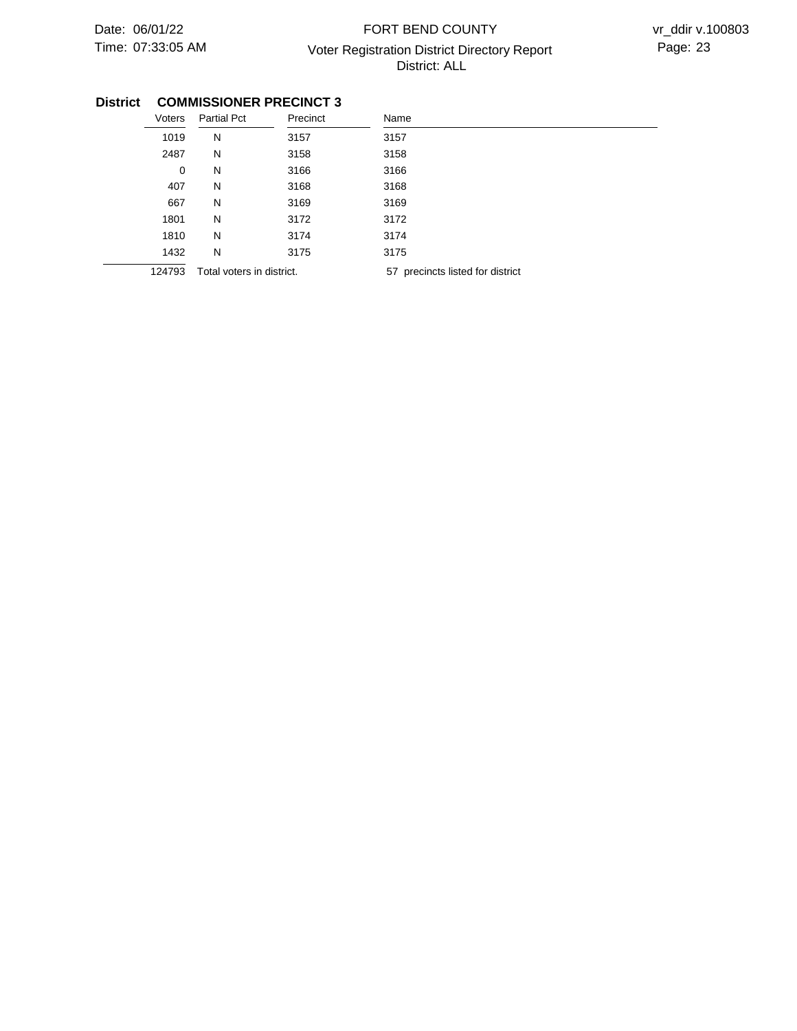**District COMMISSIONER PRECINCT 3**

| Voters | Partial Pct | Precinct | Name |
|---|---|---|---|
| 1019 | N | 3157 | 3157 |
| 2487 | N | 3158 | 3158 |
| 0 | N | 3166 | 3166 |
| 407 | N | 3168 | 3168 |
| 667 | N | 3169 | 3169 |
| 1801 | N | 3172 | 3172 |
| 1810 | N | 3174 | 3174 |
| 1432 | N | 3175 | 3175 |
| 124793 | Total voters in district. | | 57 precincts listed for district |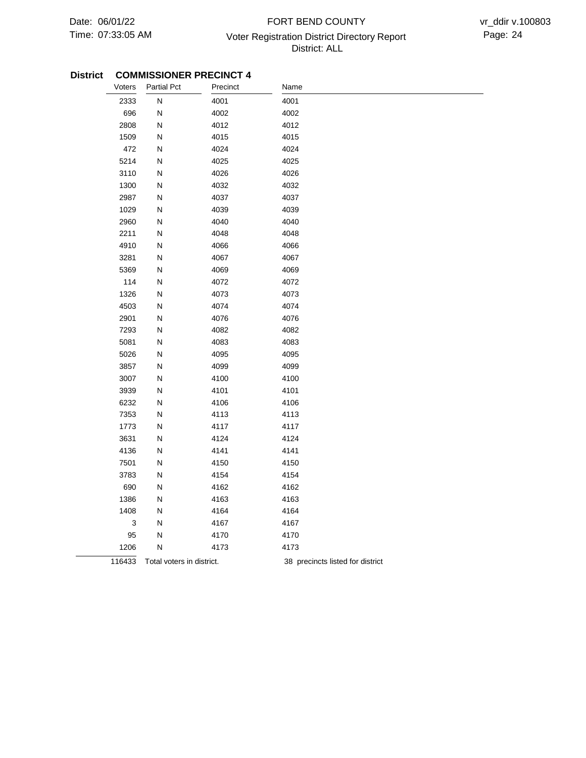## District COMMISSIONER PRECINCT 4

| Voters | Partial Pct | Precinct | Name |
|---|---|---|---|
| 2333 | N | 4001 | 4001 |
| 696 | N | 4002 | 4002 |
| 2808 | N | 4012 | 4012 |
| 1509 | N | 4015 | 4015 |
| 472 | N | 4024 | 4024 |
| 5214 | N | 4025 | 4025 |
| 3110 | N | 4026 | 4026 |
| 1300 | N | 4032 | 4032 |
| 2987 | N | 4037 | 4037 |
| 1029 | N | 4039 | 4039 |
| 2960 | N | 4040 | 4040 |
| 2211 | N | 4048 | 4048 |
| 4910 | N | 4066 | 4066 |
| 3281 | N | 4067 | 4067 |
| 5369 | N | 4069 | 4069 |
| 114 | N | 4072 | 4072 |
| 1326 | N | 4073 | 4073 |
| 4503 | N | 4074 | 4074 |
| 2901 | N | 4076 | 4076 |
| 7293 | N | 4082 | 4082 |
| 5081 | N | 4083 | 4083 |
| 5026 | N | 4095 | 4095 |
| 3857 | N | 4099 | 4099 |
| 3007 | N | 4100 | 4100 |
| 3939 | N | 4101 | 4101 |
| 6232 | N | 4106 | 4106 |
| 7353 | N | 4113 | 4113 |
| 1773 | N | 4117 | 4117 |
| 3631 | N | 4124 | 4124 |
| 4136 | N | 4141 | 4141 |
| 7501 | N | 4150 | 4150 |
| 3783 | N | 4154 | 4154 |
| 690 | N | 4162 | 4162 |
| 1386 | N | 4163 | 4163 |
| 1408 | N | 4164 | 4164 |
| 3 | N | 4167 | 4167 |
| 95 | N | 4170 | 4170 |
| 1206 | N | 4173 | 4173 |
| 116433 | Total voters in district. | | 38 precincts listed for district |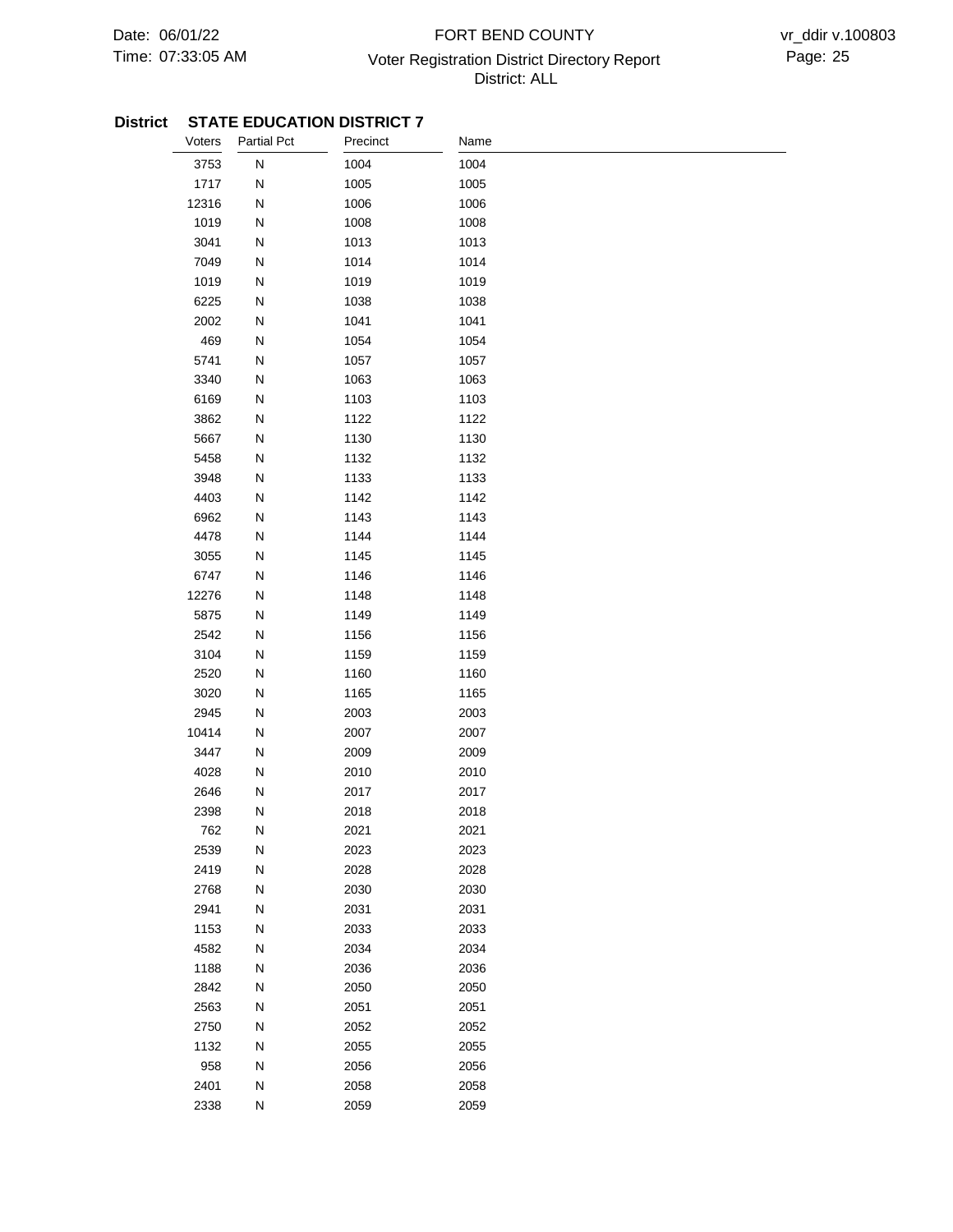FORT BEND COUNTY

Voter Registration District Directory Report

District: ALL

**District STATE EDUCATION DISTRICT 7**

| Voters | Partial Pct | Precinct | Name |
|---|---|---|---|
| 3753 | N | 1004 | 1004 |
| 1717 | N | 1005 | 1005 |
| 12316 | N | 1006 | 1006 |
| 1019 | N | 1008 | 1008 |
| 3041 | N | 1013 | 1013 |
| 7049 | N | 1014 | 1014 |
| 1019 | N | 1019 | 1019 |
| 6225 | N | 1038 | 1038 |
| 2002 | N | 1041 | 1041 |
| 469 | N | 1054 | 1054 |
| 5741 | N | 1057 | 1057 |
| 3340 | N | 1063 | 1063 |
| 6169 | N | 1103 | 1103 |
| 3862 | N | 1122 | 1122 |
| 5667 | N | 1130 | 1130 |
| 5458 | N | 1132 | 1132 |
| 3948 | N | 1133 | 1133 |
| 4403 | N | 1142 | 1142 |
| 6962 | N | 1143 | 1143 |
| 4478 | N | 1144 | 1144 |
| 3055 | N | 1145 | 1145 |
| 6747 | N | 1146 | 1146 |
| 12276 | N | 1148 | 1148 |
| 5875 | N | 1149 | 1149 |
| 2542 | N | 1156 | 1156 |
| 3104 | N | 1159 | 1159 |
| 2520 | N | 1160 | 1160 |
| 3020 | N | 1165 | 1165 |
| 2945 | N | 2003 | 2003 |
| 10414 | N | 2007 | 2007 |
| 3447 | N | 2009 | 2009 |
| 4028 | N | 2010 | 2010 |
| 2646 | N | 2017 | 2017 |
| 2398 | N | 2018 | 2018 |
| 762 | N | 2021 | 2021 |
| 2539 | N | 2023 | 2023 |
| 2419 | N | 2028 | 2028 |
| 2768 | N | 2030 | 2030 |
| 2941 | N | 2031 | 2031 |
| 1153 | N | 2033 | 2033 |
| 4582 | N | 2034 | 2034 |
| 1188 | N | 2036 | 2036 |
| 2842 | N | 2050 | 2050 |
| 2563 | N | 2051 | 2051 |
| 2750 | N | 2052 | 2052 |
| 1132 | N | 2055 | 2055 |
| 958 | N | 2056 | 2056 |
| 2401 | N | 2058 | 2058 |
| 2338 | N | 2059 | 2059 |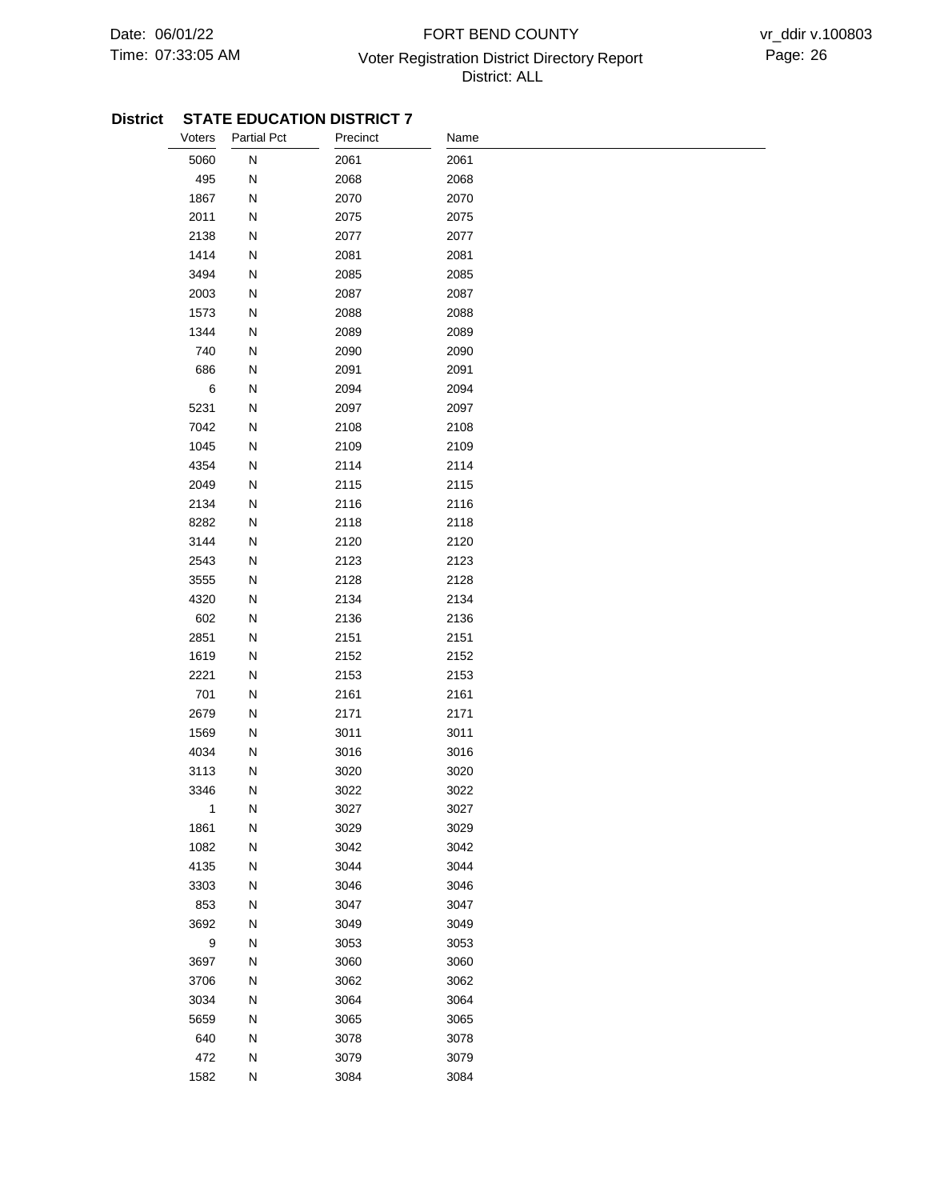**District STATE EDUCATION DISTRICT 7**

| Voters | Partial Pct | Precinct | Name |
|---|---|---|---|
| 5060 | N | 2061 | 2061 |
| 495 | N | 2068 | 2068 |
| 1867 | N | 2070 | 2070 |
| 2011 | N | 2075 | 2075 |
| 2138 | N | 2077 | 2077 |
| 1414 | N | 2081 | 2081 |
| 3494 | N | 2085 | 2085 |
| 2003 | N | 2087 | 2087 |
| 1573 | N | 2088 | 2088 |
| 1344 | N | 2089 | 2089 |
| 740 | N | 2090 | 2090 |
| 686 | N | 2091 | 2091 |
| 6 | N | 2094 | 2094 |
| 5231 | N | 2097 | 2097 |
| 7042 | N | 2108 | 2108 |
| 1045 | N | 2109 | 2109 |
| 4354 | N | 2114 | 2114 |
| 2049 | N | 2115 | 2115 |
| 2134 | N | 2116 | 2116 |
| 8282 | N | 2118 | 2118 |
| 3144 | N | 2120 | 2120 |
| 2543 | N | 2123 | 2123 |
| 3555 | N | 2128 | 2128 |
| 4320 | N | 2134 | 2134 |
| 602 | N | 2136 | 2136 |
| 2851 | N | 2151 | 2151 |
| 1619 | N | 2152 | 2152 |
| 2221 | N | 2153 | 2153 |
| 701 | N | 2161 | 2161 |
| 2679 | N | 2171 | 2171 |
| 1569 | N | 3011 | 3011 |
| 4034 | N | 3016 | 3016 |
| 3113 | N | 3020 | 3020 |
| 3346 | N | 3022 | 3022 |
| 1 | N | 3027 | 3027 |
| 1861 | N | 3029 | 3029 |
| 1082 | N | 3042 | 3042 |
| 4135 | N | 3044 | 3044 |
| 3303 | N | 3046 | 3046 |
| 853 | N | 3047 | 3047 |
| 3692 | N | 3049 | 3049 |
| 9 | N | 3053 | 3053 |
| 3697 | N | 3060 | 3060 |
| 3706 | N | 3062 | 3062 |
| 3034 | N | 3064 | 3064 |
| 5659 | N | 3065 | 3065 |
| 640 | N | 3078 | 3078 |
| 472 | N | 3079 | 3079 |
| 1582 | N | 3084 | 3084 |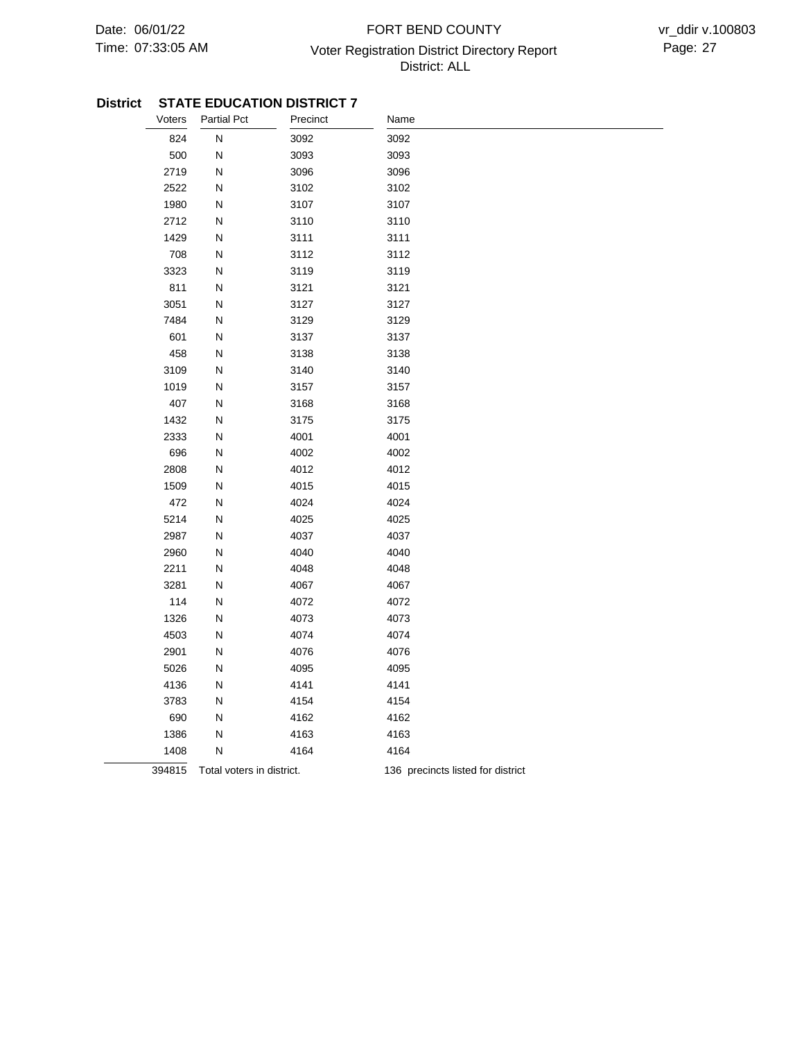**District STATE EDUCATION DISTRICT 7**

| Voters | Partial Pct | Precinct | Name |
|---|---|---|---|
| 824 | N | 3092 | 3092 |
| 500 | N | 3093 | 3093 |
| 2719 | N | 3096 | 3096 |
| 2522 | N | 3102 | 3102 |
| 1980 | N | 3107 | 3107 |
| 2712 | N | 3110 | 3110 |
| 1429 | N | 3111 | 3111 |
| 708 | N | 3112 | 3112 |
| 3323 | N | 3119 | 3119 |
| 811 | N | 3121 | 3121 |
| 3051 | N | 3127 | 3127 |
| 7484 | N | 3129 | 3129 |
| 601 | N | 3137 | 3137 |
| 458 | N | 3138 | 3138 |
| 3109 | N | 3140 | 3140 |
| 1019 | N | 3157 | 3157 |
| 407 | N | 3168 | 3168 |
| 1432 | N | 3175 | 3175 |
| 2333 | N | 4001 | 4001 |
| 696 | N | 4002 | 4002 |
| 2808 | N | 4012 | 4012 |
| 1509 | N | 4015 | 4015 |
| 472 | N | 4024 | 4024 |
| 5214 | N | 4025 | 4025 |
| 2987 | N | 4037 | 4037 |
| 2960 | N | 4040 | 4040 |
| 2211 | N | 4048 | 4048 |
| 3281 | N | 4067 | 4067 |
| 114 | N | 4072 | 4072 |
| 1326 | N | 4073 | 4073 |
| 4503 | N | 4074 | 4074 |
| 2901 | N | 4076 | 4076 |
| 5026 | N | 4095 | 4095 |
| 4136 | N | 4141 | 4141 |
| 3783 | N | 4154 | 4154 |
| 690 | N | 4162 | 4162 |
| 1386 | N | 4163 | 4163 |
| 1408 | N | 4164 | 4164 |
| 394815 | Total voters in district. | | 136 precincts listed for district |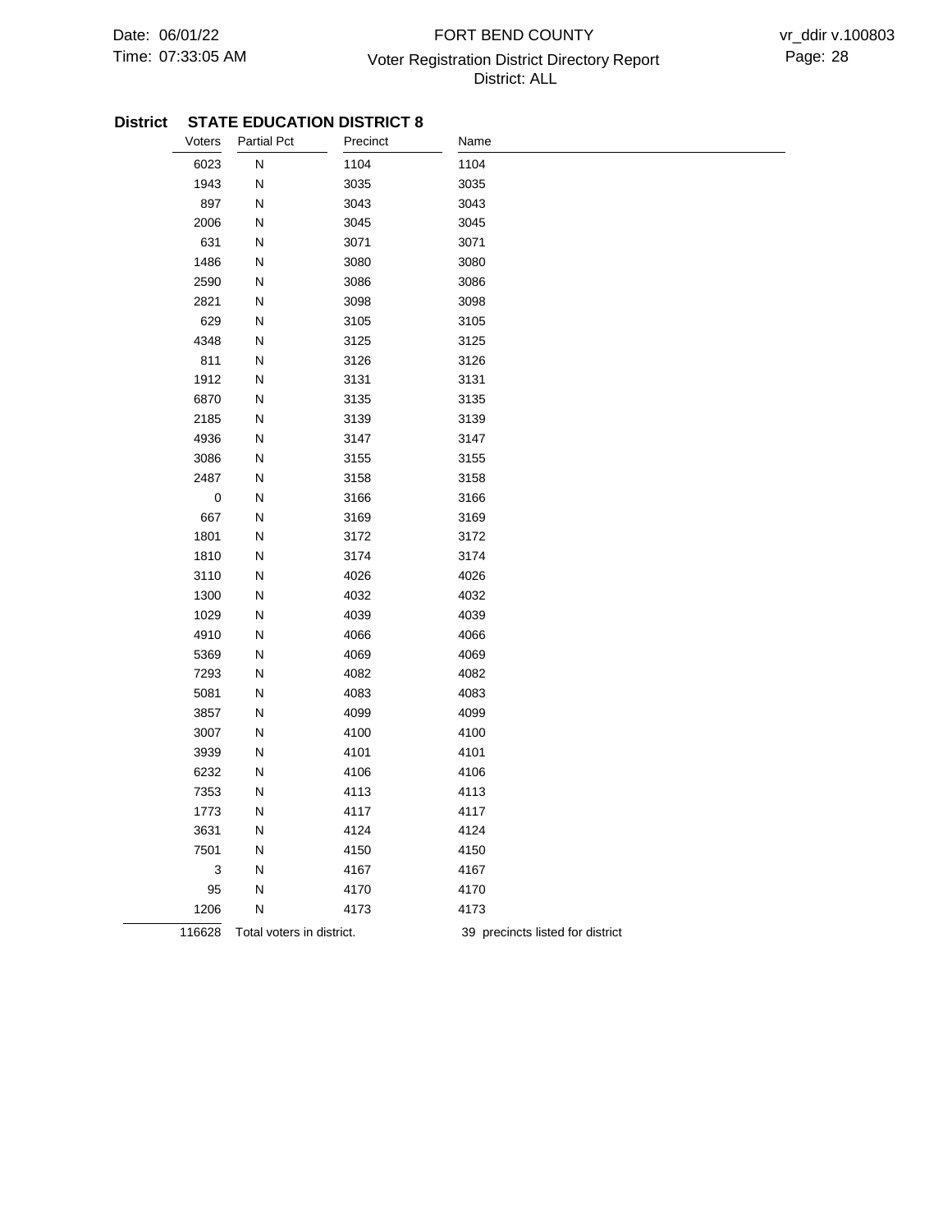**District STATE EDUCATION DISTRICT 8**

| Voters | Partial Pct | Precinct | Name |
|---|---|---|---|
| 6023 | N | 1104 | 1104 |
| 1943 | N | 3035 | 3035 |
| 897 | N | 3043 | 3043 |
| 2006 | N | 3045 | 3045 |
| 631 | N | 3071 | 3071 |
| 1486 | N | 3080 | 3080 |
| 2590 | N | 3086 | 3086 |
| 2821 | N | 3098 | 3098 |
| 629 | N | 3105 | 3105 |
| 4348 | N | 3125 | 3125 |
| 811 | N | 3126 | 3126 |
| 1912 | N | 3131 | 3131 |
| 6870 | N | 3135 | 3135 |
| 2185 | N | 3139 | 3139 |
| 4936 | N | 3147 | 3147 |
| 3086 | N | 3155 | 3155 |
| 2487 | N | 3158 | 3158 |
| 0 | N | 3166 | 3166 |
| 667 | N | 3169 | 3169 |
| 1801 | N | 3172 | 3172 |
| 1810 | N | 3174 | 3174 |
| 3110 | N | 4026 | 4026 |
| 1300 | N | 4032 | 4032 |
| 1029 | N | 4039 | 4039 |
| 4910 | N | 4066 | 4066 |
| 5369 | N | 4069 | 4069 |
| 7293 | N | 4082 | 4082 |
| 5081 | N | 4083 | 4083 |
| 3857 | N | 4099 | 4099 |
| 3007 | N | 4100 | 4100 |
| 3939 | N | 4101 | 4101 |
| 6232 | N | 4106 | 4106 |
| 7353 | N | 4113 | 4113 |
| 1773 | N | 4117 | 4117 |
| 3631 | N | 4124 | 4124 |
| 7501 | N | 4150 | 4150 |
| 3 | N | 4167 | 4167 |
| 95 | N | 4170 | 4170 |
| 1206 | N | 4173 | 4173 |
| 116628 | Total voters in district. | | 39 precincts listed for district |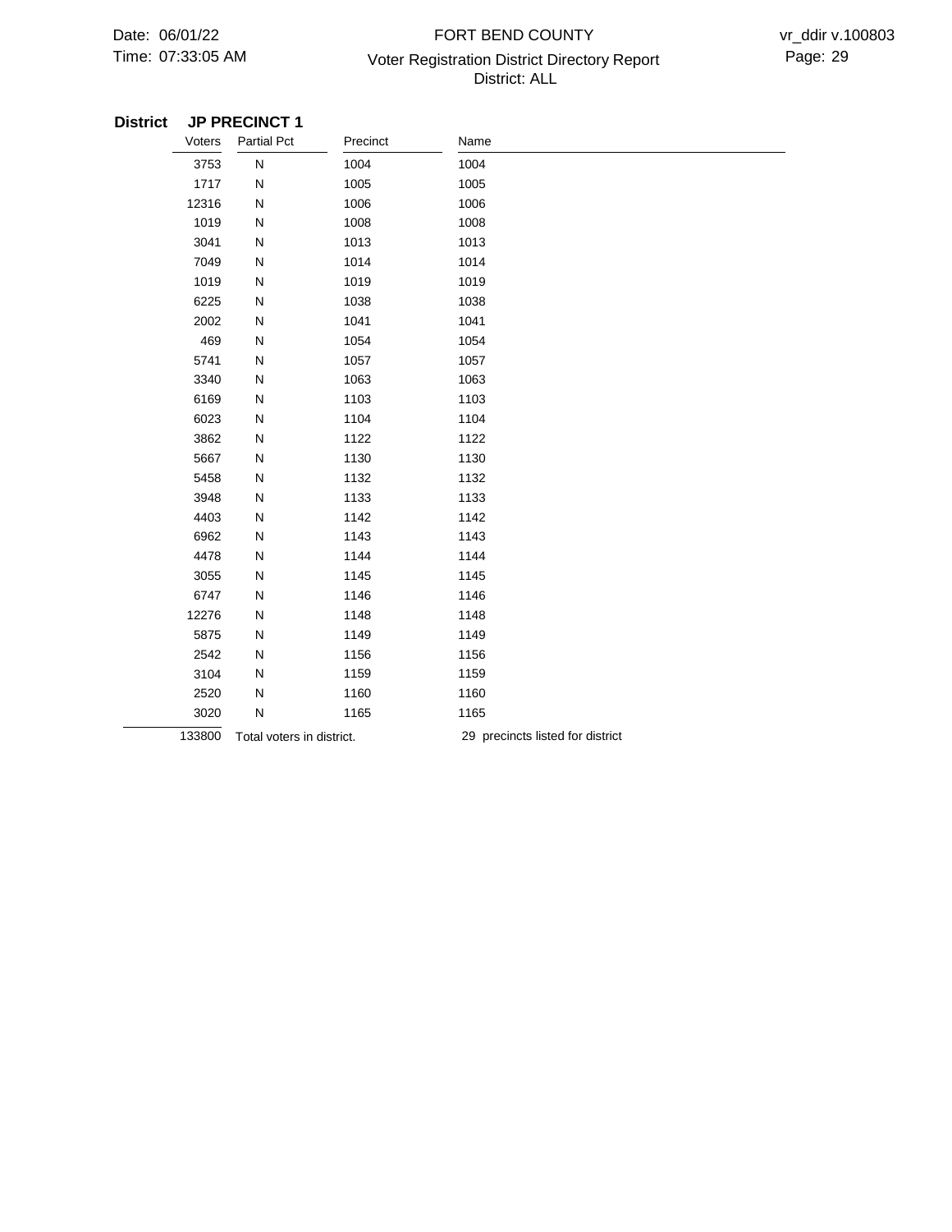**District JP PRECINCT 1**

| Voters | Partial Pct | Precinct | Name |
|---|---|---|---|
| 3753 | N | 1004 | 1004 |
| 1717 | N | 1005 | 1005 |
| 12316 | N | 1006 | 1006 |
| 1019 | N | 1008 | 1008 |
| 3041 | N | 1013 | 1013 |
| 7049 | N | 1014 | 1014 |
| 1019 | N | 1019 | 1019 |
| 6225 | N | 1038 | 1038 |
| 2002 | N | 1041 | 1041 |
| 469 | N | 1054 | 1054 |
| 5741 | N | 1057 | 1057 |
| 3340 | N | 1063 | 1063 |
| 6169 | N | 1103 | 1103 |
| 6023 | N | 1104 | 1104 |
| 3862 | N | 1122 | 1122 |
| 5667 | N | 1130 | 1130 |
| 5458 | N | 1132 | 1132 |
| 3948 | N | 1133 | 1133 |
| 4403 | N | 1142 | 1142 |
| 6962 | N | 1143 | 1143 |
| 4478 | N | 1144 | 1144 |
| 3055 | N | 1145 | 1145 |
| 6747 | N | 1146 | 1146 |
| 12276 | N | 1148 | 1148 |
| 5875 | N | 1149 | 1149 |
| 2542 | N | 1156 | 1156 |
| 3104 | N | 1159 | 1159 |
| 2520 | N | 1160 | 1160 |
| 3020 | N | 1165 | 1165 |
| 133800 | Total voters in district. | | 29 precincts listed for district |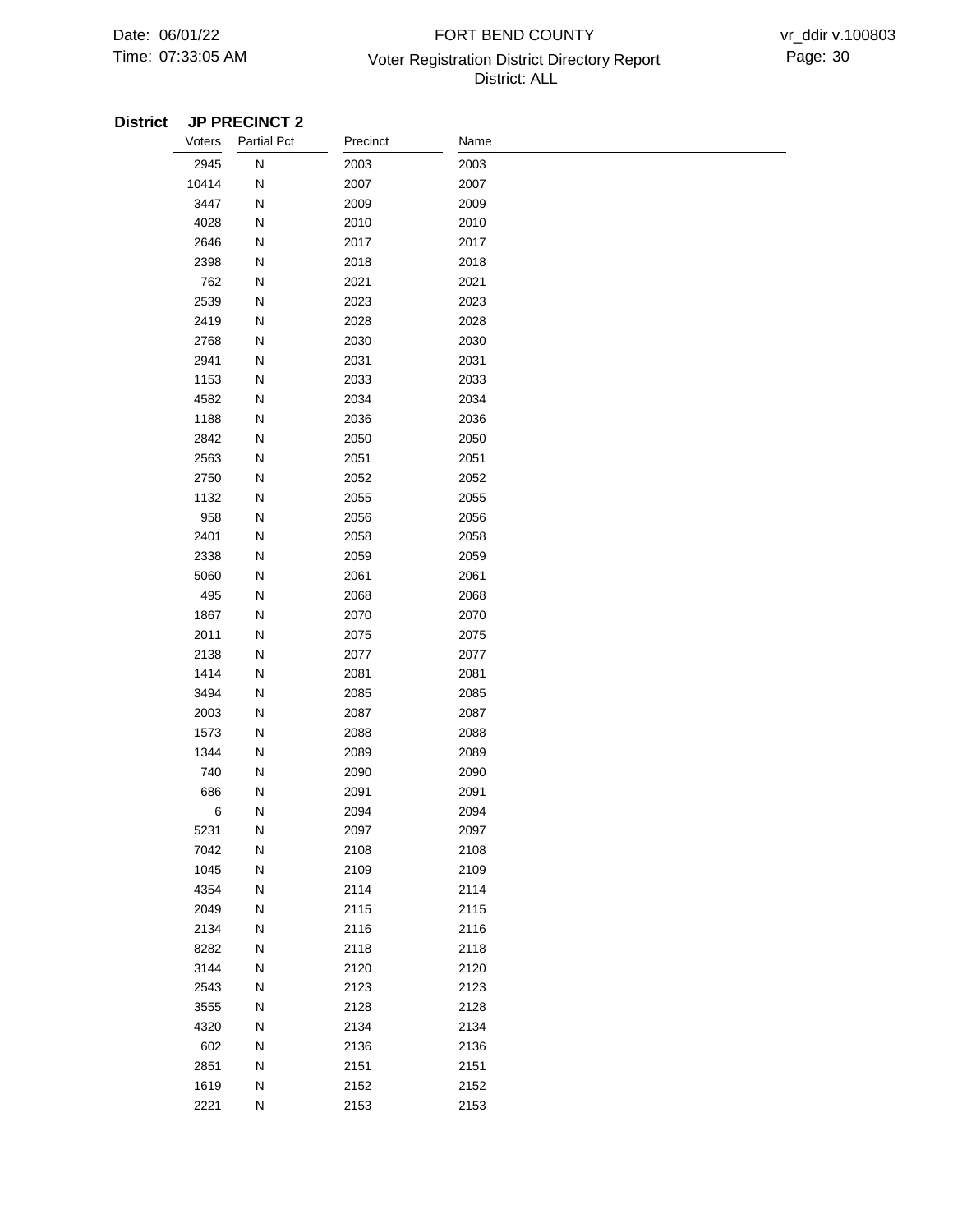**District JP PRECINCT 2**

| Voters | Partial Pct | Precinct | Name |
|---|---|---|---|
| 2945 | N | 2003 | 2003 |
| 10414 | N | 2007 | 2007 |
| 3447 | N | 2009 | 2009 |
| 4028 | N | 2010 | 2010 |
| 2646 | N | 2017 | 2017 |
| 2398 | N | 2018 | 2018 |
| 762 | N | 2021 | 2021 |
| 2539 | N | 2023 | 2023 |
| 2419 | N | 2028 | 2028 |
| 2768 | N | 2030 | 2030 |
| 2941 | N | 2031 | 2031 |
| 1153 | N | 2033 | 2033 |
| 4582 | N | 2034 | 2034 |
| 1188 | N | 2036 | 2036 |
| 2842 | N | 2050 | 2050 |
| 2563 | N | 2051 | 2051 |
| 2750 | N | 2052 | 2052 |
| 1132 | N | 2055 | 2055 |
| 958 | N | 2056 | 2056 |
| 2401 | N | 2058 | 2058 |
| 2338 | N | 2059 | 2059 |
| 5060 | N | 2061 | 2061 |
| 495 | N | 2068 | 2068 |
| 1867 | N | 2070 | 2070 |
| 2011 | N | 2075 | 2075 |
| 2138 | N | 2077 | 2077 |
| 1414 | N | 2081 | 2081 |
| 3494 | N | 2085 | 2085 |
| 2003 | N | 2087 | 2087 |
| 1573 | N | 2088 | 2088 |
| 1344 | N | 2089 | 2089 |
| 740 | N | 2090 | 2090 |
| 686 | N | 2091 | 2091 |
| 6 | N | 2094 | 2094 |
| 5231 | N | 2097 | 2097 |
| 7042 | N | 2108 | 2108 |
| 1045 | N | 2109 | 2109 |
| 4354 | N | 2114 | 2114 |
| 2049 | N | 2115 | 2115 |
| 2134 | N | 2116 | 2116 |
| 8282 | N | 2118 | 2118 |
| 3144 | N | 2120 | 2120 |
| 2543 | N | 2123 | 2123 |
| 3555 | N | 2128 | 2128 |
| 4320 | N | 2134 | 2134 |
| 602 | N | 2136 | 2136 |
| 2851 | N | 2151 | 2151 |
| 1619 | N | 2152 | 2152 |
| 2221 | N | 2153 | 2153 |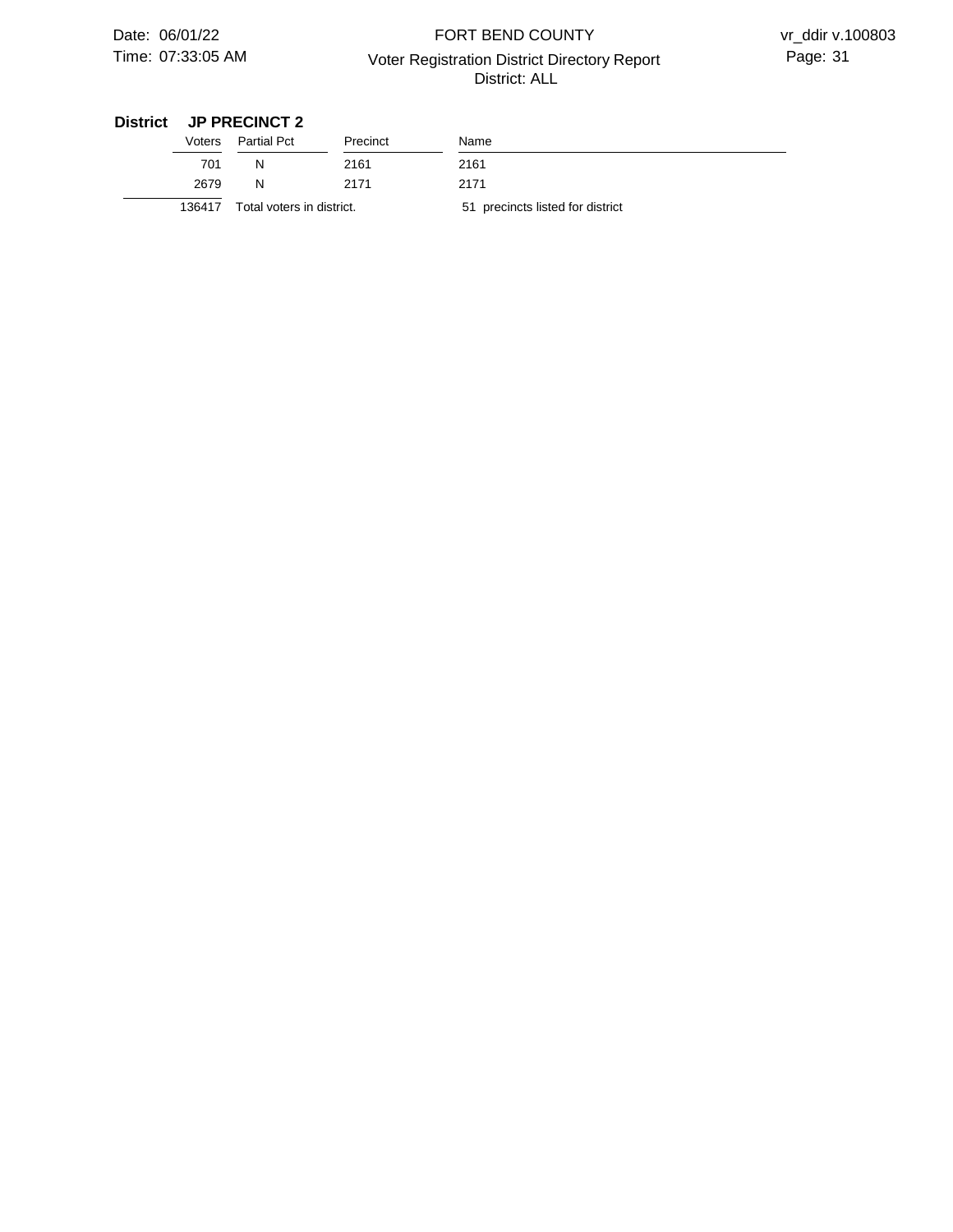**District JP PRECINCT 2**

| Voters | Partial Pct | Precinct | Name |
|---|---|---|---|
| 701 | N | 2161 | 2161 |
| 2679 | N | 2171 | 2171 |
| 136417 | Total voters in district. | | 51 precincts listed for district |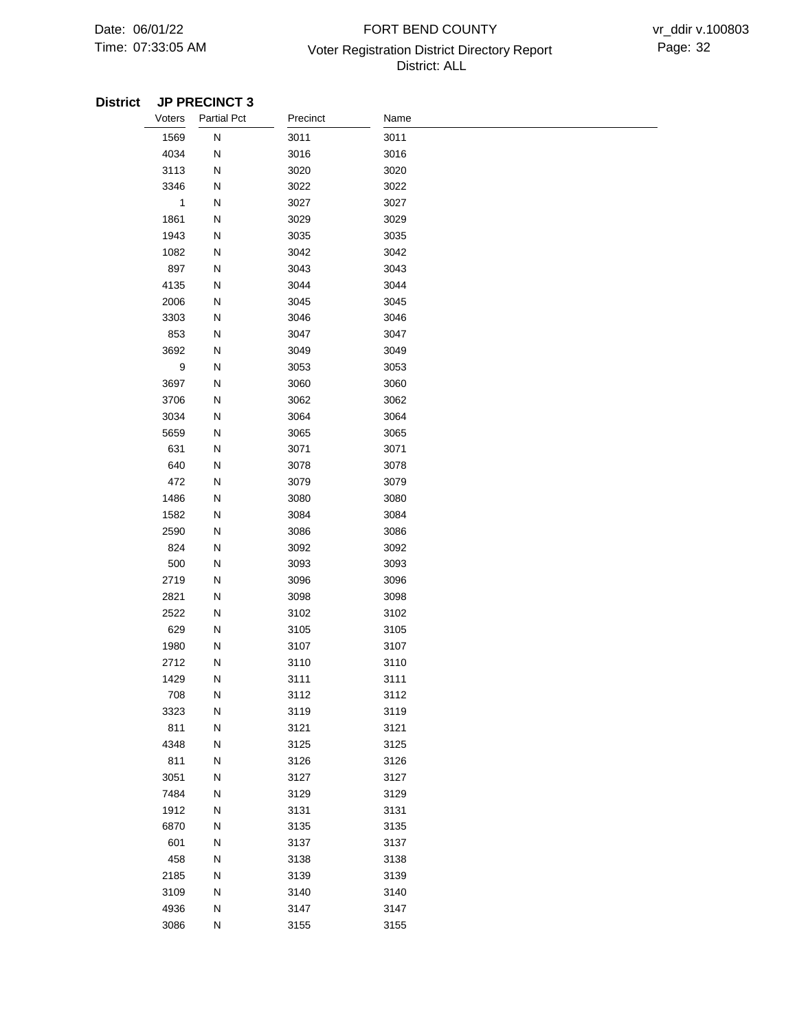**District JP PRECINCT 3**

| Voters | Partial Pct | Precinct | Name |
|---|---|---|---|
| 1569 | N | 3011 | 3011 |
| 4034 | N | 3016 | 3016 |
| 3113 | N | 3020 | 3020 |
| 3346 | N | 3022 | 3022 |
| 1 | N | 3027 | 3027 |
| 1861 | N | 3029 | 3029 |
| 1943 | N | 3035 | 3035 |
| 1082 | N | 3042 | 3042 |
| 897 | N | 3043 | 3043 |
| 4135 | N | 3044 | 3044 |
| 2006 | N | 3045 | 3045 |
| 3303 | N | 3046 | 3046 |
| 853 | N | 3047 | 3047 |
| 3692 | N | 3049 | 3049 |
| 9 | N | 3053 | 3053 |
| 3697 | N | 3060 | 3060 |
| 3706 | N | 3062 | 3062 |
| 3034 | N | 3064 | 3064 |
| 5659 | N | 3065 | 3065 |
| 631 | N | 3071 | 3071 |
| 640 | N | 3078 | 3078 |
| 472 | N | 3079 | 3079 |
| 1486 | N | 3080 | 3080 |
| 1582 | N | 3084 | 3084 |
| 2590 | N | 3086 | 3086 |
| 824 | N | 3092 | 3092 |
| 500 | N | 3093 | 3093 |
| 2719 | N | 3096 | 3096 |
| 2821 | N | 3098 | 3098 |
| 2522 | N | 3102 | 3102 |
| 629 | N | 3105 | 3105 |
| 1980 | N | 3107 | 3107 |
| 2712 | N | 3110 | 3110 |
| 1429 | N | 3111 | 3111 |
| 708 | N | 3112 | 3112 |
| 3323 | N | 3119 | 3119 |
| 811 | N | 3121 | 3121 |
| 4348 | N | 3125 | 3125 |
| 811 | N | 3126 | 3126 |
| 3051 | N | 3127 | 3127 |
| 7484 | N | 3129 | 3129 |
| 1912 | N | 3131 | 3131 |
| 6870 | N | 3135 | 3135 |
| 601 | N | 3137 | 3137 |
| 458 | N | 3138 | 3138 |
| 2185 | N | 3139 | 3139 |
| 3109 | N | 3140 | 3140 |
| 4936 | N | 3147 | 3147 |
| 3086 | N | 3155 | 3155 |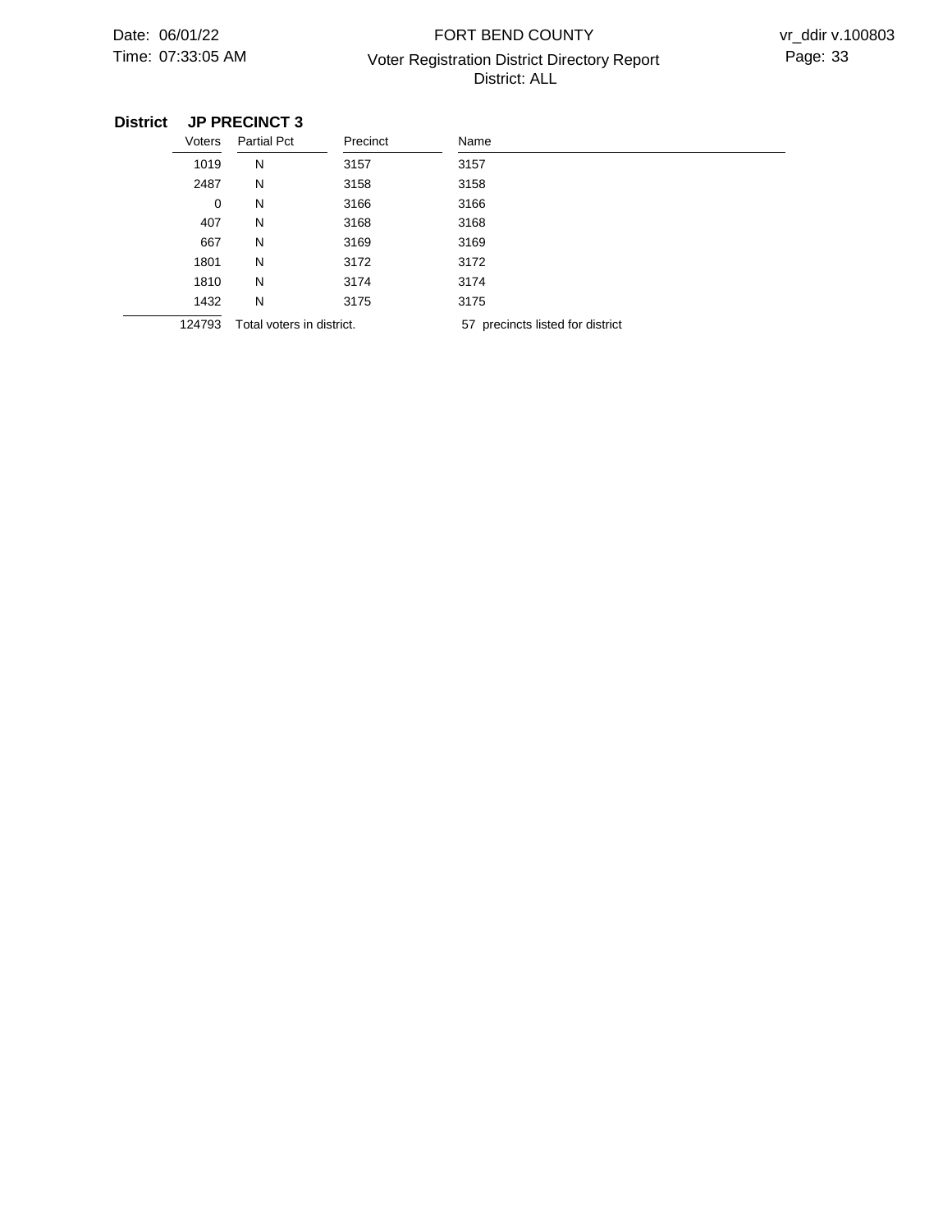**District JP PRECINCT 3**

| Voters | Partial Pct | Precinct | Name |
|---|---|---|---|
| 1019 | N | 3157 | 3157 |
| 2487 | N | 3158 | 3158 |
| 0 | N | 3166 | 3166 |
| 407 | N | 3168 | 3168 |
| 667 | N | 3169 | 3169 |
| 1801 | N | 3172 | 3172 |
| 1810 | N | 3174 | 3174 |
| 1432 | N | 3175 | 3175 |
| 124793 | Total voters in district. | | 57 precincts listed for district |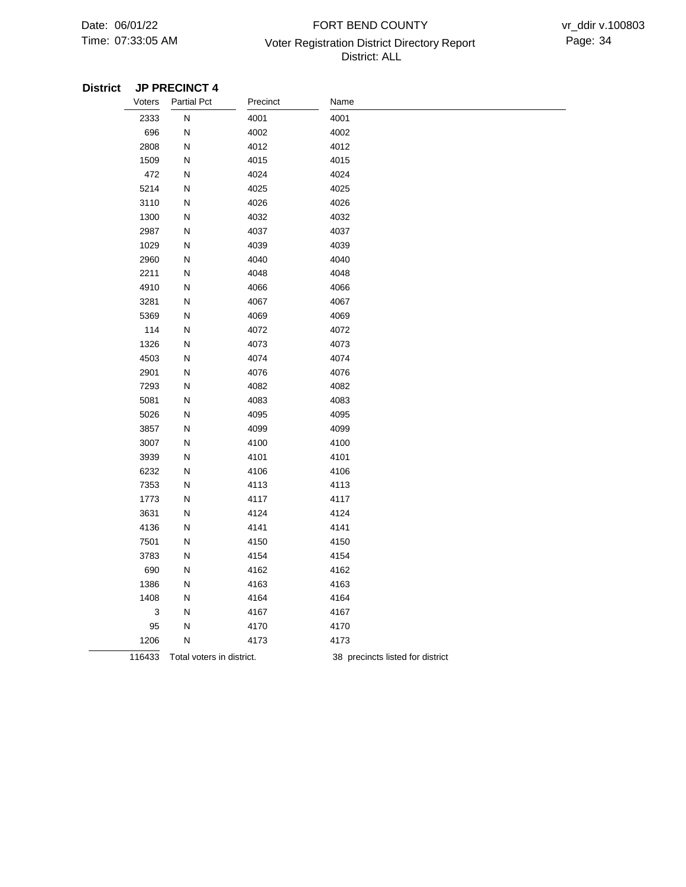**District JP PRECINCT 4**

| Voters | Partial Pct | Precinct | Name |
|---|---|---|---|
| 2333 | N | 4001 | 4001 |
| 696 | N | 4002 | 4002 |
| 2808 | N | 4012 | 4012 |
| 1509 | N | 4015 | 4015 |
| 472 | N | 4024 | 4024 |
| 5214 | N | 4025 | 4025 |
| 3110 | N | 4026 | 4026 |
| 1300 | N | 4032 | 4032 |
| 2987 | N | 4037 | 4037 |
| 1029 | N | 4039 | 4039 |
| 2960 | N | 4040 | 4040 |
| 2211 | N | 4048 | 4048 |
| 4910 | N | 4066 | 4066 |
| 3281 | N | 4067 | 4067 |
| 5369 | N | 4069 | 4069 |
| 114 | N | 4072 | 4072 |
| 1326 | N | 4073 | 4073 |
| 4503 | N | 4074 | 4074 |
| 2901 | N | 4076 | 4076 |
| 7293 | N | 4082 | 4082 |
| 5081 | N | 4083 | 4083 |
| 5026 | N | 4095 | 4095 |
| 3857 | N | 4099 | 4099 |
| 3007 | N | 4100 | 4100 |
| 3939 | N | 4101 | 4101 |
| 6232 | N | 4106 | 4106 |
| 7353 | N | 4113 | 4113 |
| 1773 | N | 4117 | 4117 |
| 3631 | N | 4124 | 4124 |
| 4136 | N | 4141 | 4141 |
| 7501 | N | 4150 | 4150 |
| 3783 | N | 4154 | 4154 |
| 690 | N | 4162 | 4162 |
| 1386 | N | 4163 | 4163 |
| 1408 | N | 4164 | 4164 |
| 3 | N | 4167 | 4167 |
| 95 | N | 4170 | 4170 |
| 1206 | N | 4173 | 4173 |
| 116433 | Total voters in district. | | 38 precincts listed for district |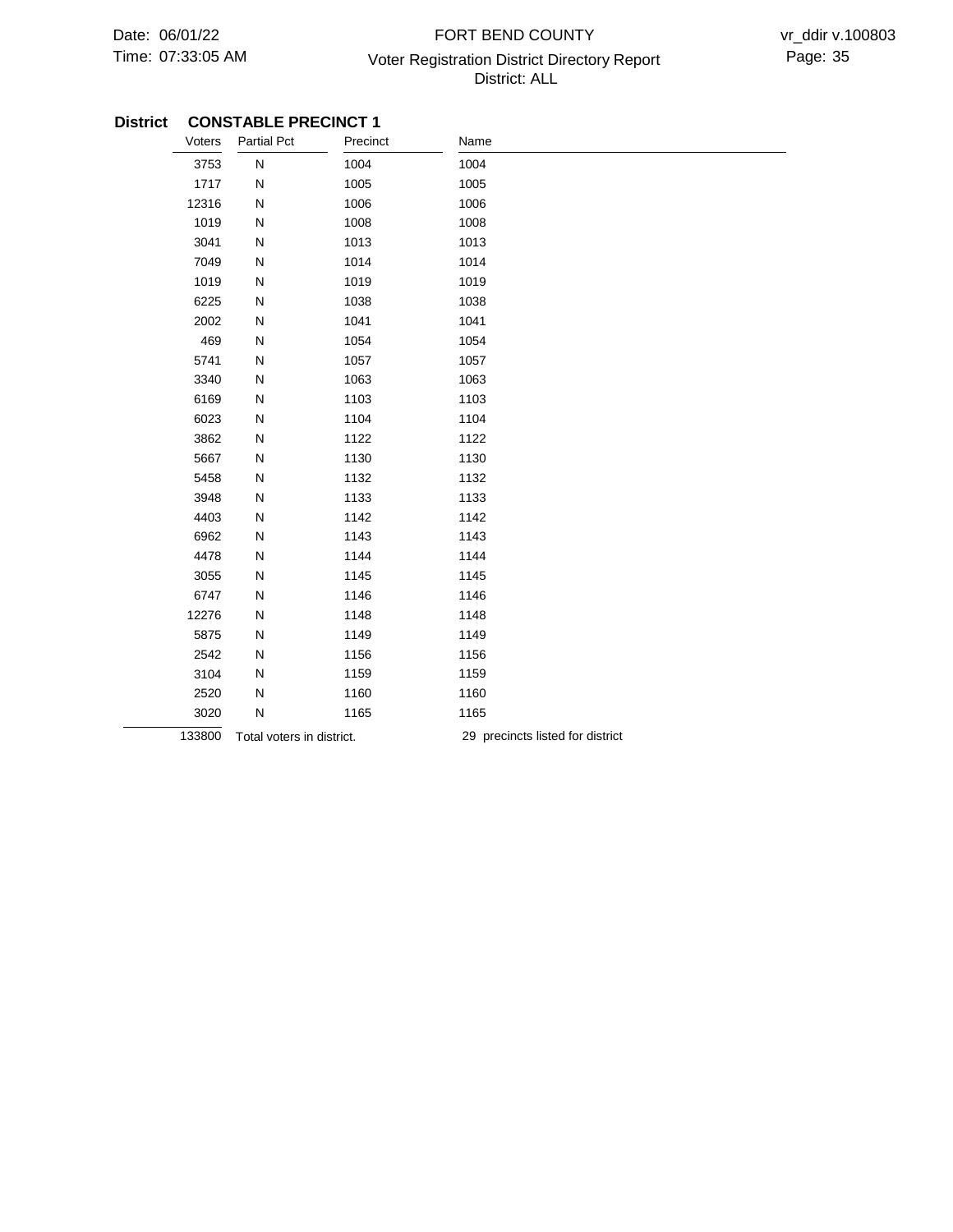**District CONSTABLE PRECINCT 1**

| Voters | Partial Pct | Precinct | Name |
|---|---|---|---|
| 3753 | N | 1004 | 1004 |
| 1717 | N | 1005 | 1005 |
| 12316 | N | 1006 | 1006 |
| 1019 | N | 1008 | 1008 |
| 3041 | N | 1013 | 1013 |
| 7049 | N | 1014 | 1014 |
| 1019 | N | 1019 | 1019 |
| 6225 | N | 1038 | 1038 |
| 2002 | N | 1041 | 1041 |
| 469 | N | 1054 | 1054 |
| 5741 | N | 1057 | 1057 |
| 3340 | N | 1063 | 1063 |
| 6169 | N | 1103 | 1103 |
| 6023 | N | 1104 | 1104 |
| 3862 | N | 1122 | 1122 |
| 5667 | N | 1130 | 1130 |
| 5458 | N | 1132 | 1132 |
| 3948 | N | 1133 | 1133 |
| 4403 | N | 1142 | 1142 |
| 6962 | N | 1143 | 1143 |
| 4478 | N | 1144 | 1144 |
| 3055 | N | 1145 | 1145 |
| 6747 | N | 1146 | 1146 |
| 12276 | N | 1148 | 1148 |
| 5875 | N | 1149 | 1149 |
| 2542 | N | 1156 | 1156 |
| 3104 | N | 1159 | 1159 |
| 2520 | N | 1160 | 1160 |
| 3020 | N | 1165 | 1165 |
| 133800 | Total voters in district. | | 29 precincts listed for district |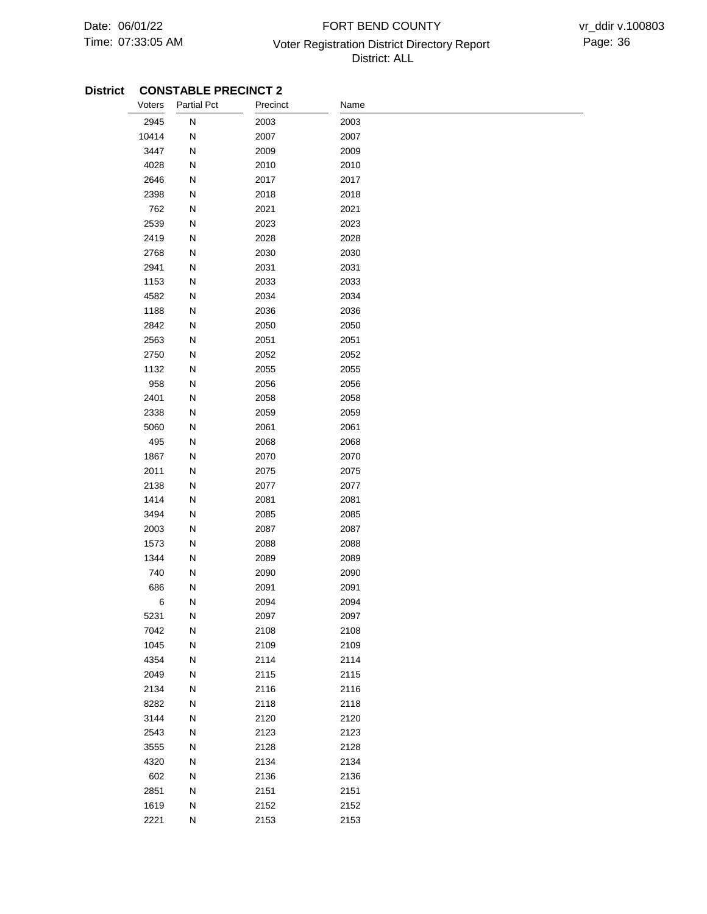**District CONSTABLE PRECINCT 2**

| Voters | Partial Pct | Precinct | Name |
|---|---|---|---|
| 2945 | N | 2003 | 2003 |
| 10414 | N | 2007 | 2007 |
| 3447 | N | 2009 | 2009 |
| 4028 | N | 2010 | 2010 |
| 2646 | N | 2017 | 2017 |
| 2398 | N | 2018 | 2018 |
| 762 | N | 2021 | 2021 |
| 2539 | N | 2023 | 2023 |
| 2419 | N | 2028 | 2028 |
| 2768 | N | 2030 | 2030 |
| 2941 | N | 2031 | 2031 |
| 1153 | N | 2033 | 2033 |
| 4582 | N | 2034 | 2034 |
| 1188 | N | 2036 | 2036 |
| 2842 | N | 2050 | 2050 |
| 2563 | N | 2051 | 2051 |
| 2750 | N | 2052 | 2052 |
| 1132 | N | 2055 | 2055 |
| 958 | N | 2056 | 2056 |
| 2401 | N | 2058 | 2058 |
| 2338 | N | 2059 | 2059 |
| 5060 | N | 2061 | 2061 |
| 495 | N | 2068 | 2068 |
| 1867 | N | 2070 | 2070 |
| 2011 | N | 2075 | 2075 |
| 2138 | N | 2077 | 2077 |
| 1414 | N | 2081 | 2081 |
| 3494 | N | 2085 | 2085 |
| 2003 | N | 2087 | 2087 |
| 1573 | N | 2088 | 2088 |
| 1344 | N | 2089 | 2089 |
| 740 | N | 2090 | 2090 |
| 686 | N | 2091 | 2091 |
| 6 | N | 2094 | 2094 |
| 5231 | N | 2097 | 2097 |
| 7042 | N | 2108 | 2108 |
| 1045 | N | 2109 | 2109 |
| 4354 | N | 2114 | 2114 |
| 2049 | N | 2115 | 2115 |
| 2134 | N | 2116 | 2116 |
| 8282 | N | 2118 | 2118 |
| 3144 | N | 2120 | 2120 |
| 2543 | N | 2123 | 2123 |
| 3555 | N | 2128 | 2128 |
| 4320 | N | 2134 | 2134 |
| 602 | N | 2136 | 2136 |
| 2851 | N | 2151 | 2151 |
| 1619 | N | 2152 | 2152 |
| 2221 | N | 2153 | 2153 |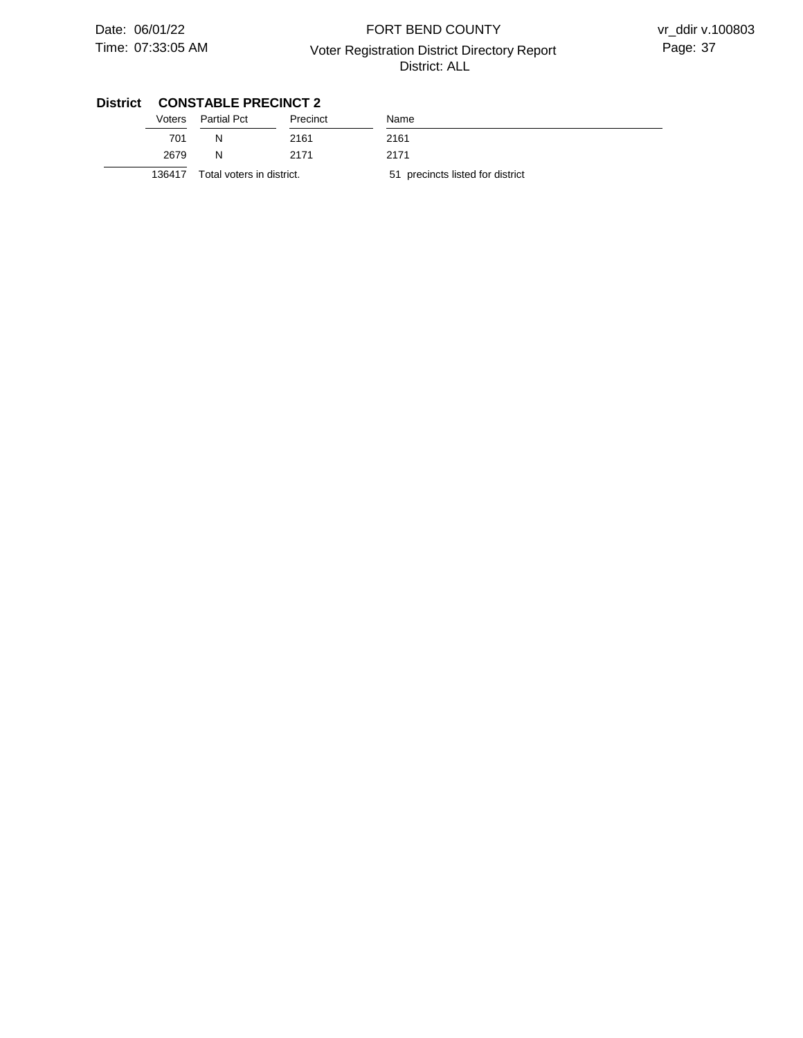**District CONSTABLE PRECINCT 2**

| Voters | Partial Pct | Precinct | Name |
|---|---|---|---|
| 701 | N | 2161 | 2161 |
| 2679 | N | 2171 | 2171 |
| 136417 | Total voters in district. | | 51 precincts listed for district |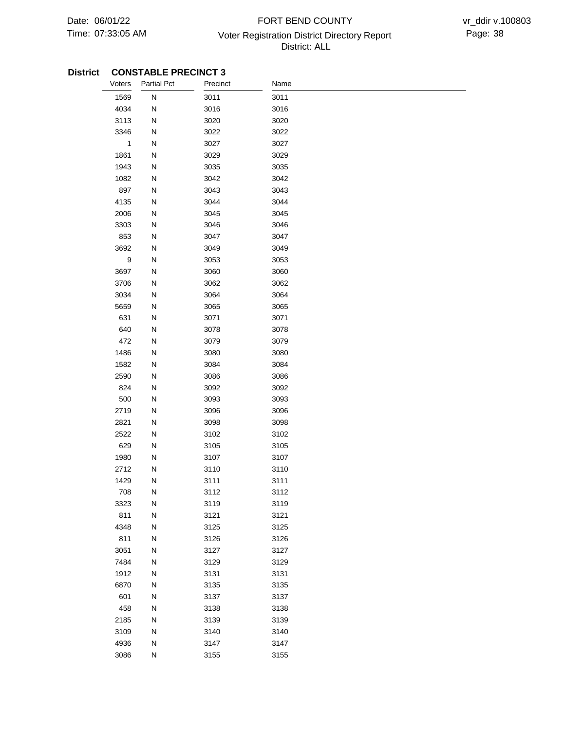**District CONSTABLE PRECINCT 3**

| Voters | Partial Pct | Precinct | Name |
|---|---|---|---|
| 1569 | N | 3011 | 3011 |
| 4034 | N | 3016 | 3016 |
| 3113 | N | 3020 | 3020 |
| 3346 | N | 3022 | 3022 |
| 1 | N | 3027 | 3027 |
| 1861 | N | 3029 | 3029 |
| 1943 | N | 3035 | 3035 |
| 1082 | N | 3042 | 3042 |
| 897 | N | 3043 | 3043 |
| 4135 | N | 3044 | 3044 |
| 2006 | N | 3045 | 3045 |
| 3303 | N | 3046 | 3046 |
| 853 | N | 3047 | 3047 |
| 3692 | N | 3049 | 3049 |
| 9 | N | 3053 | 3053 |
| 3697 | N | 3060 | 3060 |
| 3706 | N | 3062 | 3062 |
| 3034 | N | 3064 | 3064 |
| 5659 | N | 3065 | 3065 |
| 631 | N | 3071 | 3071 |
| 640 | N | 3078 | 3078 |
| 472 | N | 3079 | 3079 |
| 1486 | N | 3080 | 3080 |
| 1582 | N | 3084 | 3084 |
| 2590 | N | 3086 | 3086 |
| 824 | N | 3092 | 3092 |
| 500 | N | 3093 | 3093 |
| 2719 | N | 3096 | 3096 |
| 2821 | N | 3098 | 3098 |
| 2522 | N | 3102 | 3102 |
| 629 | N | 3105 | 3105 |
| 1980 | N | 3107 | 3107 |
| 2712 | N | 3110 | 3110 |
| 1429 | N | 3111 | 3111 |
| 708 | N | 3112 | 3112 |
| 3323 | N | 3119 | 3119 |
| 811 | N | 3121 | 3121 |
| 4348 | N | 3125 | 3125 |
| 811 | N | 3126 | 3126 |
| 3051 | N | 3127 | 3127 |
| 7484 | N | 3129 | 3129 |
| 1912 | N | 3131 | 3131 |
| 6870 | N | 3135 | 3135 |
| 601 | N | 3137 | 3137 |
| 458 | N | 3138 | 3138 |
| 2185 | N | 3139 | 3139 |
| 3109 | N | 3140 | 3140 |
| 4936 | N | 3147 | 3147 |
| 3086 | N | 3155 | 3155 |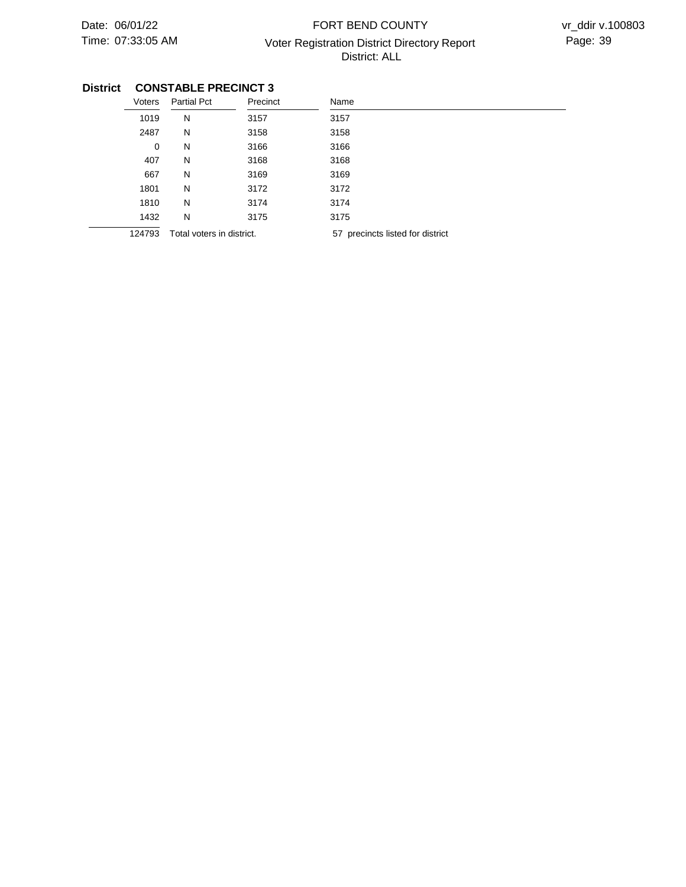**District CONSTABLE PRECINCT 3**

| Voters | Partial Pct | Precinct | Name |
|---|---|---|---|
| 1019 | N | 3157 | 3157 |
| 2487 | N | 3158 | 3158 |
| 0 | N | 3166 | 3166 |
| 407 | N | 3168 | 3168 |
| 667 | N | 3169 | 3169 |
| 1801 | N | 3172 | 3172 |
| 1810 | N | 3174 | 3174 |
| 1432 | N | 3175 | 3175 |
| 124793 | Total voters in district. | | 57 precincts listed for district |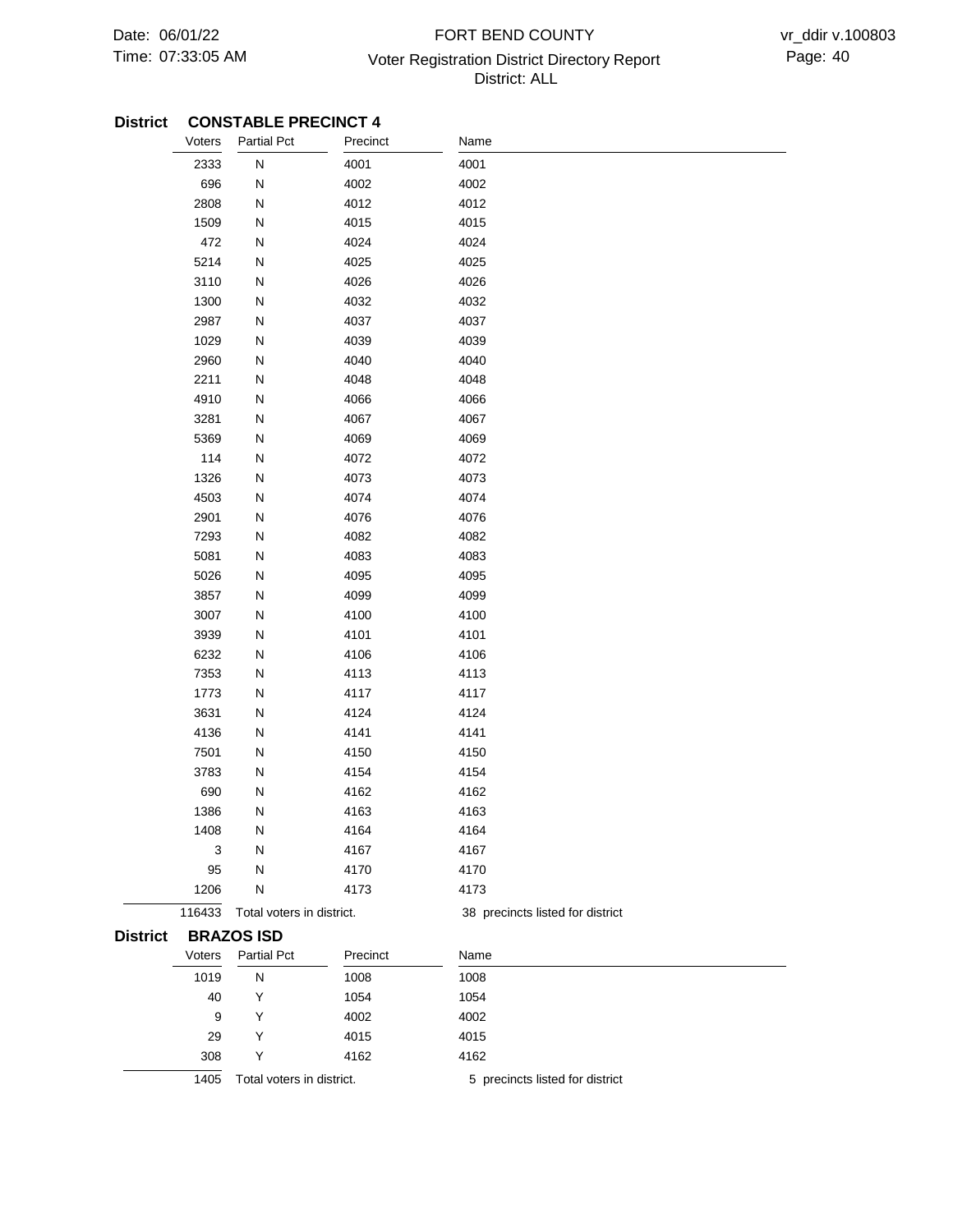## District CONSTABLE PRECINCT 4

| Voters | Partial Pct | Precinct | Name |
|---|---|---|---|
| 2333 | N | 4001 | 4001 |
| 696 | N | 4002 | 4002 |
| 2808 | N | 4012 | 4012 |
| 1509 | N | 4015 | 4015 |
| 472 | N | 4024 | 4024 |
| 5214 | N | 4025 | 4025 |
| 3110 | N | 4026 | 4026 |
| 1300 | N | 4032 | 4032 |
| 2987 | N | 4037 | 4037 |
| 1029 | N | 4039 | 4039 |
| 2960 | N | 4040 | 4040 |
| 2211 | N | 4048 | 4048 |
| 4910 | N | 4066 | 4066 |
| 3281 | N | 4067 | 4067 |
| 5369 | N | 4069 | 4069 |
| 114 | N | 4072 | 4072 |
| 1326 | N | 4073 | 4073 |
| 4503 | N | 4074 | 4074 |
| 2901 | N | 4076 | 4076 |
| 7293 | N | 4082 | 4082 |
| 5081 | N | 4083 | 4083 |
| 5026 | N | 4095 | 4095 |
| 3857 | N | 4099 | 4099 |
| 3007 | N | 4100 | 4100 |
| 3939 | N | 4101 | 4101 |
| 6232 | N | 4106 | 4106 |
| 7353 | N | 4113 | 4113 |
| 1773 | N | 4117 | 4117 |
| 3631 | N | 4124 | 4124 |
| 4136 | N | 4141 | 4141 |
| 7501 | N | 4150 | 4150 |
| 3783 | N | 4154 | 4154 |
| 690 | N | 4162 | 4162 |
| 1386 | N | 4163 | 4163 |
| 1408 | N | 4164 | 4164 |
| 3 | N | 4167 | 4167 |
| 95 | N | 4170 | 4170 |
| 1206 | N | 4173 | 4173 |
| 116433 | Total voters in district. | | 38 precincts listed for district |

## District BRAZOS ISD

| Voters | Partial Pct | Precinct | Name |
|---|---|---|---|
| 1019 | N | 1008 | 1008 |
| 40 | Y | 1054 | 1054 |
| 9 | Y | 4002 | 4002 |
| 29 | Y | 4015 | 4015 |
| 308 | Y | 4162 | 4162 |
| 1405 | Total voters in district. | | 5 precincts listed for district |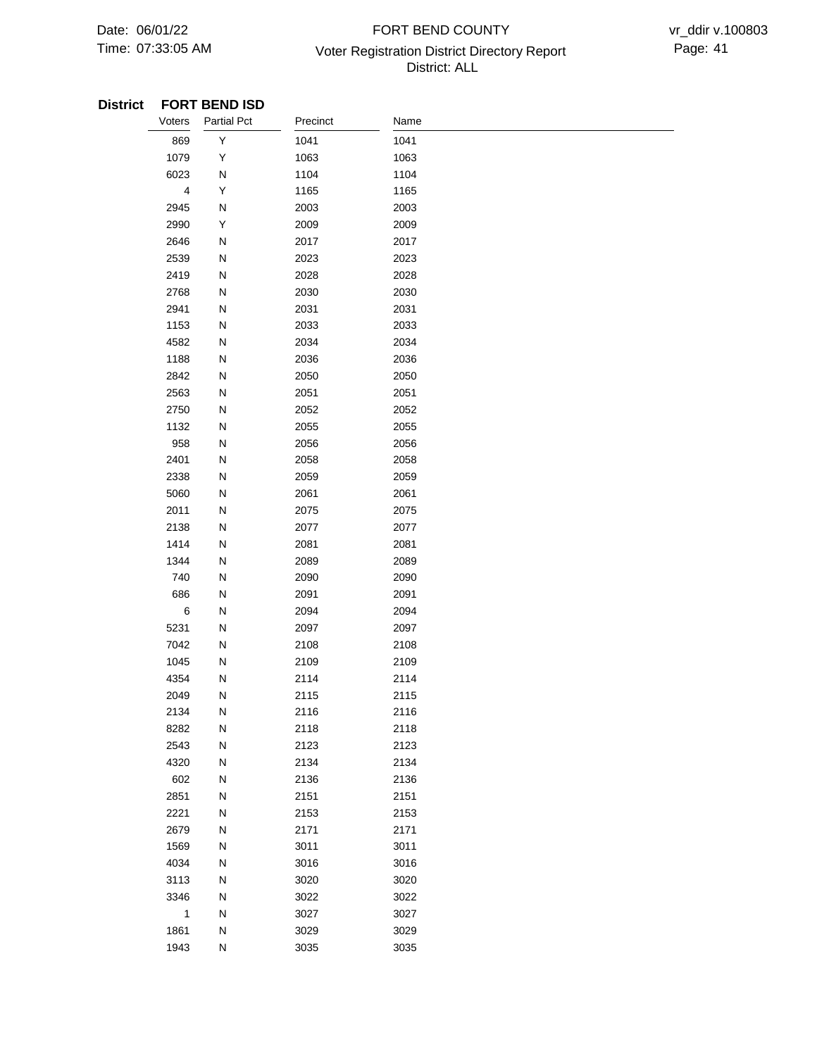**District FORT BEND ISD**

| Voters | Partial Pct | Precinct | Name |
|---|---|---|---|
| 869 | Y | 1041 | 1041 |
| 1079 | Y | 1063 | 1063 |
| 6023 | N | 1104 | 1104 |
| 4 | Y | 1165 | 1165 |
| 2945 | N | 2003 | 2003 |
| 2990 | Y | 2009 | 2009 |
| 2646 | N | 2017 | 2017 |
| 2539 | N | 2023 | 2023 |
| 2419 | N | 2028 | 2028 |
| 2768 | N | 2030 | 2030 |
| 2941 | N | 2031 | 2031 |
| 1153 | N | 2033 | 2033 |
| 4582 | N | 2034 | 2034 |
| 1188 | N | 2036 | 2036 |
| 2842 | N | 2050 | 2050 |
| 2563 | N | 2051 | 2051 |
| 2750 | N | 2052 | 2052 |
| 1132 | N | 2055 | 2055 |
| 958 | N | 2056 | 2056 |
| 2401 | N | 2058 | 2058 |
| 2338 | N | 2059 | 2059 |
| 5060 | N | 2061 | 2061 |
| 2011 | N | 2075 | 2075 |
| 2138 | N | 2077 | 2077 |
| 1414 | N | 2081 | 2081 |
| 1344 | N | 2089 | 2089 |
| 740 | N | 2090 | 2090 |
| 686 | N | 2091 | 2091 |
| 6 | N | 2094 | 2094 |
| 5231 | N | 2097 | 2097 |
| 7042 | N | 2108 | 2108 |
| 1045 | N | 2109 | 2109 |
| 4354 | N | 2114 | 2114 |
| 2049 | N | 2115 | 2115 |
| 2134 | N | 2116 | 2116 |
| 8282 | N | 2118 | 2118 |
| 2543 | N | 2123 | 2123 |
| 4320 | N | 2134 | 2134 |
| 602 | N | 2136 | 2136 |
| 2851 | N | 2151 | 2151 |
| 2221 | N | 2153 | 2153 |
| 2679 | N | 2171 | 2171 |
| 1569 | N | 3011 | 3011 |
| 4034 | N | 3016 | 3016 |
| 3113 | N | 3020 | 3020 |
| 3346 | N | 3022 | 3022 |
| 1 | N | 3027 | 3027 |
| 1861 | N | 3029 | 3029 |
| 1943 | N | 3035 | 3035 |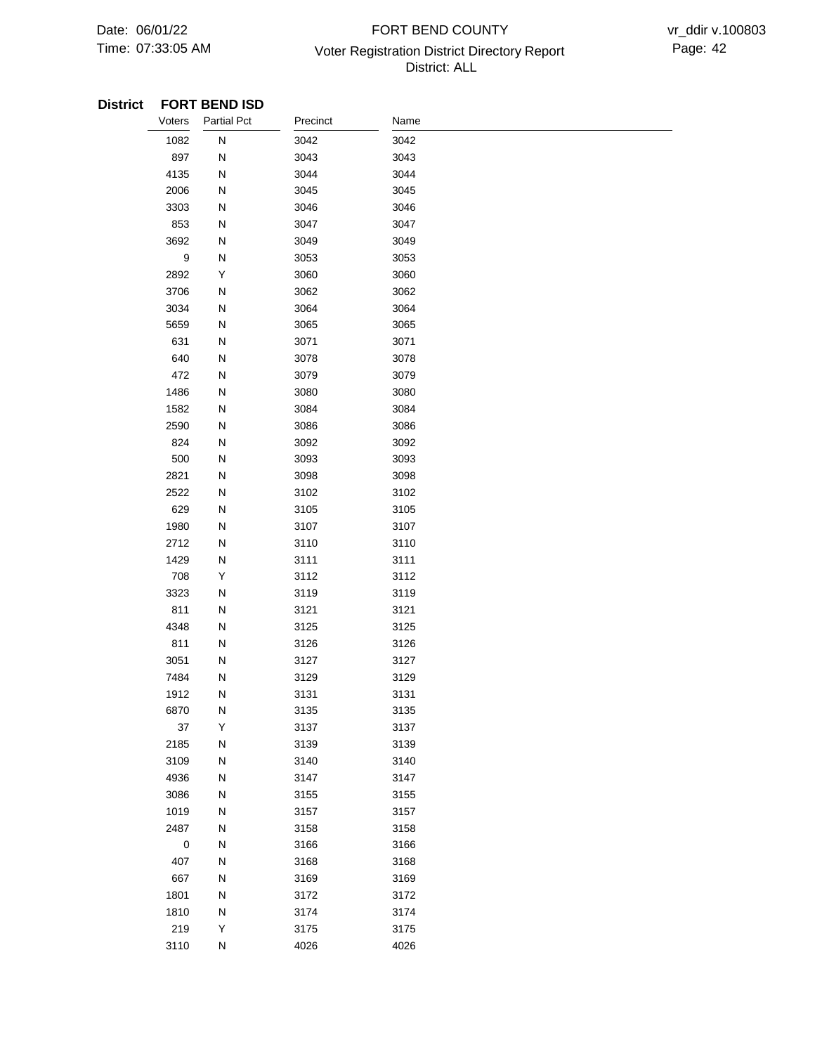**District FORT BEND ISD**

| Voters | Partial Pct | Precinct | Name |
|---|---|---|---|
| 1082 | N | 3042 | 3042 |
| 897 | N | 3043 | 3043 |
| 4135 | N | 3044 | 3044 |
| 2006 | N | 3045 | 3045 |
| 3303 | N | 3046 | 3046 |
| 853 | N | 3047 | 3047 |
| 3692 | N | 3049 | 3049 |
| 9 | N | 3053 | 3053 |
| 2892 | Y | 3060 | 3060 |
| 3706 | N | 3062 | 3062 |
| 3034 | N | 3064 | 3064 |
| 5659 | N | 3065 | 3065 |
| 631 | N | 3071 | 3071 |
| 640 | N | 3078 | 3078 |
| 472 | N | 3079 | 3079 |
| 1486 | N | 3080 | 3080 |
| 1582 | N | 3084 | 3084 |
| 2590 | N | 3086 | 3086 |
| 824 | N | 3092 | 3092 |
| 500 | N | 3093 | 3093 |
| 2821 | N | 3098 | 3098 |
| 2522 | N | 3102 | 3102 |
| 629 | N | 3105 | 3105 |
| 1980 | N | 3107 | 3107 |
| 2712 | N | 3110 | 3110 |
| 1429 | N | 3111 | 3111 |
| 708 | Y | 3112 | 3112 |
| 3323 | N | 3119 | 3119 |
| 811 | N | 3121 | 3121 |
| 4348 | N | 3125 | 3125 |
| 811 | N | 3126 | 3126 |
| 3051 | N | 3127 | 3127 |
| 7484 | N | 3129 | 3129 |
| 1912 | N | 3131 | 3131 |
| 6870 | N | 3135 | 3135 |
| 37 | Y | 3137 | 3137 |
| 2185 | N | 3139 | 3139 |
| 3109 | N | 3140 | 3140 |
| 4936 | N | 3147 | 3147 |
| 3086 | N | 3155 | 3155 |
| 1019 | N | 3157 | 3157 |
| 2487 | N | 3158 | 3158 |
| 0 | N | 3166 | 3166 |
| 407 | N | 3168 | 3168 |
| 667 | N | 3169 | 3169 |
| 1801 | N | 3172 | 3172 |
| 1810 | N | 3174 | 3174 |
| 219 | Y | 3175 | 3175 |
| 3110 | N | 4026 | 4026 |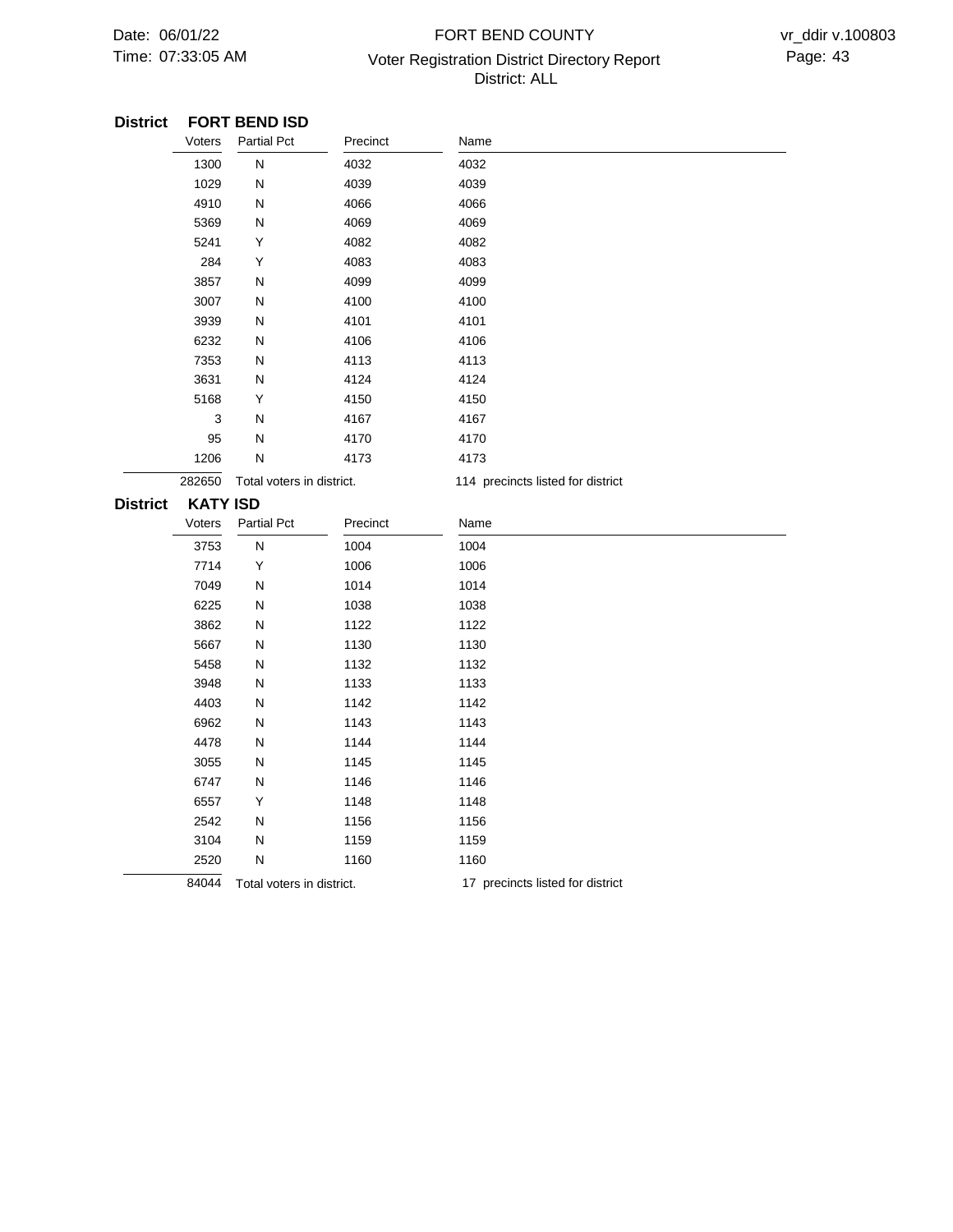**District FORT BEND ISD**

| Voters | Partial Pct | Precinct | Name |
|---|---|---|---|
| 1300 | N | 4032 | 4032 |
| 1029 | N | 4039 | 4039 |
| 4910 | N | 4066 | 4066 |
| 5369 | N | 4069 | 4069 |
| 5241 | Y | 4082 | 4082 |
| 284 | Y | 4083 | 4083 |
| 3857 | N | 4099 | 4099 |
| 3007 | N | 4100 | 4100 |
| 3939 | N | 4101 | 4101 |
| 6232 | N | 4106 | 4106 |
| 7353 | N | 4113 | 4113 |
| 3631 | N | 4124 | 4124 |
| 5168 | Y | 4150 | 4150 |
| 3 | N | 4167 | 4167 |
| 95 | N | 4170 | 4170 |
| 1206 | N | 4173 | 4173 |

282650 Total voters in district. 114 precincts listed for district

**District KATY ISD**

| Voters | Partial Pct | Precinct | Name |
|---|---|---|---|
| 3753 | N | 1004 | 1004 |
| 7714 | Y | 1006 | 1006 |
| 7049 | N | 1014 | 1014 |
| 6225 | N | 1038 | 1038 |
| 3862 | N | 1122 | 1122 |
| 5667 | N | 1130 | 1130 |
| 5458 | N | 1132 | 1132 |
| 3948 | N | 1133 | 1133 |
| 4403 | N | 1142 | 1142 |
| 6962 | N | 1143 | 1143 |
| 4478 | N | 1144 | 1144 |
| 3055 | N | 1145 | 1145 |
| 6747 | N | 1146 | 1146 |
| 6557 | Y | 1148 | 1148 |
| 2542 | N | 1156 | 1156 |
| 3104 | N | 1159 | 1159 |
| 2520 | N | 1160 | 1160 |

84044 Total voters in district. 17 precincts listed for district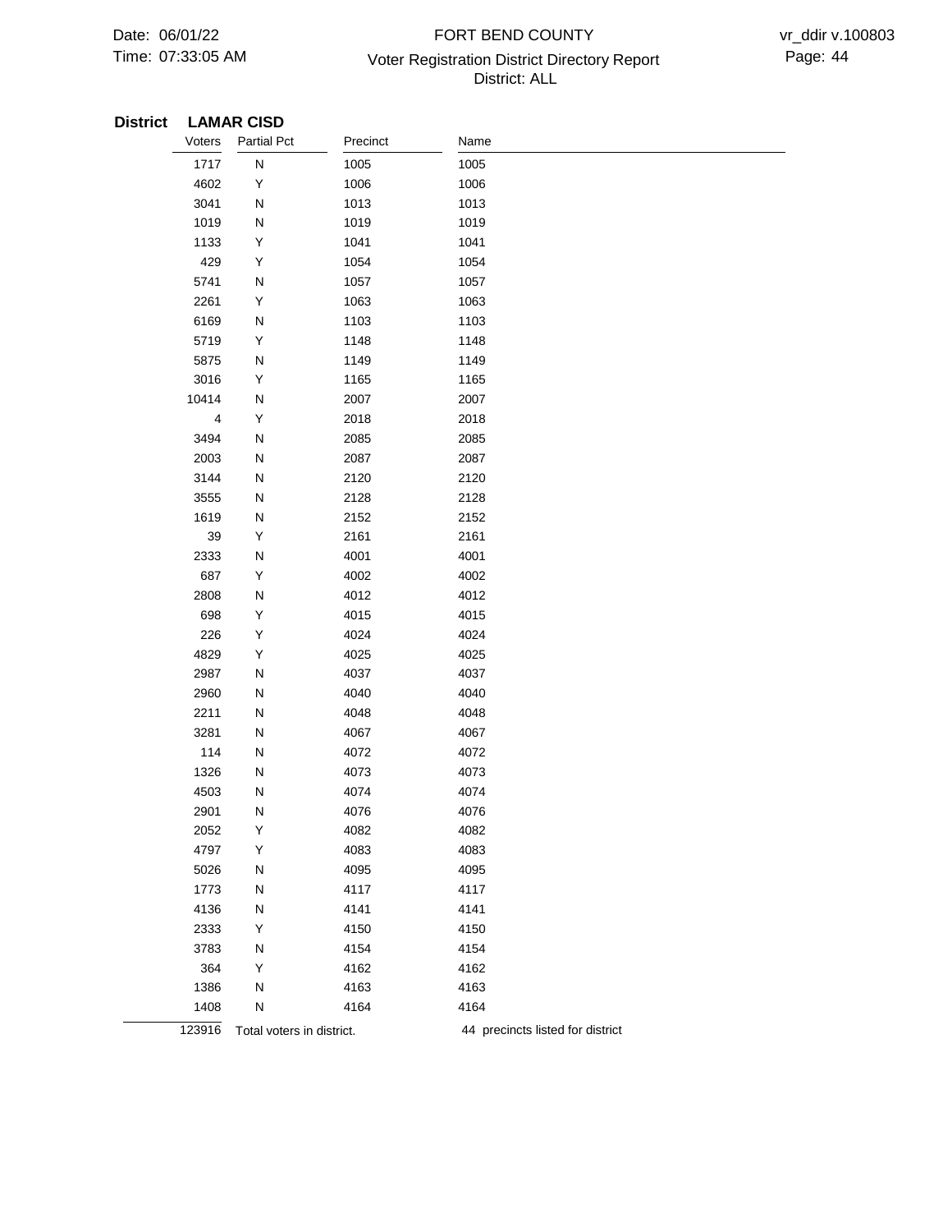**District LAMAR CISD**

| Voters | Partial Pct | Precinct | Name |
|---|---|---|---|
| 1717 | N | 1005 | 1005 |
| 4602 | Y | 1006 | 1006 |
| 3041 | N | 1013 | 1013 |
| 1019 | N | 1019 | 1019 |
| 1133 | Y | 1041 | 1041 |
| 429 | Y | 1054 | 1054 |
| 5741 | N | 1057 | 1057 |
| 2261 | Y | 1063 | 1063 |
| 6169 | N | 1103 | 1103 |
| 5719 | Y | 1148 | 1148 |
| 5875 | N | 1149 | 1149 |
| 3016 | Y | 1165 | 1165 |
| 10414 | N | 2007 | 2007 |
| 4 | Y | 2018 | 2018 |
| 3494 | N | 2085 | 2085 |
| 2003 | N | 2087 | 2087 |
| 3144 | N | 2120 | 2120 |
| 3555 | N | 2128 | 2128 |
| 1619 | N | 2152 | 2152 |
| 39 | Y | 2161 | 2161 |
| 2333 | N | 4001 | 4001 |
| 687 | Y | 4002 | 4002 |
| 2808 | N | 4012 | 4012 |
| 698 | Y | 4015 | 4015 |
| 226 | Y | 4024 | 4024 |
| 4829 | Y | 4025 | 4025 |
| 2987 | N | 4037 | 4037 |
| 2960 | N | 4040 | 4040 |
| 2211 | N | 4048 | 4048 |
| 3281 | N | 4067 | 4067 |
| 114 | N | 4072 | 4072 |
| 1326 | N | 4073 | 4073 |
| 4503 | N | 4074 | 4074 |
| 2901 | N | 4076 | 4076 |
| 2052 | Y | 4082 | 4082 |
| 4797 | Y | 4083 | 4083 |
| 5026 | N | 4095 | 4095 |
| 1773 | N | 4117 | 4117 |
| 4136 | N | 4141 | 4141 |
| 2333 | Y | 4150 | 4150 |
| 3783 | N | 4154 | 4154 |
| 364 | Y | 4162 | 4162 |
| 1386 | N | 4163 | 4163 |
| 1408 | N | 4164 | 4164 |

123916 Total voters in district. 44 precincts listed for district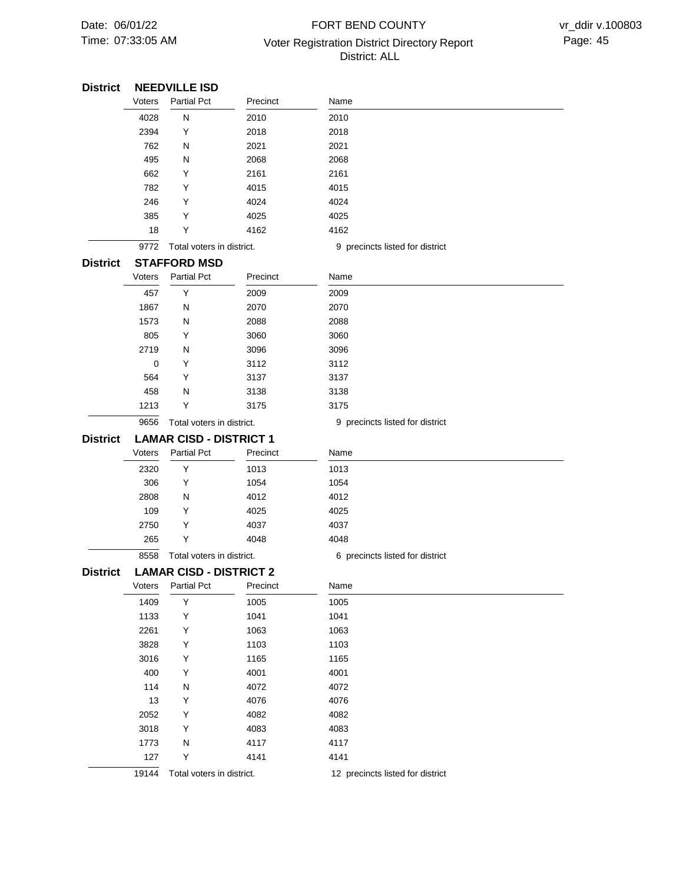## District NEEDVILLE ISD

| Voters | Partial Pct | Precinct | Name |
|---|---|---|---|
| 4028 | N | 2010 | 2010 |
| 2394 | Y | 2018 | 2018 |
| 762 | N | 2021 | 2021 |
| 495 | N | 2068 | 2068 |
| 662 | Y | 2161 | 2161 |
| 782 | Y | 4015 | 4015 |
| 246 | Y | 4024 | 4024 |
| 385 | Y | 4025 | 4025 |
| 18 | Y | 4162 | 4162 |
| 9772 | Total voters in district. | | 9 precincts listed for district |

## District STAFFORD MSD

| Voters | Partial Pct | Precinct | Name |
|---|---|---|---|
| 457 | Y | 2009 | 2009 |
| 1867 | N | 2070 | 2070 |
| 1573 | N | 2088 | 2088 |
| 805 | Y | 3060 | 3060 |
| 2719 | N | 3096 | 3096 |
| 0 | Y | 3112 | 3112 |
| 564 | Y | 3137 | 3137 |
| 458 | N | 3138 | 3138 |
| 1213 | Y | 3175 | 3175 |
| 9656 | Total voters in district. | | 9 precincts listed for district |

## District LAMAR CISD - DISTRICT 1

| Voters | Partial Pct | Precinct | Name |
|---|---|---|---|
| 2320 | Y | 1013 | 1013 |
| 306 | Y | 1054 | 1054 |
| 2808 | N | 4012 | 4012 |
| 109 | Y | 4025 | 4025 |
| 2750 | Y | 4037 | 4037 |
| 265 | Y | 4048 | 4048 |
| 8558 | Total voters in district. | | 6 precincts listed for district |

## District LAMAR CISD - DISTRICT 2

| Voters | Partial Pct | Precinct | Name |
|---|---|---|---|
| 1409 | Y | 1005 | 1005 |
| 1133 | Y | 1041 | 1041 |
| 2261 | Y | 1063 | 1063 |
| 3828 | Y | 1103 | 1103 |
| 3016 | Y | 1165 | 1165 |
| 400 | Y | 4001 | 4001 |
| 114 | N | 4072 | 4072 |
| 13 | Y | 4076 | 4076 |
| 2052 | Y | 4082 | 4082 |
| 3018 | Y | 4083 | 4083 |
| 1773 | N | 4117 | 4117 |
| 127 | Y | 4141 | 4141 |
| 19144 | Total voters in district. | | 12 precincts listed for district |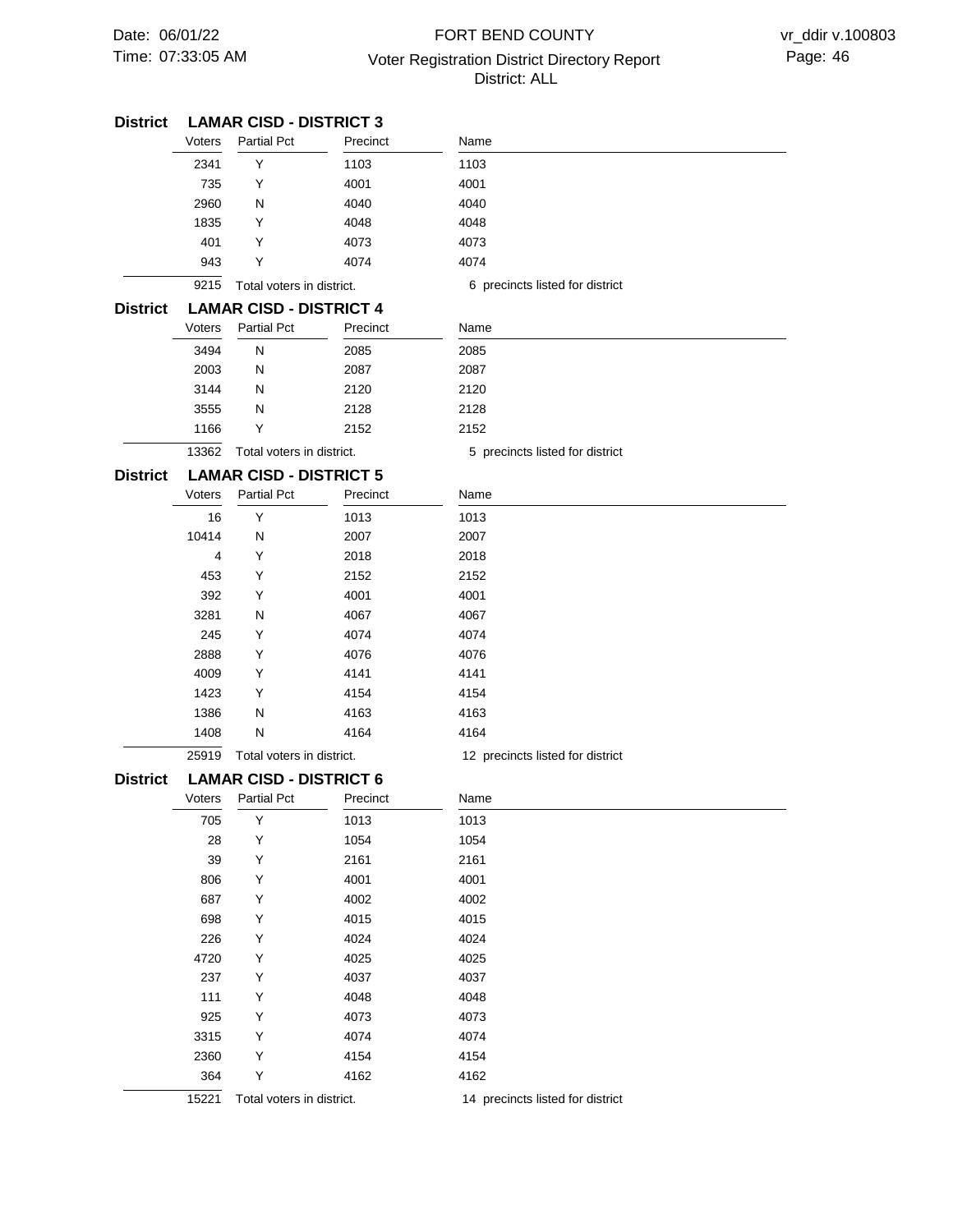## District LAMAR CISD - DISTRICT 3

| Voters | Partial Pct | Precinct | Name |
|---|---|---|---|
| 2341 | Y | 1103 | 1103 |
| 735 | Y | 4001 | 4001 |
| 2960 | N | 4040 | 4040 |
| 1835 | Y | 4048 | 4048 |
| 401 | Y | 4073 | 4073 |
| 943 | Y | 4074 | 4074 |
| 9215 | Total voters in district. | | 6 precincts listed for district |

## District LAMAR CISD - DISTRICT 4

| Voters | Partial Pct | Precinct | Name |
|---|---|---|---|
| 3494 | N | 2085 | 2085 |
| 2003 | N | 2087 | 2087 |
| 3144 | N | 2120 | 2120 |
| 3555 | N | 2128 | 2128 |
| 1166 | Y | 2152 | 2152 |
| 13362 | Total voters in district. | | 5 precincts listed for district |

## District LAMAR CISD - DISTRICT 5

| Voters | Partial Pct | Precinct | Name |
|---|---|---|---|
| 16 | Y | 1013 | 1013 |
| 10414 | N | 2007 | 2007 |
| 4 | Y | 2018 | 2018 |
| 453 | Y | 2152 | 2152 |
| 392 | Y | 4001 | 4001 |
| 3281 | N | 4067 | 4067 |
| 245 | Y | 4074 | 4074 |
| 2888 | Y | 4076 | 4076 |
| 4009 | Y | 4141 | 4141 |
| 1423 | Y | 4154 | 4154 |
| 1386 | N | 4163 | 4163 |
| 1408 | N | 4164 | 4164 |
| 25919 | Total voters in district. | | 12 precincts listed for district |

## District LAMAR CISD - DISTRICT 6

| Voters | Partial Pct | Precinct | Name |
|---|---|---|---|
| 705 | Y | 1013 | 1013 |
| 28 | Y | 1054 | 1054 |
| 39 | Y | 2161 | 2161 |
| 806 | Y | 4001 | 4001 |
| 687 | Y | 4002 | 4002 |
| 698 | Y | 4015 | 4015 |
| 226 | Y | 4024 | 4024 |
| 4720 | Y | 4025 | 4025 |
| 237 | Y | 4037 | 4037 |
| 111 | Y | 4048 | 4048 |
| 925 | Y | 4073 | 4073 |
| 3315 | Y | 4074 | 4074 |
| 2360 | Y | 4154 | 4154 |
| 364 | Y | 4162 | 4162 |
| 15221 | Total voters in district. | | 14 precincts listed for district |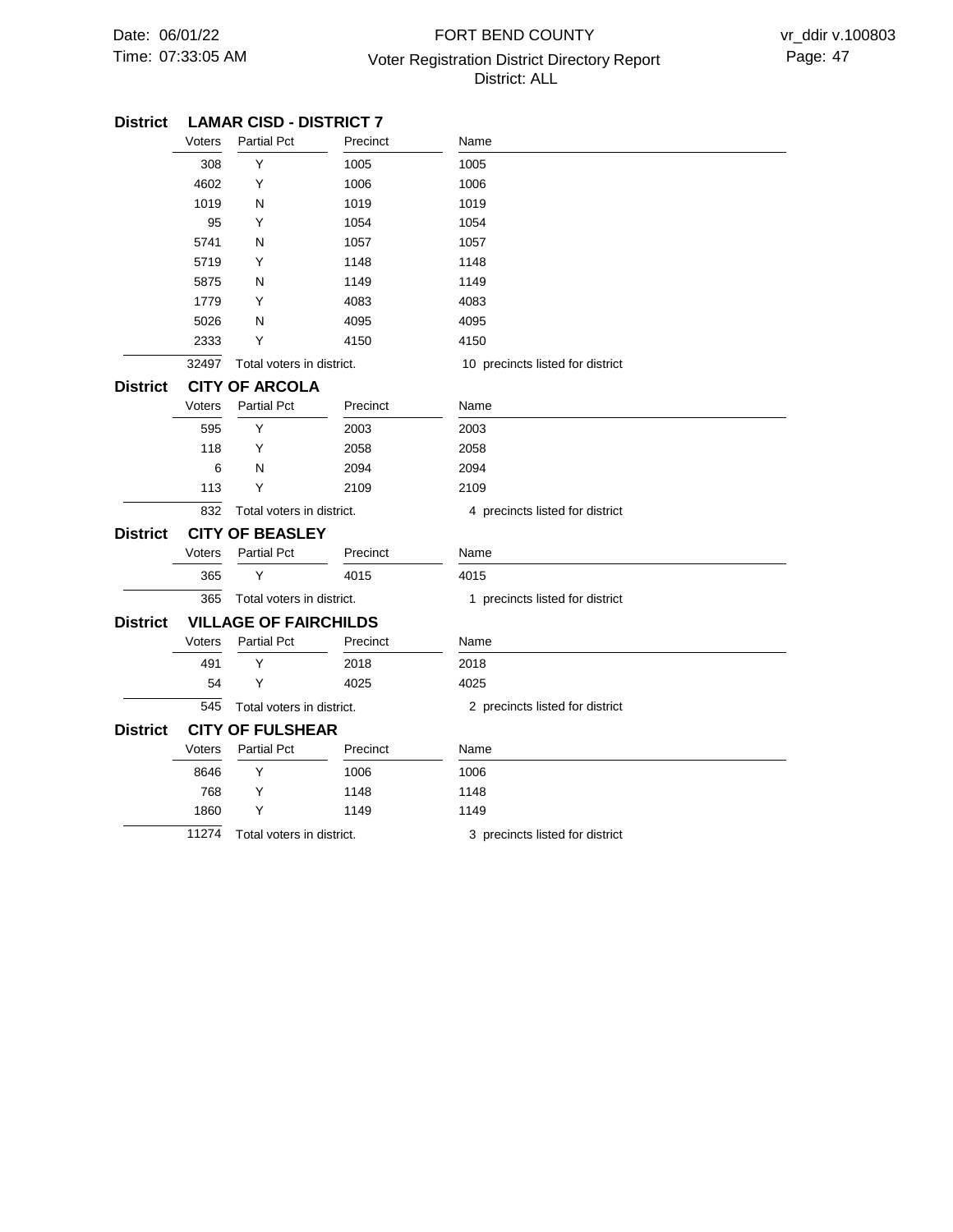## District LAMAR CISD - DISTRICT 7

| Voters | Partial Pct | Precinct | Name |
|---|---|---|---|
| 308 | Y | 1005 | 1005 |
| 4602 | Y | 1006 | 1006 |
| 1019 | N | 1019 | 1019 |
| 95 | Y | 1054 | 1054 |
| 5741 | N | 1057 | 1057 |
| 5719 | Y | 1148 | 1148 |
| 5875 | N | 1149 | 1149 |
| 1779 | Y | 4083 | 4083 |
| 5026 | N | 4095 | 4095 |
| 2333 | Y | 4150 | 4150 |
| 32497 | Total voters in district. | | 10 precincts listed for district |

## District CITY OF ARCOLA

| Voters | Partial Pct | Precinct | Name |
|---|---|---|---|
| 595 | Y | 2003 | 2003 |
| 118 | Y | 2058 | 2058 |
| 6 | N | 2094 | 2094 |
| 113 | Y | 2109 | 2109 |
| 832 | Total voters in district. | | 4 precincts listed for district |

## District CITY OF BEASLEY

| Voters | Partial Pct | Precinct | Name |
|---|---|---|---|
| 365 | Y | 4015 | 4015 |
| 365 | Total voters in district. | | 1 precincts listed for district |

## District VILLAGE OF FAIRCHILDS

| Voters | Partial Pct | Precinct | Name |
|---|---|---|---|
| 491 | Y | 2018 | 2018 |
| 54 | Y | 4025 | 4025 |
| 545 | Total voters in district. | | 2 precincts listed for district |

## District CITY OF FULSHEAR

| Voters | Partial Pct | Precinct | Name |
|---|---|---|---|
| 8646 | Y | 1006 | 1006 |
| 768 | Y | 1148 | 1148 |
| 1860 | Y | 1149 | 1149 |
| 11274 | Total voters in district. | | 3 precincts listed for district |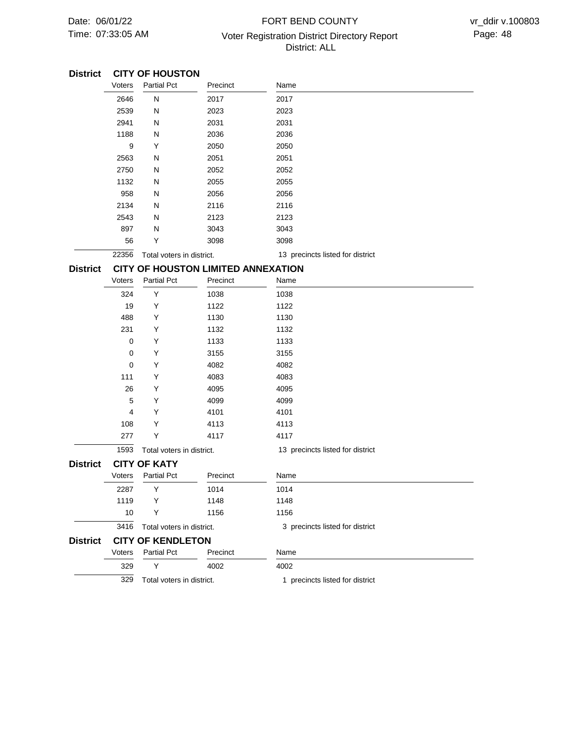## District CITY OF HOUSTON

| Voters | Partial Pct | Precinct | Name |
|---|---|---|---|
| 2646 | N | 2017 | 2017 |
| 2539 | N | 2023 | 2023 |
| 2941 | N | 2031 | 2031 |
| 1188 | N | 2036 | 2036 |
| 9 | Y | 2050 | 2050 |
| 2563 | N | 2051 | 2051 |
| 2750 | N | 2052 | 2052 |
| 1132 | N | 2055 | 2055 |
| 958 | N | 2056 | 2056 |
| 2134 | N | 2116 | 2116 |
| 2543 | N | 2123 | 2123 |
| 897 | N | 3043 | 3043 |
| 56 | Y | 3098 | 3098 |
| 22356 | Total voters in district. | | 13 precincts listed for district |

## District CITY OF HOUSTON LIMITED ANNEXATION

| Voters | Partial Pct | Precinct | Name |
|---|---|---|---|
| 324 | Y | 1038 | 1038 |
| 19 | Y | 1122 | 1122 |
| 488 | Y | 1130 | 1130 |
| 231 | Y | 1132 | 1132 |
| 0 | Y | 1133 | 1133 |
| 0 | Y | 3155 | 3155 |
| 0 | Y | 4082 | 4082 |
| 111 | Y | 4083 | 4083 |
| 26 | Y | 4095 | 4095 |
| 5 | Y | 4099 | 4099 |
| 4 | Y | 4101 | 4101 |
| 108 | Y | 4113 | 4113 |
| 277 | Y | 4117 | 4117 |
| 1593 | Total voters in district. | | 13 precincts listed for district |

## District CITY OF KATY

| Voters | Partial Pct | Precinct | Name |
|---|---|---|---|
| 2287 | Y | 1014 | 1014 |
| 1119 | Y | 1148 | 1148 |
| 10 | Y | 1156 | 1156 |
| 3416 | Total voters in district. | | 3 precincts listed for district |

## District CITY OF KENDLETON

| Voters | Partial Pct | Precinct | Name |
|---|---|---|---|
| 329 | Y | 4002 | 4002 |
| 329 | Total voters in district. | | 1 precincts listed for district |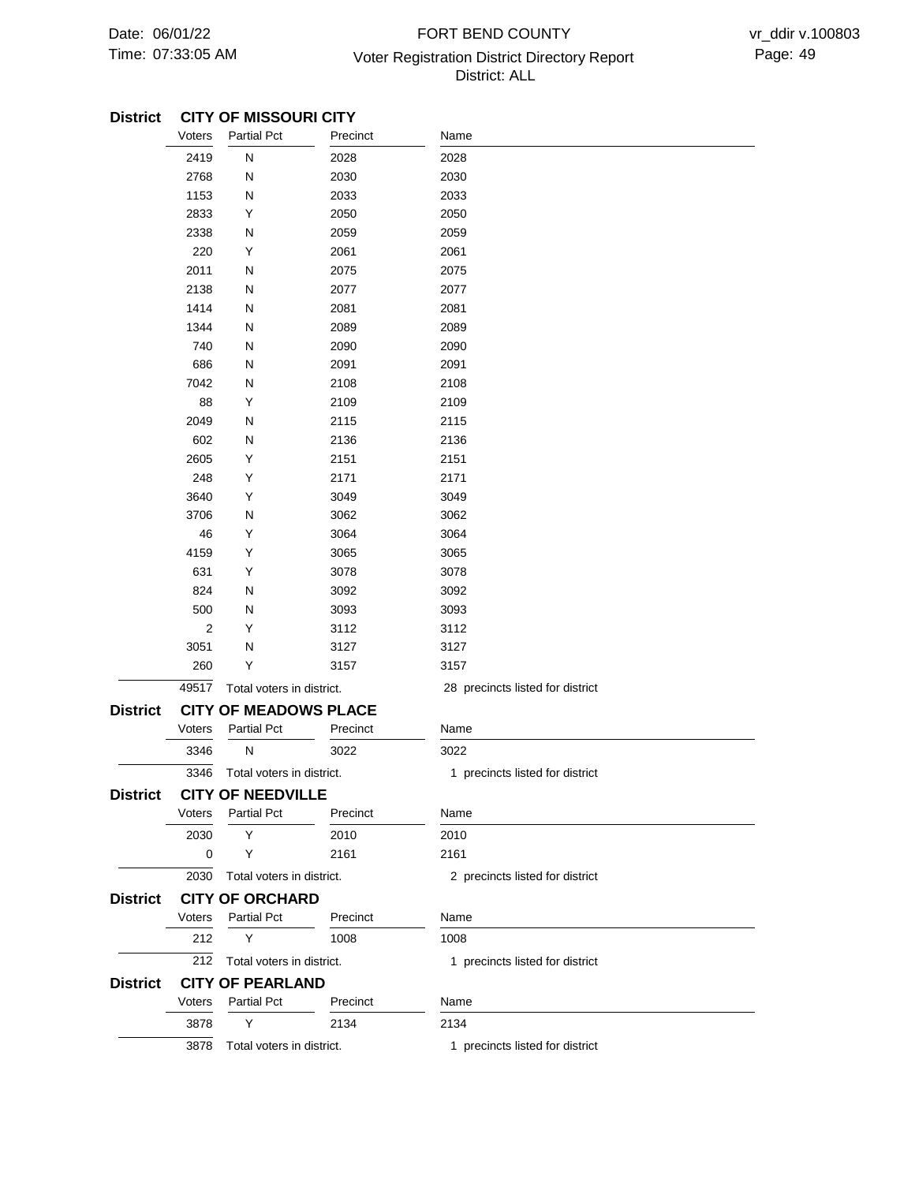## District CITY OF MISSOURI CITY

| Voters | Partial Pct | Precinct | Name |
|---|---|---|---|
| 2419 | N | 2028 | 2028 |
| 2768 | N | 2030 | 2030 |
| 1153 | N | 2033 | 2033 |
| 2833 | Y | 2050 | 2050 |
| 2338 | N | 2059 | 2059 |
| 220 | Y | 2061 | 2061 |
| 2011 | N | 2075 | 2075 |
| 2138 | N | 2077 | 2077 |
| 1414 | N | 2081 | 2081 |
| 1344 | N | 2089 | 2089 |
| 740 | N | 2090 | 2090 |
| 686 | N | 2091 | 2091 |
| 7042 | N | 2108 | 2108 |
| 88 | Y | 2109 | 2109 |
| 2049 | N | 2115 | 2115 |
| 602 | N | 2136 | 2136 |
| 2605 | Y | 2151 | 2151 |
| 248 | Y | 2171 | 2171 |
| 3640 | Y | 3049 | 3049 |
| 3706 | N | 3062 | 3062 |
| 46 | Y | 3064 | 3064 |
| 4159 | Y | 3065 | 3065 |
| 631 | Y | 3078 | 3078 |
| 824 | N | 3092 | 3092 |
| 500 | N | 3093 | 3093 |
| 2 | Y | 3112 | 3112 |
| 3051 | N | 3127 | 3127 |
| 260 | Y | 3157 | 3157 |

49517 Total voters in district. 28 precincts listed for district

## District CITY OF MEADOWS PLACE

| Voters | Partial Pct | Precinct | Name |
|---|---|---|---|
| 3346 | N | 3022 | 3022 |

3346 Total voters in district. 1 precincts listed for district

## District CITY OF NEEDVILLE

| Voters | Partial Pct | Precinct | Name |
|---|---|---|---|
| 2030 | Y | 2010 | 2010 |
| 0 | Y | 2161 | 2161 |

2030 Total voters in district. 2 precincts listed for district

## District CITY OF ORCHARD

| Voters | Partial Pct | Precinct | Name |
|---|---|---|---|
| 212 | Y | 1008 | 1008 |

212 Total voters in district. 1 precincts listed for district

## District CITY OF PEARLAND

| Voters | Partial Pct | Precinct | Name |
|---|---|---|---|
| 3878 | Y | 2134 | 2134 |

3878 Total voters in district. 1 precincts listed for district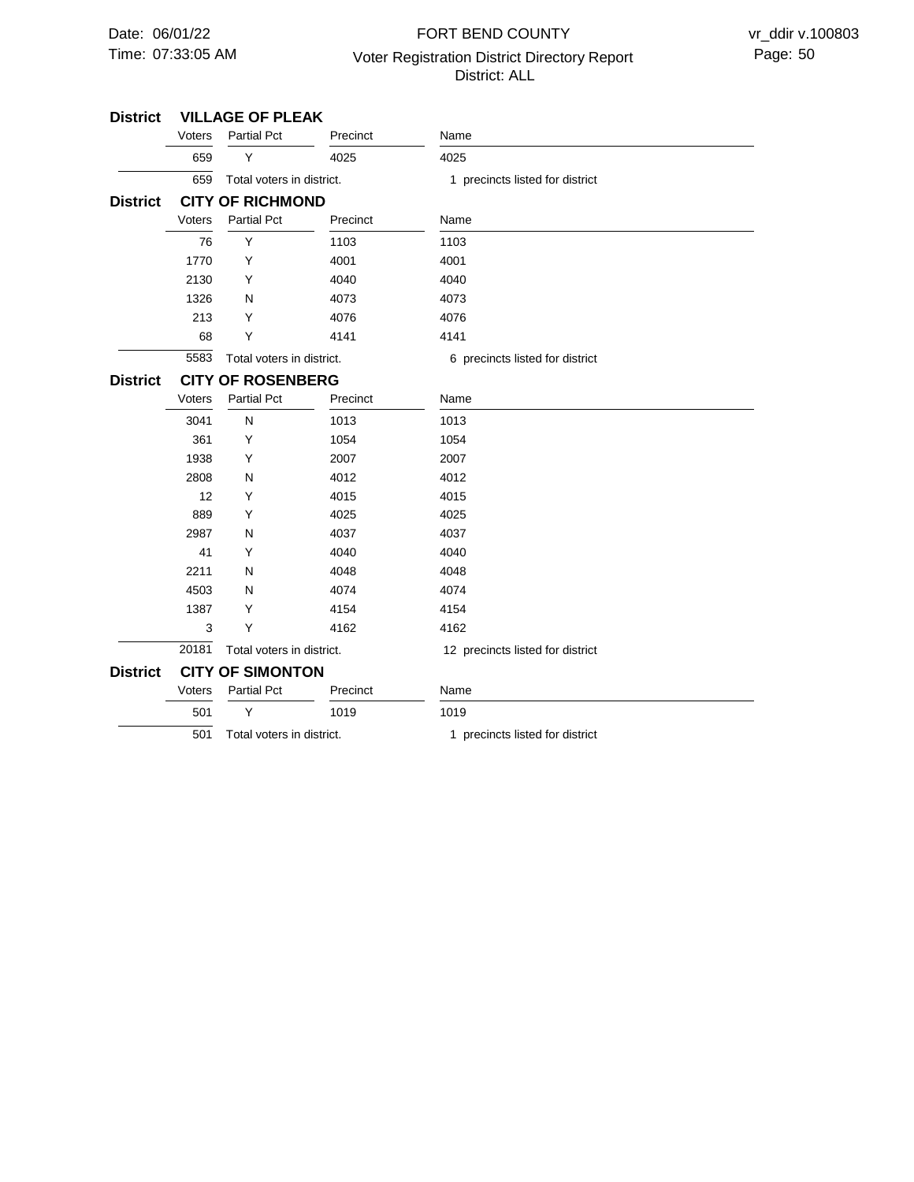**District VILLAGE OF PLEAK**

| Voters | Partial Pct | Precinct | Name |
|---|---|---|---|
| 659 | Y | 4025 | 4025 |
| 659 | Total voters in district. | | 1 precincts listed for district |

**District CITY OF RICHMOND**

| Voters | Partial Pct | Precinct | Name |
|---|---|---|---|
| 76 | Y | 1103 | 1103 |
| 1770 | Y | 4001 | 4001 |
| 2130 | Y | 4040 | 4040 |
| 1326 | N | 4073 | 4073 |
| 213 | Y | 4076 | 4076 |
| 68 | Y | 4141 | 4141 |
| 5583 | Total voters in district. | | 6 precincts listed for district |

**District CITY OF ROSENBERG**

| Voters | Partial Pct | Precinct | Name |
|---|---|---|---|
| 3041 | N | 1013 | 1013 |
| 361 | Y | 1054 | 1054 |
| 1938 | Y | 2007 | 2007 |
| 2808 | N | 4012 | 4012 |
| 12 | Y | 4015 | 4015 |
| 889 | Y | 4025 | 4025 |
| 2987 | N | 4037 | 4037 |
| 41 | Y | 4040 | 4040 |
| 2211 | N | 4048 | 4048 |
| 4503 | N | 4074 | 4074 |
| 1387 | Y | 4154 | 4154 |
| 3 | Y | 4162 | 4162 |
| 20181 | Total voters in district. | | 12 precincts listed for district |

**District CITY OF SIMONTON**

| Voters | Partial Pct | Precinct | Name |
|---|---|---|---|
| 501 | Y | 1019 | 1019 |
| 501 | Total voters in district. | | 1 precincts listed for district |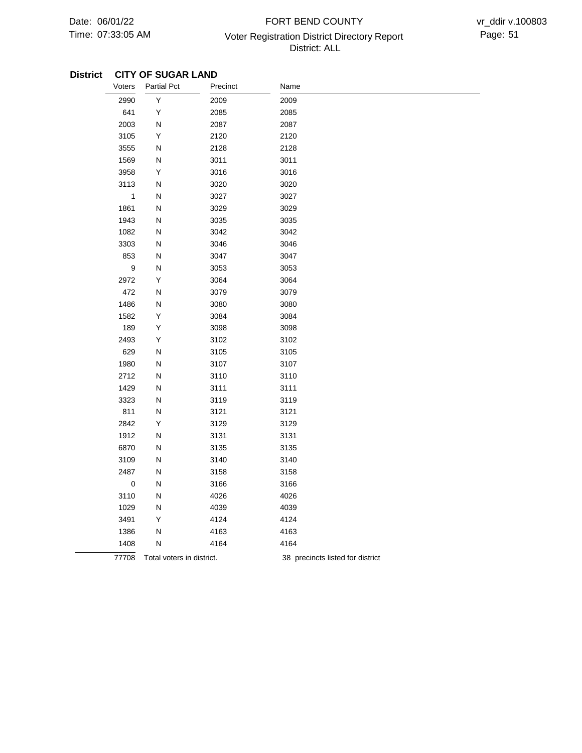**District CITY OF SUGAR LAND**

| Voters | Partial Pct | Precinct | Name |
|---|---|---|---|
| 2990 | Y | 2009 | 2009 |
| 641 | Y | 2085 | 2085 |
| 2003 | N | 2087 | 2087 |
| 3105 | Y | 2120 | 2120 |
| 3555 | N | 2128 | 2128 |
| 1569 | N | 3011 | 3011 |
| 3958 | Y | 3016 | 3016 |
| 3113 | N | 3020 | 3020 |
| 1 | N | 3027 | 3027 |
| 1861 | N | 3029 | 3029 |
| 1943 | N | 3035 | 3035 |
| 1082 | N | 3042 | 3042 |
| 3303 | N | 3046 | 3046 |
| 853 | N | 3047 | 3047 |
| 9 | N | 3053 | 3053 |
| 2972 | Y | 3064 | 3064 |
| 472 | N | 3079 | 3079 |
| 1486 | N | 3080 | 3080 |
| 1582 | Y | 3084 | 3084 |
| 189 | Y | 3098 | 3098 |
| 2493 | Y | 3102 | 3102 |
| 629 | N | 3105 | 3105 |
| 1980 | N | 3107 | 3107 |
| 2712 | N | 3110 | 3110 |
| 1429 | N | 3111 | 3111 |
| 3323 | N | 3119 | 3119 |
| 811 | N | 3121 | 3121 |
| 2842 | Y | 3129 | 3129 |
| 1912 | N | 3131 | 3131 |
| 6870 | N | 3135 | 3135 |
| 3109 | N | 3140 | 3140 |
| 2487 | N | 3158 | 3158 |
| 0 | N | 3166 | 3166 |
| 3110 | N | 4026 | 4026 |
| 1029 | N | 4039 | 4039 |
| 3491 | Y | 4124 | 4124 |
| 1386 | N | 4163 | 4163 |
| 1408 | N | 4164 | 4164 |
| 77708 | Total voters in district. | | 38 precincts listed for district |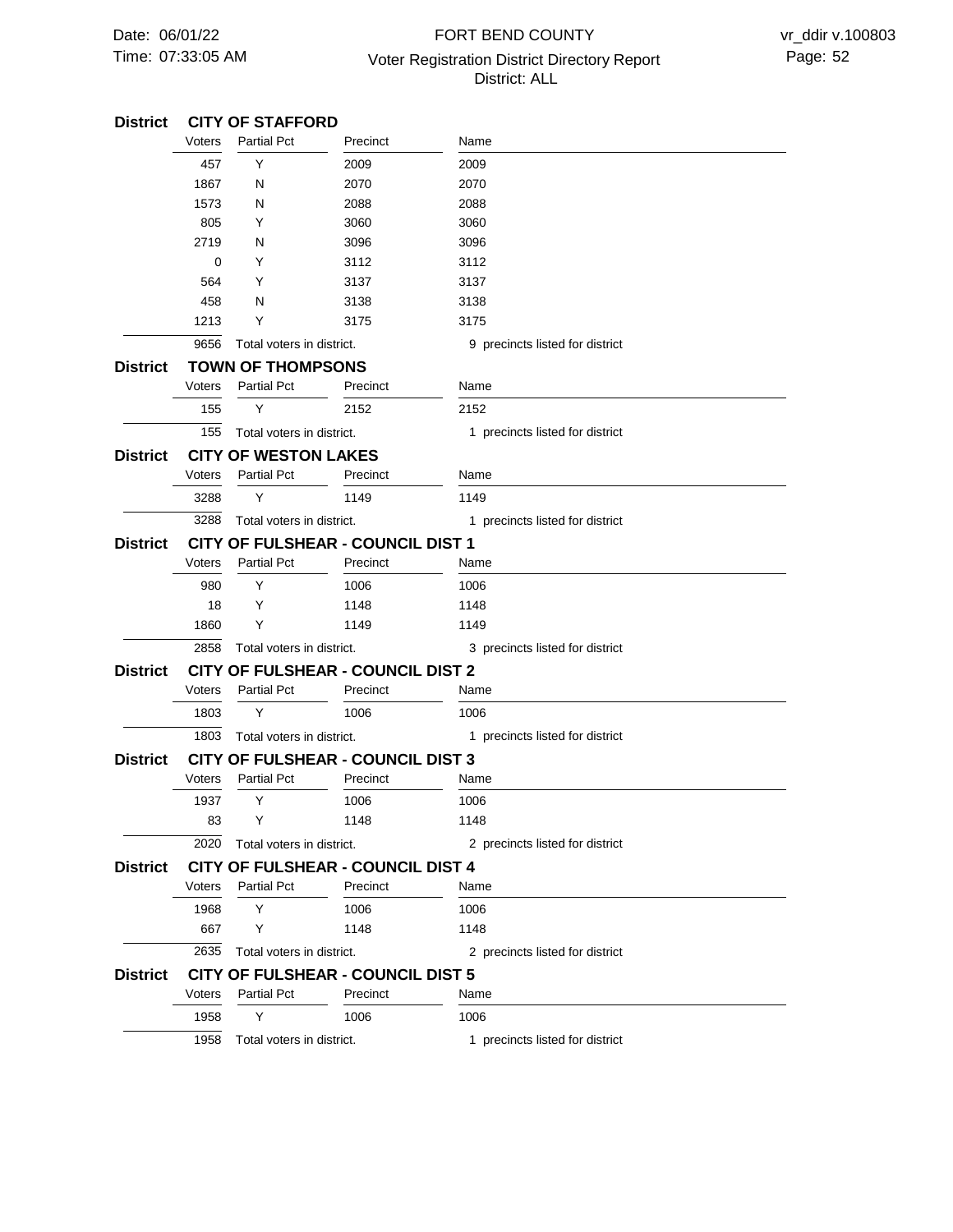## District CITY OF STAFFORD

| Voters | Partial Pct | Precinct | Name |
|---|---|---|---|
| 457 | Y | 2009 | 2009 |
| 1867 | N | 2070 | 2070 |
| 1573 | N | 2088 | 2088 |
| 805 | Y | 3060 | 3060 |
| 2719 | N | 3096 | 3096 |
| 0 | Y | 3112 | 3112 |
| 564 | Y | 3137 | 3137 |
| 458 | N | 3138 | 3138 |
| 1213 | Y | 3175 | 3175 |
| 9656 | Total voters in district. | | 9 precincts listed for district |

## District TOWN OF THOMPSONS

| Voters | Partial Pct | Precinct | Name |
|---|---|---|---|
| 155 | Y | 2152 | 2152 |
| 155 | Total voters in district. | | 1 precincts listed for district |

## District CITY OF WESTON LAKES

| Voters | Partial Pct | Precinct | Name |
|---|---|---|---|
| 3288 | Y | 1149 | 1149 |
| 3288 | Total voters in district. | | 1 precincts listed for district |

## District CITY OF FULSHEAR - COUNCIL DIST 1

| Voters | Partial Pct | Precinct | Name |
|---|---|---|---|
| 980 | Y | 1006 | 1006 |
| 18 | Y | 1148 | 1148 |
| 1860 | Y | 1149 | 1149 |
| 2858 | Total voters in district. | | 3 precincts listed for district |

## District CITY OF FULSHEAR - COUNCIL DIST 2

| Voters | Partial Pct | Precinct | Name |
|---|---|---|---|
| 1803 | Y | 1006 | 1006 |
| 1803 | Total voters in district. | | 1 precincts listed for district |

## District CITY OF FULSHEAR - COUNCIL DIST 3

| Voters | Partial Pct | Precinct | Name |
|---|---|---|---|
| 1937 | Y | 1006 | 1006 |
| 83 | Y | 1148 | 1148 |
| 2020 | Total voters in district. | | 2 precincts listed for district |

## District CITY OF FULSHEAR - COUNCIL DIST 4

| Voters | Partial Pct | Precinct | Name |
|---|---|---|---|
| 1968 | Y | 1006 | 1006 |
| 667 | Y | 1148 | 1148 |
| 2635 | Total voters in district. | | 2 precincts listed for district |

## District CITY OF FULSHEAR - COUNCIL DIST 5

| Voters | Partial Pct | Precinct | Name |
|---|---|---|---|
| 1958 | Y | 1006 | 1006 |
| 1958 | Total voters in district. | | 1 precincts listed for district |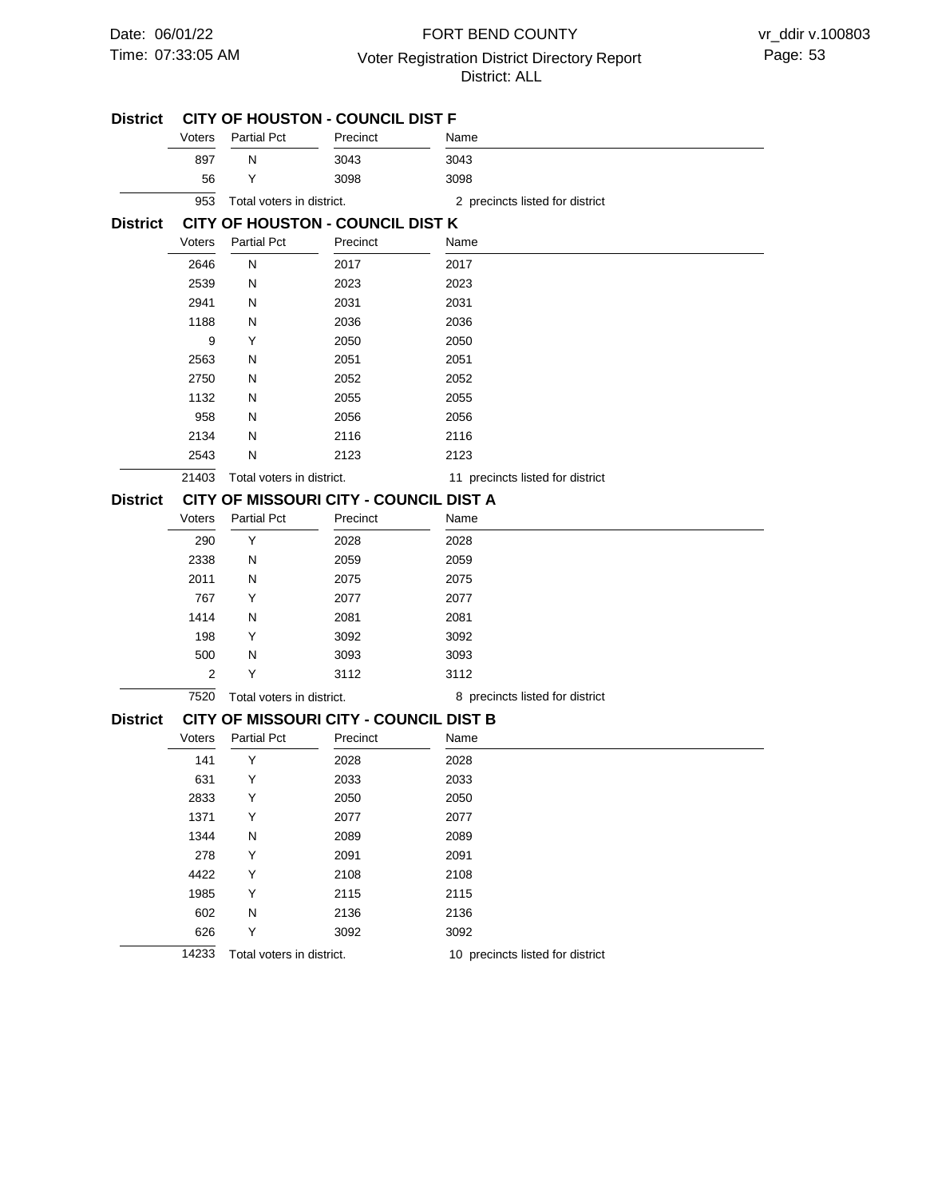## District CITY OF HOUSTON - COUNCIL DIST F

| Voters | Partial Pct | Precinct | Name |
|---|---|---|---|
| 897 | N | 3043 | 3043 |
| 56 | Y | 3098 | 3098 |
| 953 | Total voters in district. | | 2 precincts listed for district |

## District CITY OF HOUSTON - COUNCIL DIST K

| Voters | Partial Pct | Precinct | Name |
|---|---|---|---|
| 2646 | N | 2017 | 2017 |
| 2539 | N | 2023 | 2023 |
| 2941 | N | 2031 | 2031 |
| 1188 | N | 2036 | 2036 |
| 9 | Y | 2050 | 2050 |
| 2563 | N | 2051 | 2051 |
| 2750 | N | 2052 | 2052 |
| 1132 | N | 2055 | 2055 |
| 958 | N | 2056 | 2056 |
| 2134 | N | 2116 | 2116 |
| 2543 | N | 2123 | 2123 |
| 21403 | Total voters in district. | | 11 precincts listed for district |

## District CITY OF MISSOURI CITY - COUNCIL DIST A

| Voters | Partial Pct | Precinct | Name |
|---|---|---|---|
| 290 | Y | 2028 | 2028 |
| 2338 | N | 2059 | 2059 |
| 2011 | N | 2075 | 2075 |
| 767 | Y | 2077 | 2077 |
| 1414 | N | 2081 | 2081 |
| 198 | Y | 3092 | 3092 |
| 500 | N | 3093 | 3093 |
| 2 | Y | 3112 | 3112 |
| 7520 | Total voters in district. | | 8 precincts listed for district |

## District CITY OF MISSOURI CITY - COUNCIL DIST B

| Voters | Partial Pct | Precinct | Name |
|---|---|---|---|
| 141 | Y | 2028 | 2028 |
| 631 | Y | 2033 | 2033 |
| 2833 | Y | 2050 | 2050 |
| 1371 | Y | 2077 | 2077 |
| 1344 | N | 2089 | 2089 |
| 278 | Y | 2091 | 2091 |
| 4422 | Y | 2108 | 2108 |
| 1985 | Y | 2115 | 2115 |
| 602 | N | 2136 | 2136 |
| 626 | Y | 3092 | 3092 |
| 14233 | Total voters in district. | | 10 precincts listed for district |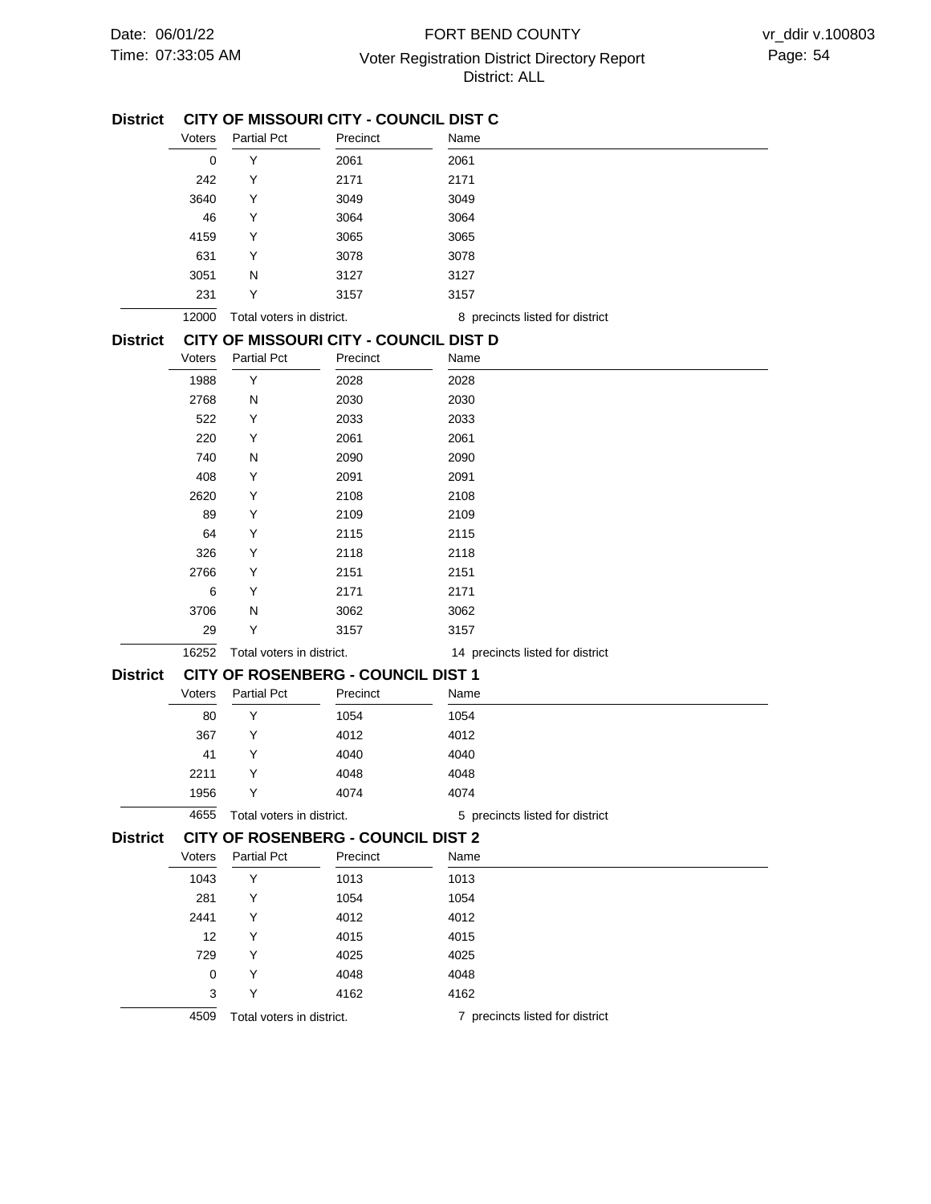## District CITY OF MISSOURI CITY - COUNCIL DIST C

| Voters | Partial Pct | Precinct | Name |
|---|---|---|---|
| 0 | Y | 2061 | 2061 |
| 242 | Y | 2171 | 2171 |
| 3640 | Y | 3049 | 3049 |
| 46 | Y | 3064 | 3064 |
| 4159 | Y | 3065 | 3065 |
| 631 | Y | 3078 | 3078 |
| 3051 | N | 3127 | 3127 |
| 231 | Y | 3157 | 3157 |
| 12000 | Total voters in district. | | 8 precincts listed for district |

## District CITY OF MISSOURI CITY - COUNCIL DIST D

| Voters | Partial Pct | Precinct | Name |
|---|---|---|---|
| 1988 | Y | 2028 | 2028 |
| 2768 | N | 2030 | 2030 |
| 522 | Y | 2033 | 2033 |
| 220 | Y | 2061 | 2061 |
| 740 | N | 2090 | 2090 |
| 408 | Y | 2091 | 2091 |
| 2620 | Y | 2108 | 2108 |
| 89 | Y | 2109 | 2109 |
| 64 | Y | 2115 | 2115 |
| 326 | Y | 2118 | 2118 |
| 2766 | Y | 2151 | 2151 |
| 6 | Y | 2171 | 2171 |
| 3706 | N | 3062 | 3062 |
| 29 | Y | 3157 | 3157 |
| 16252 | Total voters in district. | | 14 precincts listed for district |

## District CITY OF ROSENBERG - COUNCIL DIST 1

| Voters | Partial Pct | Precinct | Name |
|---|---|---|---|
| 80 | Y | 1054 | 1054 |
| 367 | Y | 4012 | 4012 |
| 41 | Y | 4040 | 4040 |
| 2211 | Y | 4048 | 4048 |
| 1956 | Y | 4074 | 4074 |
| 4655 | Total voters in district. | | 5 precincts listed for district |

## District CITY OF ROSENBERG - COUNCIL DIST 2

| Voters | Partial Pct | Precinct | Name |
|---|---|---|---|
| 1043 | Y | 1013 | 1013 |
| 281 | Y | 1054 | 1054 |
| 2441 | Y | 4012 | 4012 |
| 12 | Y | 4015 | 4015 |
| 729 | Y | 4025 | 4025 |
| 0 | Y | 4048 | 4048 |
| 3 | Y | 4162 | 4162 |
| 4509 | Total voters in district. | | 7 precincts listed for district |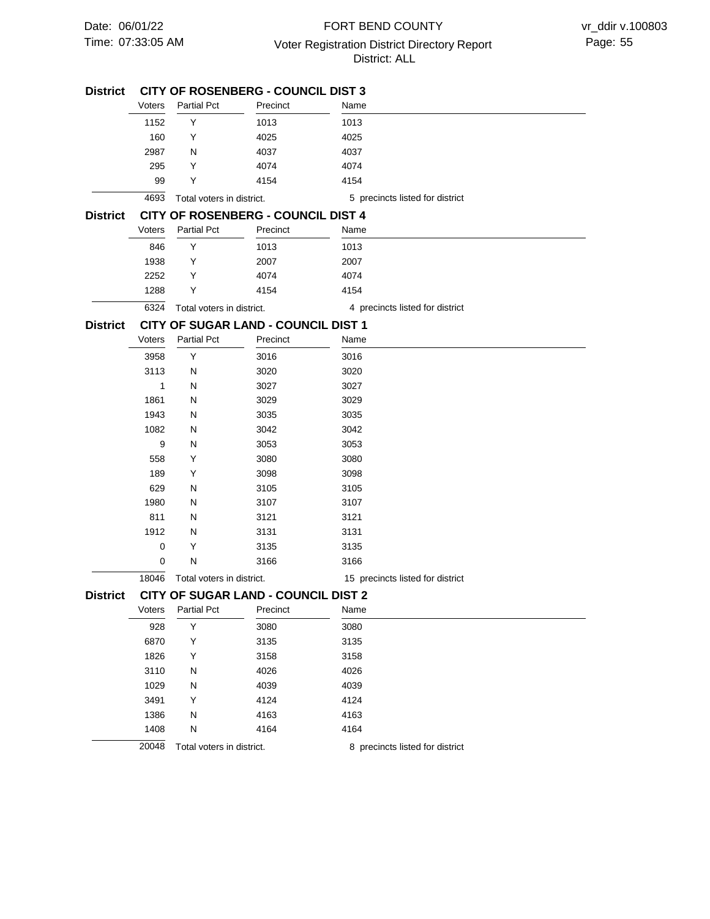## District CITY OF ROSENBERG - COUNCIL DIST 3

| Voters | Partial Pct | Precinct | Name |
|---|---|---|---|
| 1152 | Y | 1013 | 1013 |
| 160 | Y | 4025 | 4025 |
| 2987 | N | 4037 | 4037 |
| 295 | Y | 4074 | 4074 |
| 99 | Y | 4154 | 4154 |
| 4693 | Total voters in district. | | 5 precincts listed for district |

## District CITY OF ROSENBERG - COUNCIL DIST 4

| Voters | Partial Pct | Precinct | Name |
|---|---|---|---|
| 846 | Y | 1013 | 1013 |
| 1938 | Y | 2007 | 2007 |
| 2252 | Y | 4074 | 4074 |
| 1288 | Y | 4154 | 4154 |
| 6324 | Total voters in district. | | 4 precincts listed for district |

## District CITY OF SUGAR LAND - COUNCIL DIST 1

| Voters | Partial Pct | Precinct | Name |
|---|---|---|---|
| 3958 | Y | 3016 | 3016 |
| 3113 | N | 3020 | 3020 |
| 1 | N | 3027 | 3027 |
| 1861 | N | 3029 | 3029 |
| 1943 | N | 3035 | 3035 |
| 1082 | N | 3042 | 3042 |
| 9 | N | 3053 | 3053 |
| 558 | Y | 3080 | 3080 |
| 189 | Y | 3098 | 3098 |
| 629 | N | 3105 | 3105 |
| 1980 | N | 3107 | 3107 |
| 811 | N | 3121 | 3121 |
| 1912 | N | 3131 | 3131 |
| 0 | Y | 3135 | 3135 |
| 0 | N | 3166 | 3166 |
| 18046 | Total voters in district. | | 15 precincts listed for district |

## District CITY OF SUGAR LAND - COUNCIL DIST 2

| Voters | Partial Pct | Precinct | Name |
|---|---|---|---|
| 928 | Y | 3080 | 3080 |
| 6870 | Y | 3135 | 3135 |
| 1826 | Y | 3158 | 3158 |
| 3110 | N | 4026 | 4026 |
| 1029 | N | 4039 | 4039 |
| 3491 | Y | 4124 | 4124 |
| 1386 | N | 4163 | 4163 |
| 1408 | N | 4164 | 4164 |
| 20048 | Total voters in district. | | 8 precincts listed for district |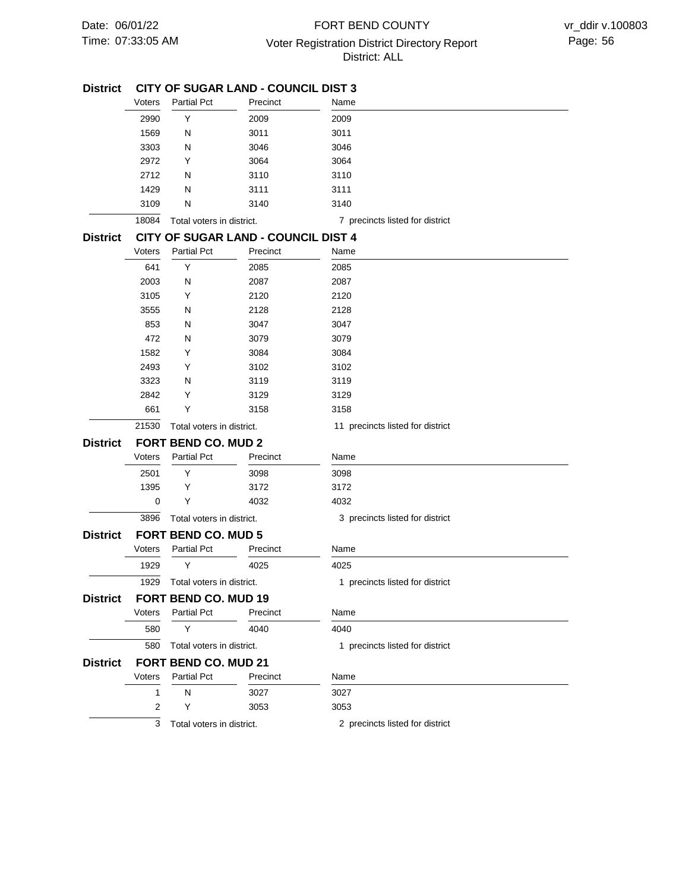## District CITY OF SUGAR LAND - COUNCIL DIST 3

| Voters | Partial Pct | Precinct | Name |
|---|---|---|---|
| 2990 | Y | 2009 | 2009 |
| 1569 | N | 3011 | 3011 |
| 3303 | N | 3046 | 3046 |
| 2972 | Y | 3064 | 3064 |
| 2712 | N | 3110 | 3110 |
| 1429 | N | 3111 | 3111 |
| 3109 | N | 3140 | 3140 |
| 18084 | Total voters in district. | | 7 precincts listed for district |

## District CITY OF SUGAR LAND - COUNCIL DIST 4

| Voters | Partial Pct | Precinct | Name |
|---|---|---|---|
| 641 | Y | 2085 | 2085 |
| 2003 | N | 2087 | 2087 |
| 3105 | Y | 2120 | 2120 |
| 3555 | N | 2128 | 2128 |
| 853 | N | 3047 | 3047 |
| 472 | N | 3079 | 3079 |
| 1582 | Y | 3084 | 3084 |
| 2493 | Y | 3102 | 3102 |
| 3323 | N | 3119 | 3119 |
| 2842 | Y | 3129 | 3129 |
| 661 | Y | 3158 | 3158 |
| 21530 | Total voters in district. | | 11 precincts listed for district |

## District FORT BEND CO. MUD 2

| Voters | Partial Pct | Precinct | Name |
|---|---|---|---|
| 2501 | Y | 3098 | 3098 |
| 1395 | Y | 3172 | 3172 |
| 0 | Y | 4032 | 4032 |
| 3896 | Total voters in district. | | 3 precincts listed for district |

## District FORT BEND CO. MUD 5

| Voters | Partial Pct | Precinct | Name |
|---|---|---|---|
| 1929 | Y | 4025 | 4025 |
| 1929 | Total voters in district. | | 1 precincts listed for district |

## District FORT BEND CO. MUD 19

| Voters | Partial Pct | Precinct | Name |
|---|---|---|---|
| 580 | Y | 4040 | 4040 |
| 580 | Total voters in district. | | 1 precincts listed for district |

## District FORT BEND CO. MUD 21

| Voters | Partial Pct | Precinct | Name |
|---|---|---|---|
| 1 | N | 3027 | 3027 |
| 2 | Y | 3053 | 3053 |
| 3 | Total voters in district. | | 2 precincts listed for district |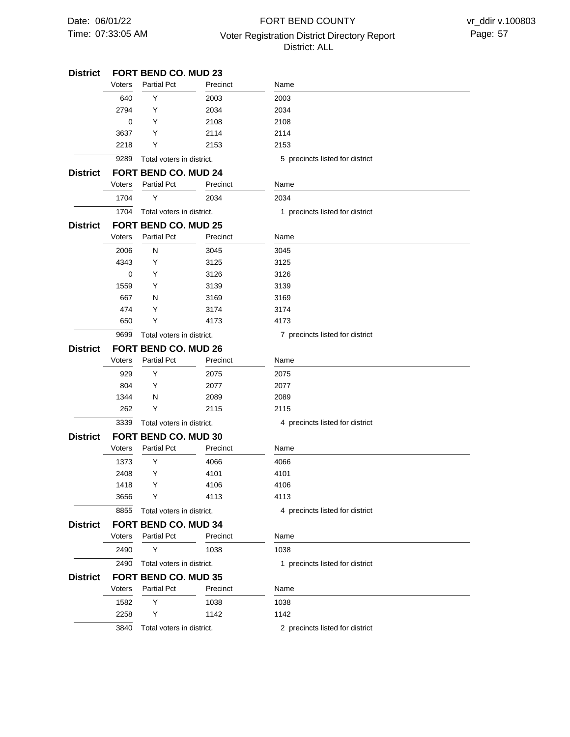## District FORT BEND CO. MUD 23

| Voters | Partial Pct | Precinct | Name |
|---|---|---|---|
| 640 | Y | 2003 | 2003 |
| 2794 | Y | 2034 | 2034 |
| 0 | Y | 2108 | 2108 |
| 3637 | Y | 2114 | 2114 |
| 2218 | Y | 2153 | 2153 |

9289 Total voters in district. 5 precincts listed for district

## District FORT BEND CO. MUD 24

| Voters | Partial Pct | Precinct | Name |
|---|---|---|---|
| 1704 | Y | 2034 | 2034 |

1704 Total voters in district. 1 precincts listed for district

## District FORT BEND CO. MUD 25

| Voters | Partial Pct | Precinct | Name |
|---|---|---|---|
| 2006 | N | 3045 | 3045 |
| 4343 | Y | 3125 | 3125 |
| 0 | Y | 3126 | 3126 |
| 1559 | Y | 3139 | 3139 |
| 667 | N | 3169 | 3169 |
| 474 | Y | 3174 | 3174 |
| 650 | Y | 4173 | 4173 |

9699 Total voters in district. 7 precincts listed for district

## District FORT BEND CO. MUD 26

| Voters | Partial Pct | Precinct | Name |
|---|---|---|---|
| 929 | Y | 2075 | 2075 |
| 804 | Y | 2077 | 2077 |
| 1344 | N | 2089 | 2089 |
| 262 | Y | 2115 | 2115 |

3339 Total voters in district. 4 precincts listed for district

## District FORT BEND CO. MUD 30

| Voters | Partial Pct | Precinct | Name |
|---|---|---|---|
| 1373 | Y | 4066 | 4066 |
| 2408 | Y | 4101 | 4101 |
| 1418 | Y | 4106 | 4106 |
| 3656 | Y | 4113 | 4113 |

8855 Total voters in district. 4 precincts listed for district

## District FORT BEND CO. MUD 34

| Voters | Partial Pct | Precinct | Name |
|---|---|---|---|
| 2490 | Y | 1038 | 1038 |

2490 Total voters in district. 1 precincts listed for district

## District FORT BEND CO. MUD 35

| Voters | Partial Pct | Precinct | Name |
|---|---|---|---|
| 1582 | Y | 1038 | 1038 |
| 2258 | Y | 1142 | 1142 |

3840 Total voters in district. 2 precincts listed for district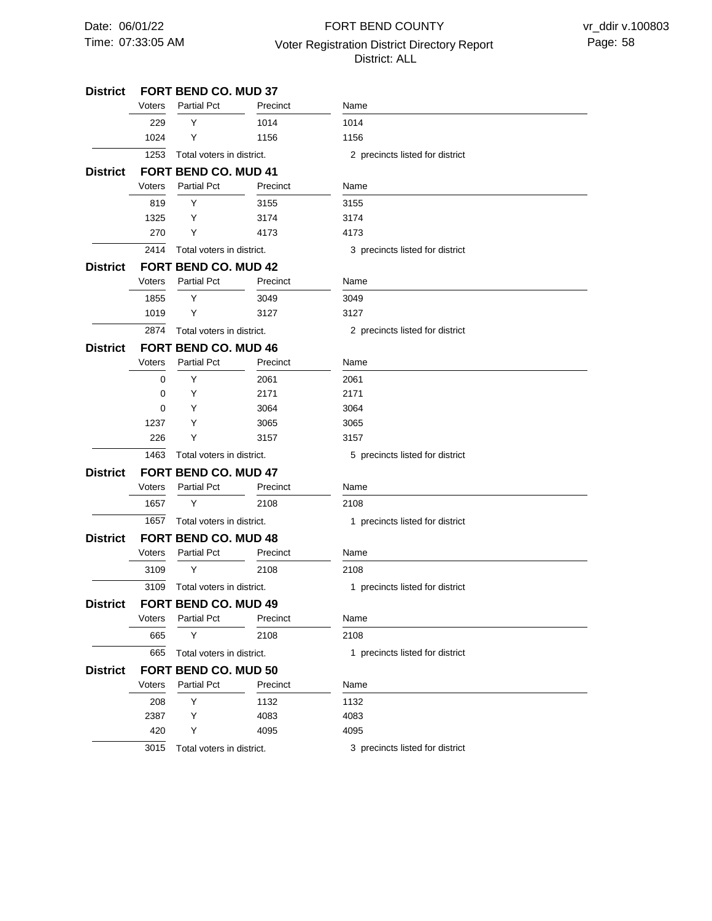**District FORT BEND CO. MUD 37**

| Voters | Partial Pct | Precinct | Name |
|---|---|---|---|
| 229 | Y | 1014 | 1014 |
| 1024 | Y | 1156 | 1156 |
| 1253 | Total voters in district. | | 2 precincts listed for district |

**District FORT BEND CO. MUD 41**

| Voters | Partial Pct | Precinct | Name |
|---|---|---|---|
| 819 | Y | 3155 | 3155 |
| 1325 | Y | 3174 | 3174 |
| 270 | Y | 4173 | 4173 |
| 2414 | Total voters in district. | | 3 precincts listed for district |

**District FORT BEND CO. MUD 42**

| Voters | Partial Pct | Precinct | Name |
|---|---|---|---|
| 1855 | Y | 3049 | 3049 |
| 1019 | Y | 3127 | 3127 |
| 2874 | Total voters in district. | | 2 precincts listed for district |

**District FORT BEND CO. MUD 46**

| Voters | Partial Pct | Precinct | Name |
|---|---|---|---|
| 0 | Y | 2061 | 2061 |
| 0 | Y | 2171 | 2171 |
| 0 | Y | 3064 | 3064 |
| 1237 | Y | 3065 | 3065 |
| 226 | Y | 3157 | 3157 |
| 1463 | Total voters in district. | | 5 precincts listed for district |

**District FORT BEND CO. MUD 47**

| Voters | Partial Pct | Precinct | Name |
|---|---|---|---|
| 1657 | Y | 2108 | 2108 |
| 1657 | Total voters in district. | | 1 precincts listed for district |

**District FORT BEND CO. MUD 48**

| Voters | Partial Pct | Precinct | Name |
|---|---|---|---|
| 3109 | Y | 2108 | 2108 |
| 3109 | Total voters in district. | | 1 precincts listed for district |

**District FORT BEND CO. MUD 49**

| Voters | Partial Pct | Precinct | Name |
|---|---|---|---|
| 665 | Y | 2108 | 2108 |
| 665 | Total voters in district. | | 1 precincts listed for district |

**District FORT BEND CO. MUD 50**

| Voters | Partial Pct | Precinct | Name |
|---|---|---|---|
| 208 | Y | 1132 | 1132 |
| 2387 | Y | 4083 | 4083 |
| 420 | Y | 4095 | 4095 |
| 3015 | Total voters in district. | | 3 precincts listed for district |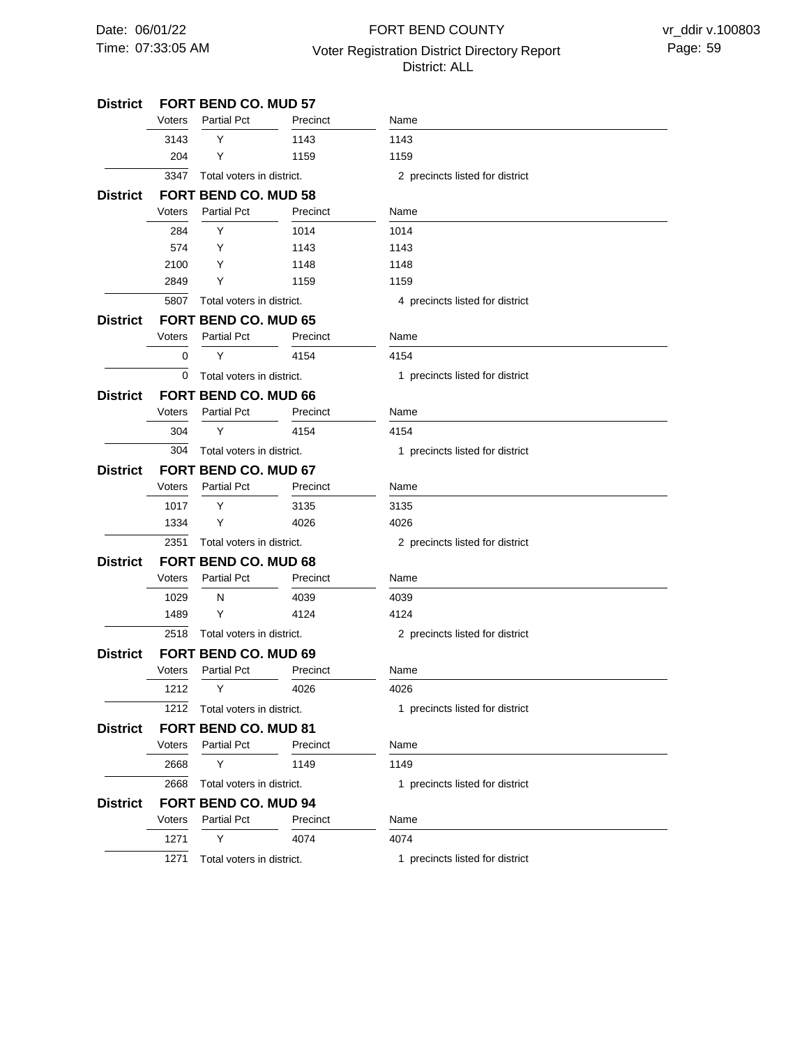**District FORT BEND CO. MUD 57**

| Voters | Partial Pct | Precinct | Name |
|---|---|---|---|
| 3143 | Y | 1143 | 1143 |
| 204 | Y | 1159 | 1159 |
| 3347 | Total voters in district. | | 2 precincts listed for district |

**District FORT BEND CO. MUD 58**

| Voters | Partial Pct | Precinct | Name |
|---|---|---|---|
| 284 | Y | 1014 | 1014 |
| 574 | Y | 1143 | 1143 |
| 2100 | Y | 1148 | 1148 |
| 2849 | Y | 1159 | 1159 |
| 5807 | Total voters in district. | | 4 precincts listed for district |

**District FORT BEND CO. MUD 65**

| Voters | Partial Pct | Precinct | Name |
|---|---|---|---|
| 0 | Y | 4154 | 4154 |
| 0 | Total voters in district. | | 1 precincts listed for district |

**District FORT BEND CO. MUD 66**

| Voters | Partial Pct | Precinct | Name |
|---|---|---|---|
| 304 | Y | 4154 | 4154 |
| 304 | Total voters in district. | | 1 precincts listed for district |

**District FORT BEND CO. MUD 67**

| Voters | Partial Pct | Precinct | Name |
|---|---|---|---|
| 1017 | Y | 3135 | 3135 |
| 1334 | Y | 4026 | 4026 |
| 2351 | Total voters in district. | | 2 precincts listed for district |

**District FORT BEND CO. MUD 68**

| Voters | Partial Pct | Precinct | Name |
|---|---|---|---|
| 1029 | N | 4039 | 4039 |
| 1489 | Y | 4124 | 4124 |
| 2518 | Total voters in district. | | 2 precincts listed for district |

**District FORT BEND CO. MUD 69**

| Voters | Partial Pct | Precinct | Name |
|---|---|---|---|
| 1212 | Y | 4026 | 4026 |
| 1212 | Total voters in district. | | 1 precincts listed for district |

**District FORT BEND CO. MUD 81**

| Voters | Partial Pct | Precinct | Name |
|---|---|---|---|
| 2668 | Y | 1149 | 1149 |
| 2668 | Total voters in district. | | 1 precincts listed for district |

**District FORT BEND CO. MUD 94**

| Voters | Partial Pct | Precinct | Name |
|---|---|---|---|
| 1271 | Y | 4074 | 4074 |
| 1271 | Total voters in district. | | 1 precincts listed for district |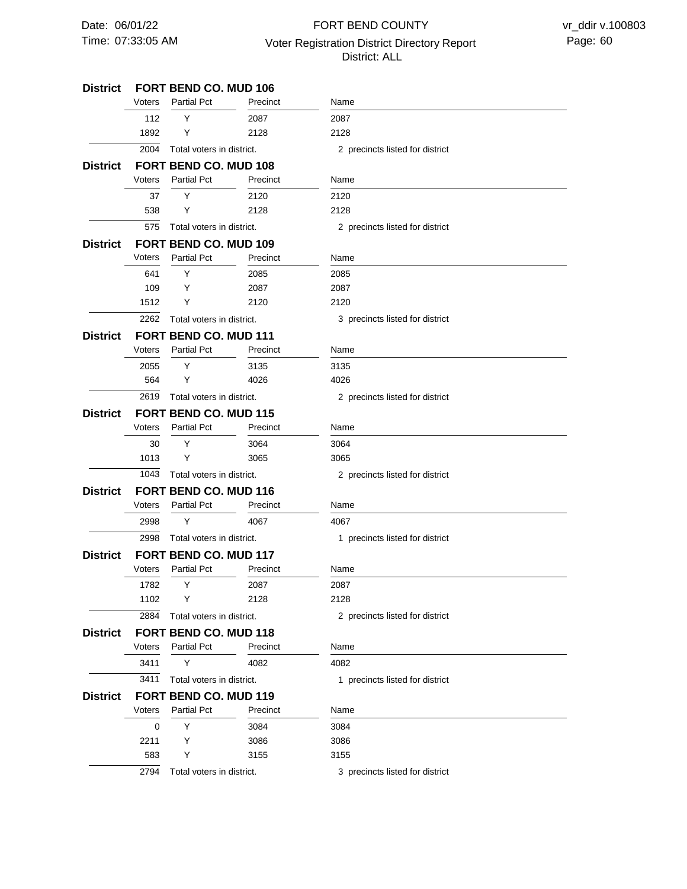**District FORT BEND CO. MUD 106**

| Voters | Partial Pct | Precinct | Name |
|---|---|---|---|
| 112 | Y | 2087 | 2087 |
| 1892 | Y | 2128 | 2128 |
| 2004 | Total voters in district. | | 2 precincts listed for district |

**District FORT BEND CO. MUD 108**

| Voters | Partial Pct | Precinct | Name |
|---|---|---|---|
| 37 | Y | 2120 | 2120 |
| 538 | Y | 2128 | 2128 |
| 575 | Total voters in district. | | 2 precincts listed for district |

**District FORT BEND CO. MUD 109**

| Voters | Partial Pct | Precinct | Name |
|---|---|---|---|
| 641 | Y | 2085 | 2085 |
| 109 | Y | 2087 | 2087 |
| 1512 | Y | 2120 | 2120 |
| 2262 | Total voters in district. | | 3 precincts listed for district |

**District FORT BEND CO. MUD 111**

| Voters | Partial Pct | Precinct | Name |
|---|---|---|---|
| 2055 | Y | 3135 | 3135 |
| 564 | Y | 4026 | 4026 |
| 2619 | Total voters in district. | | 2 precincts listed for district |

**District FORT BEND CO. MUD 115**

| Voters | Partial Pct | Precinct | Name |
|---|---|---|---|
| 30 | Y | 3064 | 3064 |
| 1013 | Y | 3065 | 3065 |
| 1043 | Total voters in district. | | 2 precincts listed for district |

**District FORT BEND CO. MUD 116**

| Voters | Partial Pct | Precinct | Name |
|---|---|---|---|
| 2998 | Y | 4067 | 4067 |
| 2998 | Total voters in district. | | 1 precincts listed for district |

**District FORT BEND CO. MUD 117**

| Voters | Partial Pct | Precinct | Name |
|---|---|---|---|
| 1782 | Y | 2087 | 2087 |
| 1102 | Y | 2128 | 2128 |
| 2884 | Total voters in district. | | 2 precincts listed for district |

**District FORT BEND CO. MUD 118**

| Voters | Partial Pct | Precinct | Name |
|---|---|---|---|
| 3411 | Y | 4082 | 4082 |
| 3411 | Total voters in district. | | 1 precincts listed for district |

**District FORT BEND CO. MUD 119**

| Voters | Partial Pct | Precinct | Name |
|---|---|---|---|
| 0 | Y | 3084 | 3084 |
| 2211 | Y | 3086 | 3086 |
| 583 | Y | 3155 | 3155 |
| 2794 | Total voters in district. | | 3 precincts listed for district |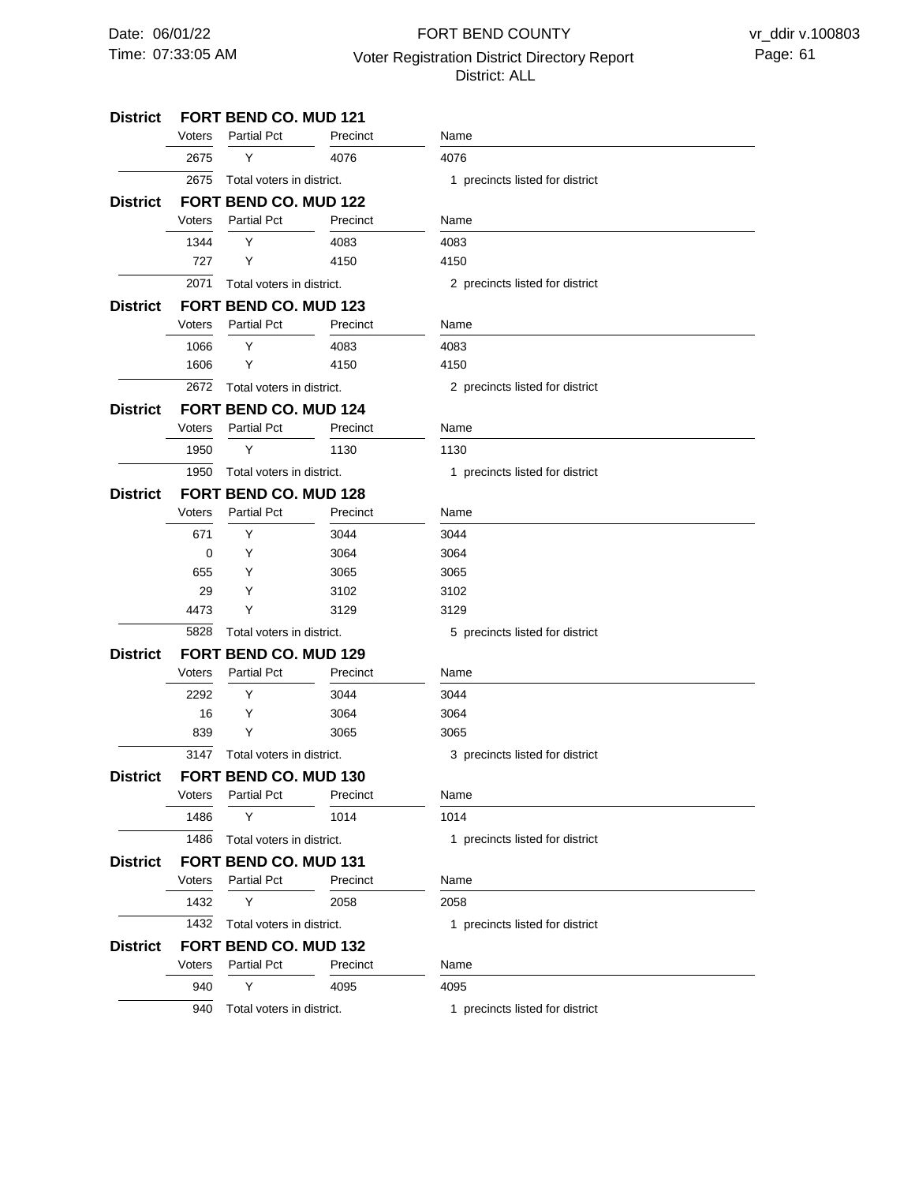**District FORT BEND CO. MUD 121**

| Voters | Partial Pct | Precinct | Name |
|---|---|---|---|
| 2675 | Y | 4076 | 4076 |
| 2675 | Total voters in district. | | 1 precincts listed for district |

**District FORT BEND CO. MUD 122**

| Voters | Partial Pct | Precinct | Name |
|---|---|---|---|
| 1344 | Y | 4083 | 4083 |
| 727 | Y | 4150 | 4150 |
| 2071 | Total voters in district. | | 2 precincts listed for district |

**District FORT BEND CO. MUD 123**

| Voters | Partial Pct | Precinct | Name |
|---|---|---|---|
| 1066 | Y | 4083 | 4083 |
| 1606 | Y | 4150 | 4150 |
| 2672 | Total voters in district. | | 2 precincts listed for district |

**District FORT BEND CO. MUD 124**

| Voters | Partial Pct | Precinct | Name |
|---|---|---|---|
| 1950 | Y | 1130 | 1130 |
| 1950 | Total voters in district. | | 1 precincts listed for district |

**District FORT BEND CO. MUD 128**

| Voters | Partial Pct | Precinct | Name |
|---|---|---|---|
| 671 | Y | 3044 | 3044 |
| 0 | Y | 3064 | 3064 |
| 655 | Y | 3065 | 3065 |
| 29 | Y | 3102 | 3102 |
| 4473 | Y | 3129 | 3129 |
| 5828 | Total voters in district. | | 5 precincts listed for district |

**District FORT BEND CO. MUD 129**

| Voters | Partial Pct | Precinct | Name |
|---|---|---|---|
| 2292 | Y | 3044 | 3044 |
| 16 | Y | 3064 | 3064 |
| 839 | Y | 3065 | 3065 |
| 3147 | Total voters in district. | | 3 precincts listed for district |

**District FORT BEND CO. MUD 130**

| Voters | Partial Pct | Precinct | Name |
|---|---|---|---|
| 1486 | Y | 1014 | 1014 |
| 1486 | Total voters in district. | | 1 precincts listed for district |

**District FORT BEND CO. MUD 131**

| Voters | Partial Pct | Precinct | Name |
|---|---|---|---|
| 1432 | Y | 2058 | 2058 |
| 1432 | Total voters in district. | | 1 precincts listed for district |

**District FORT BEND CO. MUD 132**

| Voters | Partial Pct | Precinct | Name |
|---|---|---|---|
| 940 | Y | 4095 | 4095 |
| 940 | Total voters in district. | | 1 precincts listed for district |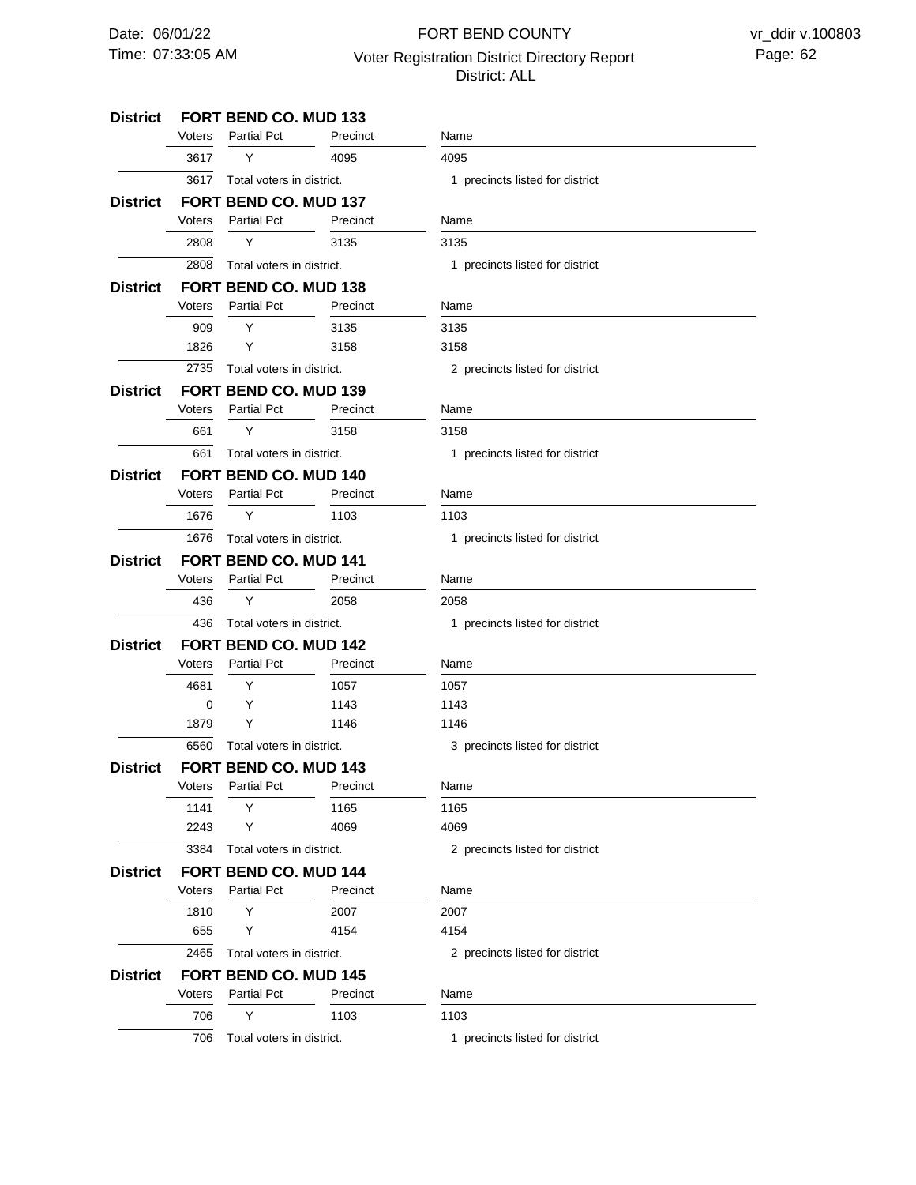## District FORT BEND CO. MUD 133

| Voters | Partial Pct | Precinct | Name |
|---|---|---|---|
| 3617 | Y | 4095 | 4095 |
| 3617 | Total voters in district. | | 1 precincts listed for district |

## District FORT BEND CO. MUD 137

| Voters | Partial Pct | Precinct | Name |
|---|---|---|---|
| 2808 | Y | 3135 | 3135 |
| 2808 | Total voters in district. | | 1 precincts listed for district |

## District FORT BEND CO. MUD 138

| Voters | Partial Pct | Precinct | Name |
|---|---|---|---|
| 909 | Y | 3135 | 3135 |
| 1826 | Y | 3158 | 3158 |
| 2735 | Total voters in district. | | 2 precincts listed for district |

## District FORT BEND CO. MUD 139

| Voters | Partial Pct | Precinct | Name |
|---|---|---|---|
| 661 | Y | 3158 | 3158 |
| 661 | Total voters in district. | | 1 precincts listed for district |

## District FORT BEND CO. MUD 140

| Voters | Partial Pct | Precinct | Name |
|---|---|---|---|
| 1676 | Y | 1103 | 1103 |
| 1676 | Total voters in district. | | 1 precincts listed for district |

## District FORT BEND CO. MUD 141

| Voters | Partial Pct | Precinct | Name |
|---|---|---|---|
| 436 | Y | 2058 | 2058 |
| 436 | Total voters in district. | | 1 precincts listed for district |

## District FORT BEND CO. MUD 142

| Voters | Partial Pct | Precinct | Name |
|---|---|---|---|
| 4681 | Y | 1057 | 1057 |
| 0 | Y | 1143 | 1143 |
| 1879 | Y | 1146 | 1146 |
| 6560 | Total voters in district. | | 3 precincts listed for district |

## District FORT BEND CO. MUD 143

| Voters | Partial Pct | Precinct | Name |
|---|---|---|---|
| 1141 | Y | 1165 | 1165 |
| 2243 | Y | 4069 | 4069 |
| 3384 | Total voters in district. | | 2 precincts listed for district |

## District FORT BEND CO. MUD 144

| Voters | Partial Pct | Precinct | Name |
|---|---|---|---|
| 1810 | Y | 2007 | 2007 |
| 655 | Y | 4154 | 4154 |
| 2465 | Total voters in district. | | 2 precincts listed for district |

## District FORT BEND CO. MUD 145

| Voters | Partial Pct | Precinct | Name |
|---|---|---|---|
| 706 | Y | 1103 | 1103 |
| 706 | Total voters in district. | | 1 precincts listed for district |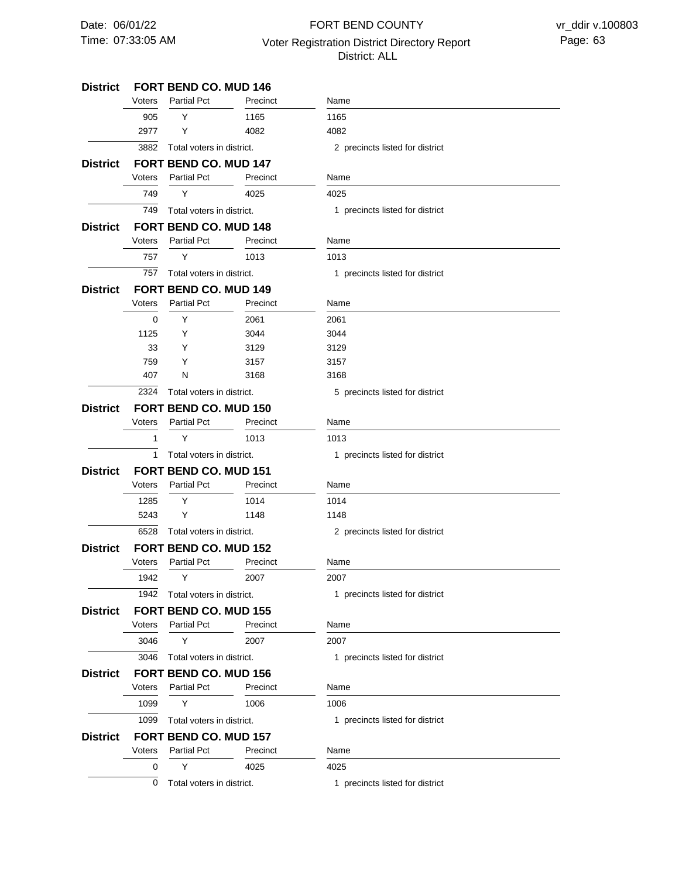**District FORT BEND CO. MUD 146**

| Voters | Partial Pct | Precinct | Name |
|---|---|---|---|
| 905 | Y | 1165 | 1165 |
| 2977 | Y | 4082 | 4082 |
| 3882 | Total voters in district. | | 2 precincts listed for district |

**District FORT BEND CO. MUD 147**

| Voters | Partial Pct | Precinct | Name |
|---|---|---|---|
| 749 | Y | 4025 | 4025 |
| 749 | Total voters in district. | | 1 precincts listed for district |

**District FORT BEND CO. MUD 148**

| Voters | Partial Pct | Precinct | Name |
|---|---|---|---|
| 757 | Y | 1013 | 1013 |
| 757 | Total voters in district. | | 1 precincts listed for district |

**District FORT BEND CO. MUD 149**

| Voters | Partial Pct | Precinct | Name |
|---|---|---|---|
| 0 | Y | 2061 | 2061 |
| 1125 | Y | 3044 | 3044 |
| 33 | Y | 3129 | 3129 |
| 759 | Y | 3157 | 3157 |
| 407 | N | 3168 | 3168 |
| 2324 | Total voters in district. | | 5 precincts listed for district |

**District FORT BEND CO. MUD 150**

| Voters | Partial Pct | Precinct | Name |
|---|---|---|---|
| 1 | Y | 1013 | 1013 |
| 1 | Total voters in district. | | 1 precincts listed for district |

**District FORT BEND CO. MUD 151**

| Voters | Partial Pct | Precinct | Name |
|---|---|---|---|
| 1285 | Y | 1014 | 1014 |
| 5243 | Y | 1148 | 1148 |
| 6528 | Total voters in district. | | 2 precincts listed for district |

**District FORT BEND CO. MUD 152**

| Voters | Partial Pct | Precinct | Name |
|---|---|---|---|
| 1942 | Y | 2007 | 2007 |
| 1942 | Total voters in district. | | 1 precincts listed for district |

**District FORT BEND CO. MUD 155**

| Voters | Partial Pct | Precinct | Name |
|---|---|---|---|
| 3046 | Y | 2007 | 2007 |
| 3046 | Total voters in district. | | 1 precincts listed for district |

**District FORT BEND CO. MUD 156**

| Voters | Partial Pct | Precinct | Name |
|---|---|---|---|
| 1099 | Y | 1006 | 1006 |
| 1099 | Total voters in district. | | 1 precincts listed for district |

**District FORT BEND CO. MUD 157**

| Voters | Partial Pct | Precinct | Name |
|---|---|---|---|
| 0 | Y | 4025 | 4025 |
| 0 | Total voters in district. | | 1 precincts listed for district |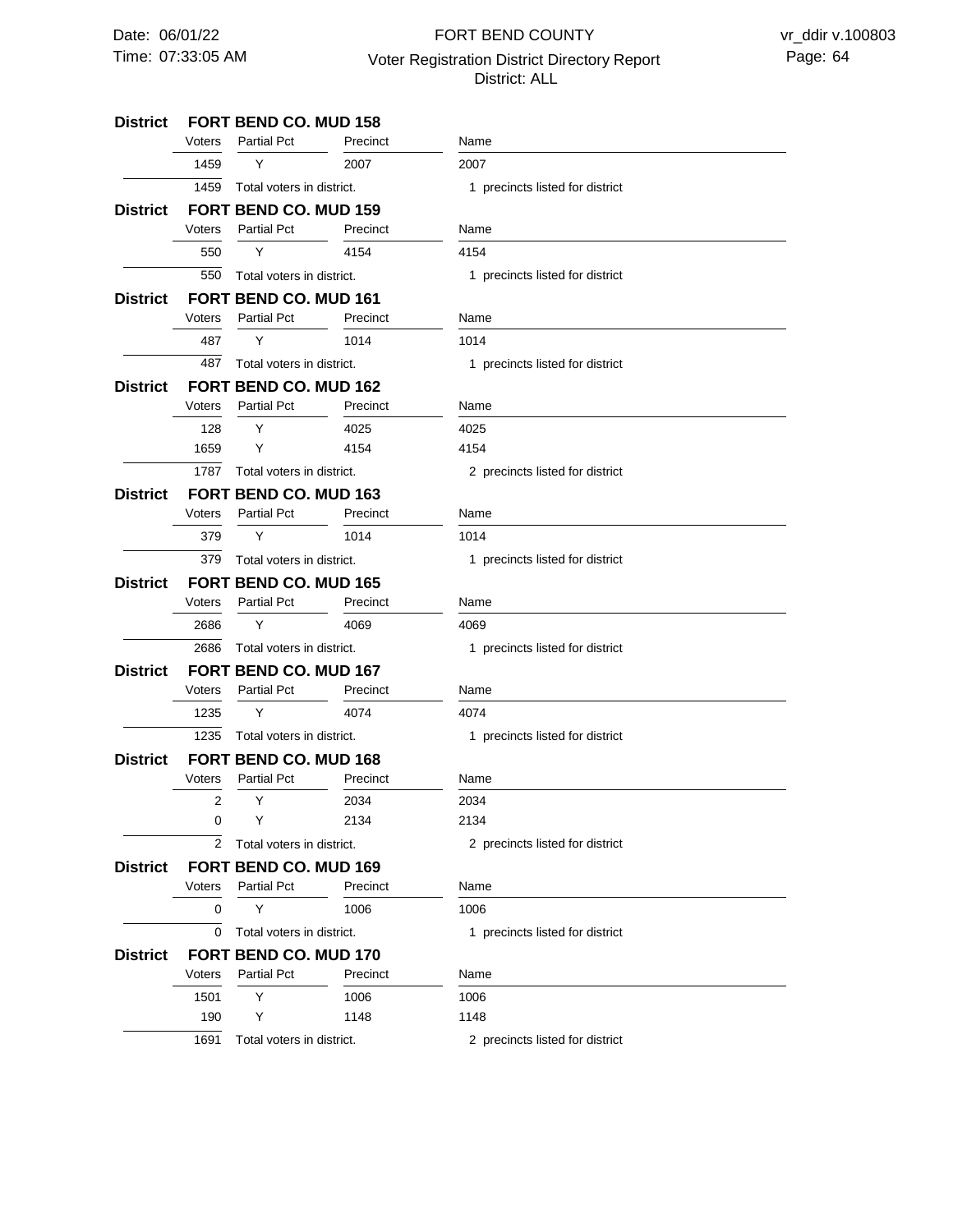**District FORT BEND CO. MUD 158**

| Voters | Partial Pct | Precinct | Name |
|---|---|---|---|
| 1459 | Y | 2007 | 2007 |
| 1459 | Total voters in district. | | 1 precincts listed for district |

**District FORT BEND CO. MUD 159**

| Voters | Partial Pct | Precinct | Name |
|---|---|---|---|
| 550 | Y | 4154 | 4154 |
| 550 | Total voters in district. | | 1 precincts listed for district |

**District FORT BEND CO. MUD 161**

| Voters | Partial Pct | Precinct | Name |
|---|---|---|---|
| 487 | Y | 1014 | 1014 |
| 487 | Total voters in district. | | 1 precincts listed for district |

**District FORT BEND CO. MUD 162**

| Voters | Partial Pct | Precinct | Name |
|---|---|---|---|
| 128 | Y | 4025 | 4025 |
| 1659 | Y | 4154 | 4154 |
| 1787 | Total voters in district. | | 2 precincts listed for district |

**District FORT BEND CO. MUD 163**

| Voters | Partial Pct | Precinct | Name |
|---|---|---|---|
| 379 | Y | 1014 | 1014 |
| 379 | Total voters in district. | | 1 precincts listed for district |

**District FORT BEND CO. MUD 165**

| Voters | Partial Pct | Precinct | Name |
|---|---|---|---|
| 2686 | Y | 4069 | 4069 |
| 2686 | Total voters in district. | | 1 precincts listed for district |

**District FORT BEND CO. MUD 167**

| Voters | Partial Pct | Precinct | Name |
|---|---|---|---|
| 1235 | Y | 4074 | 4074 |
| 1235 | Total voters in district. | | 1 precincts listed for district |

**District FORT BEND CO. MUD 168**

| Voters | Partial Pct | Precinct | Name |
|---|---|---|---|
| 2 | Y | 2034 | 2034 |
| 0 | Y | 2134 | 2134 |
| 2 | Total voters in district. | | 2 precincts listed for district |

**District FORT BEND CO. MUD 169**

| Voters | Partial Pct | Precinct | Name |
|---|---|---|---|
| 0 | Y | 1006 | 1006 |
| 0 | Total voters in district. | | 1 precincts listed for district |

**District FORT BEND CO. MUD 170**

| Voters | Partial Pct | Precinct | Name |
|---|---|---|---|
| 1501 | Y | 1006 | 1006 |
| 190 | Y | 1148 | 1148 |
| 1691 | Total voters in district. | | 2 precincts listed for district |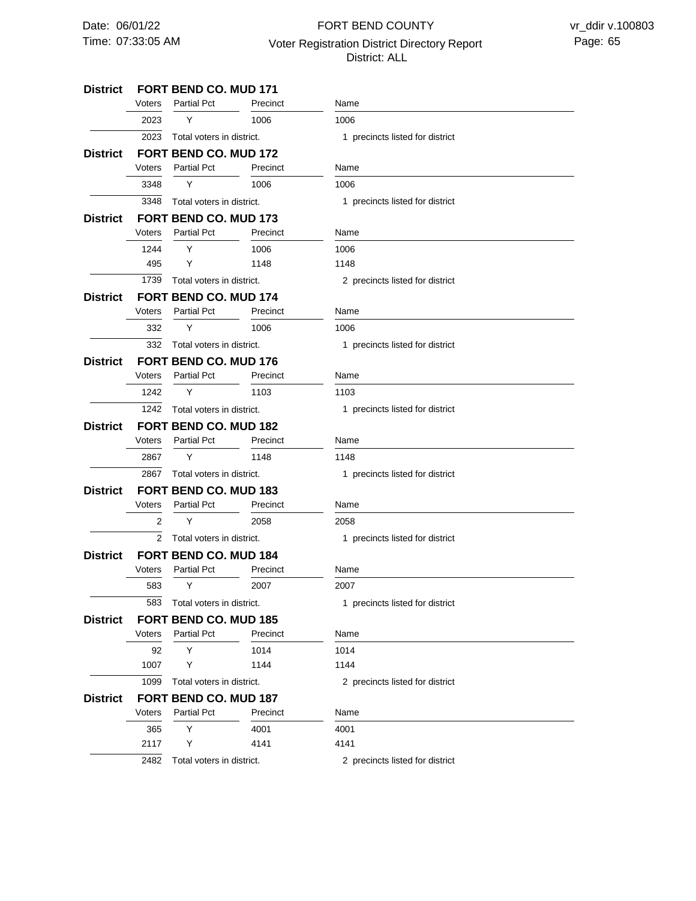## District FORT BEND CO. MUD 171

| Voters | Partial Pct | Precinct | Name |
|---|---|---|---|
| 2023 | Y | 1006 | 1006 |
| 2023 | Total voters in district. | | 1 precincts listed for district |

## District FORT BEND CO. MUD 172

| Voters | Partial Pct | Precinct | Name |
|---|---|---|---|
| 3348 | Y | 1006 | 1006 |
| 3348 | Total voters in district. | | 1 precincts listed for district |

## District FORT BEND CO. MUD 173

| Voters | Partial Pct | Precinct | Name |
|---|---|---|---|
| 1244 | Y | 1006 | 1006 |
| 495 | Y | 1148 | 1148 |
| 1739 | Total voters in district. | | 2 precincts listed for district |

## District FORT BEND CO. MUD 174

| Voters | Partial Pct | Precinct | Name |
|---|---|---|---|
| 332 | Y | 1006 | 1006 |
| 332 | Total voters in district. | | 1 precincts listed for district |

## District FORT BEND CO. MUD 176

| Voters | Partial Pct | Precinct | Name |
|---|---|---|---|
| 1242 | Y | 1103 | 1103 |
| 1242 | Total voters in district. | | 1 precincts listed for district |

## District FORT BEND CO. MUD 182

| Voters | Partial Pct | Precinct | Name |
|---|---|---|---|
| 2867 | Y | 1148 | 1148 |
| 2867 | Total voters in district. | | 1 precincts listed for district |

## District FORT BEND CO. MUD 183

| Voters | Partial Pct | Precinct | Name |
|---|---|---|---|
| 2 | Y | 2058 | 2058 |
| 2 | Total voters in district. | | 1 precincts listed for district |

## District FORT BEND CO. MUD 184

| Voters | Partial Pct | Precinct | Name |
|---|---|---|---|
| 583 | Y | 2007 | 2007 |
| 583 | Total voters in district. | | 1 precincts listed for district |

## District FORT BEND CO. MUD 185

| Voters | Partial Pct | Precinct | Name |
|---|---|---|---|
| 92 | Y | 1014 | 1014 |
| 1007 | Y | 1144 | 1144 |
| 1099 | Total voters in district. | | 2 precincts listed for district |

## District FORT BEND CO. MUD 187

| Voters | Partial Pct | Precinct | Name |
|---|---|---|---|
| 365 | Y | 4001 | 4001 |
| 2117 | Y | 4141 | 4141 |
| 2482 | Total voters in district. | | 2 precincts listed for district |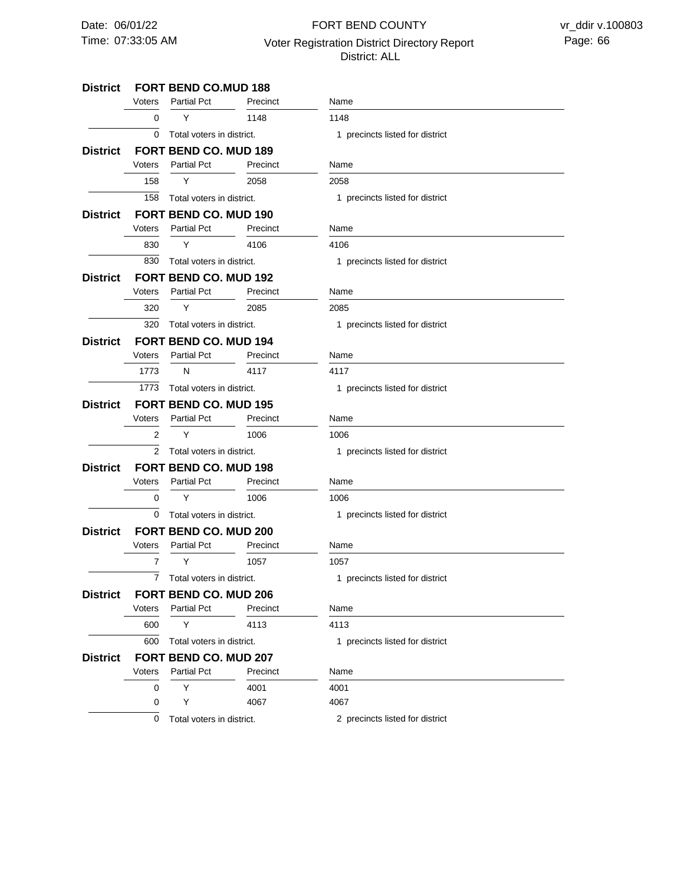### District FORT BEND CO.MUD 188

| Voters | Partial Pct | Precinct | Name |
|---|---|---|---|
| 0 | Y | 1148 | 1148 |
| 0 | Total voters in district. | | 1 precincts listed for district |

### District FORT BEND CO. MUD 189

| Voters | Partial Pct | Precinct | Name |
|---|---|---|---|
| 158 | Y | 2058 | 2058 |
| 158 | Total voters in district. | | 1 precincts listed for district |

### District FORT BEND CO. MUD 190

| Voters | Partial Pct | Precinct | Name |
|---|---|---|---|
| 830 | Y | 4106 | 4106 |
| 830 | Total voters in district. | | 1 precincts listed for district |

### District FORT BEND CO. MUD 192

| Voters | Partial Pct | Precinct | Name |
|---|---|---|---|
| 320 | Y | 2085 | 2085 |
| 320 | Total voters in district. | | 1 precincts listed for district |

### District FORT BEND CO. MUD 194

| Voters | Partial Pct | Precinct | Name |
|---|---|---|---|
| 1773 | N | 4117 | 4117 |
| 1773 | Total voters in district. | | 1 precincts listed for district |

### District FORT BEND CO. MUD 195

| Voters | Partial Pct | Precinct | Name |
|---|---|---|---|
| 2 | Y | 1006 | 1006 |
| 2 | Total voters in district. | | 1 precincts listed for district |

### District FORT BEND CO. MUD 198

| Voters | Partial Pct | Precinct | Name |
|---|---|---|---|
| 0 | Y | 1006 | 1006 |
| 0 | Total voters in district. | | 1 precincts listed for district |

### District FORT BEND CO. MUD 200

| Voters | Partial Pct | Precinct | Name |
|---|---|---|---|
| 7 | Y | 1057 | 1057 |
| 7 | Total voters in district. | | 1 precincts listed for district |

### District FORT BEND CO. MUD 206

| Voters | Partial Pct | Precinct | Name |
|---|---|---|---|
| 600 | Y | 4113 | 4113 |
| 600 | Total voters in district. | | 1 precincts listed for district |

### District FORT BEND CO. MUD 207

| Voters | Partial Pct | Precinct | Name |
|---|---|---|---|
| 0 | Y | 4001 | 4001 |
| 0 | Y | 4067 | 4067 |
| 0 | Total voters in district. | | 2 precincts listed for district |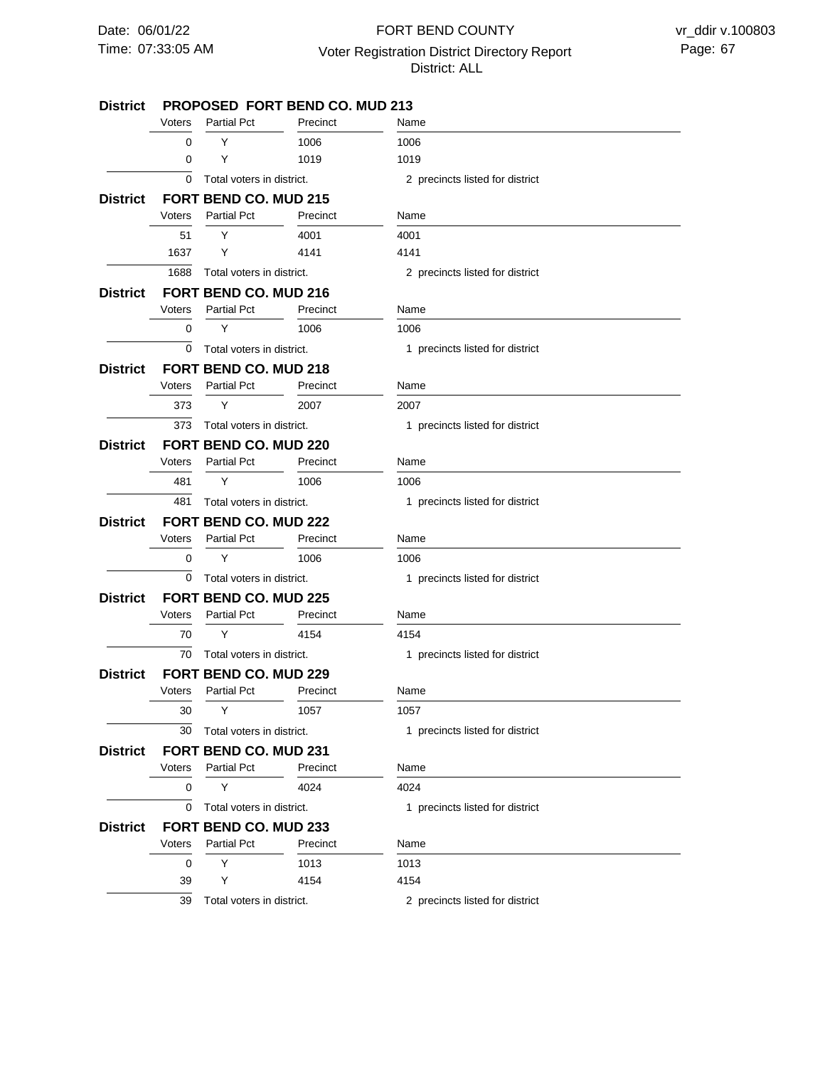## District PROPOSED FORT BEND CO. MUD 213

| Voters | Partial Pct | Precinct | Name |
|---|---|---|---|
| 0 | Y | 1006 | 1006 |
| 0 | Y | 1019 | 1019 |
| 0 | Total voters in district. | | 2 precincts listed for district |

## District FORT BEND CO. MUD 215

| Voters | Partial Pct | Precinct | Name |
|---|---|---|---|
| 51 | Y | 4001 | 4001 |
| 1637 | Y | 4141 | 4141 |
| 1688 | Total voters in district. | | 2 precincts listed for district |

## District FORT BEND CO. MUD 216

| Voters | Partial Pct | Precinct | Name |
|---|---|---|---|
| 0 | Y | 1006 | 1006 |
| 0 | Total voters in district. | | 1 precincts listed for district |

## District FORT BEND CO. MUD 218

| Voters | Partial Pct | Precinct | Name |
|---|---|---|---|
| 373 | Y | 2007 | 2007 |
| 373 | Total voters in district. | | 1 precincts listed for district |

## District FORT BEND CO. MUD 220

| Voters | Partial Pct | Precinct | Name |
|---|---|---|---|
| 481 | Y | 1006 | 1006 |
| 481 | Total voters in district. | | 1 precincts listed for district |

## District FORT BEND CO. MUD 222

| Voters | Partial Pct | Precinct | Name |
|---|---|---|---|
| 0 | Y | 1006 | 1006 |
| 0 | Total voters in district. | | 1 precincts listed for district |

## District FORT BEND CO. MUD 225

| Voters | Partial Pct | Precinct | Name |
|---|---|---|---|
| 70 | Y | 4154 | 4154 |
| 70 | Total voters in district. | | 1 precincts listed for district |

## District FORT BEND CO. MUD 229

| Voters | Partial Pct | Precinct | Name |
|---|---|---|---|
| 30 | Y | 1057 | 1057 |
| 30 | Total voters in district. | | 1 precincts listed for district |

## District FORT BEND CO. MUD 231

| Voters | Partial Pct | Precinct | Name |
|---|---|---|---|
| 0 | Y | 4024 | 4024 |
| 0 | Total voters in district. | | 1 precincts listed for district |

## District FORT BEND CO. MUD 233

| Voters | Partial Pct | Precinct | Name |
|---|---|---|---|
| 0 | Y | 1013 | 1013 |
| 39 | Y | 4154 | 4154 |
| 39 | Total voters in district. | | 2 precincts listed for district |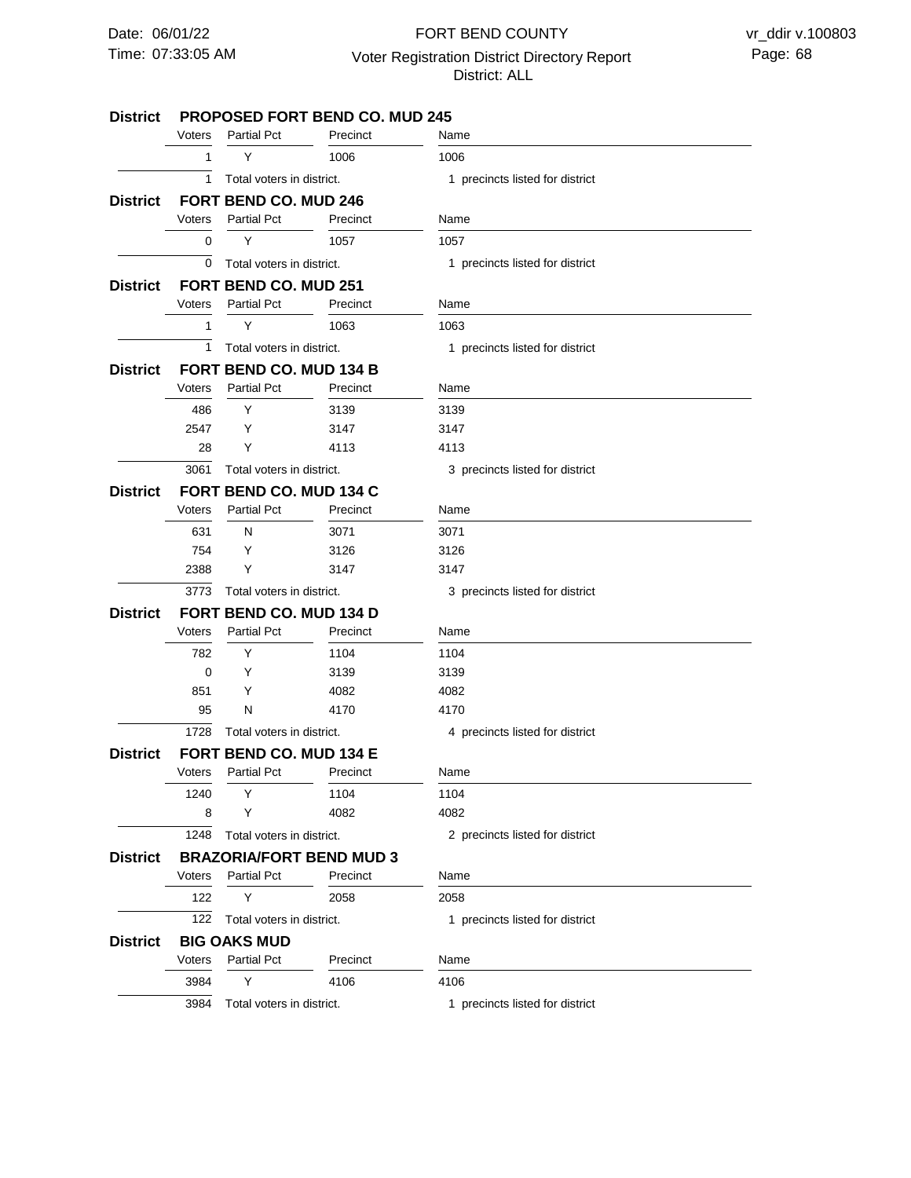**District PROPOSED FORT BEND CO. MUD 245**

| Voters | Partial Pct | Precinct | Name |
|---|---|---|---|
| 1 | Y | 1006 | 1006 |
| 1 | Total voters in district. | | 1 precincts listed for district |

**District FORT BEND CO. MUD 246**

| Voters | Partial Pct | Precinct | Name |
|---|---|---|---|
| 0 | Y | 1057 | 1057 |
| 0 | Total voters in district. | | 1 precincts listed for district |

**District FORT BEND CO. MUD 251**

| Voters | Partial Pct | Precinct | Name |
|---|---|---|---|
| 1 | Y | 1063 | 1063 |
| 1 | Total voters in district. | | 1 precincts listed for district |

**District FORT BEND CO. MUD 134 B**

| Voters | Partial Pct | Precinct | Name |
|---|---|---|---|
| 486 | Y | 3139 | 3139 |
| 2547 | Y | 3147 | 3147 |
| 28 | Y | 4113 | 4113 |
| 3061 | Total voters in district. | | 3 precincts listed for district |

**District FORT BEND CO. MUD 134 C**

| Voters | Partial Pct | Precinct | Name |
|---|---|---|---|
| 631 | N | 3071 | 3071 |
| 754 | Y | 3126 | 3126 |
| 2388 | Y | 3147 | 3147 |
| 3773 | Total voters in district. | | 3 precincts listed for district |

**District FORT BEND CO. MUD 134 D**

| Voters | Partial Pct | Precinct | Name |
|---|---|---|---|
| 782 | Y | 1104 | 1104 |
| 0 | Y | 3139 | 3139 |
| 851 | Y | 4082 | 4082 |
| 95 | N | 4170 | 4170 |
| 1728 | Total voters in district. | | 4 precincts listed for district |

**District FORT BEND CO. MUD 134 E**

| Voters | Partial Pct | Precinct | Name |
|---|---|---|---|
| 1240 | Y | 1104 | 1104 |
| 8 | Y | 4082 | 4082 |
| 1248 | Total voters in district. | | 2 precincts listed for district |

**District BRAZORIA/FORT BEND MUD 3**

| Voters | Partial Pct | Precinct | Name |
|---|---|---|---|
| 122 | Y | 2058 | 2058 |
| 122 | Total voters in district. | | 1 precincts listed for district |

**District BIG OAKS MUD**

| Voters | Partial Pct | Precinct | Name |
|---|---|---|---|
| 3984 | Y | 4106 | 4106 |
| 3984 | Total voters in district. | | 1 precincts listed for district |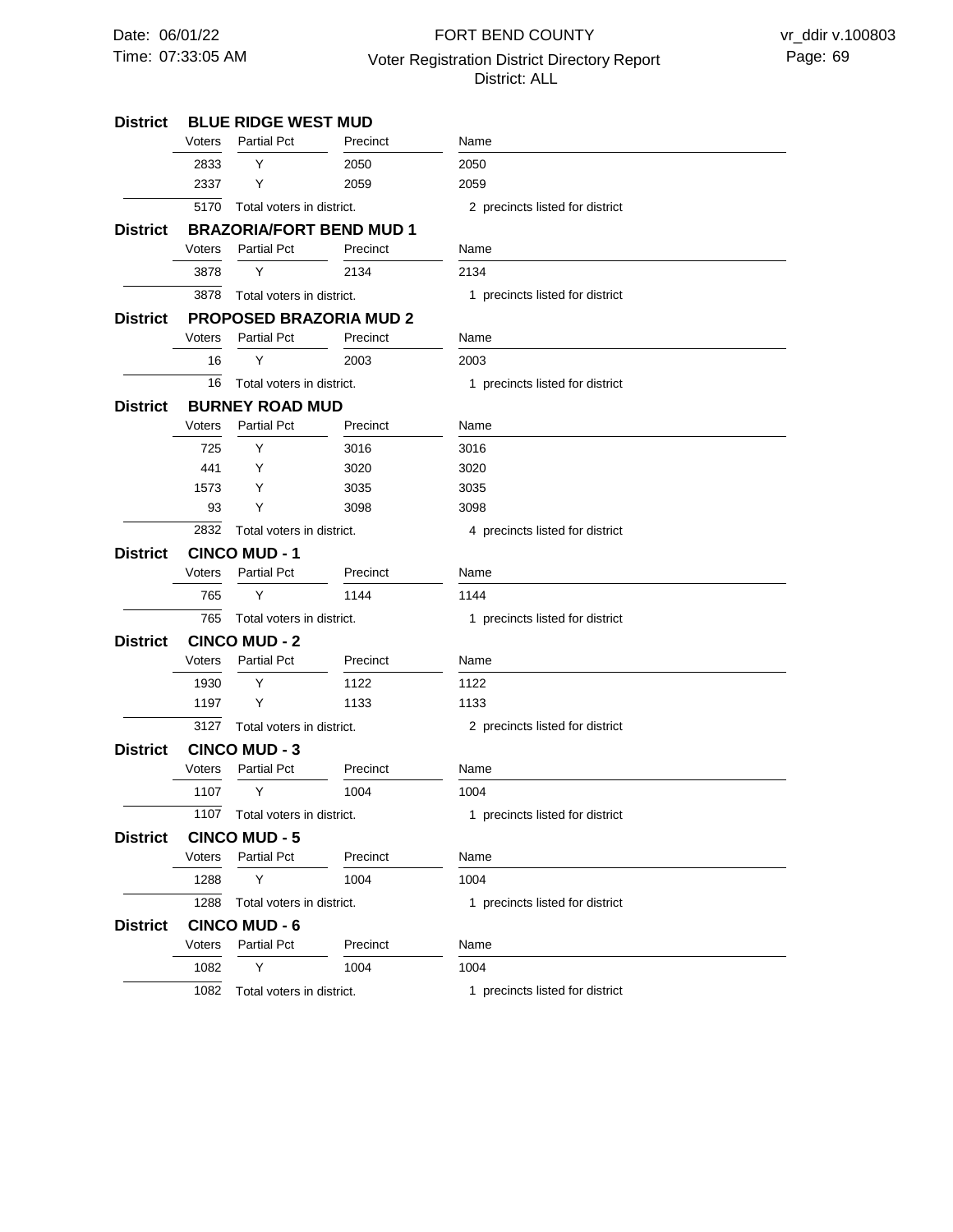## District BLUE RIDGE WEST MUD

| Voters | Partial Pct | Precinct | Name |
|---|---|---|---|
| 2833 | Y | 2050 | 2050 |
| 2337 | Y | 2059 | 2059 |

5170 Total voters in district. 2 precincts listed for district

## District BRAZORIA/FORT BEND MUD 1

| Voters | Partial Pct | Precinct | Name |
|---|---|---|---|
| 3878 | Y | 2134 | 2134 |

3878 Total voters in district. 1 precincts listed for district

## District PROPOSED BRAZORIA MUD 2

| Voters | Partial Pct | Precinct | Name |
|---|---|---|---|
| 16 | Y | 2003 | 2003 |

16 Total voters in district. 1 precincts listed for district

## District BURNEY ROAD MUD

| Voters | Partial Pct | Precinct | Name |
|---|---|---|---|
| 725 | Y | 3016 | 3016 |
| 441 | Y | 3020 | 3020 |
| 1573 | Y | 3035 | 3035 |
| 93 | Y | 3098 | 3098 |

2832 Total voters in district. 4 precincts listed for district

## District CINCO MUD - 1

| Voters | Partial Pct | Precinct | Name |
|---|---|---|---|
| 765 | Y | 1144 | 1144 |

765 Total voters in district. 1 precincts listed for district

## District CINCO MUD - 2

| Voters | Partial Pct | Precinct | Name |
|---|---|---|---|
| 1930 | Y | 1122 | 1122 |
| 1197 | Y | 1133 | 1133 |

3127 Total voters in district. 2 precincts listed for district

## District CINCO MUD - 3

| Voters | Partial Pct | Precinct | Name |
|---|---|---|---|
| 1107 | Y | 1004 | 1004 |

1107 Total voters in district. 1 precincts listed for district

## District CINCO MUD - 5

| Voters | Partial Pct | Precinct | Name |
|---|---|---|---|
| 1288 | Y | 1004 | 1004 |

1288 Total voters in district. 1 precincts listed for district

## District CINCO MUD - 6

| Voters | Partial Pct | Precinct | Name |
|---|---|---|---|
| 1082 | Y | 1004 | 1004 |

1082 Total voters in district. 1 precincts listed for district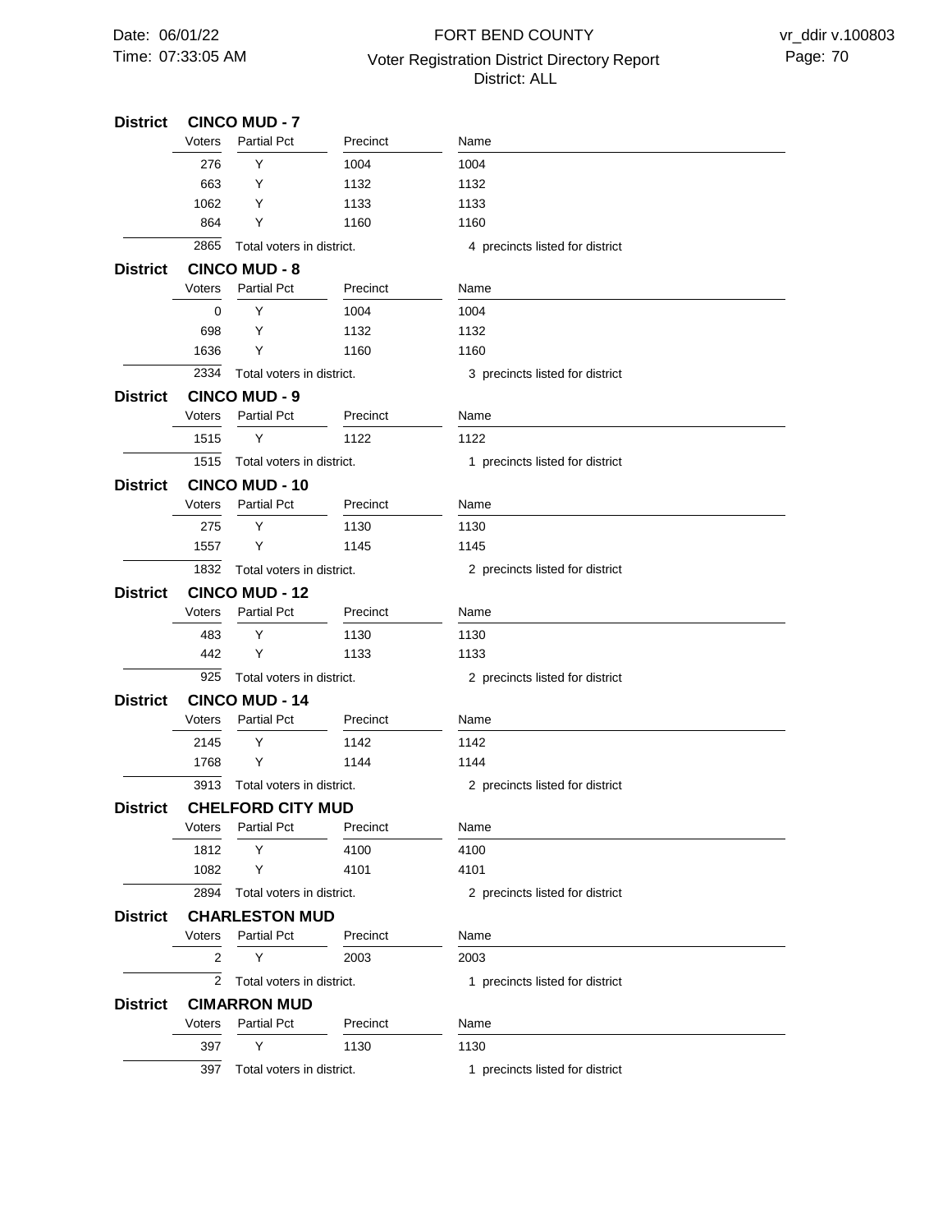**District CINCO MUD - 7**

| Voters | Partial Pct | Precinct | Name |
|---|---|---|---|
| 276 | Y | 1004 | 1004 |
| 663 | Y | 1132 | 1132 |
| 1062 | Y | 1133 | 1133 |
| 864 | Y | 1160 | 1160 |
| 2865 | Total voters in district. | | 4 precincts listed for district |

**District CINCO MUD - 8**

| Voters | Partial Pct | Precinct | Name |
|---|---|---|---|
| 0 | Y | 1004 | 1004 |
| 698 | Y | 1132 | 1132 |
| 1636 | Y | 1160 | 1160 |
| 2334 | Total voters in district. | | 3 precincts listed for district |

**District CINCO MUD - 9**

| Voters | Partial Pct | Precinct | Name |
|---|---|---|---|
| 1515 | Y | 1122 | 1122 |
| 1515 | Total voters in district. | | 1 precincts listed for district |

**District CINCO MUD - 10**

| Voters | Partial Pct | Precinct | Name |
|---|---|---|---|
| 275 | Y | 1130 | 1130 |
| 1557 | Y | 1145 | 1145 |
| 1832 | Total voters in district. | | 2 precincts listed for district |

**District CINCO MUD - 12**

| Voters | Partial Pct | Precinct | Name |
|---|---|---|---|
| 483 | Y | 1130 | 1130 |
| 442 | Y | 1133 | 1133 |
| 925 | Total voters in district. | | 2 precincts listed for district |

**District CINCO MUD - 14**

| Voters | Partial Pct | Precinct | Name |
|---|---|---|---|
| 2145 | Y | 1142 | 1142 |
| 1768 | Y | 1144 | 1144 |
| 3913 | Total voters in district. | | 2 precincts listed for district |

**District CHELFORD CITY MUD**

| Voters | Partial Pct | Precinct | Name |
|---|---|---|---|
| 1812 | Y | 4100 | 4100 |
| 1082 | Y | 4101 | 4101 |
| 2894 | Total voters in district. | | 2 precincts listed for district |

**District CHARLESTON MUD**

| Voters | Partial Pct | Precinct | Name |
|---|---|---|---|
| 2 | Y | 2003 | 2003 |
| 2 | Total voters in district. | | 1 precincts listed for district |

**District CIMARRON MUD**

| Voters | Partial Pct | Precinct | Name |
|---|---|---|---|
| 397 | Y | 1130 | 1130 |
| 397 | Total voters in district. | | 1 precincts listed for district |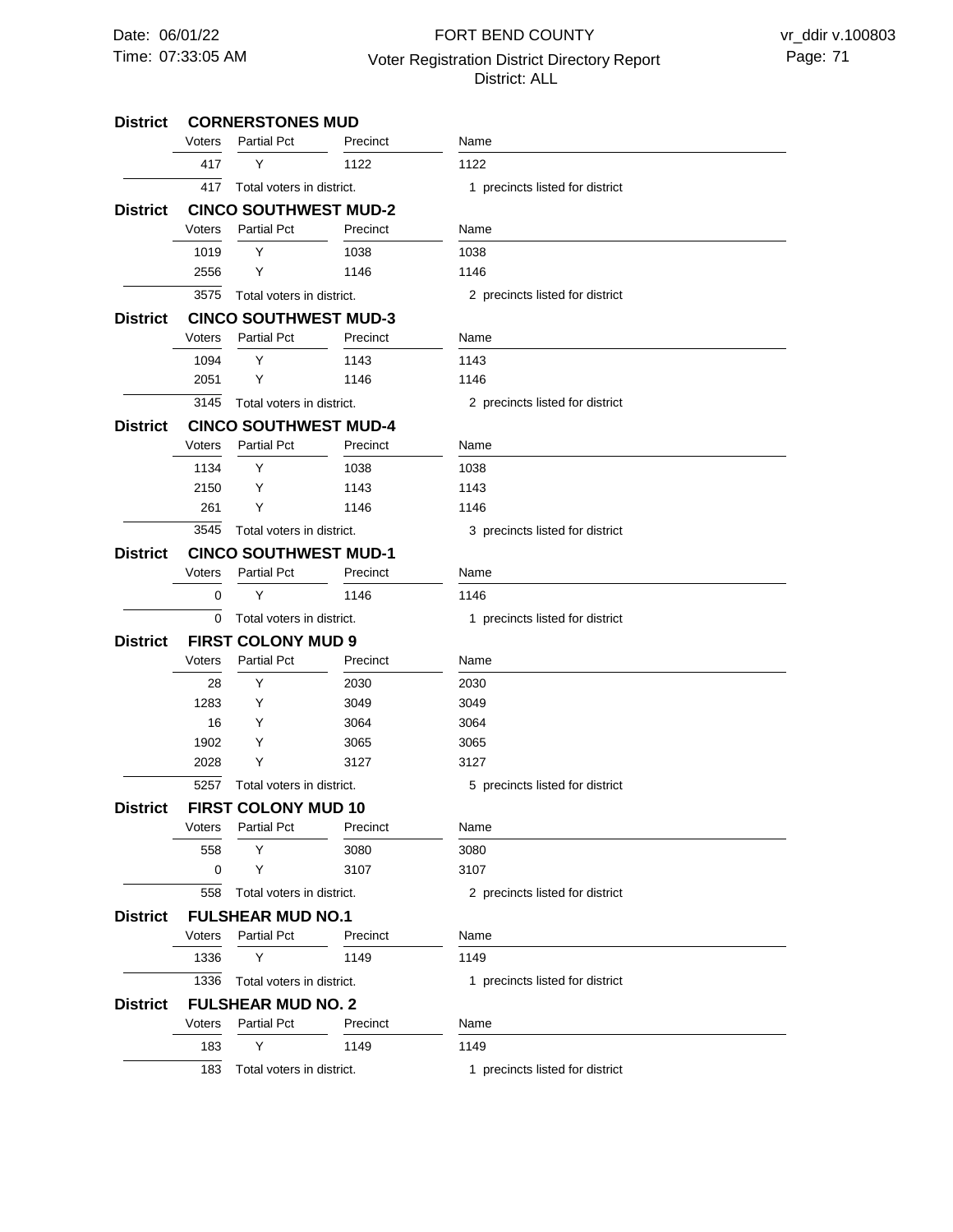### District CORNERSTONES MUD

| Voters | Partial Pct | Precinct | Name |
|---|---|---|---|
| 417 | Y | 1122 | 1122 |
| 417 | Total voters in district. | | 1 precincts listed for district |

### District CINCO SOUTHWEST MUD-2

| Voters | Partial Pct | Precinct | Name |
|---|---|---|---|
| 1019 | Y | 1038 | 1038 |
| 2556 | Y | 1146 | 1146 |
| 3575 | Total voters in district. | | 2 precincts listed for district |

### District CINCO SOUTHWEST MUD-3

| Voters | Partial Pct | Precinct | Name |
|---|---|---|---|
| 1094 | Y | 1143 | 1143 |
| 2051 | Y | 1146 | 1146 |
| 3145 | Total voters in district. | | 2 precincts listed for district |

### District CINCO SOUTHWEST MUD-4

| Voters | Partial Pct | Precinct | Name |
|---|---|---|---|
| 1134 | Y | 1038 | 1038 |
| 2150 | Y | 1143 | 1143 |
| 261 | Y | 1146 | 1146 |
| 3545 | Total voters in district. | | 3 precincts listed for district |

### District CINCO SOUTHWEST MUD-1

| Voters | Partial Pct | Precinct | Name |
|---|---|---|---|
| 0 | Y | 1146 | 1146 |
| 0 | Total voters in district. | | 1 precincts listed for district |

### District FIRST COLONY MUD 9

| Voters | Partial Pct | Precinct | Name |
|---|---|---|---|
| 28 | Y | 2030 | 2030 |
| 1283 | Y | 3049 | 3049 |
| 16 | Y | 3064 | 3064 |
| 1902 | Y | 3065 | 3065 |
| 2028 | Y | 3127 | 3127 |
| 5257 | Total voters in district. | | 5 precincts listed for district |

### District FIRST COLONY MUD 10

| Voters | Partial Pct | Precinct | Name |
|---|---|---|---|
| 558 | Y | 3080 | 3080 |
| 0 | Y | 3107 | 3107 |
| 558 | Total voters in district. | | 2 precincts listed for district |

### District FULSHEAR MUD NO.1

| Voters | Partial Pct | Precinct | Name |
|---|---|---|---|
| 1336 | Y | 1149 | 1149 |
| 1336 | Total voters in district. | | 1 precincts listed for district |

### District FULSHEAR MUD NO. 2

| Voters | Partial Pct | Precinct | Name |
|---|---|---|---|
| 183 | Y | 1149 | 1149 |
| 183 | Total voters in district. | | 1 precincts listed for district |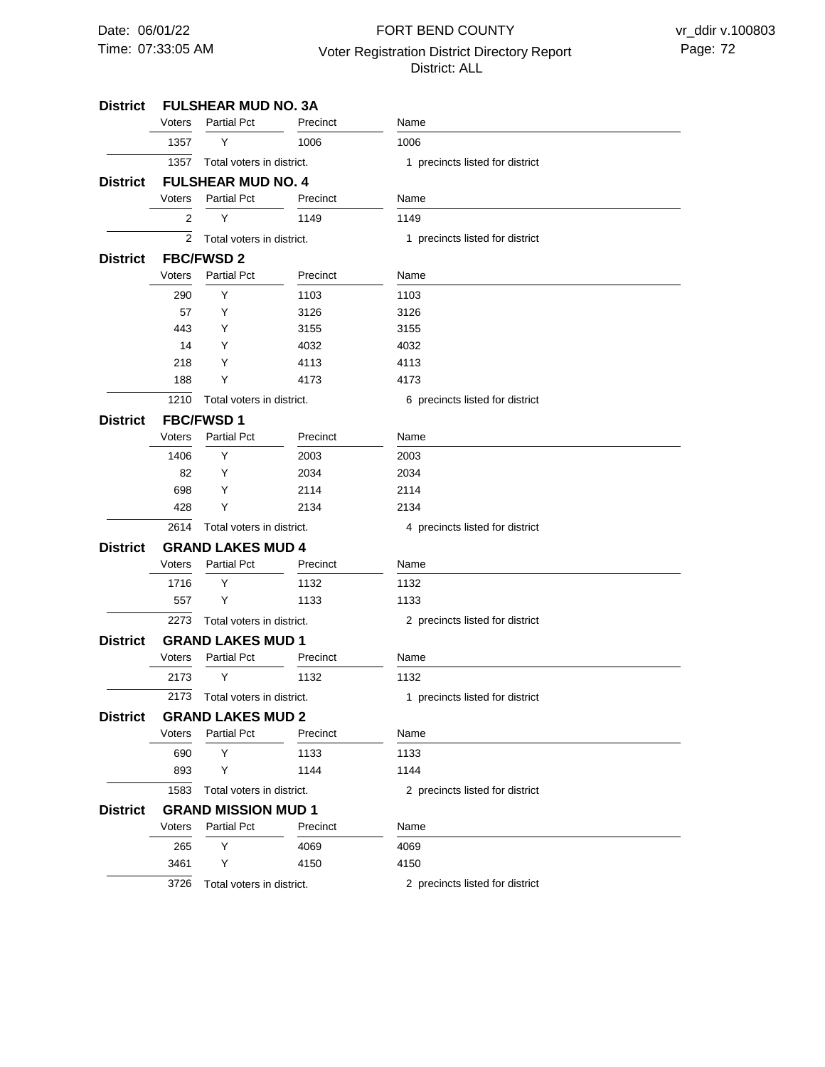**District FULSHEAR MUD NO. 3A**

| Voters | Partial Pct | Precinct | Name |
|---|---|---|---|
| 1357 | Y | 1006 | 1006 |
| 1357 | Total voters in district. | | 1 precincts listed for district |

**District FULSHEAR MUD NO. 4**

| Voters | Partial Pct | Precinct | Name |
|---|---|---|---|
| 2 | Y | 1149 | 1149 |
| 2 | Total voters in district. | | 1 precincts listed for district |

**District FBC/FWSD 2**

| Voters | Partial Pct | Precinct | Name |
|---|---|---|---|
| 290 | Y | 1103 | 1103 |
| 57 | Y | 3126 | 3126 |
| 443 | Y | 3155 | 3155 |
| 14 | Y | 4032 | 4032 |
| 218 | Y | 4113 | 4113 |
| 188 | Y | 4173 | 4173 |
| 1210 | Total voters in district. | | 6 precincts listed for district |

**District FBC/FWSD 1**

| Voters | Partial Pct | Precinct | Name |
|---|---|---|---|
| 1406 | Y | 2003 | 2003 |
| 82 | Y | 2034 | 2034 |
| 698 | Y | 2114 | 2114 |
| 428 | Y | 2134 | 2134 |
| 2614 | Total voters in district. | | 4 precincts listed for district |

**District GRAND LAKES MUD 4**

| Voters | Partial Pct | Precinct | Name |
|---|---|---|---|
| 1716 | Y | 1132 | 1132 |
| 557 | Y | 1133 | 1133 |
| 2273 | Total voters in district. | | 2 precincts listed for district |

**District GRAND LAKES MUD 1**

| Voters | Partial Pct | Precinct | Name |
|---|---|---|---|
| 2173 | Y | 1132 | 1132 |
| 2173 | Total voters in district. | | 1 precincts listed for district |

**District GRAND LAKES MUD 2**

| Voters | Partial Pct | Precinct | Name |
|---|---|---|---|
| 690 | Y | 1133 | 1133 |
| 893 | Y | 1144 | 1144 |
| 1583 | Total voters in district. | | 2 precincts listed for district |

**District GRAND MISSION MUD 1**

| Voters | Partial Pct | Precinct | Name |
|---|---|---|---|
| 265 | Y | 4069 | 4069 |
| 3461 | Y | 4150 | 4150 |
| 3726 | Total voters in district. | | 2 precincts listed for district |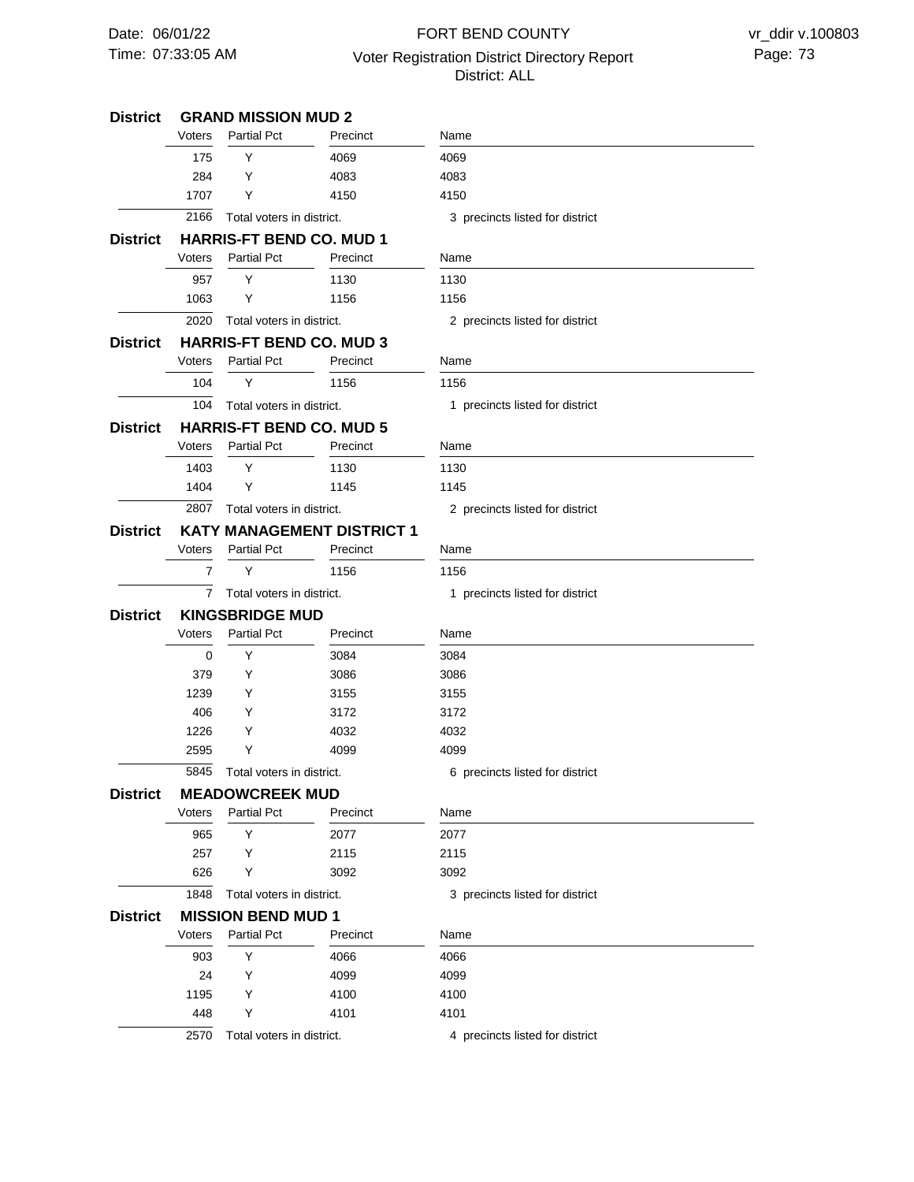## District GRAND MISSION MUD 2

| Voters | Partial Pct | Precinct | Name |
|---|---|---|---|
| 175 | Y | 4069 | 4069 |
| 284 | Y | 4083 | 4083 |
| 1707 | Y | 4150 | 4150 |
| 2166 | Total voters in district. | | 3 precincts listed for district |

## District HARRIS-FT BEND CO. MUD 1

| Voters | Partial Pct | Precinct | Name |
|---|---|---|---|
| 957 | Y | 1130 | 1130 |
| 1063 | Y | 1156 | 1156 |
| 2020 | Total voters in district. | | 2 precincts listed for district |

## District HARRIS-FT BEND CO. MUD 3

| Voters | Partial Pct | Precinct | Name |
|---|---|---|---|
| 104 | Y | 1156 | 1156 |
| 104 | Total voters in district. | | 1 precincts listed for district |

## District HARRIS-FT BEND CO. MUD 5

| Voters | Partial Pct | Precinct | Name |
|---|---|---|---|
| 1403 | Y | 1130 | 1130 |
| 1404 | Y | 1145 | 1145 |
| 2807 | Total voters in district. | | 2 precincts listed for district |

## District KATY MANAGEMENT DISTRICT 1

| Voters | Partial Pct | Precinct | Name |
|---|---|---|---|
| 7 | Y | 1156 | 1156 |
| 7 | Total voters in district. | | 1 precincts listed for district |

## District KINGSBRIDGE MUD

| Voters | Partial Pct | Precinct | Name |
|---|---|---|---|
| 0 | Y | 3084 | 3084 |
| 379 | Y | 3086 | 3086 |
| 1239 | Y | 3155 | 3155 |
| 406 | Y | 3172 | 3172 |
| 1226 | Y | 4032 | 4032 |
| 2595 | Y | 4099 | 4099 |
| 5845 | Total voters in district. | | 6 precincts listed for district |

## District MEADOWCREEK MUD

| Voters | Partial Pct | Precinct | Name |
|---|---|---|---|
| 965 | Y | 2077 | 2077 |
| 257 | Y | 2115 | 2115 |
| 626 | Y | 3092 | 3092 |
| 1848 | Total voters in district. | | 3 precincts listed for district |

## District MISSION BEND MUD 1

| Voters | Partial Pct | Precinct | Name |
|---|---|---|---|
| 903 | Y | 4066 | 4066 |
| 24 | Y | 4099 | 4099 |
| 1195 | Y | 4100 | 4100 |
| 448 | Y | 4101 | 4101 |
| 2570 | Total voters in district. | | 4 precincts listed for district |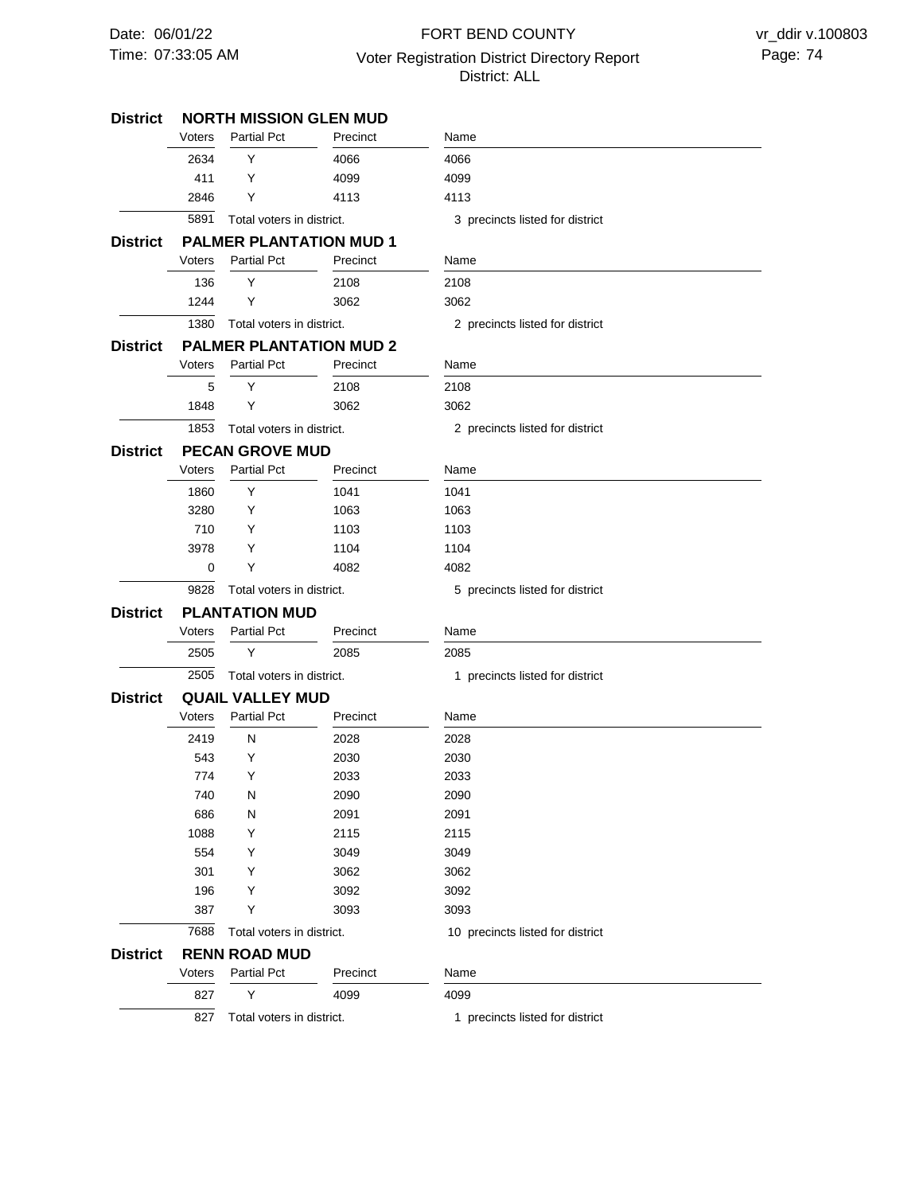## District NORTH MISSION GLEN MUD

| Voters | Partial Pct | Precinct | Name |
|---|---|---|---|
| 2634 | Y | 4066 | 4066 |
| 411 | Y | 4099 | 4099 |
| 2846 | Y | 4113 | 4113 |
| 5891 | Total voters in district. | | 3 precincts listed for district |

## District PALMER PLANTATION MUD 1

| Voters | Partial Pct | Precinct | Name |
|---|---|---|---|
| 136 | Y | 2108 | 2108 |
| 1244 | Y | 3062 | 3062 |
| 1380 | Total voters in district. | | 2 precincts listed for district |

## District PALMER PLANTATION MUD 2

| Voters | Partial Pct | Precinct | Name |
|---|---|---|---|
| 5 | Y | 2108 | 2108 |
| 1848 | Y | 3062 | 3062 |
| 1853 | Total voters in district. | | 2 precincts listed for district |

## District PECAN GROVE MUD

| Voters | Partial Pct | Precinct | Name |
|---|---|---|---|
| 1860 | Y | 1041 | 1041 |
| 3280 | Y | 1063 | 1063 |
| 710 | Y | 1103 | 1103 |
| 3978 | Y | 1104 | 1104 |
| 0 | Y | 4082 | 4082 |
| 9828 | Total voters in district. | | 5 precincts listed for district |

## District PLANTATION MUD

| Voters | Partial Pct | Precinct | Name |
|---|---|---|---|
| 2505 | Y | 2085 | 2085 |
| 2505 | Total voters in district. | | 1 precincts listed for district |

## District QUAIL VALLEY MUD

| Voters | Partial Pct | Precinct | Name |
|---|---|---|---|
| 2419 | N | 2028 | 2028 |
| 543 | Y | 2030 | 2030 |
| 774 | Y | 2033 | 2033 |
| 740 | N | 2090 | 2090 |
| 686 | N | 2091 | 2091 |
| 1088 | Y | 2115 | 2115 |
| 554 | Y | 3049 | 3049 |
| 301 | Y | 3062 | 3062 |
| 196 | Y | 3092 | 3092 |
| 387 | Y | 3093 | 3093 |
| 7688 | Total voters in district. | | 10 precincts listed for district |

## District RENN ROAD MUD

| Voters | Partial Pct | Precinct | Name |
|---|---|---|---|
| 827 | Y | 4099 | 4099 |
| 827 | Total voters in district. | | 1 precincts listed for district |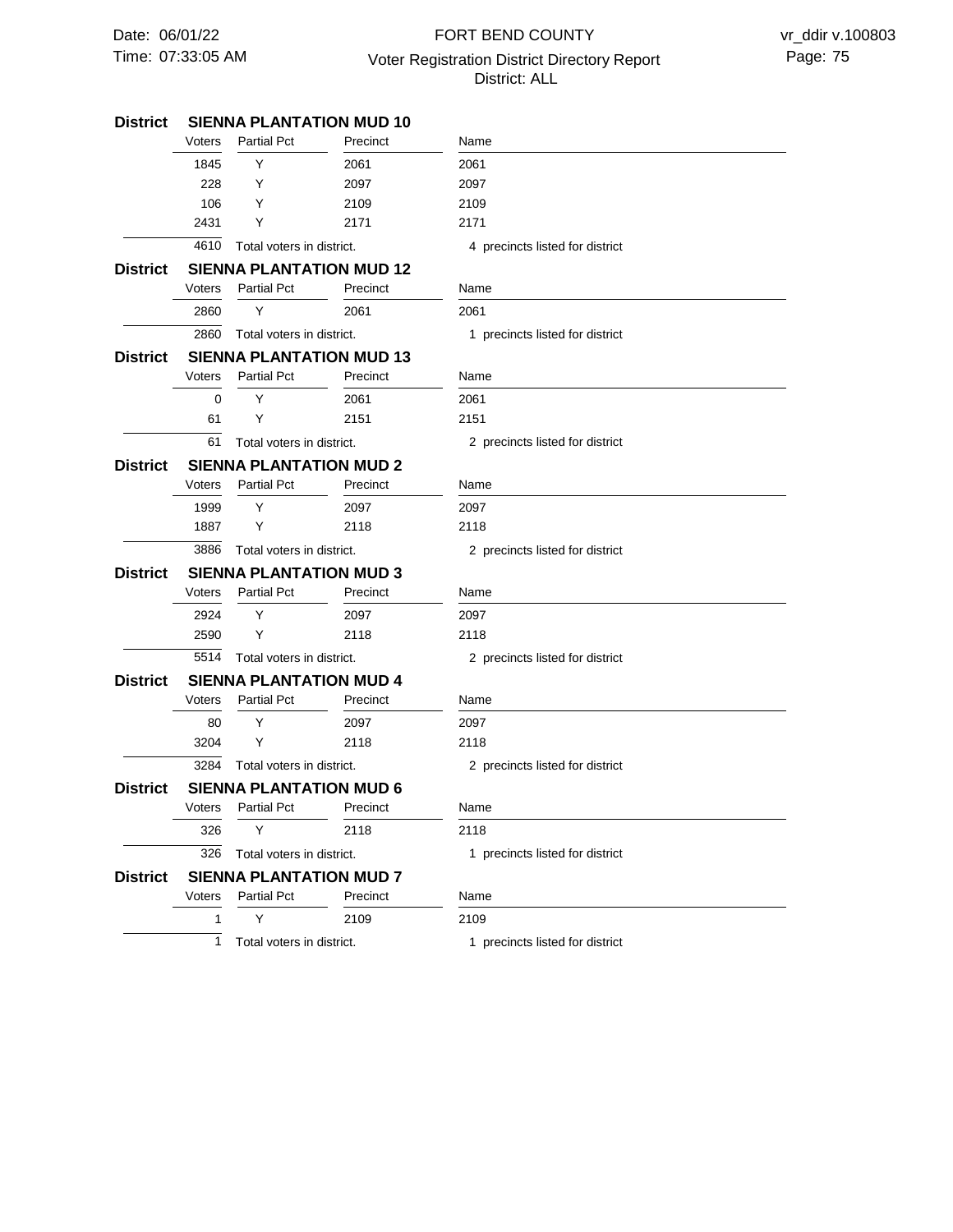## District SIENNA PLANTATION MUD 10

| Voters | Partial Pct | Precinct | Name |
|---|---|---|---|
| 1845 | Y | 2061 | 2061 |
| 228 | Y | 2097 | 2097 |
| 106 | Y | 2109 | 2109 |
| 2431 | Y | 2171 | 2171 |
| 4610 | Total voters in district. | | 4 precincts listed for district |

## District SIENNA PLANTATION MUD 12

| Voters | Partial Pct | Precinct | Name |
|---|---|---|---|
| 2860 | Y | 2061 | 2061 |
| 2860 | Total voters in district. | | 1 precincts listed for district |

## District SIENNA PLANTATION MUD 13

| Voters | Partial Pct | Precinct | Name |
|---|---|---|---|
| 0 | Y | 2061 | 2061 |
| 61 | Y | 2151 | 2151 |
| 61 | Total voters in district. | | 2 precincts listed for district |

## District SIENNA PLANTATION MUD 2

| Voters | Partial Pct | Precinct | Name |
|---|---|---|---|
| 1999 | Y | 2097 | 2097 |
| 1887 | Y | 2118 | 2118 |
| 3886 | Total voters in district. | | 2 precincts listed for district |

## District SIENNA PLANTATION MUD 3

| Voters | Partial Pct | Precinct | Name |
|---|---|---|---|
| 2924 | Y | 2097 | 2097 |
| 2590 | Y | 2118 | 2118 |
| 5514 | Total voters in district. | | 2 precincts listed for district |

## District SIENNA PLANTATION MUD 4

| Voters | Partial Pct | Precinct | Name |
|---|---|---|---|
| 80 | Y | 2097 | 2097 |
| 3204 | Y | 2118 | 2118 |
| 3284 | Total voters in district. | | 2 precincts listed for district |

## District SIENNA PLANTATION MUD 6

| Voters | Partial Pct | Precinct | Name |
|---|---|---|---|
| 326 | Y | 2118 | 2118 |
| 326 | Total voters in district. | | 1 precincts listed for district |

## District SIENNA PLANTATION MUD 7

| Voters | Partial Pct | Precinct | Name |
|---|---|---|---|
| 1 | Y | 2109 | 2109 |
| 1 | Total voters in district. | | 1 precincts listed for district |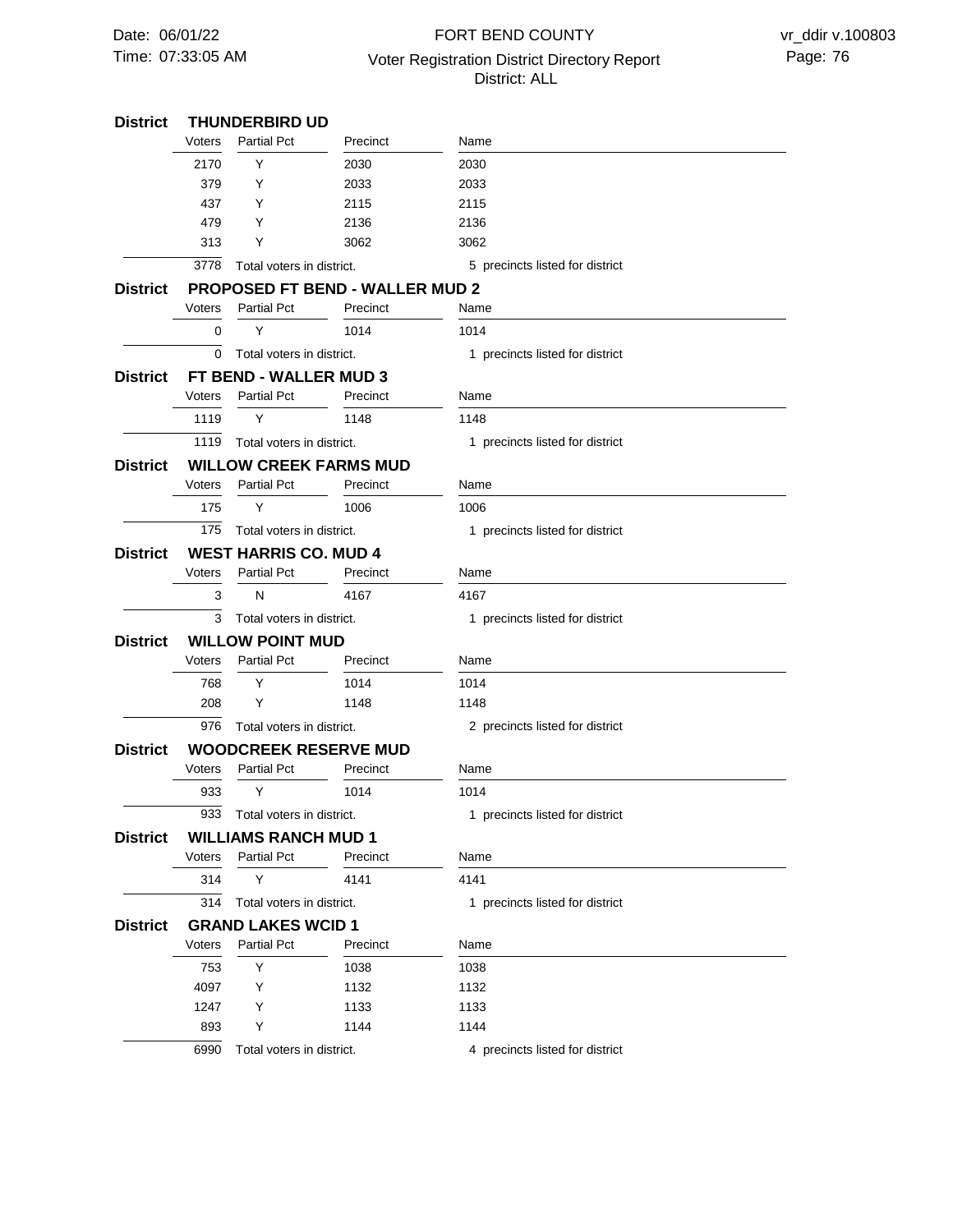## District THUNDERBIRD UD

| Voters | Partial Pct | Precinct | Name |
|---|---|---|---|
| 2170 | Y | 2030 | 2030 |
| 379 | Y | 2033 | 2033 |
| 437 | Y | 2115 | 2115 |
| 479 | Y | 2136 | 2136 |
| 313 | Y | 3062 | 3062 |
| 3778 | Total voters in district. | | 5 precincts listed for district |

## District PROPOSED FT BEND - WALLER MUD 2

| Voters | Partial Pct | Precinct | Name |
|---|---|---|---|
| 0 | Y | 1014 | 1014 |
| 0 | Total voters in district. | | 1 precincts listed for district |

## District FT BEND - WALLER MUD 3

| Voters | Partial Pct | Precinct | Name |
|---|---|---|---|
| 1119 | Y | 1148 | 1148 |
| 1119 | Total voters in district. | | 1 precincts listed for district |

## District WILLOW CREEK FARMS MUD

| Voters | Partial Pct | Precinct | Name |
|---|---|---|---|
| 175 | Y | 1006 | 1006 |
| 175 | Total voters in district. | | 1 precincts listed for district |

## District WEST HARRIS CO. MUD 4

| Voters | Partial Pct | Precinct | Name |
|---|---|---|---|
| 3 | N | 4167 | 4167 |
| 3 | Total voters in district. | | 1 precincts listed for district |

## District WILLOW POINT MUD

| Voters | Partial Pct | Precinct | Name |
|---|---|---|---|
| 768 | Y | 1014 | 1014 |
| 208 | Y | 1148 | 1148 |
| 976 | Total voters in district. | | 2 precincts listed for district |

## District WOODCREEK RESERVE MUD

| Voters | Partial Pct | Precinct | Name |
|---|---|---|---|
| 933 | Y | 1014 | 1014 |
| 933 | Total voters in district. | | 1 precincts listed for district |

## District WILLIAMS RANCH MUD 1

| Voters | Partial Pct | Precinct | Name |
|---|---|---|---|
| 314 | Y | 4141 | 4141 |
| 314 | Total voters in district. | | 1 precincts listed for district |

## District GRAND LAKES WCID 1

| Voters | Partial Pct | Precinct | Name |
|---|---|---|---|
| 753 | Y | 1038 | 1038 |
| 4097 | Y | 1132 | 1132 |
| 1247 | Y | 1133 | 1133 |
| 893 | Y | 1144 | 1144 |
| 6990 | Total voters in district. | | 4 precincts listed for district |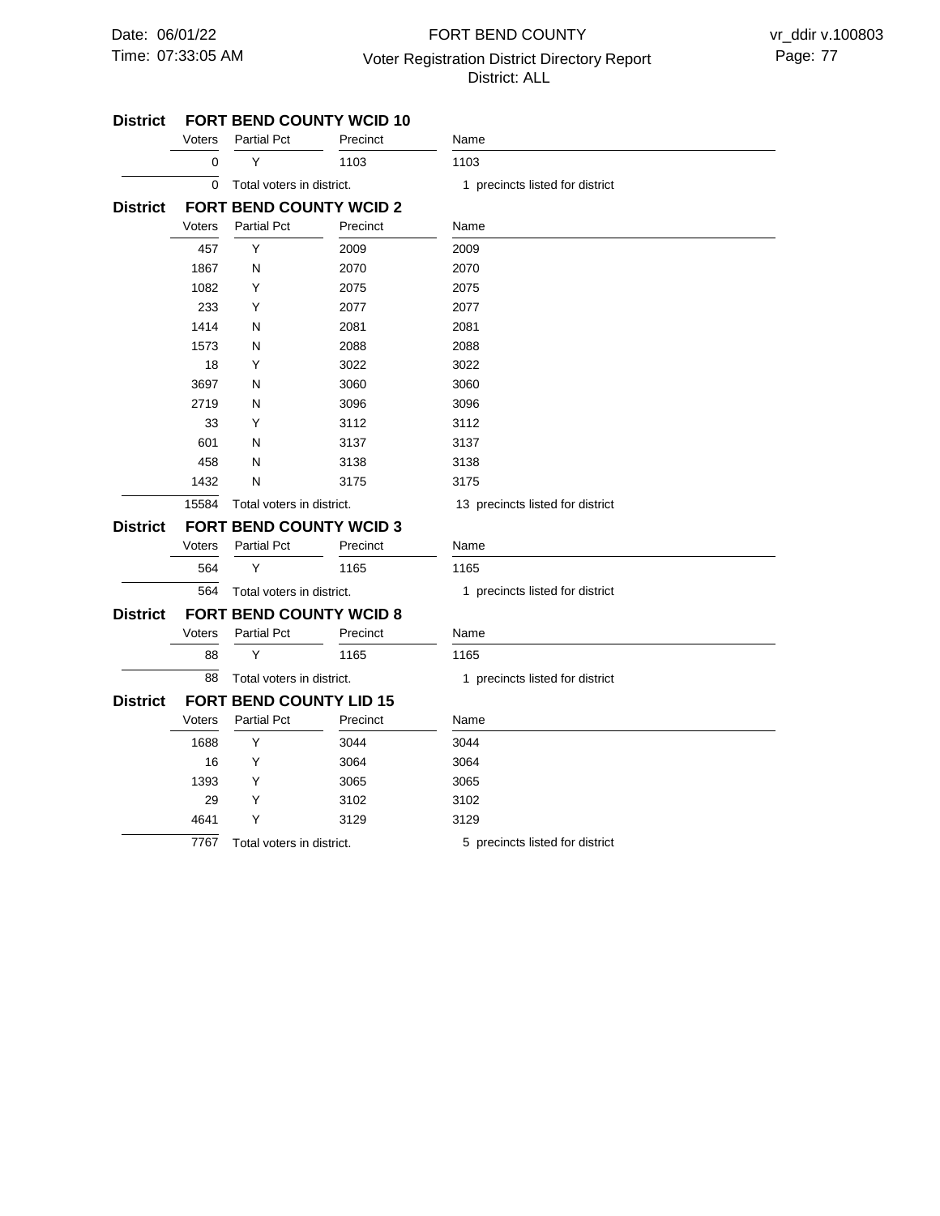## District FORT BEND COUNTY WCID 10

| Voters | Partial Pct | Precinct | Name |
|---|---|---|---|
| 0 | Y | 1103 | 1103 |
| 0 | Total voters in district. | | 1 precincts listed for district |

## District FORT BEND COUNTY WCID 2

| Voters | Partial Pct | Precinct | Name |
|---|---|---|---|
| 457 | Y | 2009 | 2009 |
| 1867 | N | 2070 | 2070 |
| 1082 | Y | 2075 | 2075 |
| 233 | Y | 2077 | 2077 |
| 1414 | N | 2081 | 2081 |
| 1573 | N | 2088 | 2088 |
| 18 | Y | 3022 | 3022 |
| 3697 | N | 3060 | 3060 |
| 2719 | N | 3096 | 3096 |
| 33 | Y | 3112 | 3112 |
| 601 | N | 3137 | 3137 |
| 458 | N | 3138 | 3138 |
| 1432 | N | 3175 | 3175 |
| 15584 | Total voters in district. | | 13 precincts listed for district |

## District FORT BEND COUNTY WCID 3

| Voters | Partial Pct | Precinct | Name |
|---|---|---|---|
| 564 | Y | 1165 | 1165 |
| 564 | Total voters in district. | | 1 precincts listed for district |

## District FORT BEND COUNTY WCID 8

| Voters | Partial Pct | Precinct | Name |
|---|---|---|---|
| 88 | Y | 1165 | 1165 |
| 88 | Total voters in district. | | 1 precincts listed for district |

## District FORT BEND COUNTY LID 15

| Voters | Partial Pct | Precinct | Name |
|---|---|---|---|
| 1688 | Y | 3044 | 3044 |
| 16 | Y | 3064 | 3064 |
| 1393 | Y | 3065 | 3065 |
| 29 | Y | 3102 | 3102 |
| 4641 | Y | 3129 | 3129 |
| 7767 | Total voters in district. | | 5 precincts listed for district |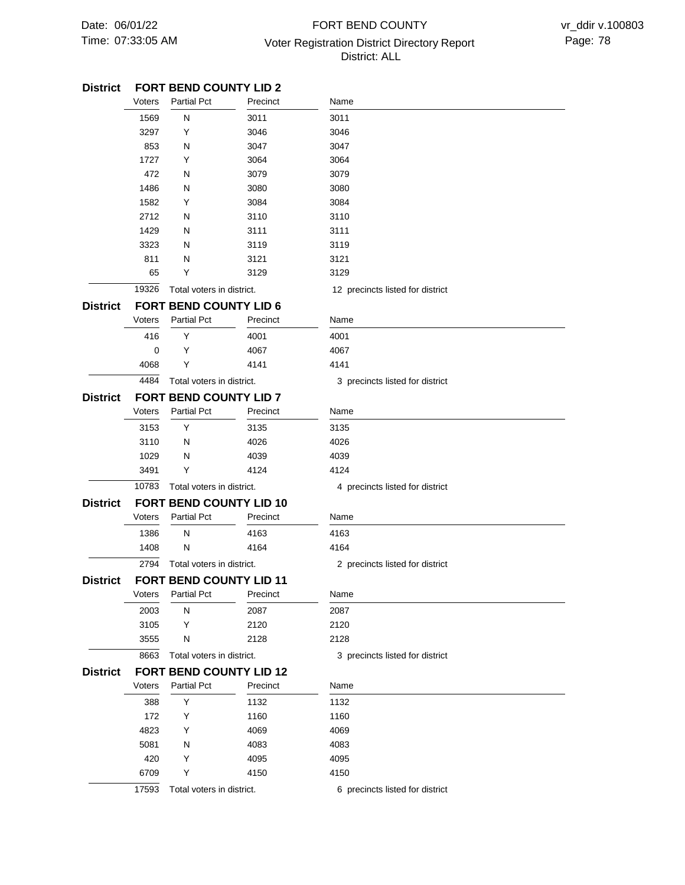**District FORT BEND COUNTY LID 2**

| Voters | Partial Pct | Precinct | Name |
|---|---|---|---|
| 1569 | N | 3011 | 3011 |
| 3297 | Y | 3046 | 3046 |
| 853 | N | 3047 | 3047 |
| 1727 | Y | 3064 | 3064 |
| 472 | N | 3079 | 3079 |
| 1486 | N | 3080 | 3080 |
| 1582 | Y | 3084 | 3084 |
| 2712 | N | 3110 | 3110 |
| 1429 | N | 3111 | 3111 |
| 3323 | N | 3119 | 3119 |
| 811 | N | 3121 | 3121 |
| 65 | Y | 3129 | 3129 |
| 19326 | Total voters in district. | | 12 precincts listed for district |

**District FORT BEND COUNTY LID 6**

| Voters | Partial Pct | Precinct | Name |
|---|---|---|---|
| 416 | Y | 4001 | 4001 |
| 0 | Y | 4067 | 4067 |
| 4068 | Y | 4141 | 4141 |
| 4484 | Total voters in district. | | 3 precincts listed for district |

**District FORT BEND COUNTY LID 7**

| Voters | Partial Pct | Precinct | Name |
|---|---|---|---|
| 3153 | Y | 3135 | 3135 |
| 3110 | N | 4026 | 4026 |
| 1029 | N | 4039 | 4039 |
| 3491 | Y | 4124 | 4124 |
| 10783 | Total voters in district. | | 4 precincts listed for district |

**District FORT BEND COUNTY LID 10**

| Voters | Partial Pct | Precinct | Name |
|---|---|---|---|
| 1386 | N | 4163 | 4163 |
| 1408 | N | 4164 | 4164 |
| 2794 | Total voters in district. | | 2 precincts listed for district |

**District FORT BEND COUNTY LID 11**

| Voters | Partial Pct | Precinct | Name |
|---|---|---|---|
| 2003 | N | 2087 | 2087 |
| 3105 | Y | 2120 | 2120 |
| 3555 | N | 2128 | 2128 |
| 8663 | Total voters in district. | | 3 precincts listed for district |

**District FORT BEND COUNTY LID 12**

| Voters | Partial Pct | Precinct | Name |
|---|---|---|---|
| 388 | Y | 1132 | 1132 |
| 172 | Y | 1160 | 1160 |
| 4823 | Y | 4069 | 4069 |
| 5081 | N | 4083 | 4083 |
| 420 | Y | 4095 | 4095 |
| 6709 | Y | 4150 | 4150 |
| 17593 | Total voters in district. | | 6 precincts listed for district |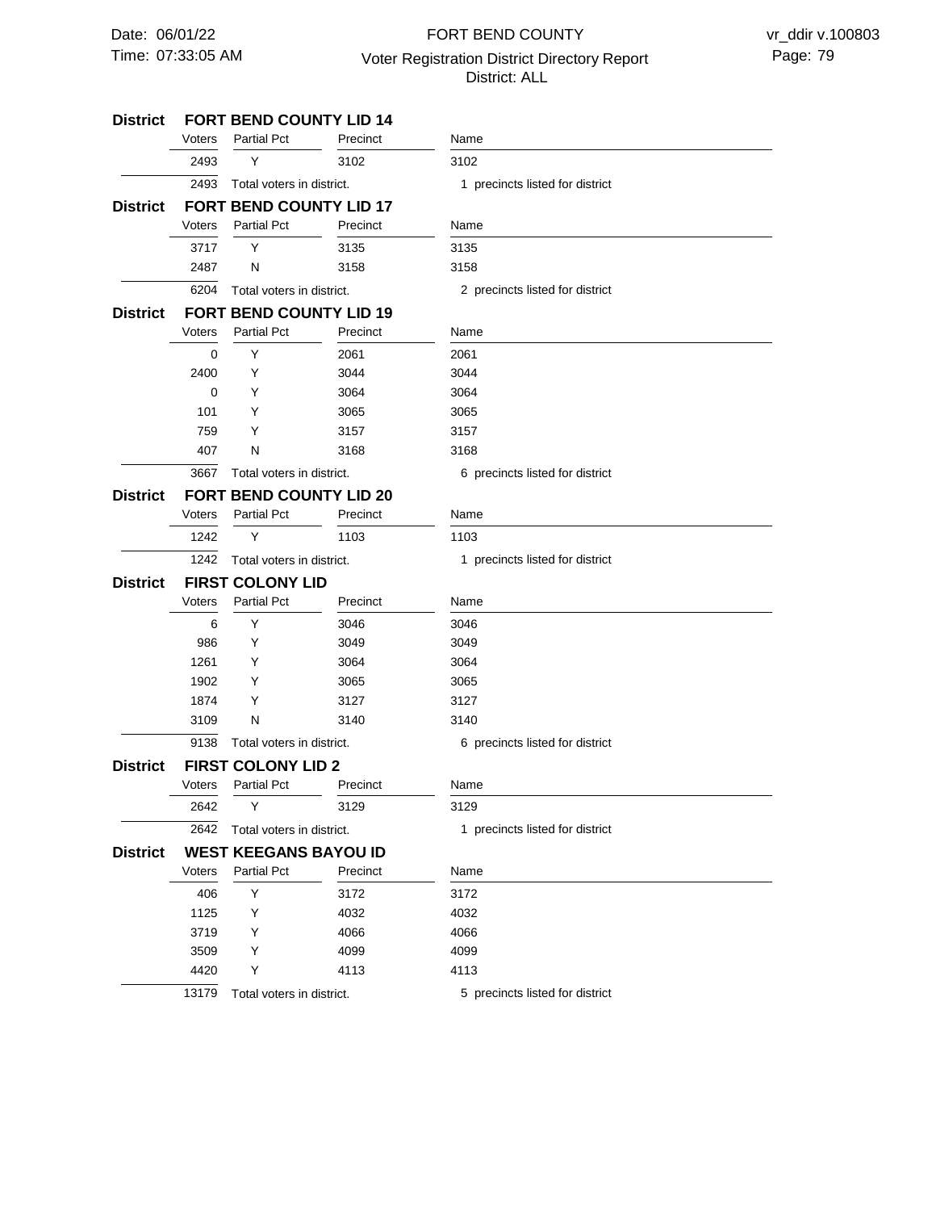## District FORT BEND COUNTY LID 14

| Voters | Partial Pct | Precinct | Name |
|---|---|---|---|
| 2493 | Y | 3102 | 3102 |
| 2493 | Total voters in district. | | 1 precincts listed for district |

## District FORT BEND COUNTY LID 17

| Voters | Partial Pct | Precinct | Name |
|---|---|---|---|
| 3717 | Y | 3135 | 3135 |
| 2487 | N | 3158 | 3158 |
| 6204 | Total voters in district. | | 2 precincts listed for district |

## District FORT BEND COUNTY LID 19

| Voters | Partial Pct | Precinct | Name |
|---|---|---|---|
| 0 | Y | 2061 | 2061 |
| 2400 | Y | 3044 | 3044 |
| 0 | Y | 3064 | 3064 |
| 101 | Y | 3065 | 3065 |
| 759 | Y | 3157 | 3157 |
| 407 | N | 3168 | 3168 |
| 3667 | Total voters in district. | | 6 precincts listed for district |

## District FORT BEND COUNTY LID 20

| Voters | Partial Pct | Precinct | Name |
|---|---|---|---|
| 1242 | Y | 1103 | 1103 |
| 1242 | Total voters in district. | | 1 precincts listed for district |

## District FIRST COLONY LID

| Voters | Partial Pct | Precinct | Name |
|---|---|---|---|
| 6 | Y | 3046 | 3046 |
| 986 | Y | 3049 | 3049 |
| 1261 | Y | 3064 | 3064 |
| 1902 | Y | 3065 | 3065 |
| 1874 | Y | 3127 | 3127 |
| 3109 | N | 3140 | 3140 |
| 9138 | Total voters in district. | | 6 precincts listed for district |

## District FIRST COLONY LID 2

| Voters | Partial Pct | Precinct | Name |
|---|---|---|---|
| 2642 | Y | 3129 | 3129 |
| 2642 | Total voters in district. | | 1 precincts listed for district |

## District WEST KEEGANS BAYOU ID

| Voters | Partial Pct | Precinct | Name |
|---|---|---|---|
| 406 | Y | 3172 | 3172 |
| 1125 | Y | 4032 | 4032 |
| 3719 | Y | 4066 | 4066 |
| 3509 | Y | 4099 | 4099 |
| 4420 | Y | 4113 | 4113 |
| 13179 | Total voters in district. | | 5 precincts listed for district |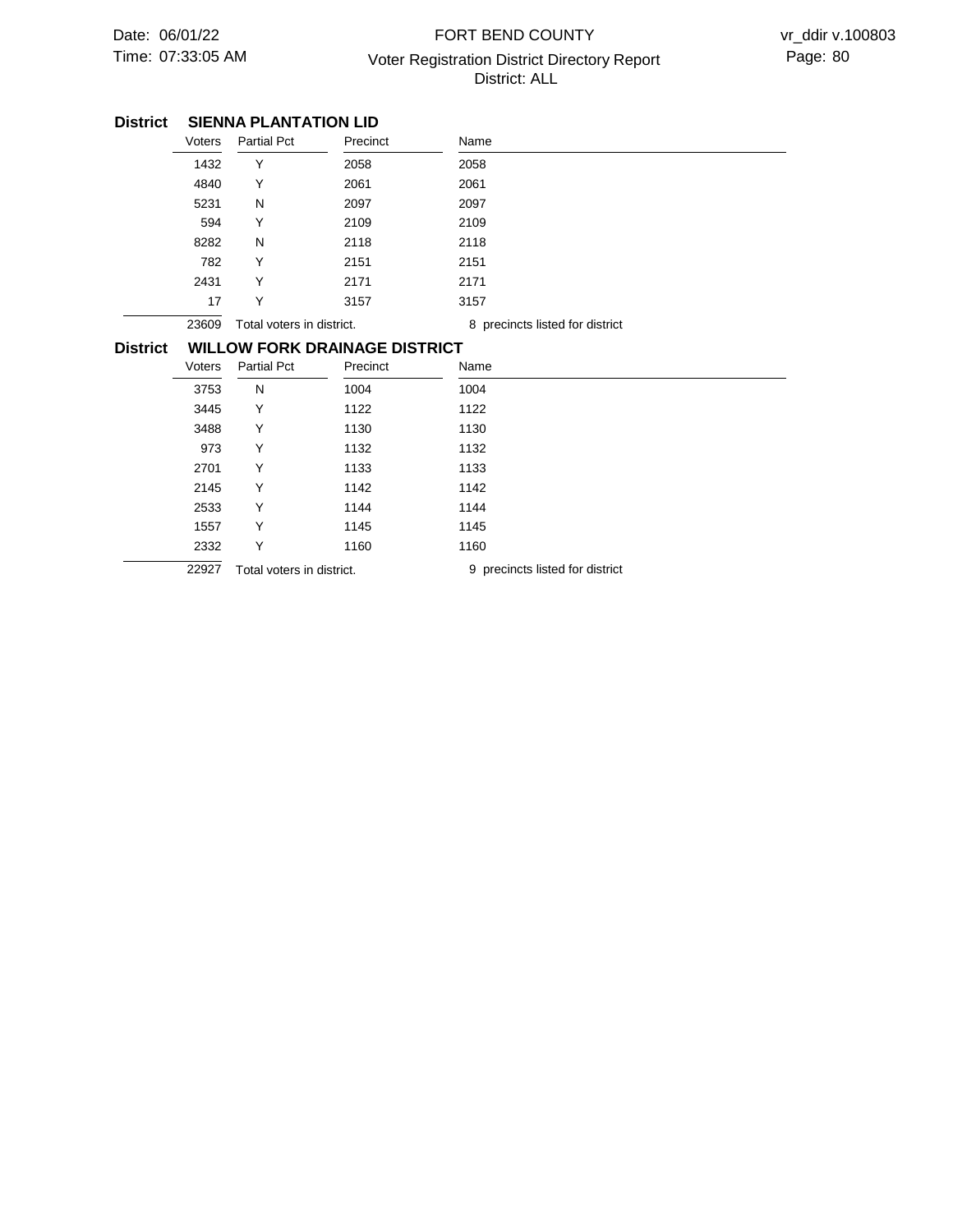**District SIENNA PLANTATION LID**

| Voters | Partial Pct | Precinct | Name |
|---|---|---|---|
| 1432 | Y | 2058 | 2058 |
| 4840 | Y | 2061 | 2061 |
| 5231 | N | 2097 | 2097 |
| 594 | Y | 2109 | 2109 |
| 8282 | N | 2118 | 2118 |
| 782 | Y | 2151 | 2151 |
| 2431 | Y | 2171 | 2171 |
| 17 | Y | 3157 | 3157 |
| 23609 | Total voters in district. | | 8 precincts listed for district |

**District WILLOW FORK DRAINAGE DISTRICT**

| Voters | Partial Pct | Precinct | Name |
|---|---|---|---|
| 3753 | N | 1004 | 1004 |
| 3445 | Y | 1122 | 1122 |
| 3488 | Y | 1130 | 1130 |
| 973 | Y | 1132 | 1132 |
| 2701 | Y | 1133 | 1133 |
| 2145 | Y | 1142 | 1142 |
| 2533 | Y | 1144 | 1144 |
| 1557 | Y | 1145 | 1145 |
| 2332 | Y | 1160 | 1160 |
| 22927 | Total voters in district. | | 9 precincts listed for district |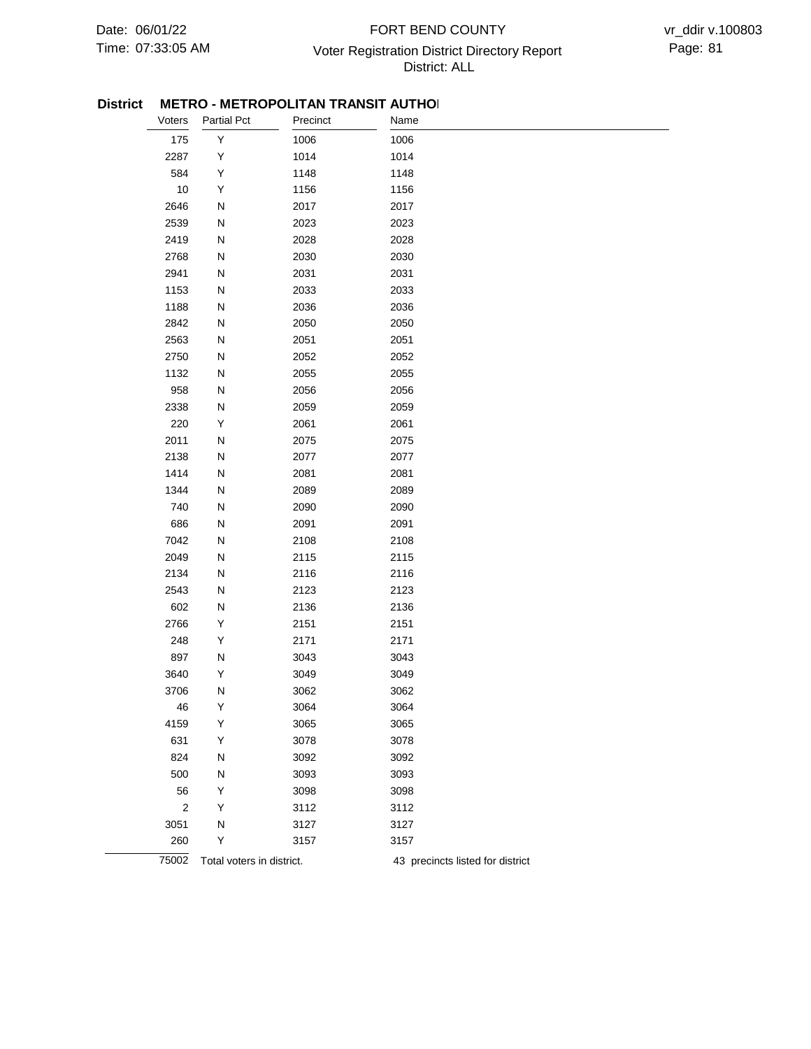**District METRO - METROPOLITAN TRANSIT AUTHO**

| Voters | Partial Pct | Precinct | Name |
|---|---|---|---|
| 175 | Y | 1006 | 1006 |
| 2287 | Y | 1014 | 1014 |
| 584 | Y | 1148 | 1148 |
| 10 | Y | 1156 | 1156 |
| 2646 | N | 2017 | 2017 |
| 2539 | N | 2023 | 2023 |
| 2419 | N | 2028 | 2028 |
| 2768 | N | 2030 | 2030 |
| 2941 | N | 2031 | 2031 |
| 1153 | N | 2033 | 2033 |
| 1188 | N | 2036 | 2036 |
| 2842 | N | 2050 | 2050 |
| 2563 | N | 2051 | 2051 |
| 2750 | N | 2052 | 2052 |
| 1132 | N | 2055 | 2055 |
| 958 | N | 2056 | 2056 |
| 2338 | N | 2059 | 2059 |
| 220 | Y | 2061 | 2061 |
| 2011 | N | 2075 | 2075 |
| 2138 | N | 2077 | 2077 |
| 1414 | N | 2081 | 2081 |
| 1344 | N | 2089 | 2089 |
| 740 | N | 2090 | 2090 |
| 686 | N | 2091 | 2091 |
| 7042 | N | 2108 | 2108 |
| 2049 | N | 2115 | 2115 |
| 2134 | N | 2116 | 2116 |
| 2543 | N | 2123 | 2123 |
| 602 | N | 2136 | 2136 |
| 2766 | Y | 2151 | 2151 |
| 248 | Y | 2171 | 2171 |
| 897 | N | 3043 | 3043 |
| 3640 | Y | 3049 | 3049 |
| 3706 | N | 3062 | 3062 |
| 46 | Y | 3064 | 3064 |
| 4159 | Y | 3065 | 3065 |
| 631 | Y | 3078 | 3078 |
| 824 | N | 3092 | 3092 |
| 500 | N | 3093 | 3093 |
| 56 | Y | 3098 | 3098 |
| 2 | Y | 3112 | 3112 |
| 3051 | N | 3127 | 3127 |
| 260 | Y | 3157 | 3157 |
| 75002 | Total voters in district. | | 43 precincts listed for district |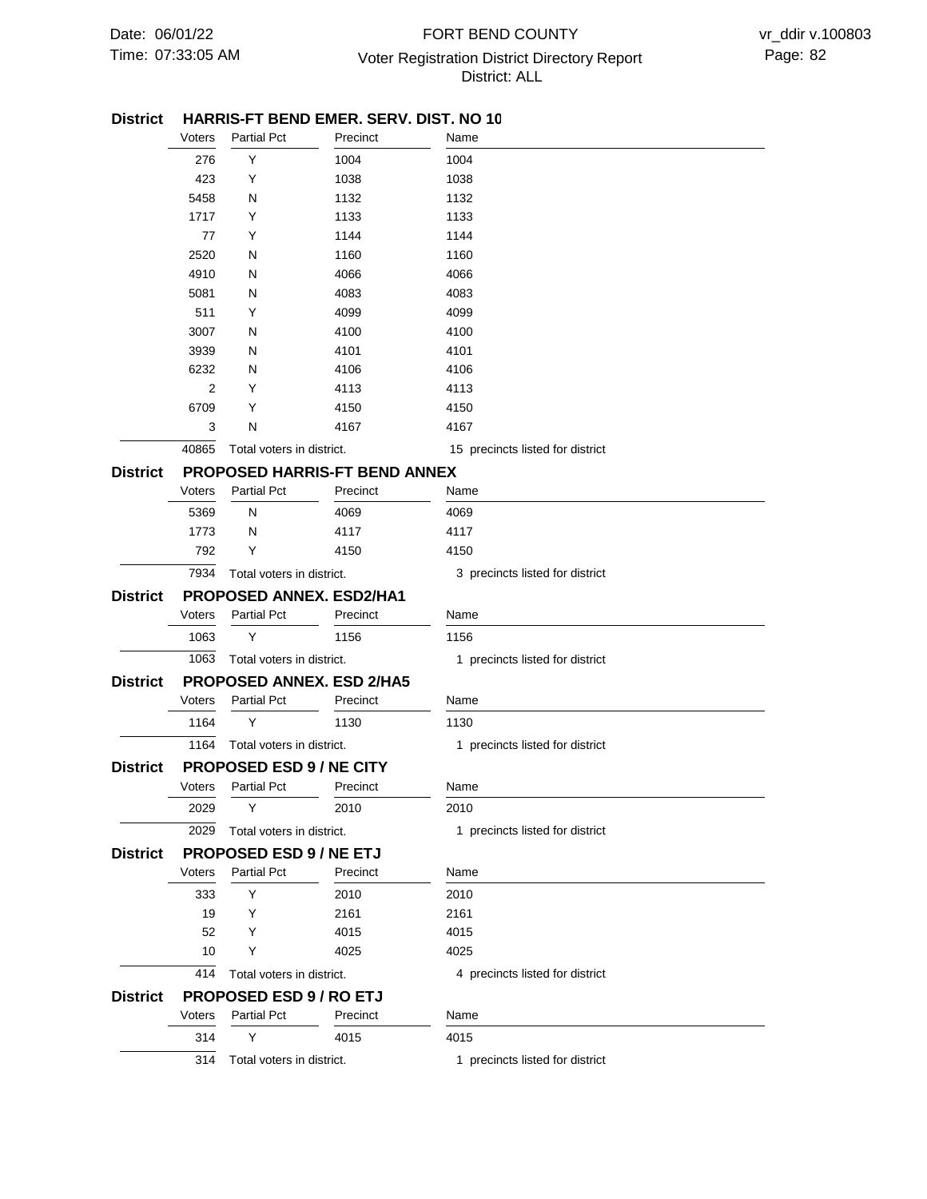**District HARRIS-FT BEND EMER. SERV. DIST. NO 10**

| Voters | Partial Pct | Precinct | Name |
|---|---|---|---|
| 276 | Y | 1004 | 1004 |
| 423 | Y | 1038 | 1038 |
| 5458 | N | 1132 | 1132 |
| 1717 | Y | 1133 | 1133 |
| 77 | Y | 1144 | 1144 |
| 2520 | N | 1160 | 1160 |
| 4910 | N | 4066 | 4066 |
| 5081 | N | 4083 | 4083 |
| 511 | Y | 4099 | 4099 |
| 3007 | N | 4100 | 4100 |
| 3939 | N | 4101 | 4101 |
| 6232 | N | 4106 | 4106 |
| 2 | Y | 4113 | 4113 |
| 6709 | Y | 4150 | 4150 |
| 3 | N | 4167 | 4167 |
| 40865 | Total voters in district. | | 15 precincts listed for district |

**District PROPOSED HARRIS-FT BEND ANNEX**

| Voters | Partial Pct | Precinct | Name |
|---|---|---|---|
| 5369 | N | 4069 | 4069 |
| 1773 | N | 4117 | 4117 |
| 792 | Y | 4150 | 4150 |
| 7934 | Total voters in district. | | 3 precincts listed for district |

**District PROPOSED ANNEX. ESD2/HA1**

| Voters | Partial Pct | Precinct | Name |
|---|---|---|---|
| 1063 | Y | 1156 | 1156 |
| 1063 | Total voters in district. | | 1 precincts listed for district |

**District PROPOSED ANNEX. ESD 2/HA5**

| Voters | Partial Pct | Precinct | Name |
|---|---|---|---|
| 1164 | Y | 1130 | 1130 |
| 1164 | Total voters in district. | | 1 precincts listed for district |

**District PROPOSED ESD 9 / NE CITY**

| Voters | Partial Pct | Precinct | Name |
|---|---|---|---|
| 2029 | Y | 2010 | 2010 |
| 2029 | Total voters in district. | | 1 precincts listed for district |

**District PROPOSED ESD 9 / NE ETJ**

| Voters | Partial Pct | Precinct | Name |
|---|---|---|---|
| 333 | Y | 2010 | 2010 |
| 19 | Y | 2161 | 2161 |
| 52 | Y | 4015 | 4015 |
| 10 | Y | 4025 | 4025 |
| 414 | Total voters in district. | | 4 precincts listed for district |

**District PROPOSED ESD 9 / RO ETJ**

| Voters | Partial Pct | Precinct | Name |
|---|---|---|---|
| 314 | Y | 4015 | 4015 |
| 314 | Total voters in district. | | 1 precincts listed for district |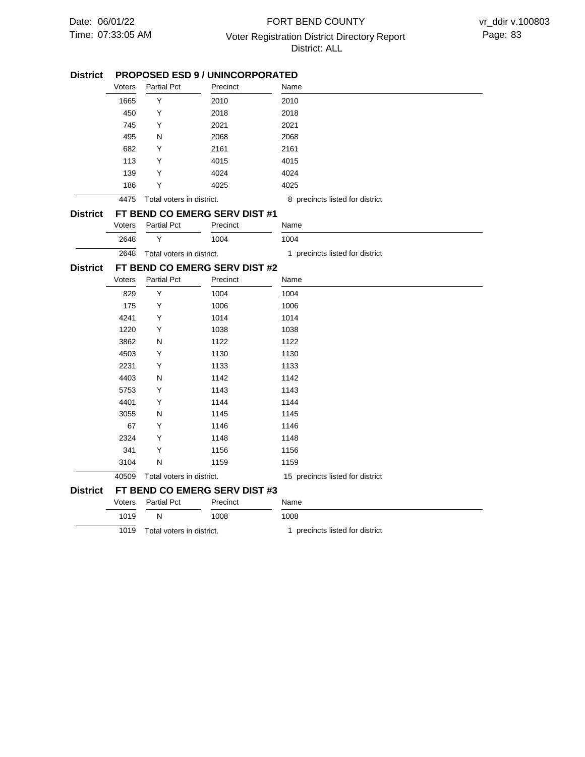**District PROPOSED ESD 9 / UNINCORPORATED**

| Voters | Partial Pct | Precinct | Name |
|---|---|---|---|
| 1665 | Y | 2010 | 2010 |
| 450 | Y | 2018 | 2018 |
| 745 | Y | 2021 | 2021 |
| 495 | N | 2068 | 2068 |
| 682 | Y | 2161 | 2161 |
| 113 | Y | 4015 | 4015 |
| 139 | Y | 4024 | 4024 |
| 186 | Y | 4025 | 4025 |
| 4475 | Total voters in district. | | 8 precincts listed for district |

**District FT BEND CO EMERG SERV DIST #1**

| Voters | Partial Pct | Precinct | Name |
|---|---|---|---|
| 2648 | Y | 1004 | 1004 |
| 2648 | Total voters in district. | | 1 precincts listed for district |

**District FT BEND CO EMERG SERV DIST #2**

| Voters | Partial Pct | Precinct | Name |
|---|---|---|---|
| 829 | Y | 1004 | 1004 |
| 175 | Y | 1006 | 1006 |
| 4241 | Y | 1014 | 1014 |
| 1220 | Y | 1038 | 1038 |
| 3862 | N | 1122 | 1122 |
| 4503 | Y | 1130 | 1130 |
| 2231 | Y | 1133 | 1133 |
| 4403 | N | 1142 | 1142 |
| 5753 | Y | 1143 | 1143 |
| 4401 | Y | 1144 | 1144 |
| 3055 | N | 1145 | 1145 |
| 67 | Y | 1146 | 1146 |
| 2324 | Y | 1148 | 1148 |
| 341 | Y | 1156 | 1156 |
| 3104 | N | 1159 | 1159 |
| 40509 | Total voters in district. | | 15 precincts listed for district |

**District FT BEND CO EMERG SERV DIST #3**

| Voters | Partial Pct | Precinct | Name |
|---|---|---|---|
| 1019 | N | 1008 | 1008 |
| 1019 | Total voters in district. | | 1 precincts listed for district |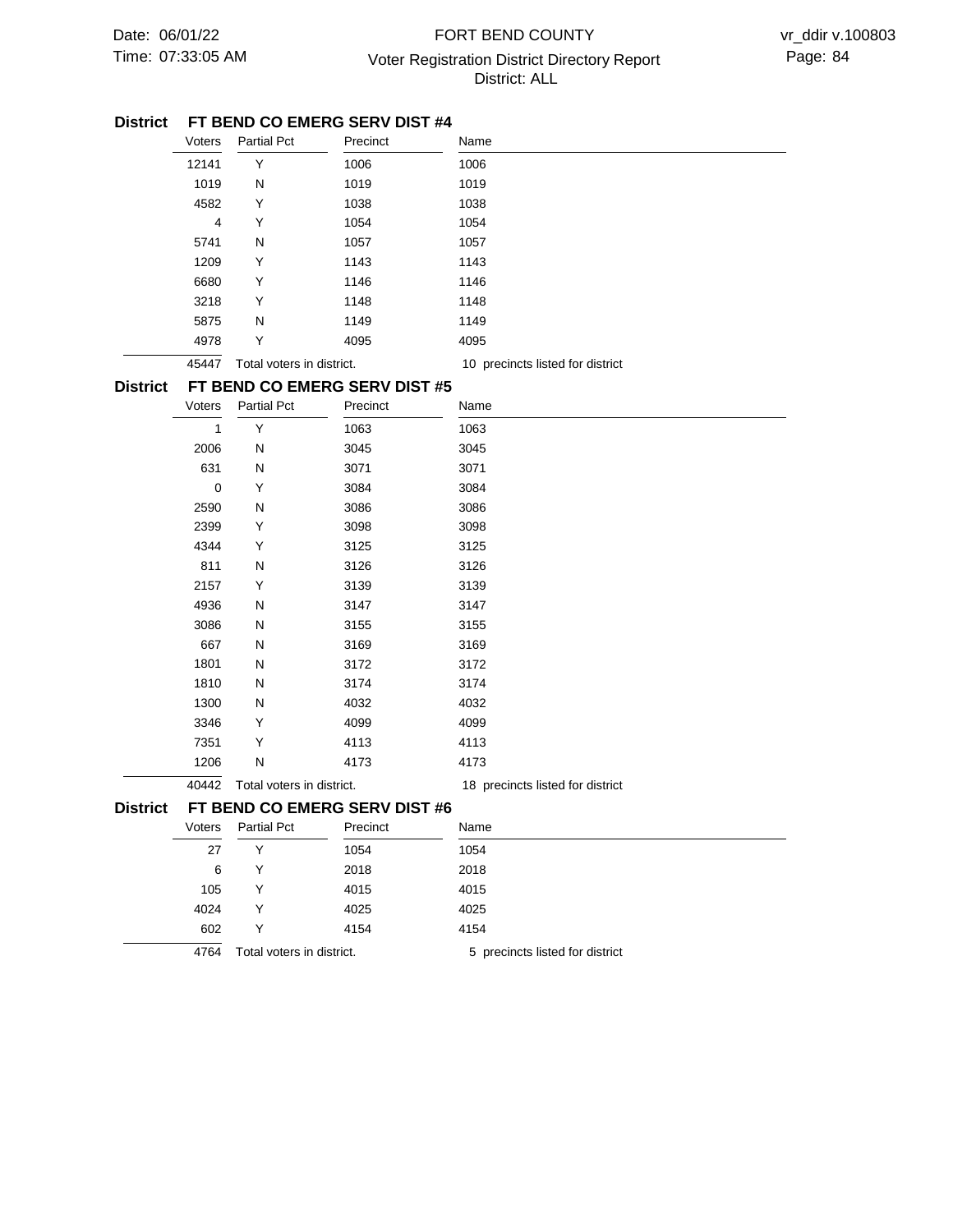**District FT BEND CO EMERG SERV DIST #4**

| Voters | Partial Pct | Precinct | Name |
|---|---|---|---|
| 12141 | Y | 1006 | 1006 |
| 1019 | N | 1019 | 1019 |
| 4582 | Y | 1038 | 1038 |
| 4 | Y | 1054 | 1054 |
| 5741 | N | 1057 | 1057 |
| 1209 | Y | 1143 | 1143 |
| 6680 | Y | 1146 | 1146 |
| 3218 | Y | 1148 | 1148 |
| 5875 | N | 1149 | 1149 |
| 4978 | Y | 4095 | 4095 |
| 45447 | Total voters in district. | | 10 precincts listed for district |

**District FT BEND CO EMERG SERV DIST #5**

| Voters | Partial Pct | Precinct | Name |
|---|---|---|---|
| 1 | Y | 1063 | 1063 |
| 2006 | N | 3045 | 3045 |
| 631 | N | 3071 | 3071 |
| 0 | Y | 3084 | 3084 |
| 2590 | N | 3086 | 3086 |
| 2399 | Y | 3098 | 3098 |
| 4344 | Y | 3125 | 3125 |
| 811 | N | 3126 | 3126 |
| 2157 | Y | 3139 | 3139 |
| 4936 | N | 3147 | 3147 |
| 3086 | N | 3155 | 3155 |
| 667 | N | 3169 | 3169 |
| 1801 | N | 3172 | 3172 |
| 1810 | N | 3174 | 3174 |
| 1300 | N | 4032 | 4032 |
| 3346 | Y | 4099 | 4099 |
| 7351 | Y | 4113 | 4113 |
| 1206 | N | 4173 | 4173 |
| 40442 | Total voters in district. | | 18 precincts listed for district |

**District FT BEND CO EMERG SERV DIST #6**

| Voters | Partial Pct | Precinct | Name |
|---|---|---|---|
| 27 | Y | 1054 | 1054 |
| 6 | Y | 2018 | 2018 |
| 105 | Y | 4015 | 4015 |
| 4024 | Y | 4025 | 4025 |
| 602 | Y | 4154 | 4154 |
| 4764 | Total voters in district. | | 5 precincts listed for district |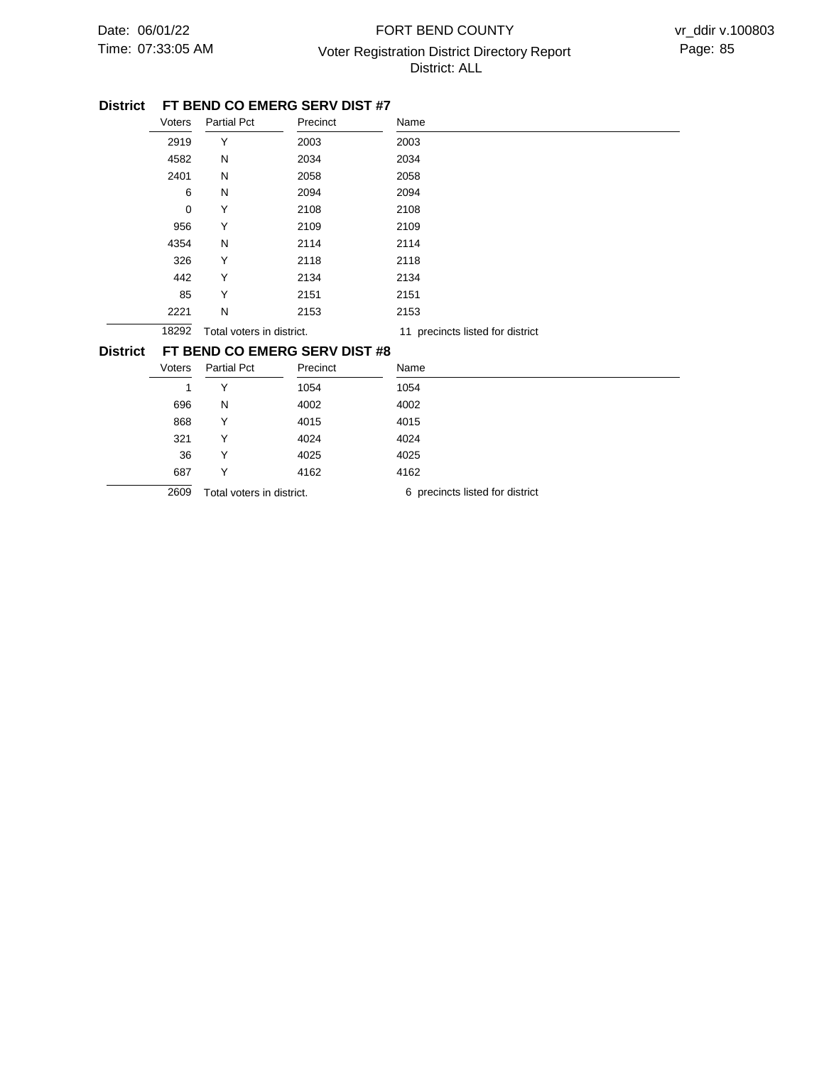## District FT BEND CO EMERG SERV DIST #7

| Voters | Partial Pct | Precinct | Name |
|---|---|---|---|
| 2919 | Y | 2003 | 2003 |
| 4582 | N | 2034 | 2034 |
| 2401 | N | 2058 | 2058 |
| 6 | N | 2094 | 2094 |
| 0 | Y | 2108 | 2108 |
| 956 | Y | 2109 | 2109 |
| 4354 | N | 2114 | 2114 |
| 326 | Y | 2118 | 2118 |
| 442 | Y | 2134 | 2134 |
| 85 | Y | 2151 | 2151 |
| 2221 | N | 2153 | 2153 |
| 18292 | Total voters in district. | | 11 precincts listed for district |

## District FT BEND CO EMERG SERV DIST #8

| Voters | Partial Pct | Precinct | Name |
|---|---|---|---|
| 1 | Y | 1054 | 1054 |
| 696 | N | 4002 | 4002 |
| 868 | Y | 4015 | 4015 |
| 321 | Y | 4024 | 4024 |
| 36 | Y | 4025 | 4025 |
| 687 | Y | 4162 | 4162 |
| 2609 | Total voters in district. | | 6 precincts listed for district |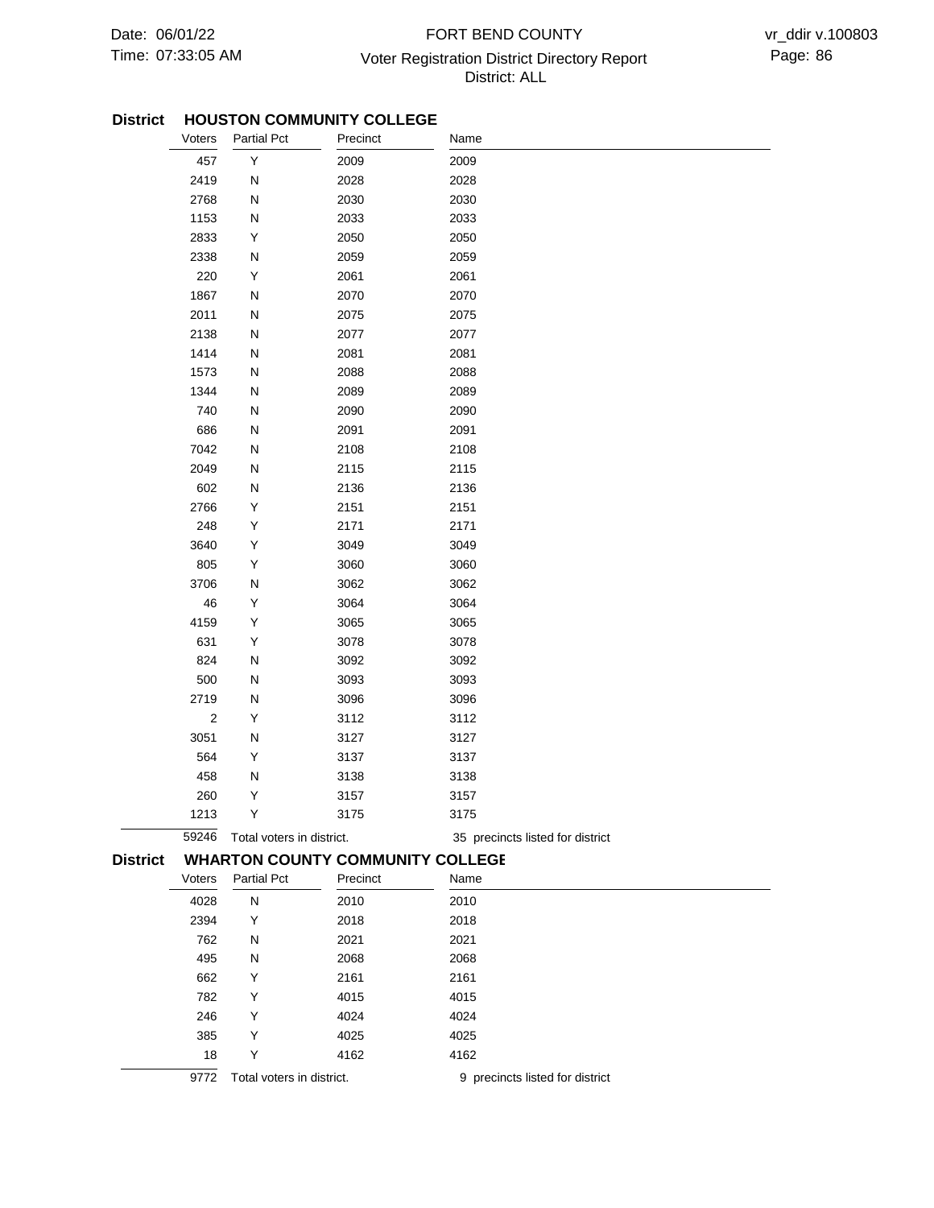## District HOUSTON COMMUNITY COLLEGE

| Voters | Partial Pct | Precinct | Name |
|---|---|---|---|
| 457 | Y | 2009 | 2009 |
| 2419 | N | 2028 | 2028 |
| 2768 | N | 2030 | 2030 |
| 1153 | N | 2033 | 2033 |
| 2833 | Y | 2050 | 2050 |
| 2338 | N | 2059 | 2059 |
| 220 | Y | 2061 | 2061 |
| 1867 | N | 2070 | 2070 |
| 2011 | N | 2075 | 2075 |
| 2138 | N | 2077 | 2077 |
| 1414 | N | 2081 | 2081 |
| 1573 | N | 2088 | 2088 |
| 1344 | N | 2089 | 2089 |
| 740 | N | 2090 | 2090 |
| 686 | N | 2091 | 2091 |
| 7042 | N | 2108 | 2108 |
| 2049 | N | 2115 | 2115 |
| 602 | N | 2136 | 2136 |
| 2766 | Y | 2151 | 2151 |
| 248 | Y | 2171 | 2171 |
| 3640 | Y | 3049 | 3049 |
| 805 | Y | 3060 | 3060 |
| 3706 | N | 3062 | 3062 |
| 46 | Y | 3064 | 3064 |
| 4159 | Y | 3065 | 3065 |
| 631 | Y | 3078 | 3078 |
| 824 | N | 3092 | 3092 |
| 500 | N | 3093 | 3093 |
| 2719 | N | 3096 | 3096 |
| 2 | Y | 3112 | 3112 |
| 3051 | N | 3127 | 3127 |
| 564 | Y | 3137 | 3137 |
| 458 | N | 3138 | 3138 |
| 260 | Y | 3157 | 3157 |
| 1213 | Y | 3175 | 3175 |
| 59246 | Total voters in district. | | 35 precincts listed for district |

## District WHARTON COUNTY COMMUNITY COLLEGE

| Voters | Partial Pct | Precinct | Name |
|---|---|---|---|
| 4028 | N | 2010 | 2010 |
| 2394 | Y | 2018 | 2018 |
| 762 | N | 2021 | 2021 |
| 495 | N | 2068 | 2068 |
| 662 | Y | 2161 | 2161 |
| 782 | Y | 4015 | 4015 |
| 246 | Y | 4024 | 4024 |
| 385 | Y | 4025 | 4025 |
| 18 | Y | 4162 | 4162 |
| 9772 | Total voters in district. | | 9 precincts listed for district |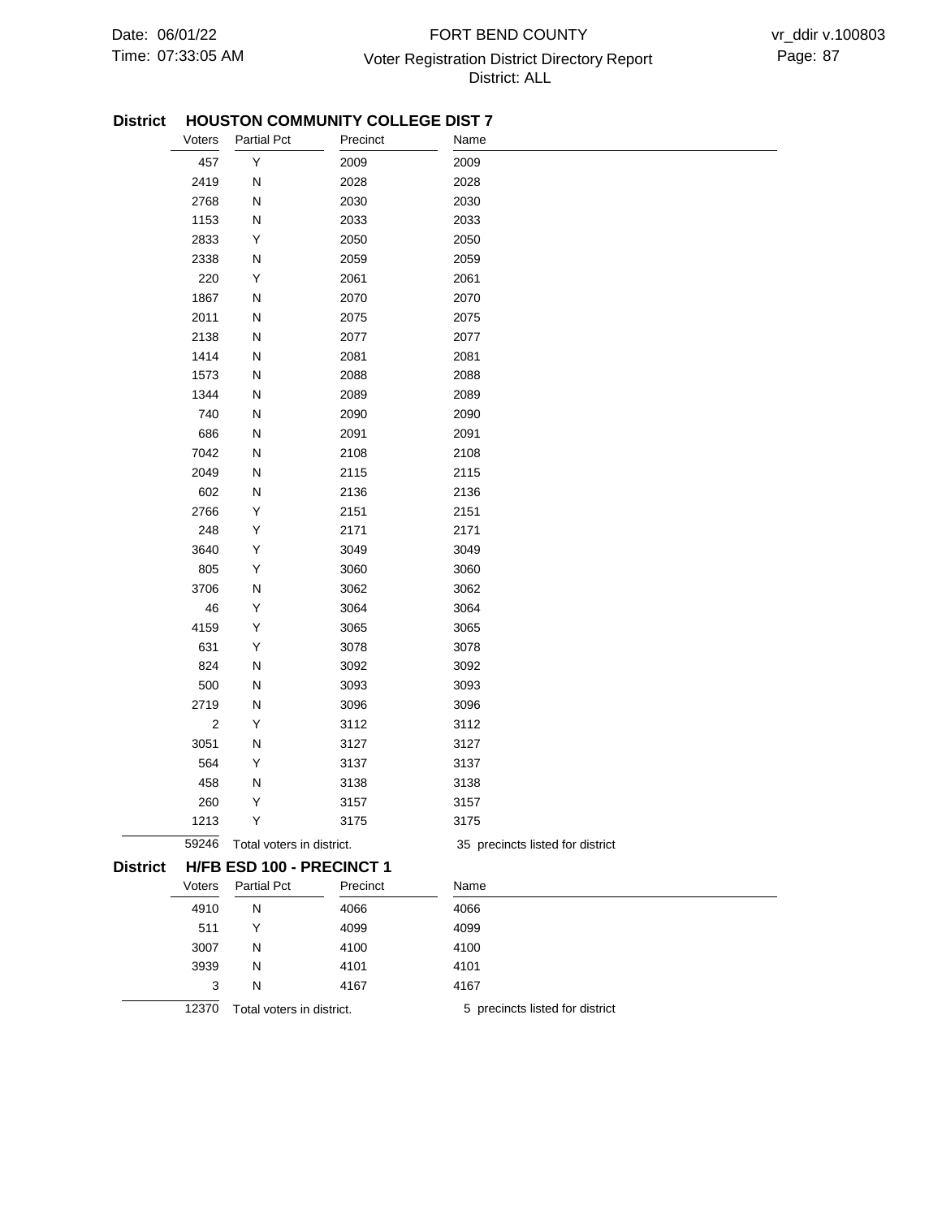## District HOUSTON COMMUNITY COLLEGE DIST 7

| Voters | Partial Pct | Precinct | Name |
|---|---|---|---|
| 457 | Y | 2009 | 2009 |
| 2419 | N | 2028 | 2028 |
| 2768 | N | 2030 | 2030 |
| 1153 | N | 2033 | 2033 |
| 2833 | Y | 2050 | 2050 |
| 2338 | N | 2059 | 2059 |
| 220 | Y | 2061 | 2061 |
| 1867 | N | 2070 | 2070 |
| 2011 | N | 2075 | 2075 |
| 2138 | N | 2077 | 2077 |
| 1414 | N | 2081 | 2081 |
| 1573 | N | 2088 | 2088 |
| 1344 | N | 2089 | 2089 |
| 740 | N | 2090 | 2090 |
| 686 | N | 2091 | 2091 |
| 7042 | N | 2108 | 2108 |
| 2049 | N | 2115 | 2115 |
| 602 | N | 2136 | 2136 |
| 2766 | Y | 2151 | 2151 |
| 248 | Y | 2171 | 2171 |
| 3640 | Y | 3049 | 3049 |
| 805 | Y | 3060 | 3060 |
| 3706 | N | 3062 | 3062 |
| 46 | Y | 3064 | 3064 |
| 4159 | Y | 3065 | 3065 |
| 631 | Y | 3078 | 3078 |
| 824 | N | 3092 | 3092 |
| 500 | N | 3093 | 3093 |
| 2719 | N | 3096 | 3096 |
| 2 | Y | 3112 | 3112 |
| 3051 | N | 3127 | 3127 |
| 564 | Y | 3137 | 3137 |
| 458 | N | 3138 | 3138 |
| 260 | Y | 3157 | 3157 |
| 1213 | Y | 3175 | 3175 |
| 59246 | Total voters in district. | | 35 precincts listed for district |

## District H/FB ESD 100 - PRECINCT 1

| Voters | Partial Pct | Precinct | Name |
|---|---|---|---|
| 4910 | N | 4066 | 4066 |
| 511 | Y | 4099 | 4099 |
| 3007 | N | 4100 | 4100 |
| 3939 | N | 4101 | 4101 |
| 3 | N | 4167 | 4167 |
| 12370 | Total voters in district. | | 5 precincts listed for district |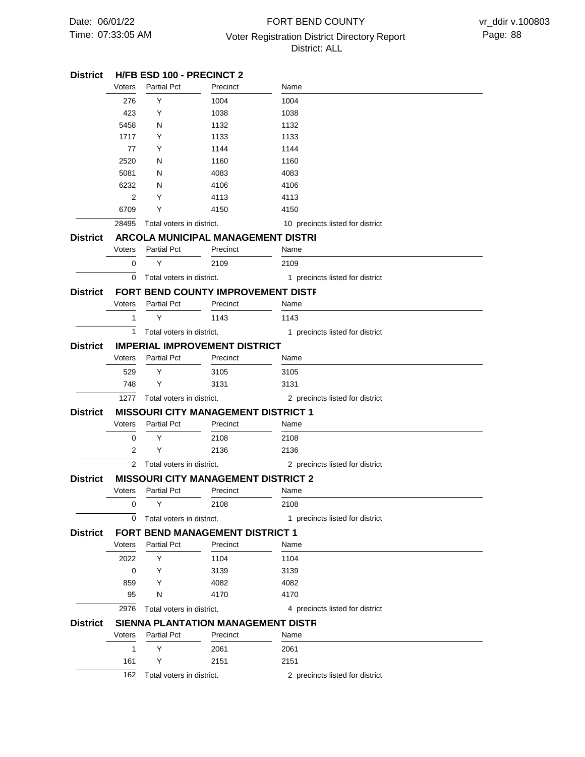## District H/FB ESD 100 - PRECINCT 2

| Voters | Partial Pct | Precinct | Name |
|---|---|---|---|
| 276 | Y | 1004 | 1004 |
| 423 | Y | 1038 | 1038 |
| 5458 | N | 1132 | 1132 |
| 1717 | Y | 1133 | 1133 |
| 77 | Y | 1144 | 1144 |
| 2520 | N | 1160 | 1160 |
| 5081 | N | 4083 | 4083 |
| 6232 | N | 4106 | 4106 |
| 2 | Y | 4113 | 4113 |
| 6709 | Y | 4150 | 4150 |
| 28495 | Total voters in district. | | 10 precincts listed for district |

## District ARCOLA MUNICIPAL MANAGEMENT DISTRI

| Voters | Partial Pct | Precinct | Name |
|---|---|---|---|
| 0 | Y | 2109 | 2109 |
| 0 | Total voters in district. | | 1 precincts listed for district |

## District FORT BEND COUNTY IMPROVEMENT DISTF

| Voters | Partial Pct | Precinct | Name |
|---|---|---|---|
| 1 | Y | 1143 | 1143 |
| 1 | Total voters in district. | | 1 precincts listed for district |

## District IMPERIAL IMPROVEMENT DISTRICT

| Voters | Partial Pct | Precinct | Name |
|---|---|---|---|
| 529 | Y | 3105 | 3105 |
| 748 | Y | 3131 | 3131 |
| 1277 | Total voters in district. | | 2 precincts listed for district |

## District MISSOURI CITY MANAGEMENT DISTRICT 1

| Voters | Partial Pct | Precinct | Name |
|---|---|---|---|
| 0 | Y | 2108 | 2108 |
| 2 | Y | 2136 | 2136 |
| 2 | Total voters in district. | | 2 precincts listed for district |

## District MISSOURI CITY MANAGEMENT DISTRICT 2

| Voters | Partial Pct | Precinct | Name |
|---|---|---|---|
| 0 | Y | 2108 | 2108 |
| 0 | Total voters in district. | | 1 precincts listed for district |

## District FORT BEND MANAGEMENT DISTRICT 1

| Voters | Partial Pct | Precinct | Name |
|---|---|---|---|
| 2022 | Y | 1104 | 1104 |
| 0 | Y | 3139 | 3139 |
| 859 | Y | 4082 | 4082 |
| 95 | N | 4170 | 4170 |
| 2976 | Total voters in district. | | 4 precincts listed for district |

## District SIENNA PLANTATION MANAGEMENT DISTR

| Voters | Partial Pct | Precinct | Name |
|---|---|---|---|
| 1 | Y | 2061 | 2061 |
| 161 | Y | 2151 | 2151 |
| 162 | Total voters in district. | | 2 precincts listed for district |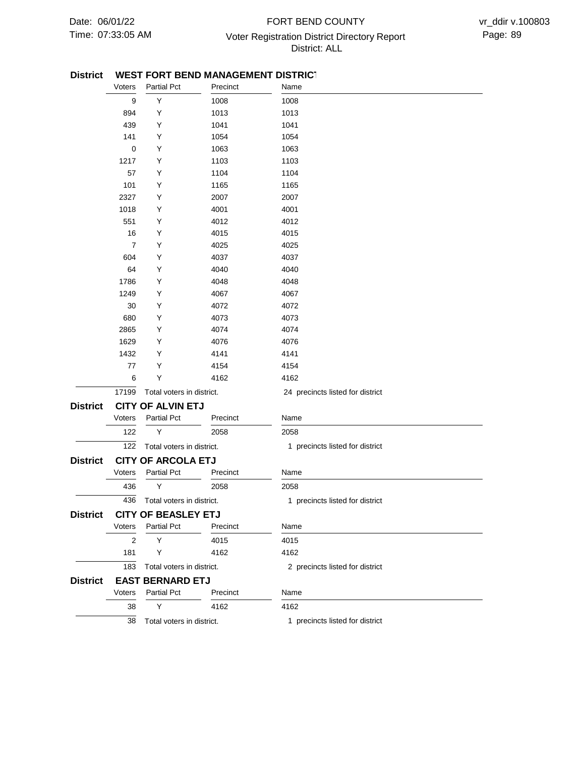**District WEST FORT BEND MANAGEMENT DISTRICT**

| Voters | Partial Pct | Precinct | Name |
|---|---|---|---|
| 9 | Y | 1008 | 1008 |
| 894 | Y | 1013 | 1013 |
| 439 | Y | 1041 | 1041 |
| 141 | Y | 1054 | 1054 |
| 0 | Y | 1063 | 1063 |
| 1217 | Y | 1103 | 1103 |
| 57 | Y | 1104 | 1104 |
| 101 | Y | 1165 | 1165 |
| 2327 | Y | 2007 | 2007 |
| 1018 | Y | 4001 | 4001 |
| 551 | Y | 4012 | 4012 |
| 16 | Y | 4015 | 4015 |
| 7 | Y | 4025 | 4025 |
| 604 | Y | 4037 | 4037 |
| 64 | Y | 4040 | 4040 |
| 1786 | Y | 4048 | 4048 |
| 1249 | Y | 4067 | 4067 |
| 30 | Y | 4072 | 4072 |
| 680 | Y | 4073 | 4073 |
| 2865 | Y | 4074 | 4074 |
| 1629 | Y | 4076 | 4076 |
| 1432 | Y | 4141 | 4141 |
| 77 | Y | 4154 | 4154 |
| 6 | Y | 4162 | 4162 |

17199 Total voters in district. 24 precincts listed for district

**District CITY OF ALVIN ETJ**

| Voters | Partial Pct | Precinct | Name |
|---|---|---|---|
| 122 | Y | 2058 | 2058 |

122 Total voters in district. 1 precincts listed for district

**District CITY OF ARCOLA ETJ**

| Voters | Partial Pct | Precinct | Name |
|---|---|---|---|
| 436 | Y | 2058 | 2058 |

436 Total voters in district. 1 precincts listed for district

**District CITY OF BEASLEY ETJ**

| Voters | Partial Pct | Precinct | Name |
|---|---|---|---|
| 2 | Y | 4015 | 4015 |
| 181 | Y | 4162 | 4162 |

183 Total voters in district. 2 precincts listed for district

**District EAST BERNARD ETJ**

| Voters | Partial Pct | Precinct | Name |
|---|---|---|---|
| 38 | Y | 4162 | 4162 |

38 Total voters in district. 1 precincts listed for district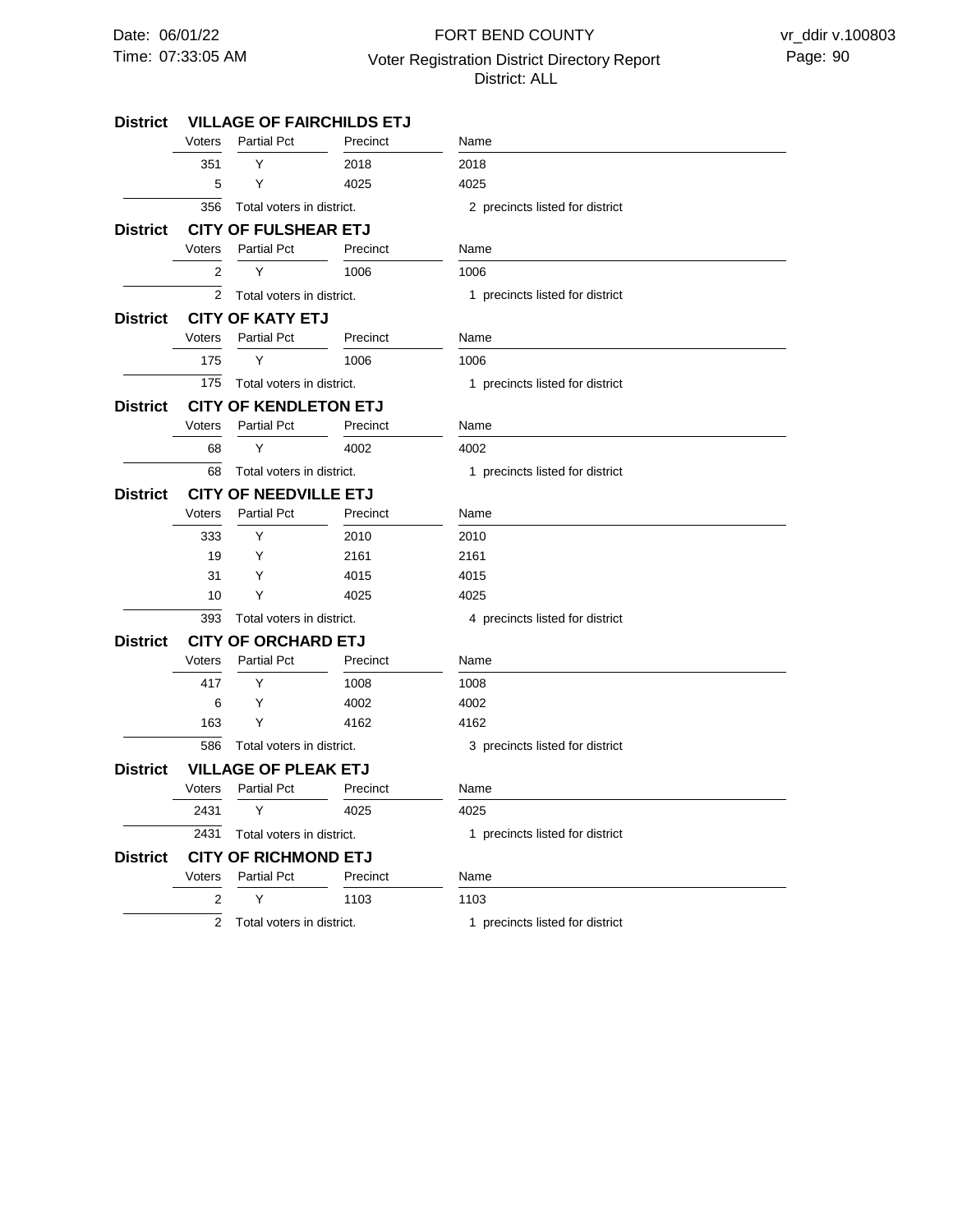**District VILLAGE OF FAIRCHILDS ETJ**

| Voters | Partial Pct | Precinct | Name |
|---|---|---|---|
| 351 | Y | 2018 | 2018 |
| 5 | Y | 4025 | 4025 |
| 356 | Total voters in district. | | 2 precincts listed for district |

**District CITY OF FULSHEAR ETJ**

| Voters | Partial Pct | Precinct | Name |
|---|---|---|---|
| 2 | Y | 1006 | 1006 |
| 2 | Total voters in district. | | 1 precincts listed for district |

**District CITY OF KATY ETJ**

| Voters | Partial Pct | Precinct | Name |
|---|---|---|---|
| 175 | Y | 1006 | 1006 |
| 175 | Total voters in district. | | 1 precincts listed for district |

**District CITY OF KENDLETON ETJ**

| Voters | Partial Pct | Precinct | Name |
|---|---|---|---|
| 68 | Y | 4002 | 4002 |
| 68 | Total voters in district. | | 1 precincts listed for district |

**District CITY OF NEEDVILLE ETJ**

| Voters | Partial Pct | Precinct | Name |
|---|---|---|---|
| 333 | Y | 2010 | 2010 |
| 19 | Y | 2161 | 2161 |
| 31 | Y | 4015 | 4015 |
| 10 | Y | 4025 | 4025 |
| 393 | Total voters in district. | | 4 precincts listed for district |

**District CITY OF ORCHARD ETJ**

| Voters | Partial Pct | Precinct | Name |
|---|---|---|---|
| 417 | Y | 1008 | 1008 |
| 6 | Y | 4002 | 4002 |
| 163 | Y | 4162 | 4162 |
| 586 | Total voters in district. | | 3 precincts listed for district |

**District VILLAGE OF PLEAK ETJ**

| Voters | Partial Pct | Precinct | Name |
|---|---|---|---|
| 2431 | Y | 4025 | 4025 |
| 2431 | Total voters in district. | | 1 precincts listed for district |

**District CITY OF RICHMOND ETJ**

| Voters | Partial Pct | Precinct | Name |
|---|---|---|---|
| 2 | Y | 1103 | 1103 |
| 2 | Total voters in district. | | 1 precincts listed for district |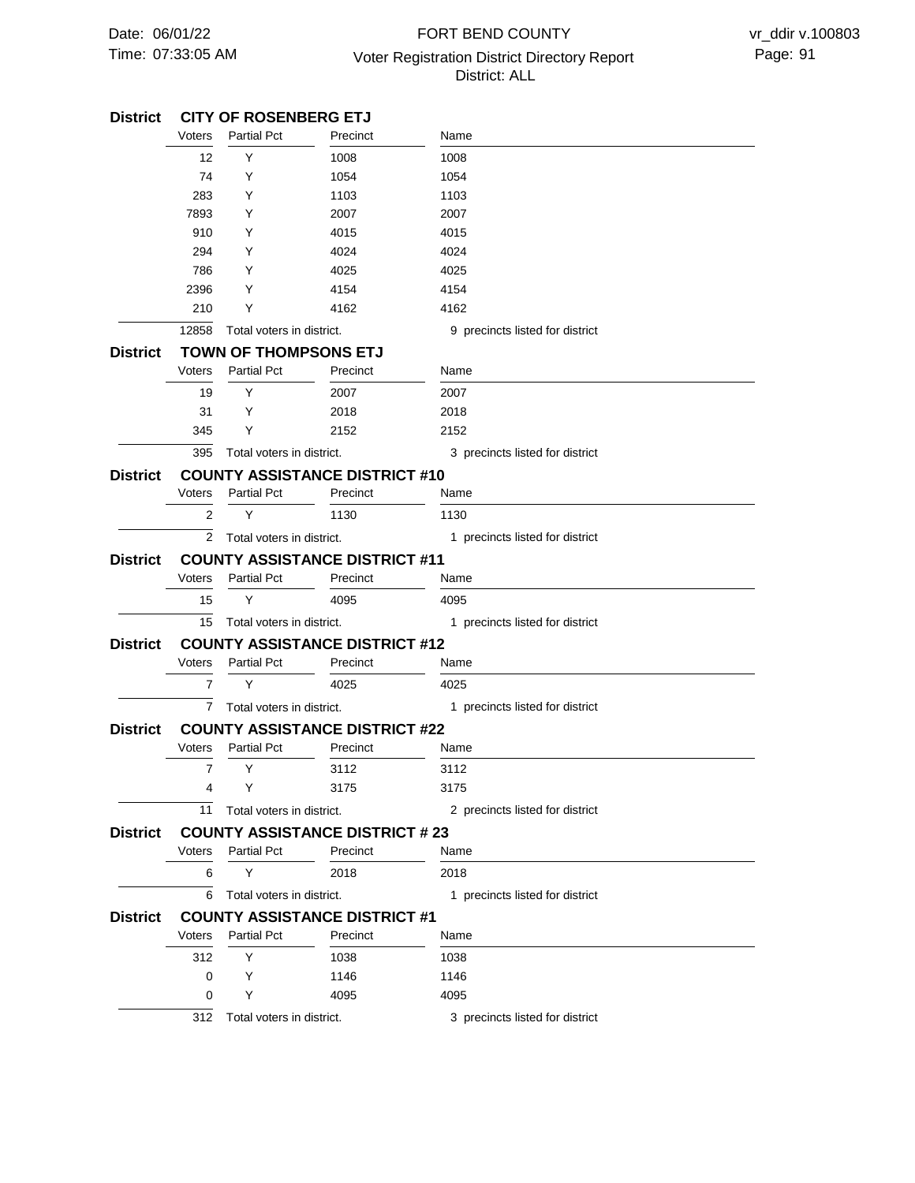## District CITY OF ROSENBERG ETJ

| Voters | Partial Pct | Precinct | Name |
|---|---|---|---|
| 12 | Y | 1008 | 1008 |
| 74 | Y | 1054 | 1054 |
| 283 | Y | 1103 | 1103 |
| 7893 | Y | 2007 | 2007 |
| 910 | Y | 4015 | 4015 |
| 294 | Y | 4024 | 4024 |
| 786 | Y | 4025 | 4025 |
| 2396 | Y | 4154 | 4154 |
| 210 | Y | 4162 | 4162 |
| 12858 | Total voters in district. | | 9 precincts listed for district |

## District TOWN OF THOMPSONS ETJ

| Voters | Partial Pct | Precinct | Name |
|---|---|---|---|
| 19 | Y | 2007 | 2007 |
| 31 | Y | 2018 | 2018 |
| 345 | Y | 2152 | 2152 |
| 395 | Total voters in district. | | 3 precincts listed for district |

## District COUNTY ASSISTANCE DISTRICT #10

| Voters | Partial Pct | Precinct | Name |
|---|---|---|---|
| 2 | Y | 1130 | 1130 |
| 2 | Total voters in district. | | 1 precincts listed for district |

## District COUNTY ASSISTANCE DISTRICT #11

| Voters | Partial Pct | Precinct | Name |
|---|---|---|---|
| 15 | Y | 4095 | 4095 |
| 15 | Total voters in district. | | 1 precincts listed for district |

## District COUNTY ASSISTANCE DISTRICT #12

| Voters | Partial Pct | Precinct | Name |
|---|---|---|---|
| 7 | Y | 4025 | 4025 |
| 7 | Total voters in district. | | 1 precincts listed for district |

## District COUNTY ASSISTANCE DISTRICT #22

| Voters | Partial Pct | Precinct | Name |
|---|---|---|---|
| 7 | Y | 3112 | 3112 |
| 4 | Y | 3175 | 3175 |
| 11 | Total voters in district. | | 2 precincts listed for district |

## District COUNTY ASSISTANCE DISTRICT # 23

| Voters | Partial Pct | Precinct | Name |
|---|---|---|---|
| 6 | Y | 2018 | 2018 |
| 6 | Total voters in district. | | 1 precincts listed for district |

## District COUNTY ASSISTANCE DISTRICT #1

| Voters | Partial Pct | Precinct | Name |
|---|---|---|---|
| 312 | Y | 1038 | 1038 |
| 0 | Y | 1146 | 1146 |
| 0 | Y | 4095 | 4095 |
| 312 | Total voters in district. | | 3 precincts listed for district |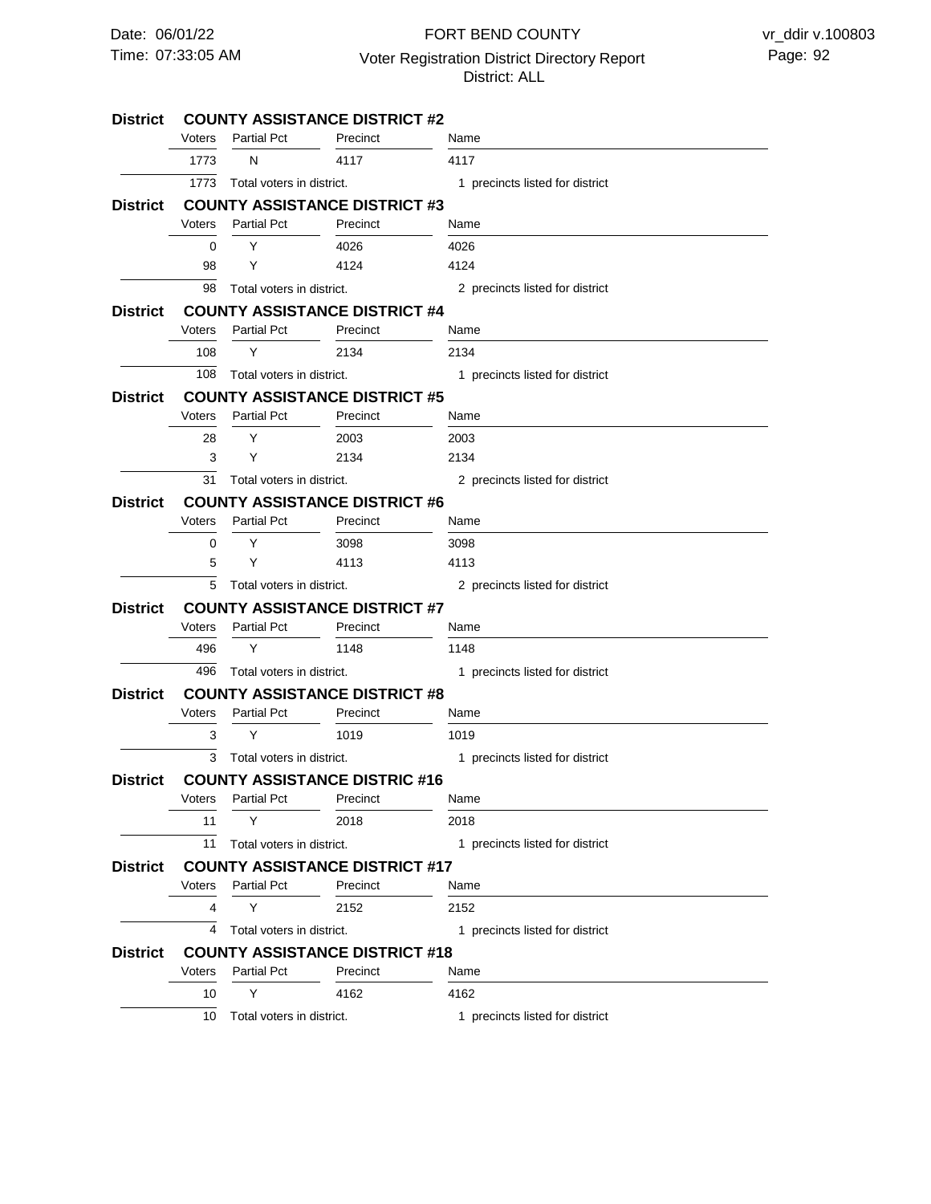## District COUNTY ASSISTANCE DISTRICT #2

| Voters | Partial Pct | Precinct | Name |
|---|---|---|---|
| 1773 | N | 4117 | 4117 |
| 1773 | Total voters in district. | | 1 precincts listed for district |

## District COUNTY ASSISTANCE DISTRICT #3

| Voters | Partial Pct | Precinct | Name |
|---|---|---|---|
| 0 | Y | 4026 | 4026 |
| 98 | Y | 4124 | 4124 |
| 98 | Total voters in district. | | 2 precincts listed for district |

## District COUNTY ASSISTANCE DISTRICT #4

| Voters | Partial Pct | Precinct | Name |
|---|---|---|---|
| 108 | Y | 2134 | 2134 |
| 108 | Total voters in district. | | 1 precincts listed for district |

## District COUNTY ASSISTANCE DISTRICT #5

| Voters | Partial Pct | Precinct | Name |
|---|---|---|---|
| 28 | Y | 2003 | 2003 |
| 3 | Y | 2134 | 2134 |
| 31 | Total voters in district. | | 2 precincts listed for district |

## District COUNTY ASSISTANCE DISTRICT #6

| Voters | Partial Pct | Precinct | Name |
|---|---|---|---|
| 0 | Y | 3098 | 3098 |
| 5 | Y | 4113 | 4113 |
| 5 | Total voters in district. | | 2 precincts listed for district |

## District COUNTY ASSISTANCE DISTRICT #7

| Voters | Partial Pct | Precinct | Name |
|---|---|---|---|
| 496 | Y | 1148 | 1148 |
| 496 | Total voters in district. | | 1 precincts listed for district |

## District COUNTY ASSISTANCE DISTRICT #8

| Voters | Partial Pct | Precinct | Name |
|---|---|---|---|
| 3 | Y | 1019 | 1019 |
| 3 | Total voters in district. | | 1 precincts listed for district |

## District COUNTY ASSISTANCE DISTRIC #16

| Voters | Partial Pct | Precinct | Name |
|---|---|---|---|
| 11 | Y | 2018 | 2018 |
| 11 | Total voters in district. | | 1 precincts listed for district |

## District COUNTY ASSISTANCE DISTRICT #17

| Voters | Partial Pct | Precinct | Name |
|---|---|---|---|
| 4 | Y | 2152 | 2152 |
| 4 | Total voters in district. | | 1 precincts listed for district |

## District COUNTY ASSISTANCE DISTRICT #18

| Voters | Partial Pct | Precinct | Name |
|---|---|---|---|
| 10 | Y | 4162 | 4162 |
| 10 | Total voters in district. | | 1 precincts listed for district |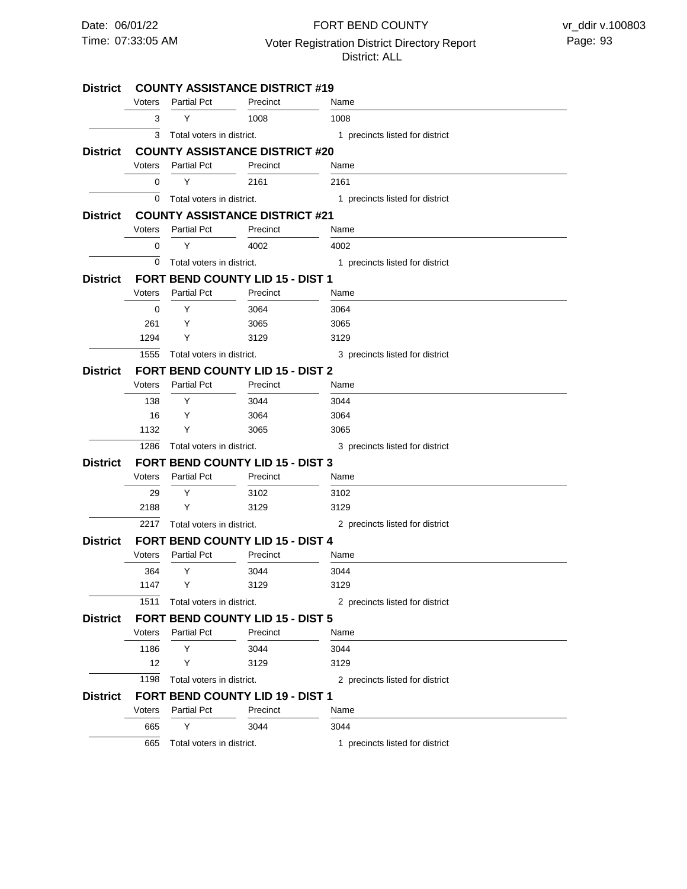**District COUNTY ASSISTANCE DISTRICT #19**

| Voters | Partial Pct | Precinct | Name |
|---|---|---|---|
| 3 | Y | 1008 | 1008 |
| 3 | Total voters in district. | | 1 precincts listed for district |

**District COUNTY ASSISTANCE DISTRICT #20**

| Voters | Partial Pct | Precinct | Name |
|---|---|---|---|
| 0 | Y | 2161 | 2161 |
| 0 | Total voters in district. | | 1 precincts listed for district |

**District COUNTY ASSISTANCE DISTRICT #21**

| Voters | Partial Pct | Precinct | Name |
|---|---|---|---|
| 0 | Y | 4002 | 4002 |
| 0 | Total voters in district. | | 1 precincts listed for district |

**District FORT BEND COUNTY LID 15 - DIST 1**

| Voters | Partial Pct | Precinct | Name |
|---|---|---|---|
| 0 | Y | 3064 | 3064 |
| 261 | Y | 3065 | 3065 |
| 1294 | Y | 3129 | 3129 |
| 1555 | Total voters in district. | | 3 precincts listed for district |

**District FORT BEND COUNTY LID 15 - DIST 2**

| Voters | Partial Pct | Precinct | Name |
|---|---|---|---|
| 138 | Y | 3044 | 3044 |
| 16 | Y | 3064 | 3064 |
| 1132 | Y | 3065 | 3065 |
| 1286 | Total voters in district. | | 3 precincts listed for district |

**District FORT BEND COUNTY LID 15 - DIST 3**

| Voters | Partial Pct | Precinct | Name |
|---|---|---|---|
| 29 | Y | 3102 | 3102 |
| 2188 | Y | 3129 | 3129 |
| 2217 | Total voters in district. | | 2 precincts listed for district |

**District FORT BEND COUNTY LID 15 - DIST 4**

| Voters | Partial Pct | Precinct | Name |
|---|---|---|---|
| 364 | Y | 3044 | 3044 |
| 1147 | Y | 3129 | 3129 |
| 1511 | Total voters in district. | | 2 precincts listed for district |

**District FORT BEND COUNTY LID 15 - DIST 5**

| Voters | Partial Pct | Precinct | Name |
|---|---|---|---|
| 1186 | Y | 3044 | 3044 |
| 12 | Y | 3129 | 3129 |
| 1198 | Total voters in district. | | 2 precincts listed for district |

**District FORT BEND COUNTY LID 19 - DIST 1**

| Voters | Partial Pct | Precinct | Name |
|---|---|---|---|
| 665 | Y | 3044 | 3044 |
| 665 | Total voters in district. | | 1 precincts listed for district |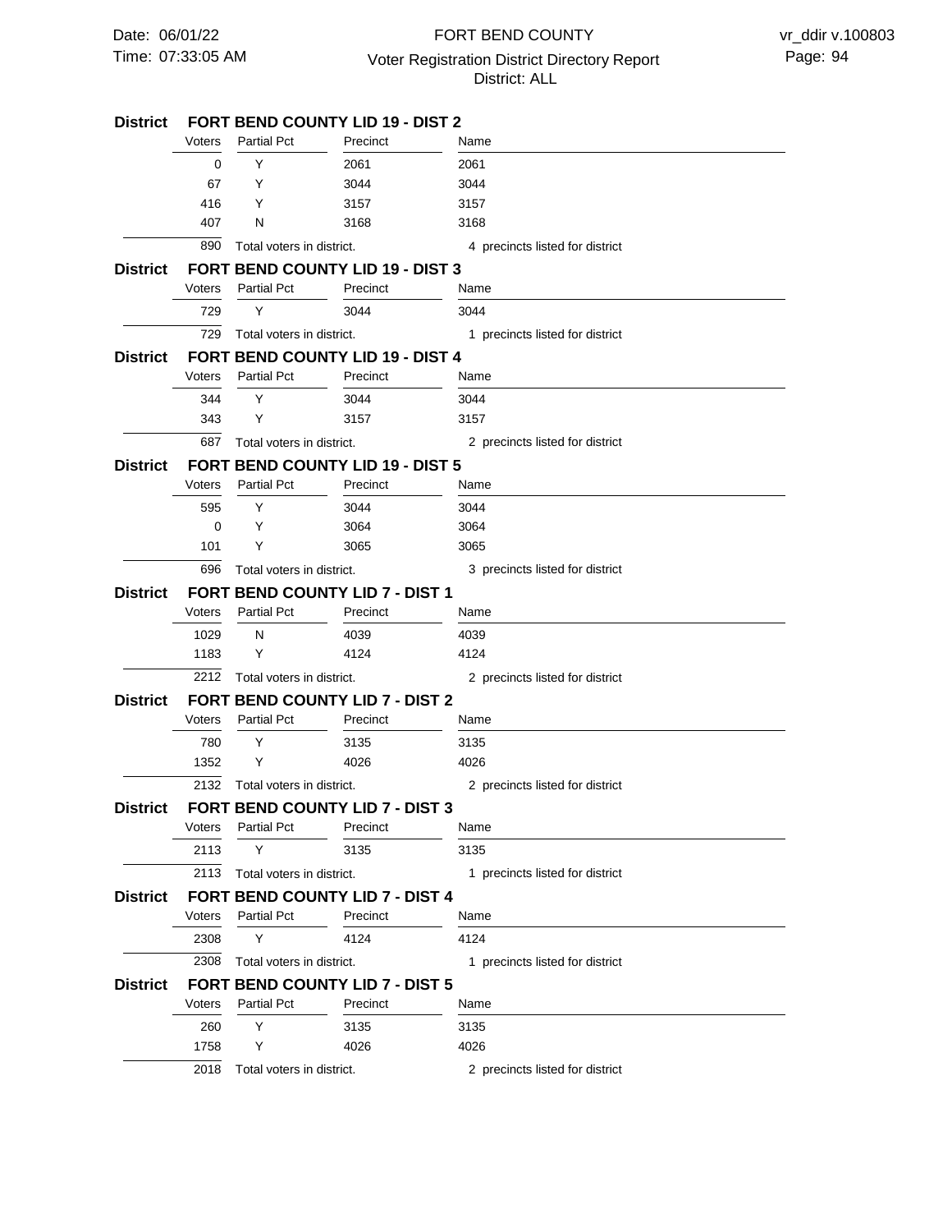**District FORT BEND COUNTY LID 19 - DIST 2**

| Voters | Partial Pct | Precinct | Name |
|---|---|---|---|
| 0 | Y | 2061 | 2061 |
| 67 | Y | 3044 | 3044 |
| 416 | Y | 3157 | 3157 |
| 407 | N | 3168 | 3168 |
| 890 | Total voters in district. | | 4 precincts listed for district |

**District FORT BEND COUNTY LID 19 - DIST 3**

| Voters | Partial Pct | Precinct | Name |
|---|---|---|---|
| 729 | Y | 3044 | 3044 |
| 729 | Total voters in district. | | 1 precincts listed for district |

**District FORT BEND COUNTY LID 19 - DIST 4**

| Voters | Partial Pct | Precinct | Name |
|---|---|---|---|
| 344 | Y | 3044 | 3044 |
| 343 | Y | 3157 | 3157 |
| 687 | Total voters in district. | | 2 precincts listed for district |

**District FORT BEND COUNTY LID 19 - DIST 5**

| Voters | Partial Pct | Precinct | Name |
|---|---|---|---|
| 595 | Y | 3044 | 3044 |
| 0 | Y | 3064 | 3064 |
| 101 | Y | 3065 | 3065 |
| 696 | Total voters in district. | | 3 precincts listed for district |

**District FORT BEND COUNTY LID 7 - DIST 1**

| Voters | Partial Pct | Precinct | Name |
|---|---|---|---|
| 1029 | N | 4039 | 4039 |
| 1183 | Y | 4124 | 4124 |
| 2212 | Total voters in district. | | 2 precincts listed for district |

**District FORT BEND COUNTY LID 7 - DIST 2**

| Voters | Partial Pct | Precinct | Name |
|---|---|---|---|
| 780 | Y | 3135 | 3135 |
| 1352 | Y | 4026 | 4026 |
| 2132 | Total voters in district. | | 2 precincts listed for district |

**District FORT BEND COUNTY LID 7 - DIST 3**

| Voters | Partial Pct | Precinct | Name |
|---|---|---|---|
| 2113 | Y | 3135 | 3135 |
| 2113 | Total voters in district. | | 1 precincts listed for district |

**District FORT BEND COUNTY LID 7 - DIST 4**

| Voters | Partial Pct | Precinct | Name |
|---|---|---|---|
| 2308 | Y | 4124 | 4124 |
| 2308 | Total voters in district. | | 1 precincts listed for district |

**District FORT BEND COUNTY LID 7 - DIST 5**

| Voters | Partial Pct | Precinct | Name |
|---|---|---|---|
| 260 | Y | 3135 | 3135 |
| 1758 | Y | 4026 | 4026 |
| 2018 | Total voters in district. | | 2 precincts listed for district |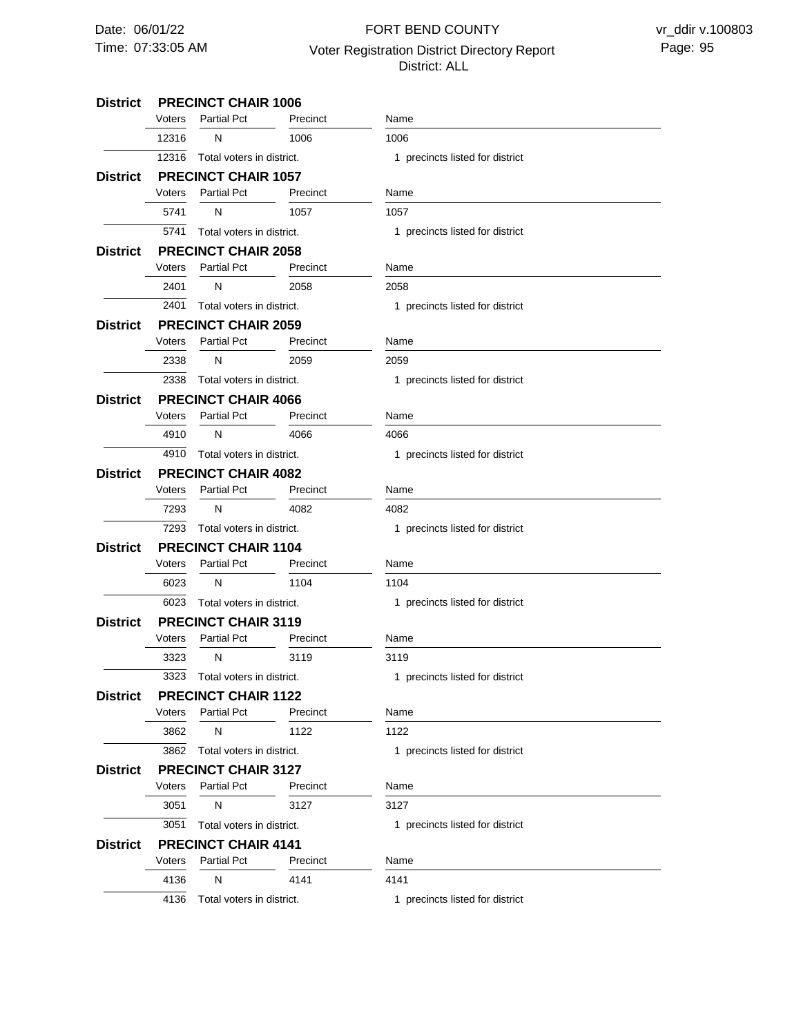**District PRECINCT CHAIR 1006**

| Voters | Partial Pct | Precinct | Name |
| --- | --- | --- | --- |
| 12316 | N | 1006 | 1006 |
| 12316 | Total voters in district. | | 1 precincts listed for district |

**District PRECINCT CHAIR 1057**

| Voters | Partial Pct | Precinct | Name |
| --- | --- | --- | --- |
| 5741 | N | 1057 | 1057 |
| 5741 | Total voters in district. | | 1 precincts listed for district |

**District PRECINCT CHAIR 2058**

| Voters | Partial Pct | Precinct | Name |
| --- | --- | --- | --- |
| 2401 | N | 2058 | 2058 |
| 2401 | Total voters in district. | | 1 precincts listed for district |

**District PRECINCT CHAIR 2059**

| Voters | Partial Pct | Precinct | Name |
| --- | --- | --- | --- |
| 2338 | N | 2059 | 2059 |
| 2338 | Total voters in district. | | 1 precincts listed for district |

**District PRECINCT CHAIR 4066**

| Voters | Partial Pct | Precinct | Name |
| --- | --- | --- | --- |
| 4910 | N | 4066 | 4066 |
| 4910 | Total voters in district. | | 1 precincts listed for district |

**District PRECINCT CHAIR 4082**

| Voters | Partial Pct | Precinct | Name |
| --- | --- | --- | --- |
| 7293 | N | 4082 | 4082 |
| 7293 | Total voters in district. | | 1 precincts listed for district |

**District PRECINCT CHAIR 1104**

| Voters | Partial Pct | Precinct | Name |
| --- | --- | --- | --- |
| 6023 | N | 1104 | 1104 |
| 6023 | Total voters in district. | | 1 precincts listed for district |

**District PRECINCT CHAIR 3119**

| Voters | Partial Pct | Precinct | Name |
| --- | --- | --- | --- |
| 3323 | N | 3119 | 3119 |
| 3323 | Total voters in district. | | 1 precincts listed for district |

**District PRECINCT CHAIR 1122**

| Voters | Partial Pct | Precinct | Name |
| --- | --- | --- | --- |
| 3862 | N | 1122 | 1122 |
| 3862 | Total voters in district. | | 1 precincts listed for district |

**District PRECINCT CHAIR 3127**

| Voters | Partial Pct | Precinct | Name |
| --- | --- | --- | --- |
| 3051 | N | 3127 | 3127 |
| 3051 | Total voters in district. | | 1 precincts listed for district |

**District PRECINCT CHAIR 4141**

| Voters | Partial Pct | Precinct | Name |
| --- | --- | --- | --- |
| 4136 | N | 4141 | 4141 |
| 4136 | Total voters in district. | | 1 precincts listed for district |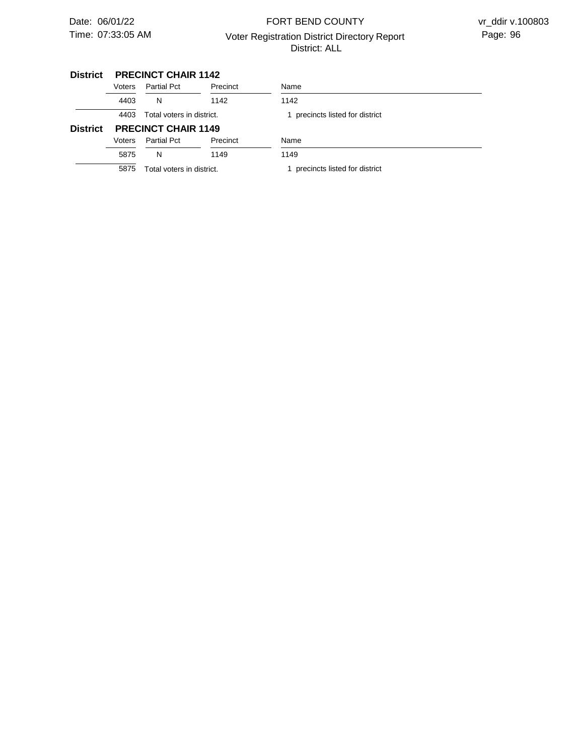**District PRECINCT CHAIR 1142**

| Voters | Partial Pct | Precinct | Name |
|---|---|---|---|
| 4403 | N | 1142 | 1142 |
| 4403 | Total voters in district. | | 1 precincts listed for district |

**District PRECINCT CHAIR 1149**

| Voters | Partial Pct | Precinct | Name |
|---|---|---|---|
| 5875 | N | 1149 | 1149 |
| 5875 | Total voters in district. | | 1 precincts listed for district |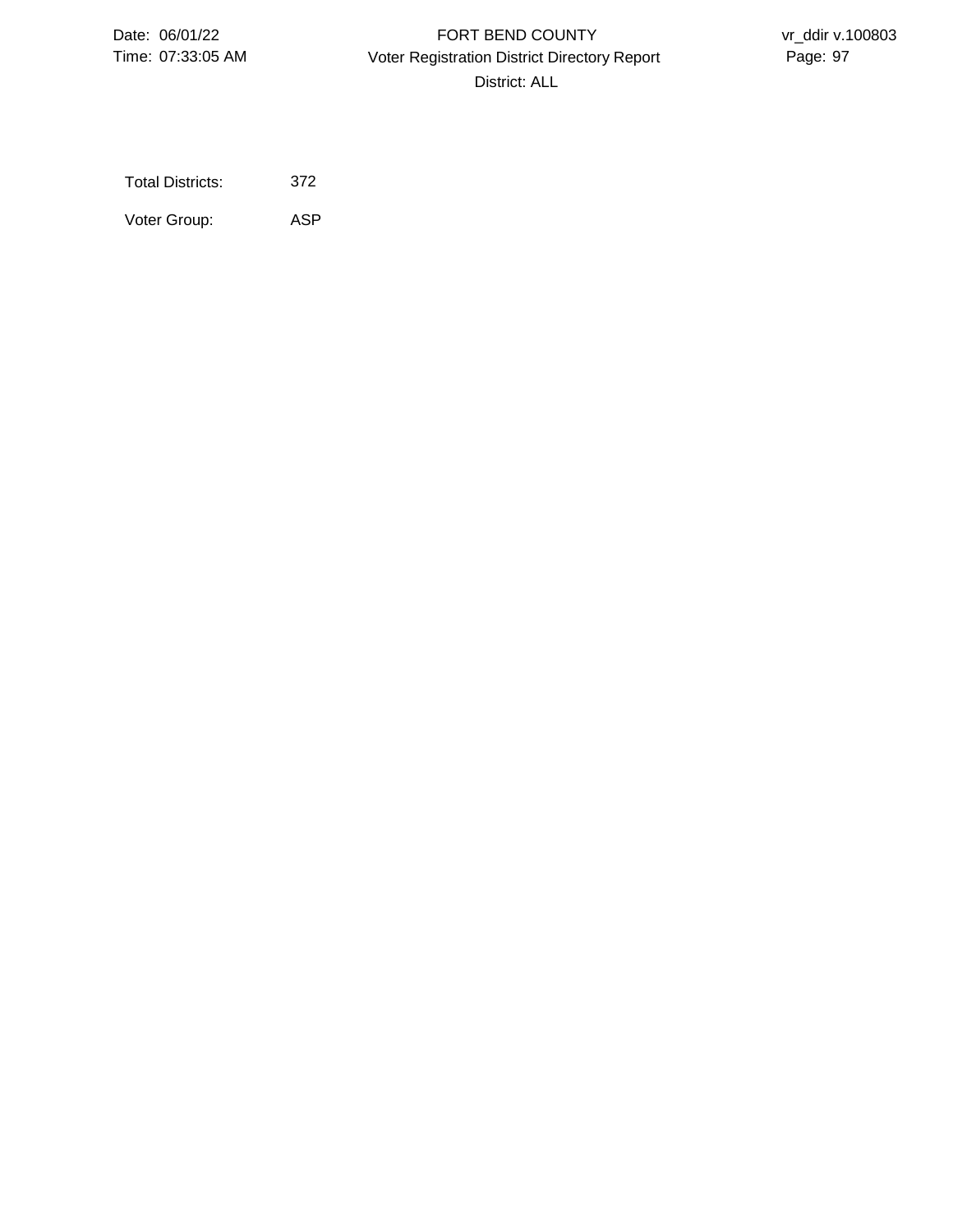Total Districts: 372

Voter Group: ASP